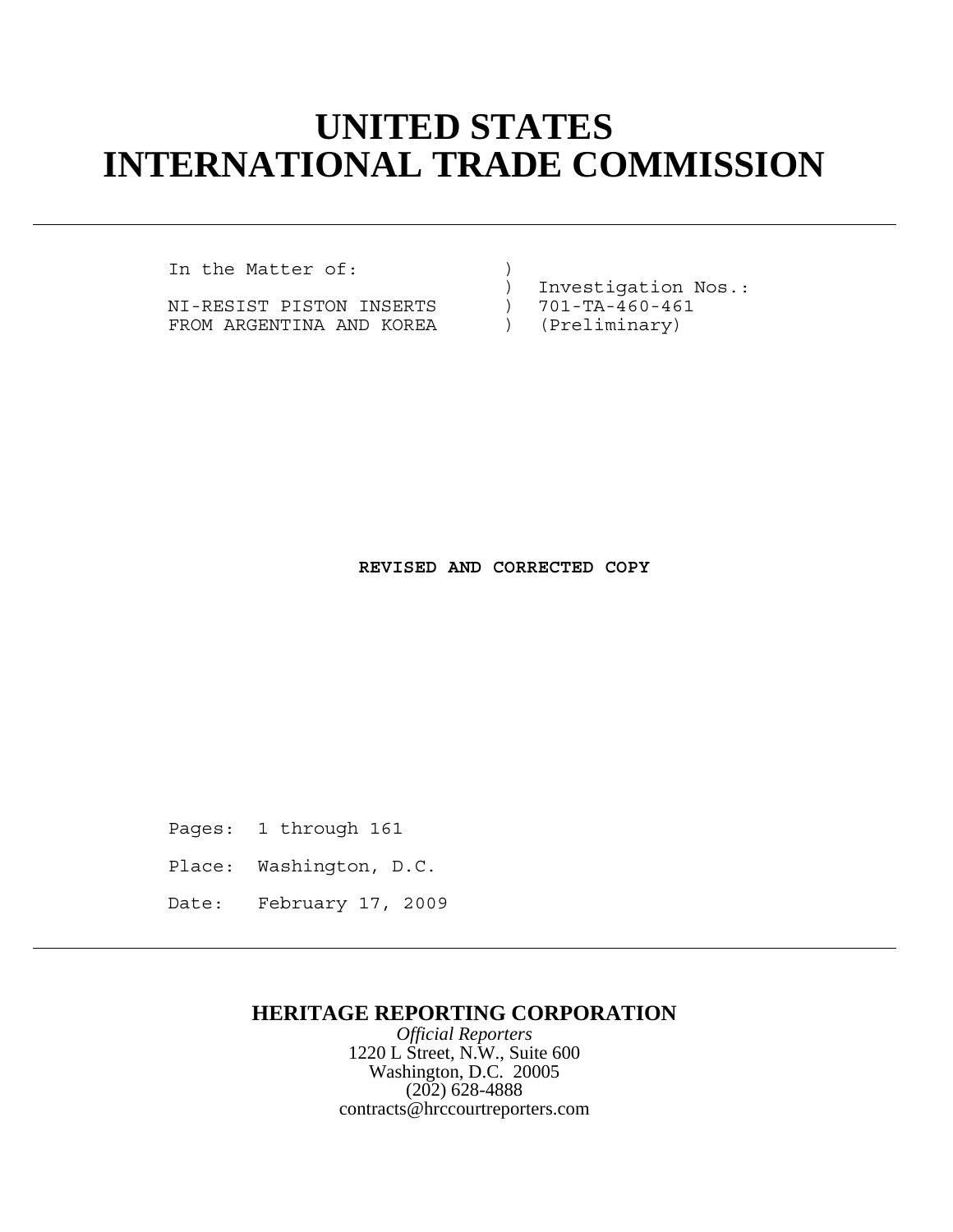# UNITED STATES INTERNATIONAL TRADE COMMISSION

```
In the Matter of:                )
                                 )  Investigation Nos.:
NI-RESIST PISTON INSERTS         )  701-TA-460-461
FROM ARGENTINA AND KOREA         )  (Preliminary)
```

**REVISED AND CORRECTED COPY**

Pages: 1 through 161

Place: Washington, D.C.

Date: February 17, 2009

**HERITAGE REPORTING CORPORATION**

*Official Reporters*

1220 L Street, N.W., Suite 600

Washington, D.C. 20005

(202) 628-4888

contracts@hrccourtreporters.com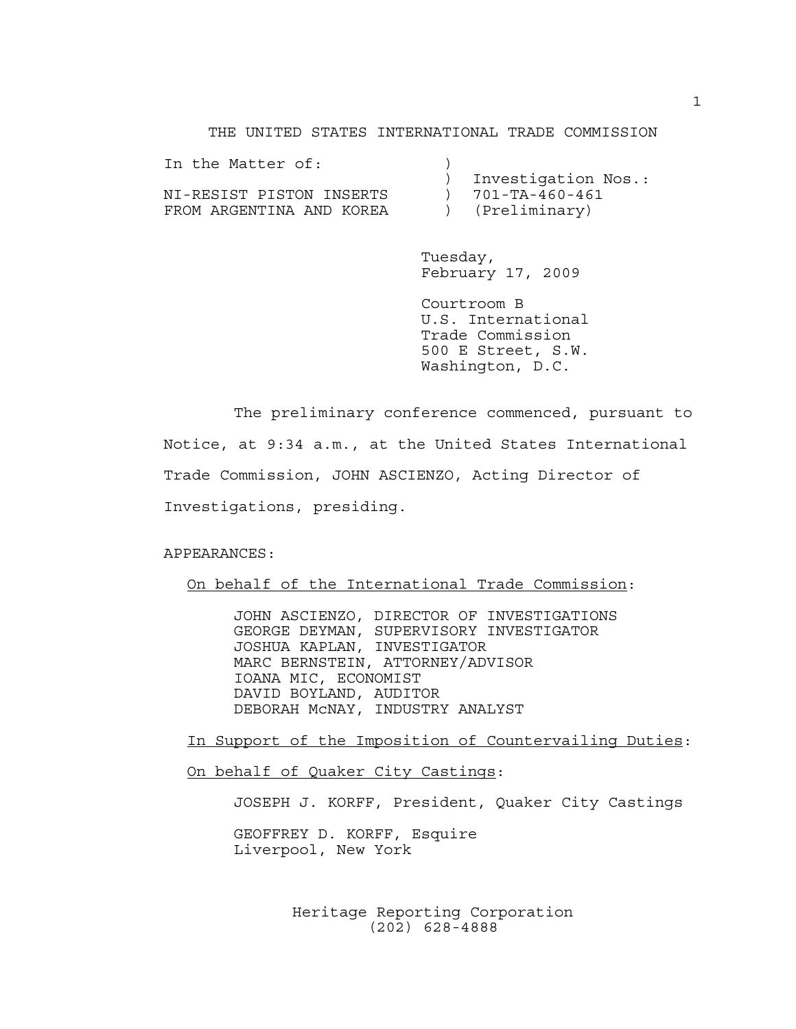THE UNITED STATES INTERNATIONAL TRADE COMMISSION

```
In the Matter of:             )
                              )  Investigation Nos.:
NI-RESIST PISTON INSERTS      )  701-TA-460-461
FROM ARGENTINA AND KOREA      )  (Preliminary)
```

Tuesday,
February 17, 2009

Courtroom B
U.S. International
Trade Commission
500 E Street, S.W.
Washington, D.C.

The preliminary conference commenced, pursuant to Notice, at 9:34 a.m., at the United States International Trade Commission, JOHN ASCIENZO, Acting Director of Investigations, presiding.

APPEARANCES:

On behalf of the International Trade Commission:

JOHN ASCIENZO, DIRECTOR OF INVESTIGATIONS
GEORGE DEYMAN, SUPERVISORY INVESTIGATOR
JOSHUA KAPLAN, INVESTIGATOR
MARC BERNSTEIN, ATTORNEY/ADVISOR
IOANA MIC, ECONOMIST
DAVID BOYLAND, AUDITOR
DEBORAH McNAY, INDUSTRY ANALYST

In Support of the Imposition of Countervailing Duties:

On behalf of Quaker City Castings:

JOSEPH J. KORFF, President, Quaker City Castings

GEOFFREY D. KORFF, Esquire
Liverpool, New York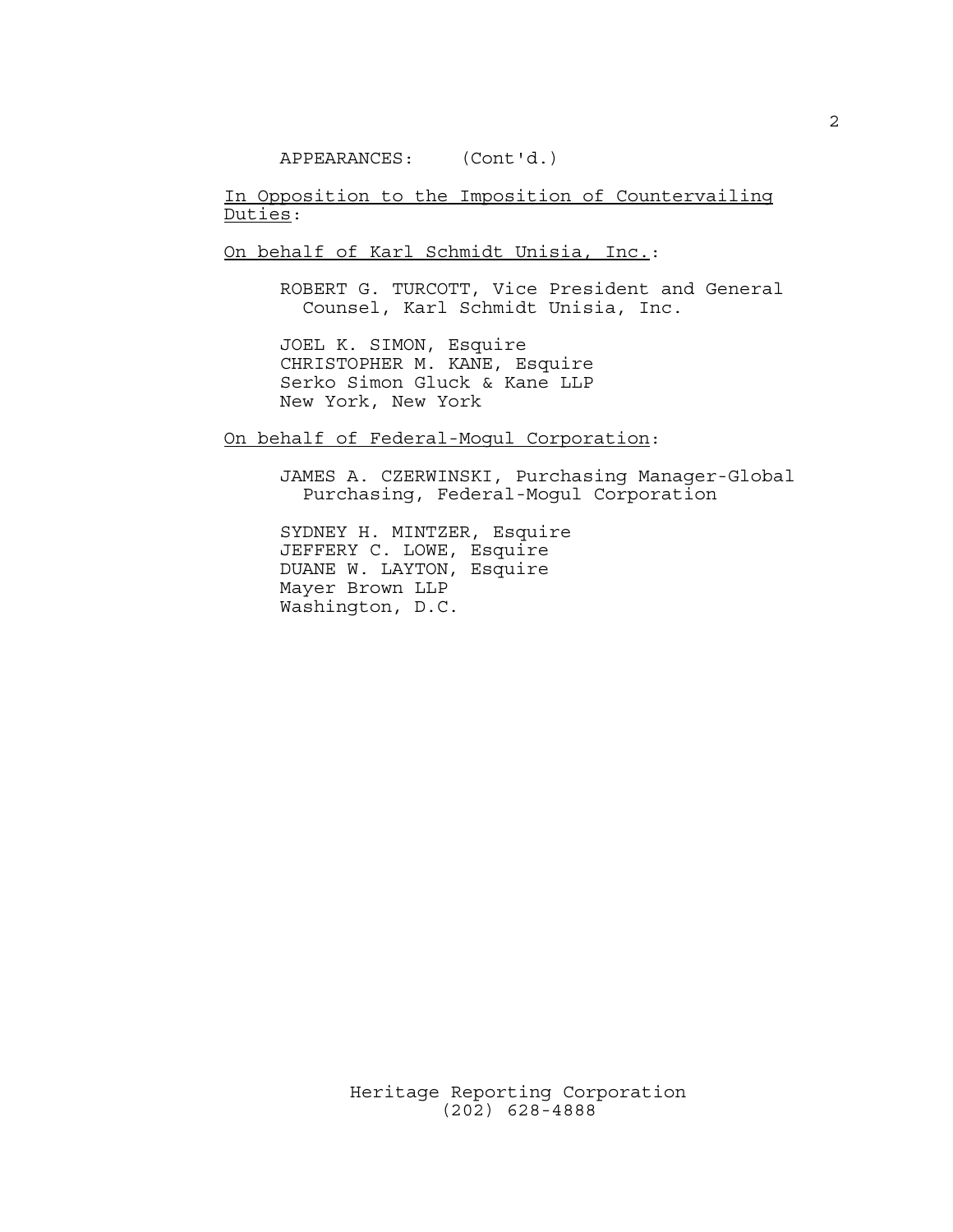APPEARANCES: (Cont'd.)

<u>In Opposition to the Imposition of Countervailing Duties</u>:

<u>On behalf of Karl Schmidt Unisia, Inc.</u>:

ROBERT G. TURCOTT, Vice President and General Counsel, Karl Schmidt Unisia, Inc.

JOEL K. SIMON, Esquire
CHRISTOPHER M. KANE, Esquire
Serko Simon Gluck & Kane LLP
New York, New York

<u>On behalf of Federal-Mogul Corporation</u>:

JAMES A. CZERWINSKI, Purchasing Manager-Global Purchasing, Federal-Mogul Corporation

SYDNEY H. MINTZER, Esquire
JEFFERY C. LOWE, Esquire
DUANE W. LAYTON, Esquire
Mayer Brown LLP
Washington, D.C.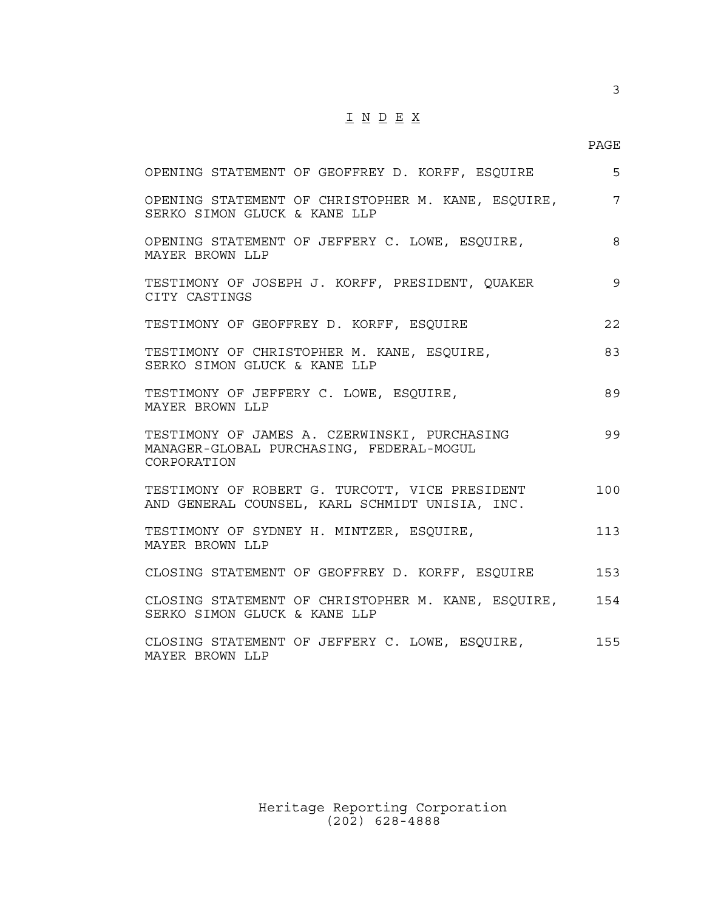# I N D E X

| | PAGE |
|---|---|
| OPENING STATEMENT OF GEOFFREY D. KORFF, ESQUIRE | 5 |
| OPENING STATEMENT OF CHRISTOPHER M. KANE, ESQUIRE, SERKO SIMON GLUCK & KANE LLP | 7 |
| OPENING STATEMENT OF JEFFERY C. LOWE, ESQUIRE, MAYER BROWN LLP | 8 |
| TESTIMONY OF JOSEPH J. KORFF, PRESIDENT, QUAKER CITY CASTINGS | 9 |
| TESTIMONY OF GEOFFREY D. KORFF, ESQUIRE | 22 |
| TESTIMONY OF CHRISTOPHER M. KANE, ESQUIRE, SERKO SIMON GLUCK & KANE LLP | 83 |
| TESTIMONY OF JEFFERY C. LOWE, ESQUIRE, MAYER BROWN LLP | 89 |
| TESTIMONY OF JAMES A. CZERWINSKI, PURCHASING MANAGER-GLOBAL PURCHASING, FEDERAL-MOGUL CORPORATION | 99 |
| TESTIMONY OF ROBERT G. TURCOTT, VICE PRESIDENT AND GENERAL COUNSEL, KARL SCHMIDT UNISIA, INC. | 100 |
| TESTIMONY OF SYDNEY H. MINTZER, ESQUIRE, MAYER BROWN LLP | 113 |
| CLOSING STATEMENT OF GEOFFREY D. KORFF, ESQUIRE | 153 |
| CLOSING STATEMENT OF CHRISTOPHER M. KANE, ESQUIRE, SERKO SIMON GLUCK & KANE LLP | 154 |
| CLOSING STATEMENT OF JEFFERY C. LOWE, ESQUIRE, MAYER BROWN LLP | 155 |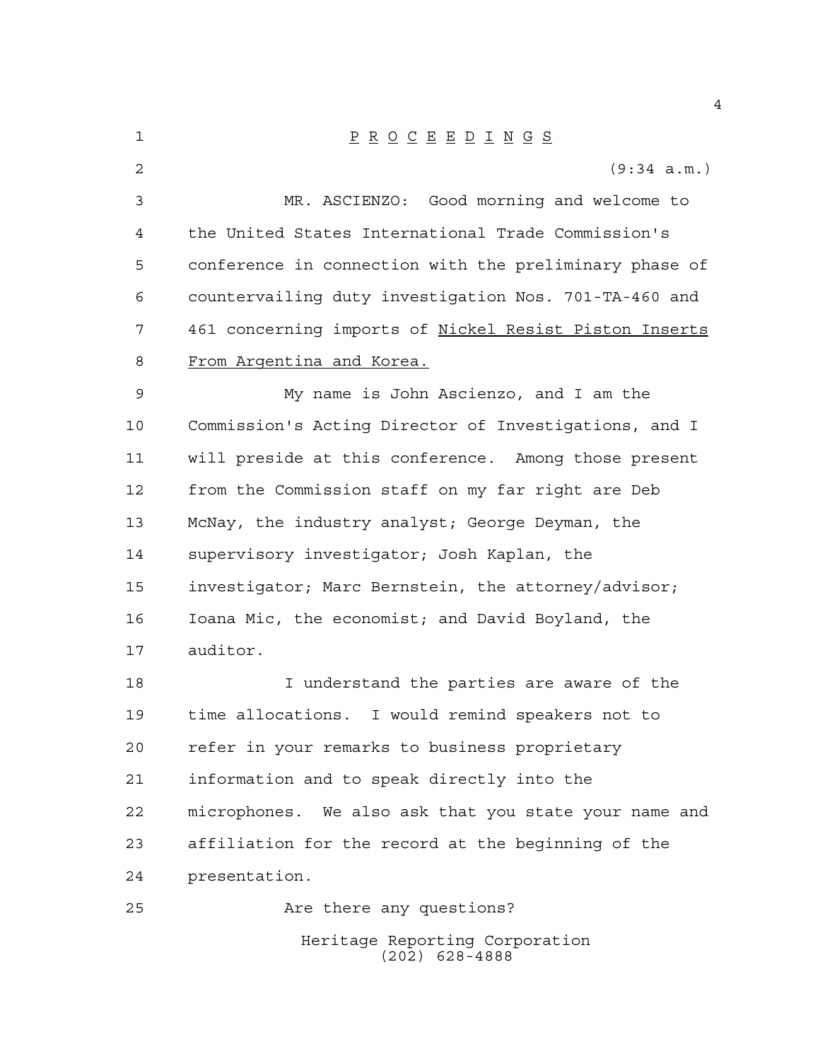P R O C E E D I N G S

(9:34 a.m.)

MR. ASCIENZO: Good morning and welcome to the United States International Trade Commission's conference in connection with the preliminary phase of countervailing duty investigation Nos. 701-TA-460 and 461 concerning imports of Nickel Resist Piston Inserts From Argentina and Korea.

My name is John Ascienzo, and I am the Commission's Acting Director of Investigations, and I will preside at this conference. Among those present from the Commission staff on my far right are Deb McNay, the industry analyst; George Deyman, the supervisory investigator; Josh Kaplan, the investigator; Marc Bernstein, the attorney/advisor; Ioana Mic, the economist; and David Boyland, the auditor.

I understand the parties are aware of the time allocations. I would remind speakers not to refer in your remarks to business proprietary information and to speak directly into the microphones. We also ask that you state your name and affiliation for the record at the beginning of the presentation.

Are there any questions?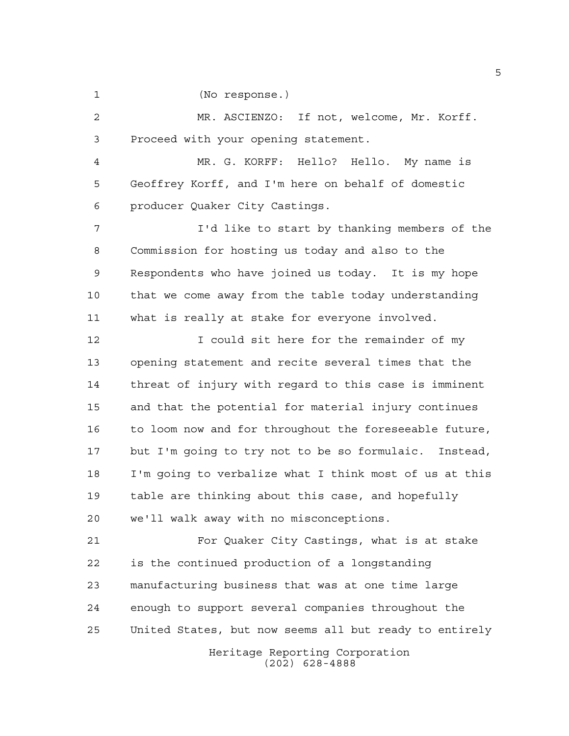(No response.)

MR. ASCIENZO: If not, welcome, Mr. Korff. Proceed with your opening statement.

MR. G. KORFF: Hello? Hello. My name is Geoffrey Korff, and I'm here on behalf of domestic producer Quaker City Castings.

I'd like to start by thanking members of the Commission for hosting us today and also to the Respondents who have joined us today. It is my hope that we come away from the table today understanding what is really at stake for everyone involved.

I could sit here for the remainder of my opening statement and recite several times that the threat of injury with regard to this case is imminent and that the potential for material injury continues to loom now and for throughout the foreseeable future, but I'm going to try not to be so formulaic. Instead, I'm going to verbalize what I think most of us at this table are thinking about this case, and hopefully we'll walk away with no misconceptions.

For Quaker City Castings, what is at stake is the continued production of a longstanding manufacturing business that was at one time large enough to support several companies throughout the United States, but now seems all but ready to entirely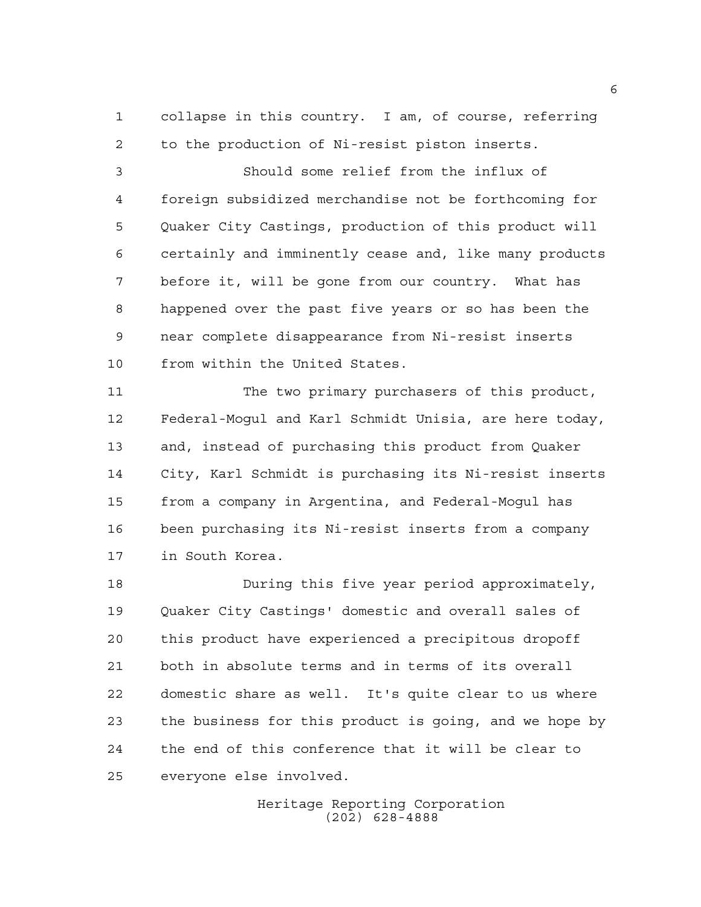collapse in this country. I am, of course, referring to the production of Ni-resist piston inserts.

Should some relief from the influx of foreign subsidized merchandise not be forthcoming for Quaker City Castings, production of this product will certainly and imminently cease and, like many products before it, will be gone from our country. What has happened over the past five years or so has been the near complete disappearance from Ni-resist inserts from within the United States.

The two primary purchasers of this product, Federal-Mogul and Karl Schmidt Unisia, are here today, and, instead of purchasing this product from Quaker City, Karl Schmidt is purchasing its Ni-resist inserts from a company in Argentina, and Federal-Mogul has been purchasing its Ni-resist inserts from a company in South Korea.

During this five year period approximately, Quaker City Castings' domestic and overall sales of this product have experienced a precipitous dropoff both in absolute terms and in terms of its overall domestic share as well. It's quite clear to us where the business for this product is going, and we hope by the end of this conference that it will be clear to everyone else involved.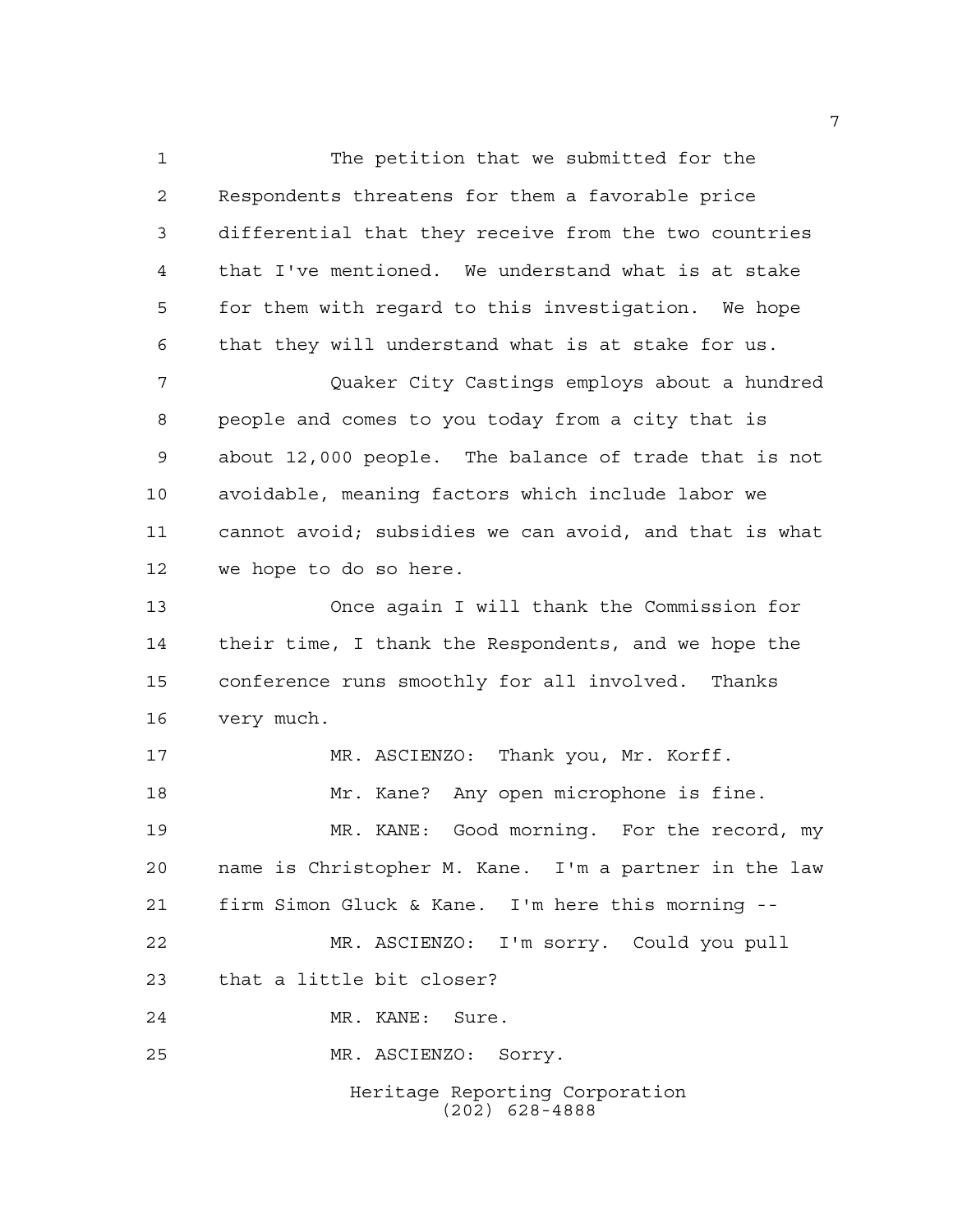The petition that we submitted for the Respondents threatens for them a favorable price differential that they receive from the two countries that I've mentioned. We understand what is at stake for them with regard to this investigation. We hope that they will understand what is at stake for us.

Quaker City Castings employs about a hundred people and comes to you today from a city that is about 12,000 people. The balance of trade that is not avoidable, meaning factors which include labor we cannot avoid; subsidies we can avoid, and that is what we hope to do so here.

Once again I will thank the Commission for their time, I thank the Respondents, and we hope the conference runs smoothly for all involved. Thanks very much.

MR. ASCIENZO: Thank you, Mr. Korff.

Mr. Kane? Any open microphone is fine.

MR. KANE: Good morning. For the record, my name is Christopher M. Kane. I'm a partner in the law firm Simon Gluck & Kane. I'm here this morning --

MR. ASCIENZO: I'm sorry. Could you pull that a little bit closer?

MR. KANE: Sure.

MR. ASCIENZO: Sorry.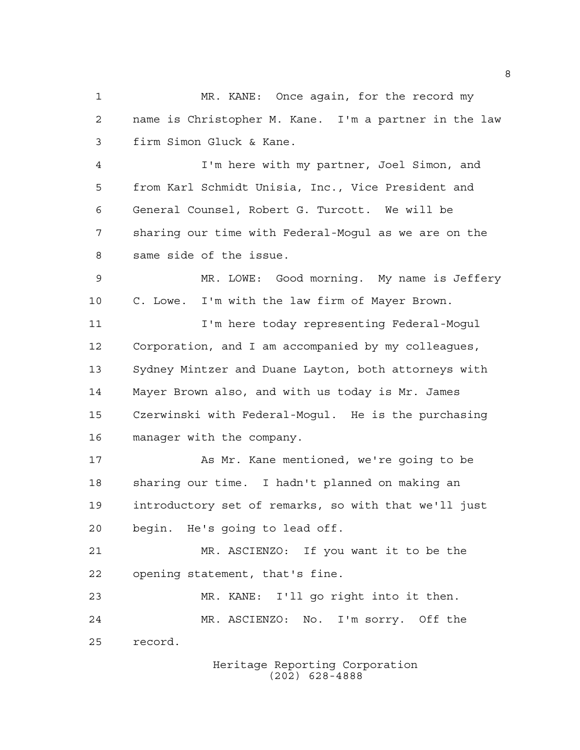MR. KANE: Once again, for the record my name is Christopher M. Kane. I'm a partner in the law firm Simon Gluck & Kane.

I'm here with my partner, Joel Simon, and from Karl Schmidt Unisia, Inc., Vice President and General Counsel, Robert G. Turcott. We will be sharing our time with Federal-Mogul as we are on the same side of the issue.

MR. LOWE: Good morning. My name is Jeffery C. Lowe. I'm with the law firm of Mayer Brown.

I'm here today representing Federal-Mogul Corporation, and I am accompanied by my colleagues, Sydney Mintzer and Duane Layton, both attorneys with Mayer Brown also, and with us today is Mr. James Czerwinski with Federal-Mogul. He is the purchasing manager with the company.

As Mr. Kane mentioned, we're going to be sharing our time. I hadn't planned on making an introductory set of remarks, so with that we'll just begin. He's going to lead off.

MR. ASCIENZO: If you want it to be the opening statement, that's fine.

MR. KANE: I'll go right into it then.

MR. ASCIENZO: No. I'm sorry. Off the record.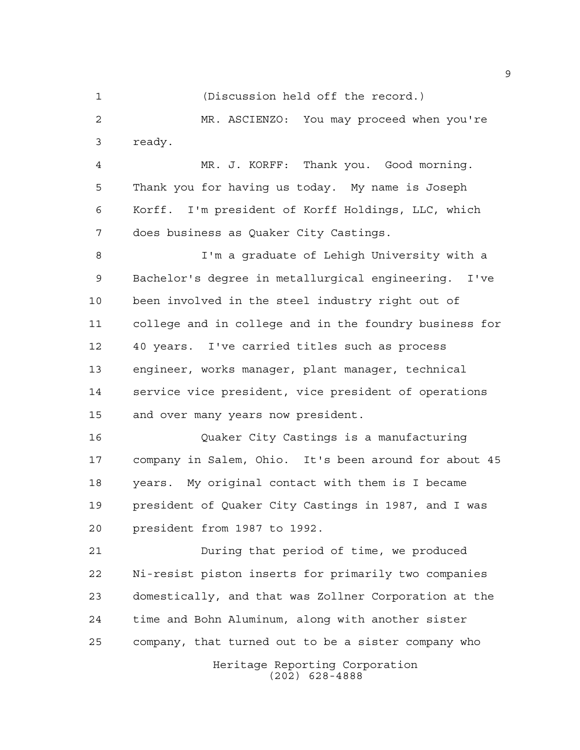(Discussion held off the record.)

MR. ASCIENZO: You may proceed when you're ready.

MR. J. KORFF: Thank you. Good morning. Thank you for having us today. My name is Joseph Korff. I'm president of Korff Holdings, LLC, which does business as Quaker City Castings.

I'm a graduate of Lehigh University with a Bachelor's degree in metallurgical engineering. I've been involved in the steel industry right out of college and in college and in the foundry business for 40 years. I've carried titles such as process engineer, works manager, plant manager, technical service vice president, vice president of operations and over many years now president.

Quaker City Castings is a manufacturing company in Salem, Ohio. It's been around for about 45 years. My original contact with them is I became president of Quaker City Castings in 1987, and I was president from 1987 to 1992.

During that period of time, we produced Ni-resist piston inserts for primarily two companies domestically, and that was Zollner Corporation at the time and Bohn Aluminum, along with another sister company, that turned out to be a sister company who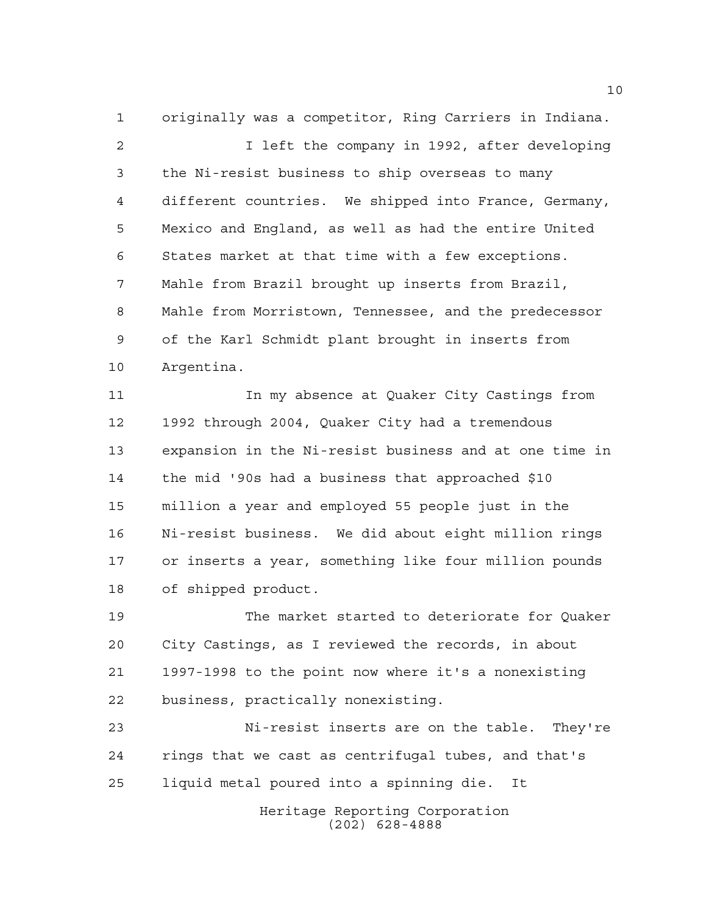originally was a competitor, Ring Carriers in Indiana.

I left the company in 1992, after developing the Ni-resist business to ship overseas to many different countries. We shipped into France, Germany, Mexico and England, as well as had the entire United States market at that time with a few exceptions. Mahle from Brazil brought up inserts from Brazil, Mahle from Morristown, Tennessee, and the predecessor of the Karl Schmidt plant brought in inserts from Argentina.

In my absence at Quaker City Castings from 1992 through 2004, Quaker City had a tremendous expansion in the Ni-resist business and at one time in the mid '90s had a business that approached $10 million a year and employed 55 people just in the Ni-resist business. We did about eight million rings or inserts a year, something like four million pounds of shipped product.

The market started to deteriorate for Quaker City Castings, as I reviewed the records, in about 1997-1998 to the point now where it's a nonexisting business, practically nonexisting.

Ni-resist inserts are on the table. They're rings that we cast as centrifugal tubes, and that's liquid metal poured into a spinning die. It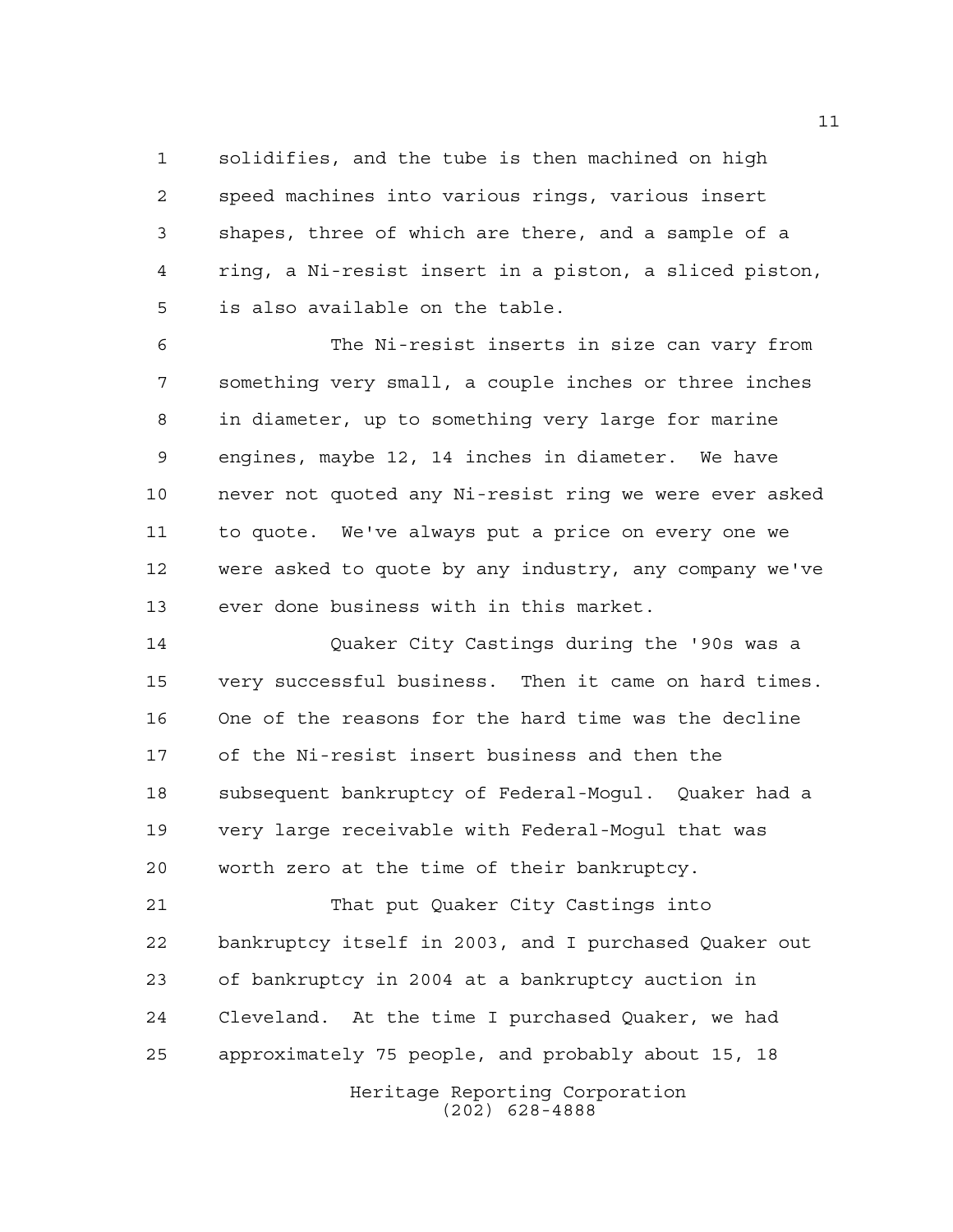solidifies, and the tube is then machined on high speed machines into various rings, various insert shapes, three of which are there, and a sample of a ring, a Ni-resist insert in a piston, a sliced piston, is also available on the table.

The Ni-resist inserts in size can vary from something very small, a couple inches or three inches in diameter, up to something very large for marine engines, maybe 12, 14 inches in diameter. We have never not quoted any Ni-resist ring we were ever asked to quote. We've always put a price on every one we were asked to quote by any industry, any company we've ever done business with in this market.

Quaker City Castings during the '90s was a very successful business. Then it came on hard times. One of the reasons for the hard time was the decline of the Ni-resist insert business and then the subsequent bankruptcy of Federal-Mogul. Quaker had a very large receivable with Federal-Mogul that was worth zero at the time of their bankruptcy.

That put Quaker City Castings into bankruptcy itself in 2003, and I purchased Quaker out of bankruptcy in 2004 at a bankruptcy auction in Cleveland. At the time I purchased Quaker, we had approximately 75 people, and probably about 15, 18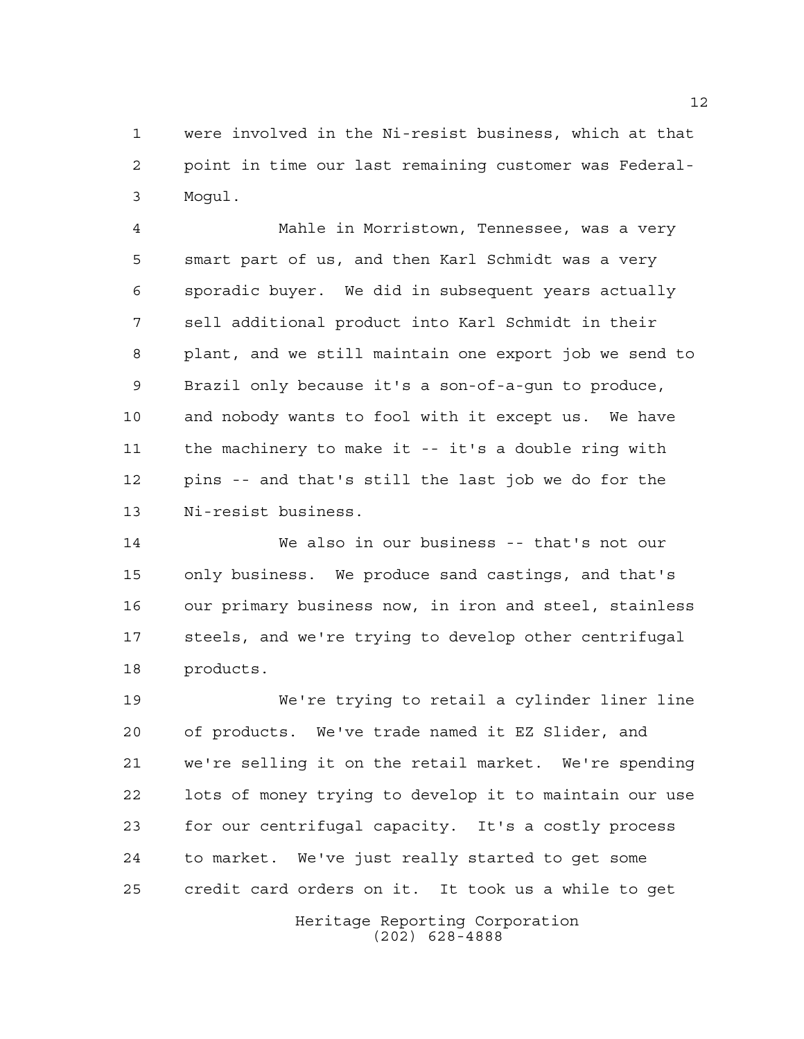were involved in the Ni-resist business, which at that point in time our last remaining customer was Federal-Mogul.

Mahle in Morristown, Tennessee, was a very smart part of us, and then Karl Schmidt was a very sporadic buyer. We did in subsequent years actually sell additional product into Karl Schmidt in their plant, and we still maintain one export job we send to Brazil only because it's a son-of-a-gun to produce, and nobody wants to fool with it except us. We have the machinery to make it -- it's a double ring with pins -- and that's still the last job we do for the Ni-resist business.

We also in our business -- that's not our only business. We produce sand castings, and that's our primary business now, in iron and steel, stainless steels, and we're trying to develop other centrifugal products.

We're trying to retail a cylinder liner line of products. We've trade named it EZ Slider, and we're selling it on the retail market. We're spending lots of money trying to develop it to maintain our use for our centrifugal capacity. It's a costly process to market. We've just really started to get some credit card orders on it. It took us a while to get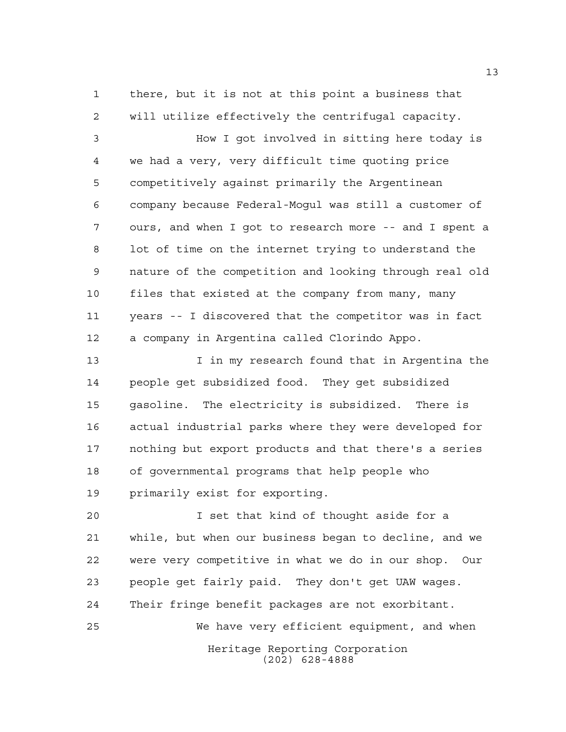there, but it is not at this point a business that will utilize effectively the centrifugal capacity.

How I got involved in sitting here today is we had a very, very difficult time quoting price competitively against primarily the Argentinean company because Federal-Mogul was still a customer of ours, and when I got to research more -- and I spent a lot of time on the internet trying to understand the nature of the competition and looking through real old files that existed at the company from many, many years -- I discovered that the competitor was in fact a company in Argentina called Clorindo Appo.

I in my research found that in Argentina the people get subsidized food. They get subsidized gasoline. The electricity is subsidized. There is actual industrial parks where they were developed for nothing but export products and that there's a series of governmental programs that help people who primarily exist for exporting.

I set that kind of thought aside for a while, but when our business began to decline, and we were very competitive in what we do in our shop. Our people get fairly paid. They don't get UAW wages. Their fringe benefit packages are not exorbitant.

We have very efficient equipment, and when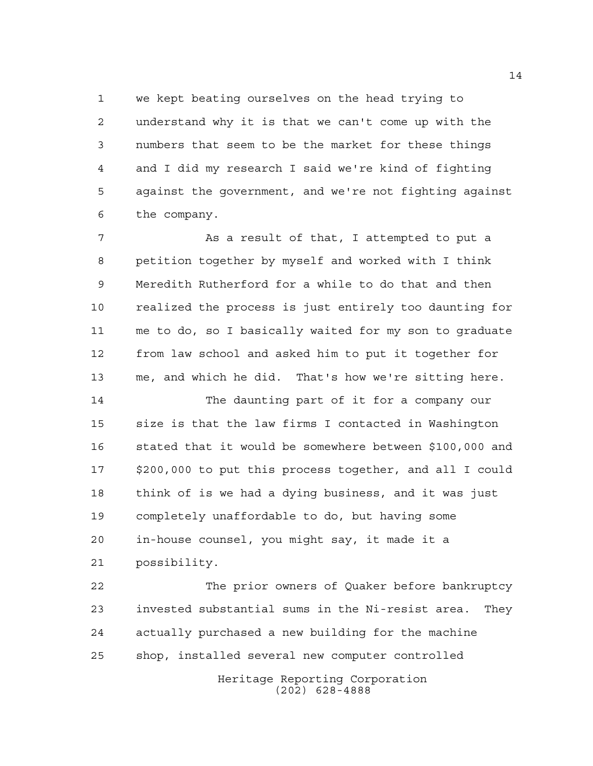we kept beating ourselves on the head trying to understand why it is that we can't come up with the numbers that seem to be the market for these things and I did my research I said we're kind of fighting against the government, and we're not fighting against the company.

As a result of that, I attempted to put a petition together by myself and worked with I think Meredith Rutherford for a while to do that and then realized the process is just entirely too daunting for me to do, so I basically waited for my son to graduate from law school and asked him to put it together for me, and which he did. That's how we're sitting here.

The daunting part of it for a company our size is that the law firms I contacted in Washington stated that it would be somewhere between $100,000 and $200,000 to put this process together, and all I could think of is we had a dying business, and it was just completely unaffordable to do, but having some in-house counsel, you might say, it made it a possibility.

The prior owners of Quaker before bankruptcy invested substantial sums in the Ni-resist area. They actually purchased a new building for the machine shop, installed several new computer controlled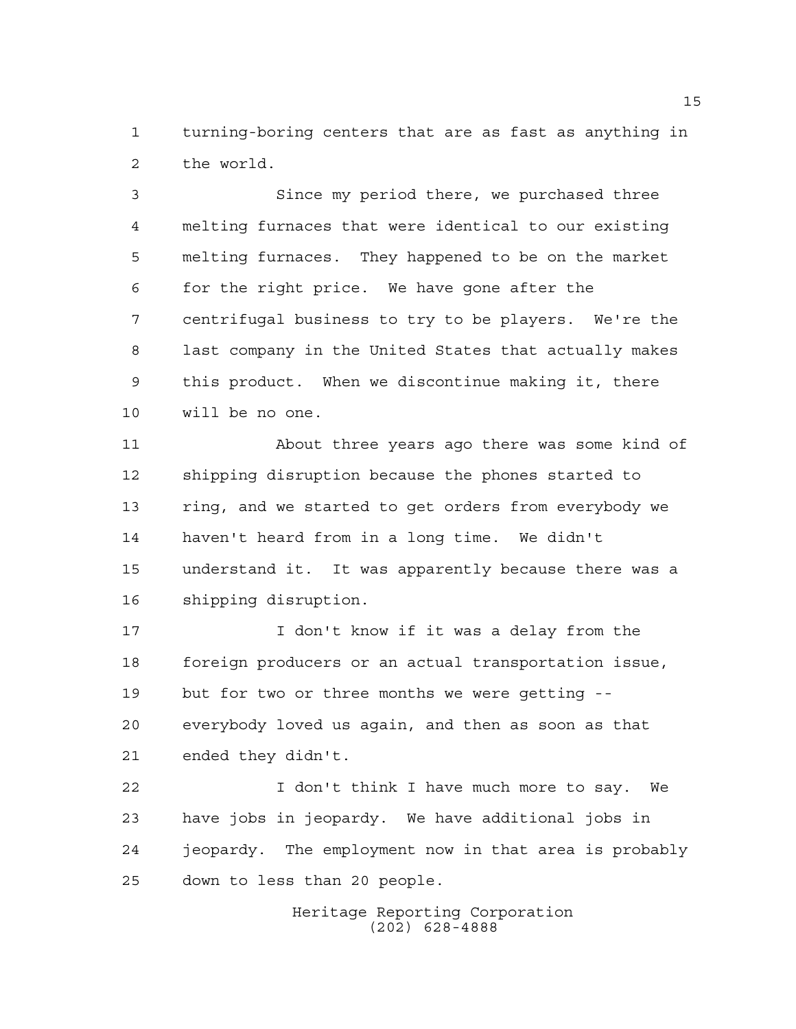turning-boring centers that are as fast as anything in the world.

Since my period there, we purchased three melting furnaces that were identical to our existing melting furnaces. They happened to be on the market for the right price. We have gone after the centrifugal business to try to be players. We're the last company in the United States that actually makes this product. When we discontinue making it, there will be no one.

About three years ago there was some kind of shipping disruption because the phones started to ring, and we started to get orders from everybody we haven't heard from in a long time. We didn't understand it. It was apparently because there was a shipping disruption.

I don't know if it was a delay from the foreign producers or an actual transportation issue, but for two or three months we were getting -- everybody loved us again, and then as soon as that ended they didn't.

I don't think I have much more to say. We have jobs in jeopardy. We have additional jobs in jeopardy. The employment now in that area is probably down to less than 20 people.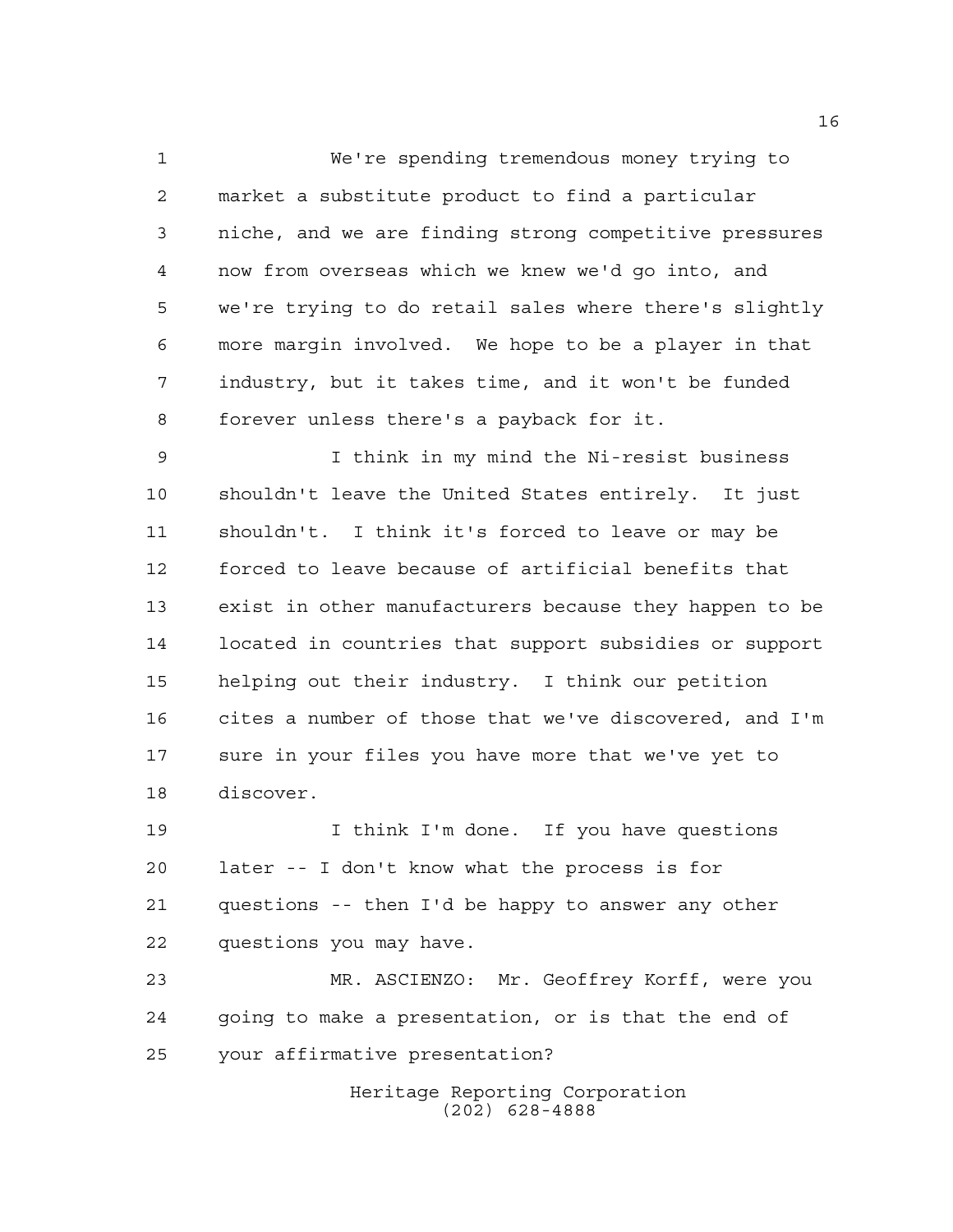We're spending tremendous money trying to market a substitute product to find a particular niche, and we are finding strong competitive pressures now from overseas which we knew we'd go into, and we're trying to do retail sales where there's slightly more margin involved. We hope to be a player in that industry, but it takes time, and it won't be funded forever unless there's a payback for it.

I think in my mind the Ni-resist business shouldn't leave the United States entirely. It just shouldn't. I think it's forced to leave or may be forced to leave because of artificial benefits that exist in other manufacturers because they happen to be located in countries that support subsidies or support helping out their industry. I think our petition cites a number of those that we've discovered, and I'm sure in your files you have more that we've yet to discover.

I think I'm done. If you have questions later -- I don't know what the process is for questions -- then I'd be happy to answer any other questions you may have.

MR. ASCIENZO: Mr. Geoffrey Korff, were you going to make a presentation, or is that the end of your affirmative presentation?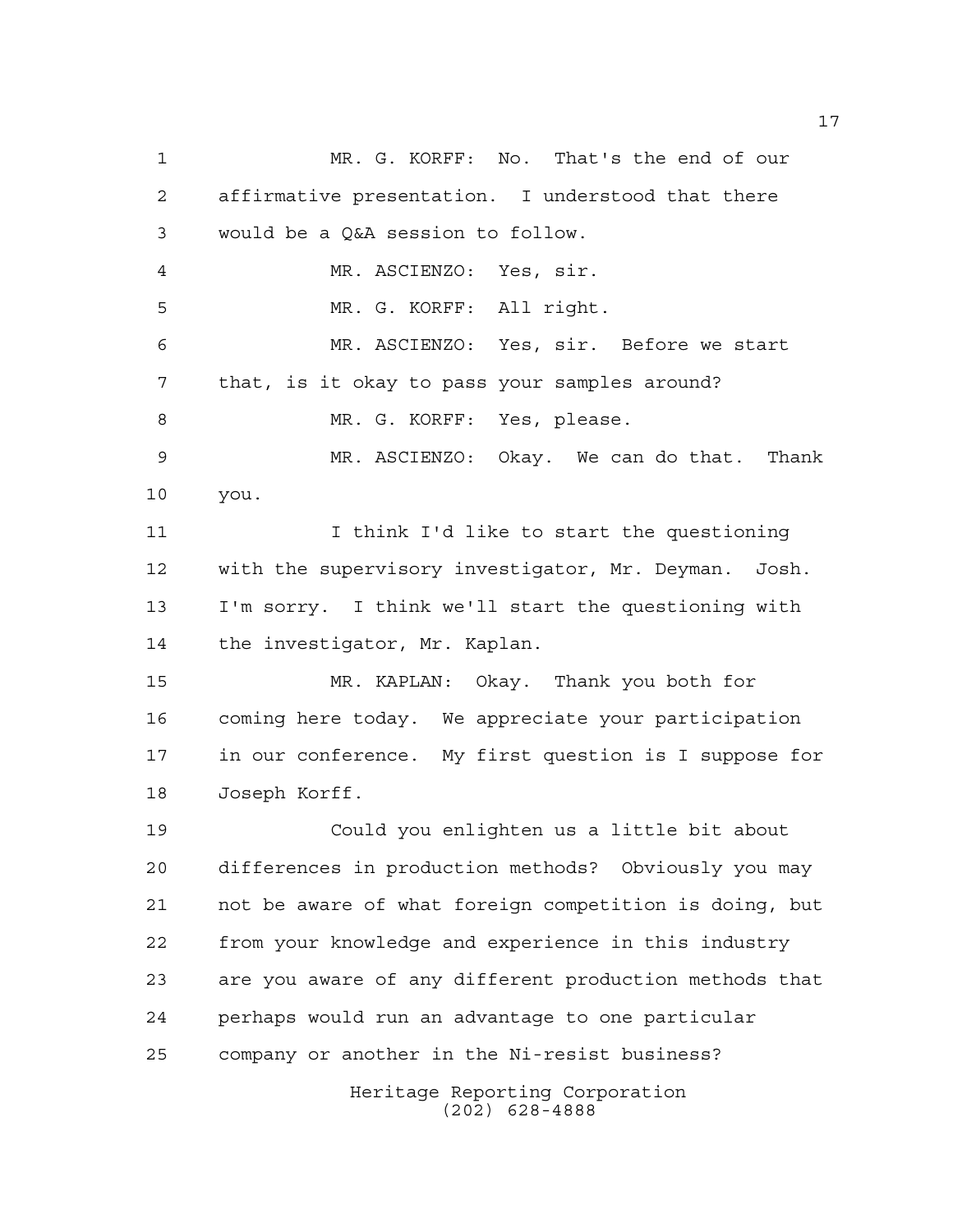MR. G. KORFF: No. That's the end of our affirmative presentation. I understood that there would be a Q&A session to follow.

MR. ASCIENZO: Yes, sir.

MR. G. KORFF: All right.

MR. ASCIENZO: Yes, sir. Before we start that, is it okay to pass your samples around?

MR. G. KORFF: Yes, please.

MR. ASCIENZO: Okay. We can do that. Thank you.

I think I'd like to start the questioning with the supervisory investigator, Mr. Deyman. Josh. I'm sorry. I think we'll start the questioning with the investigator, Mr. Kaplan.

MR. KAPLAN: Okay. Thank you both for coming here today. We appreciate your participation in our conference. My first question is I suppose for Joseph Korff.

Could you enlighten us a little bit about differences in production methods? Obviously you may not be aware of what foreign competition is doing, but from your knowledge and experience in this industry are you aware of any different production methods that perhaps would run an advantage to one particular company or another in the Ni-resist business?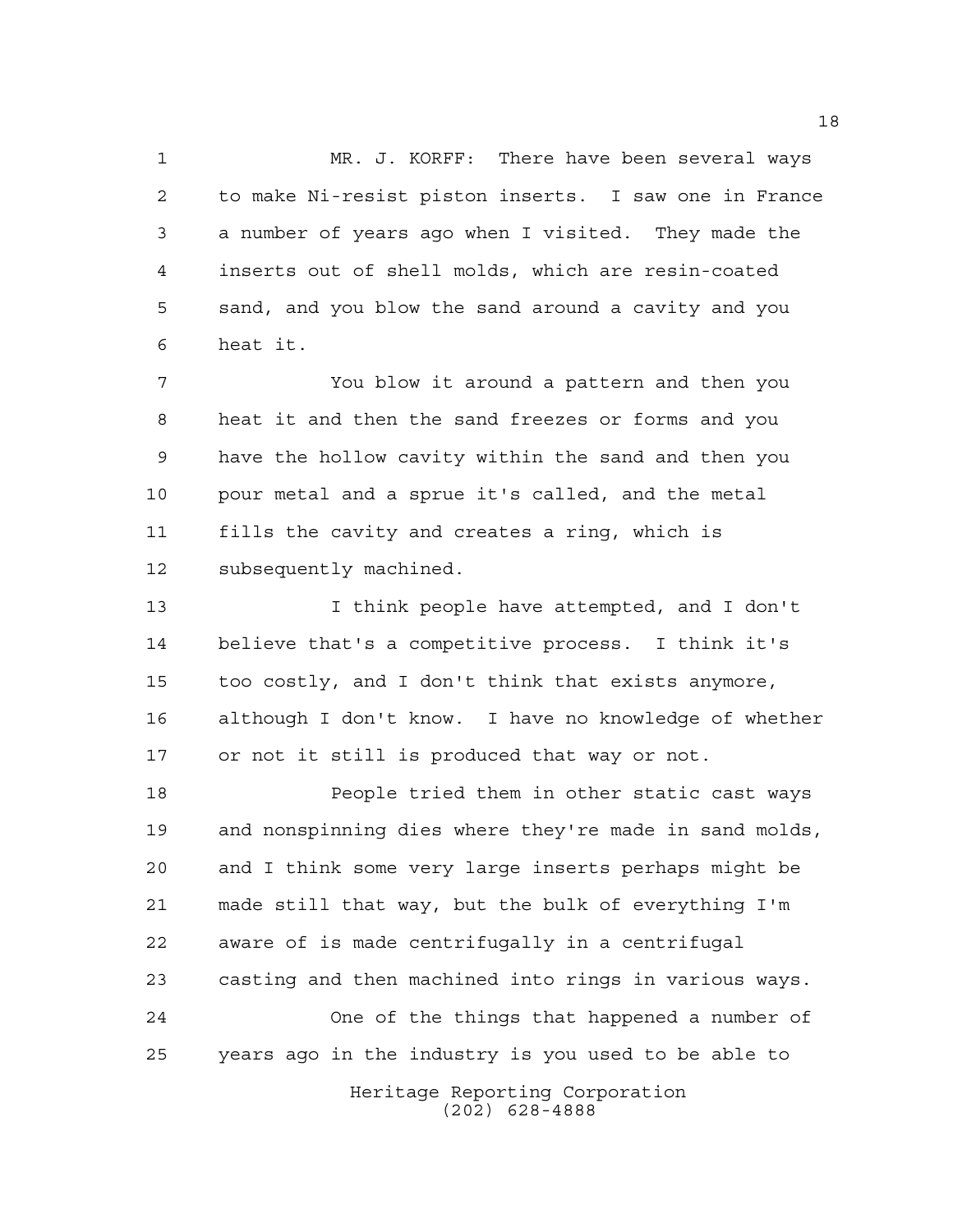MR. J. KORFF: There have been several ways to make Ni-resist piston inserts. I saw one in France a number of years ago when I visited. They made the inserts out of shell molds, which are resin-coated sand, and you blow the sand around a cavity and you heat it.

You blow it around a pattern and then you heat it and then the sand freezes or forms and you have the hollow cavity within the sand and then you pour metal and a sprue it's called, and the metal fills the cavity and creates a ring, which is subsequently machined.

I think people have attempted, and I don't believe that's a competitive process. I think it's too costly, and I don't think that exists anymore, although I don't know. I have no knowledge of whether or not it still is produced that way or not.

People tried them in other static cast ways and nonspinning dies where they're made in sand molds, and I think some very large inserts perhaps might be made still that way, but the bulk of everything I'm aware of is made centrifugally in a centrifugal casting and then machined into rings in various ways.

One of the things that happened a number of years ago in the industry is you used to be able to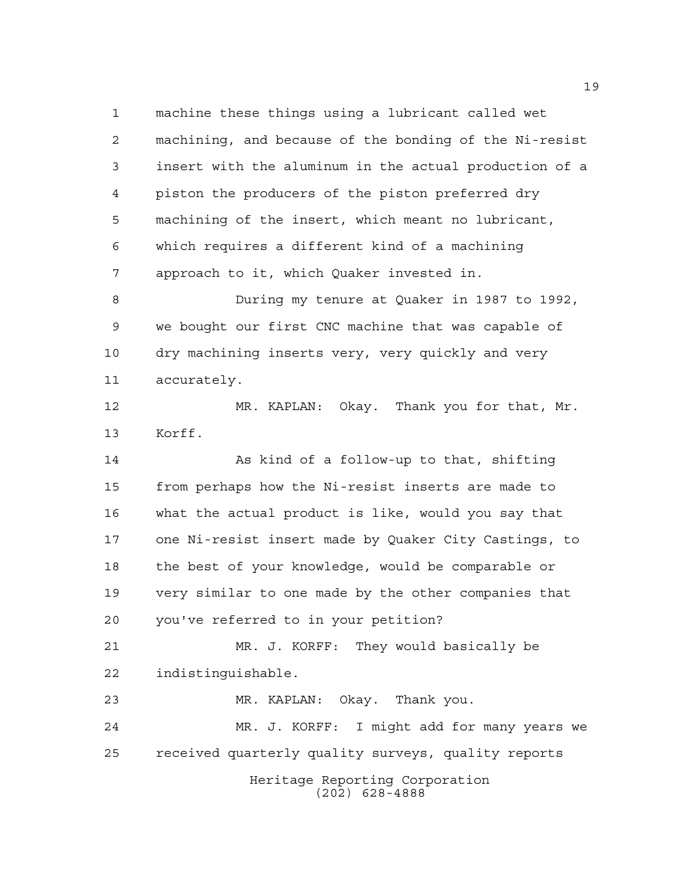machine these things using a lubricant called wet machining, and because of the bonding of the Ni-resist insert with the aluminum in the actual production of a piston the producers of the piston preferred dry machining of the insert, which meant no lubricant, which requires a different kind of a machining approach to it, which Quaker invested in.

During my tenure at Quaker in 1987 to 1992, we bought our first CNC machine that was capable of dry machining inserts very, very quickly and very accurately.

MR. KAPLAN: Okay. Thank you for that, Mr. Korff.

As kind of a follow-up to that, shifting from perhaps how the Ni-resist inserts are made to what the actual product is like, would you say that one Ni-resist insert made by Quaker City Castings, to the best of your knowledge, would be comparable or very similar to one made by the other companies that you've referred to in your petition?

MR. J. KORFF: They would basically be indistinguishable.

MR. KAPLAN: Okay. Thank you.

MR. J. KORFF: I might add for many years we received quarterly quality surveys, quality reports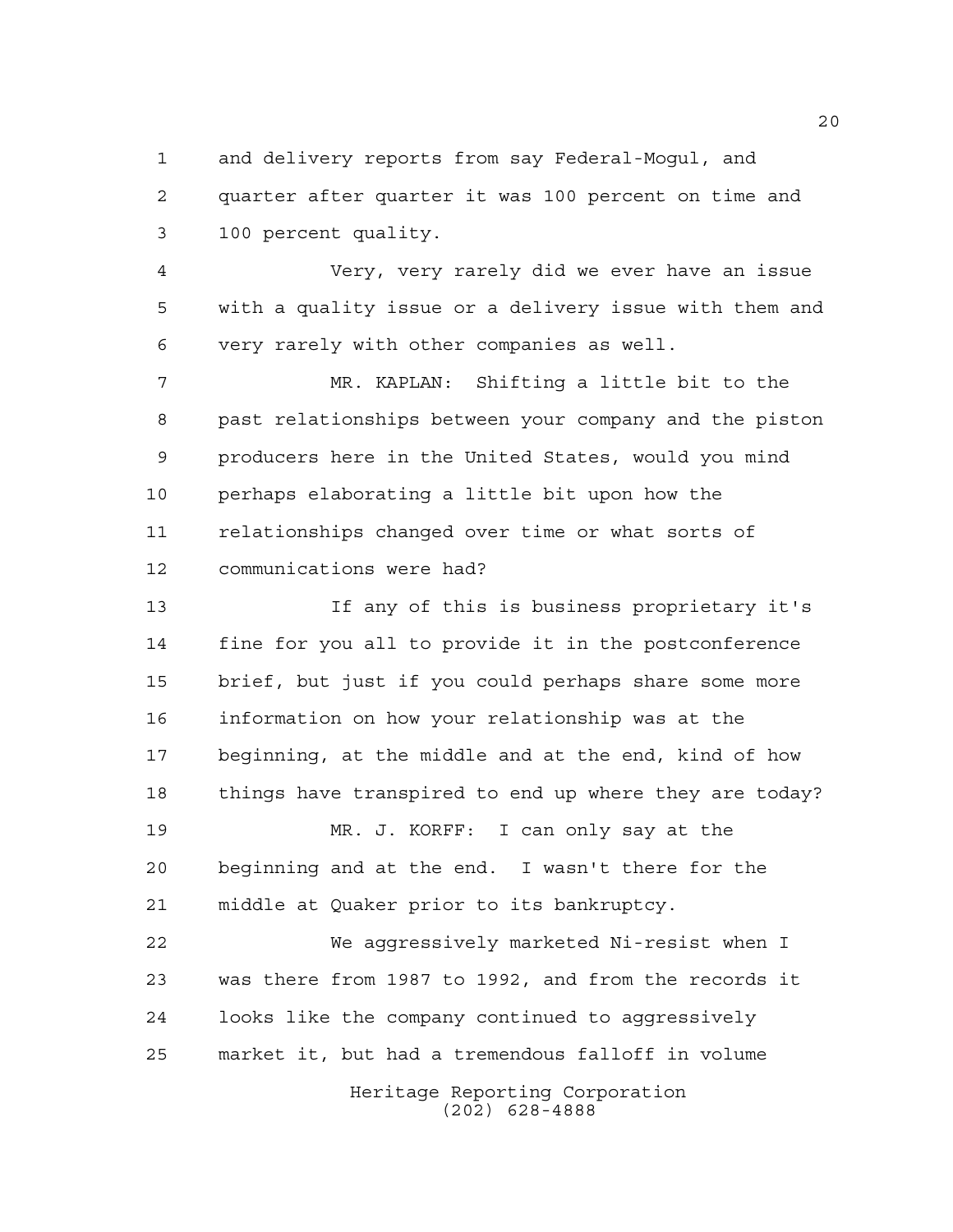and delivery reports from say Federal-Mogul, and quarter after quarter it was 100 percent on time and 100 percent quality.

Very, very rarely did we ever have an issue with a quality issue or a delivery issue with them and very rarely with other companies as well.

MR. KAPLAN: Shifting a little bit to the past relationships between your company and the piston producers here in the United States, would you mind perhaps elaborating a little bit upon how the relationships changed over time or what sorts of communications were had?

If any of this is business proprietary it's fine for you all to provide it in the postconference brief, but just if you could perhaps share some more information on how your relationship was at the beginning, at the middle and at the end, kind of how things have transpired to end up where they are today?

MR. J. KORFF: I can only say at the beginning and at the end. I wasn't there for the middle at Quaker prior to its bankruptcy.

We aggressively marketed Ni-resist when I was there from 1987 to 1992, and from the records it looks like the company continued to aggressively market it, but had a tremendous falloff in volume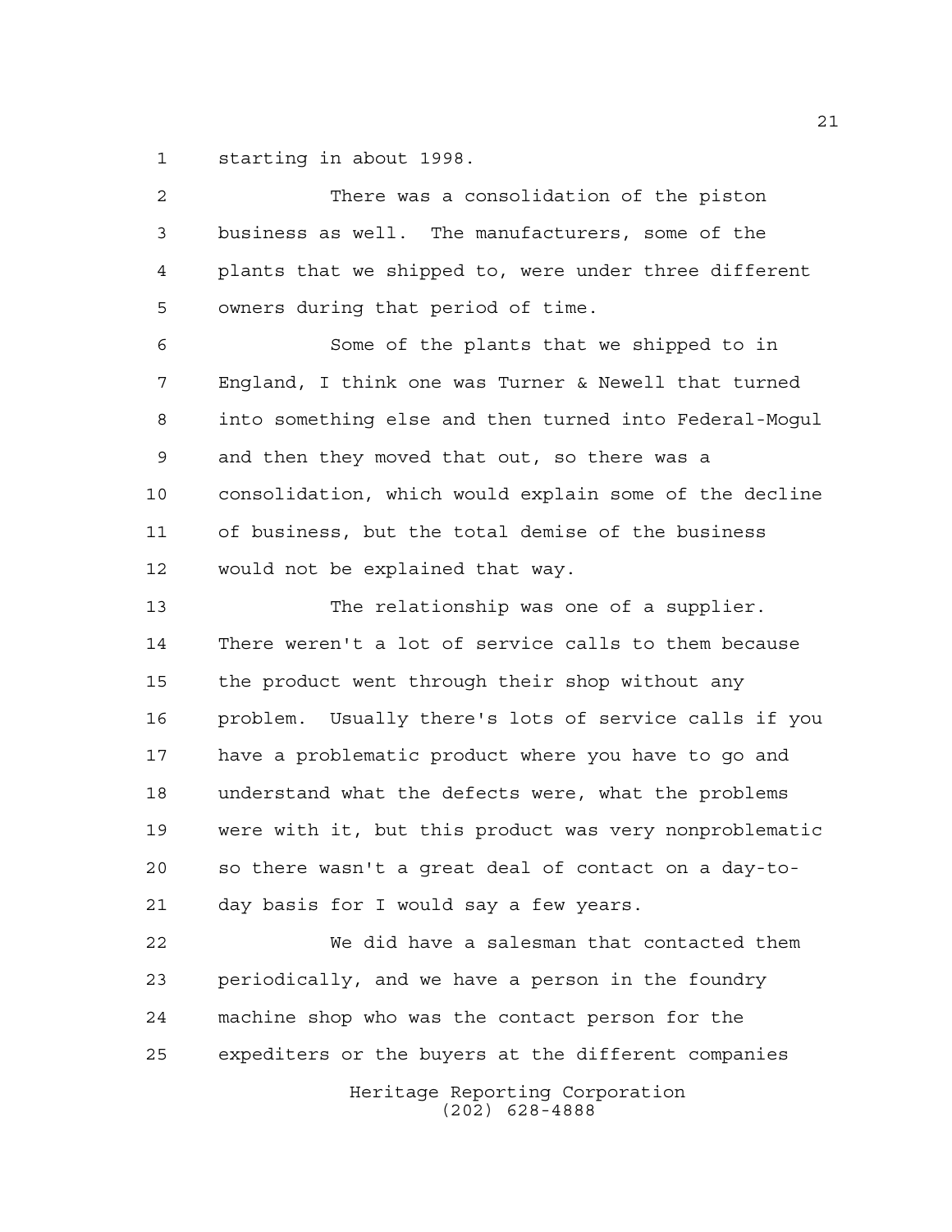starting in about 1998.

There was a consolidation of the piston business as well. The manufacturers, some of the plants that we shipped to, were under three different owners during that period of time.

Some of the plants that we shipped to in England, I think one was Turner & Newell that turned into something else and then turned into Federal-Mogul and then they moved that out, so there was a consolidation, which would explain some of the decline of business, but the total demise of the business would not be explained that way.

The relationship was one of a supplier. There weren't a lot of service calls to them because the product went through their shop without any problem. Usually there's lots of service calls if you have a problematic product where you have to go and understand what the defects were, what the problems were with it, but this product was very nonproblematic so there wasn't a great deal of contact on a day-to-day basis for I would say a few years.

We did have a salesman that contacted them periodically, and we have a person in the foundry machine shop who was the contact person for the expediters or the buyers at the different companies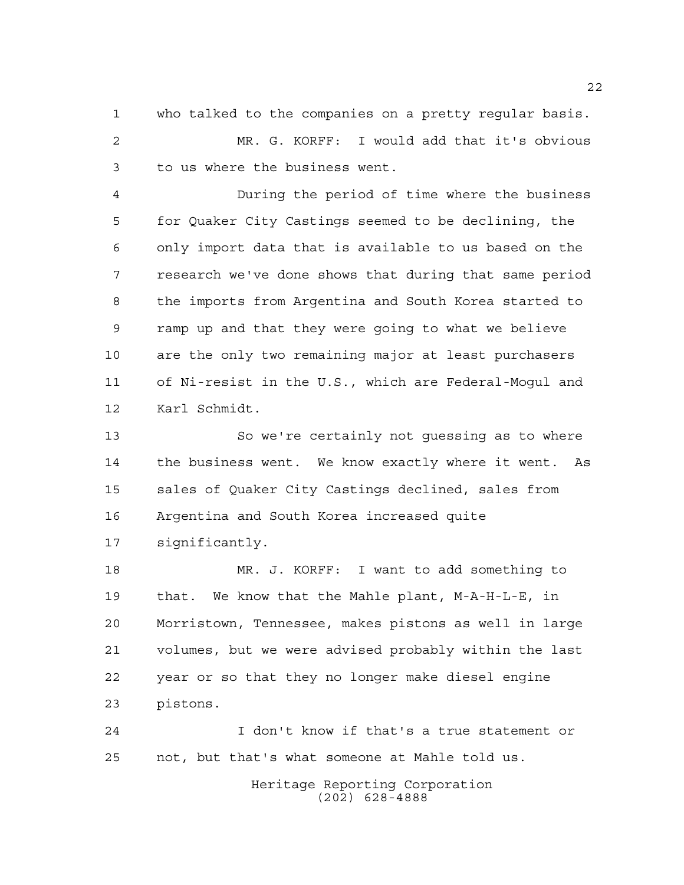who talked to the companies on a pretty regular basis.

MR. G. KORFF: I would add that it's obvious to us where the business went.

During the period of time where the business for Quaker City Castings seemed to be declining, the only import data that is available to us based on the research we've done shows that during that same period the imports from Argentina and South Korea started to ramp up and that they were going to what we believe are the only two remaining major at least purchasers of Ni-resist in the U.S., which are Federal-Mogul and Karl Schmidt.

So we're certainly not guessing as to where the business went. We know exactly where it went. As sales of Quaker City Castings declined, sales from Argentina and South Korea increased quite significantly.

MR. J. KORFF: I want to add something to that. We know that the Mahle plant, M-A-H-L-E, in Morristown, Tennessee, makes pistons as well in large volumes, but we were advised probably within the last year or so that they no longer make diesel engine pistons.

I don't know if that's a true statement or not, but that's what someone at Mahle told us.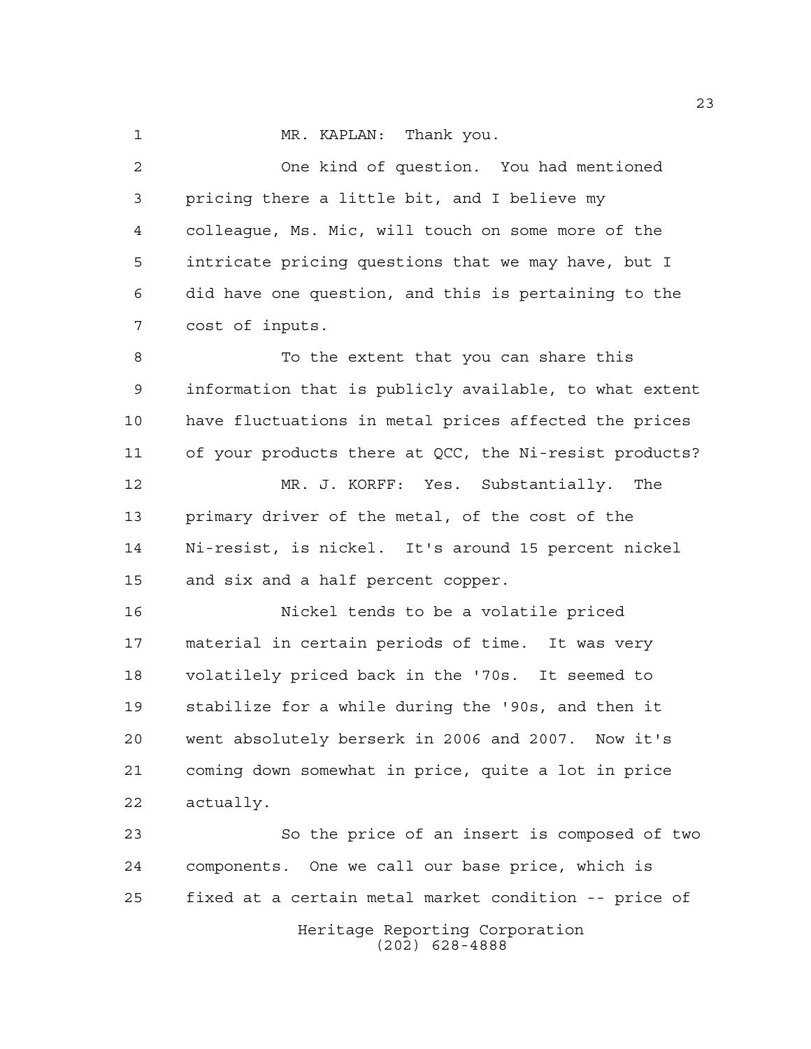MR. KAPLAN: Thank you.

One kind of question. You had mentioned pricing there a little bit, and I believe my colleague, Ms. Mic, will touch on some more of the intricate pricing questions that we may have, but I did have one question, and this is pertaining to the cost of inputs.

To the extent that you can share this information that is publicly available, to what extent have fluctuations in metal prices affected the prices of your products there at QCC, the Ni-resist products?

MR. J. KORFF: Yes. Substantially. The primary driver of the metal, of the cost of the Ni-resist, is nickel. It's around 15 percent nickel and six and a half percent copper.

Nickel tends to be a volatile priced material in certain periods of time. It was very volatilely priced back in the '70s. It seemed to stabilize for a while during the '90s, and then it went absolutely berserk in 2006 and 2007. Now it's coming down somewhat in price, quite a lot in price actually.

So the price of an insert is composed of two components. One we call our base price, which is fixed at a certain metal market condition -- price of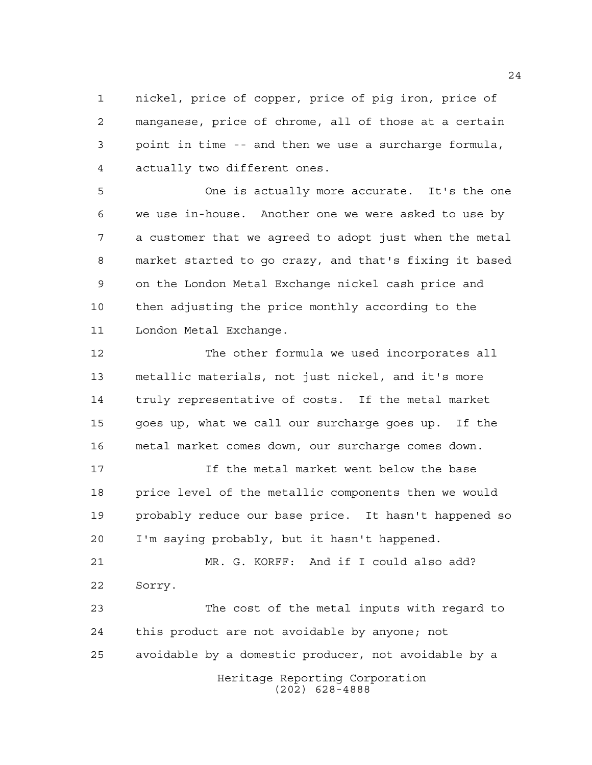nickel, price of copper, price of pig iron, price of manganese, price of chrome, all of those at a certain point in time -- and then we use a surcharge formula, actually two different ones.

One is actually more accurate. It's the one we use in-house. Another one we were asked to use by a customer that we agreed to adopt just when the metal market started to go crazy, and that's fixing it based on the London Metal Exchange nickel cash price and then adjusting the price monthly according to the London Metal Exchange.

The other formula we used incorporates all metallic materials, not just nickel, and it's more truly representative of costs. If the metal market goes up, what we call our surcharge goes up. If the metal market comes down, our surcharge comes down.

If the metal market went below the base price level of the metallic components then we would probably reduce our base price. It hasn't happened so I'm saying probably, but it hasn't happened.

MR. G. KORFF: And if I could also add? Sorry.

The cost of the metal inputs with regard to this product are not avoidable by anyone; not avoidable by a domestic producer, not avoidable by a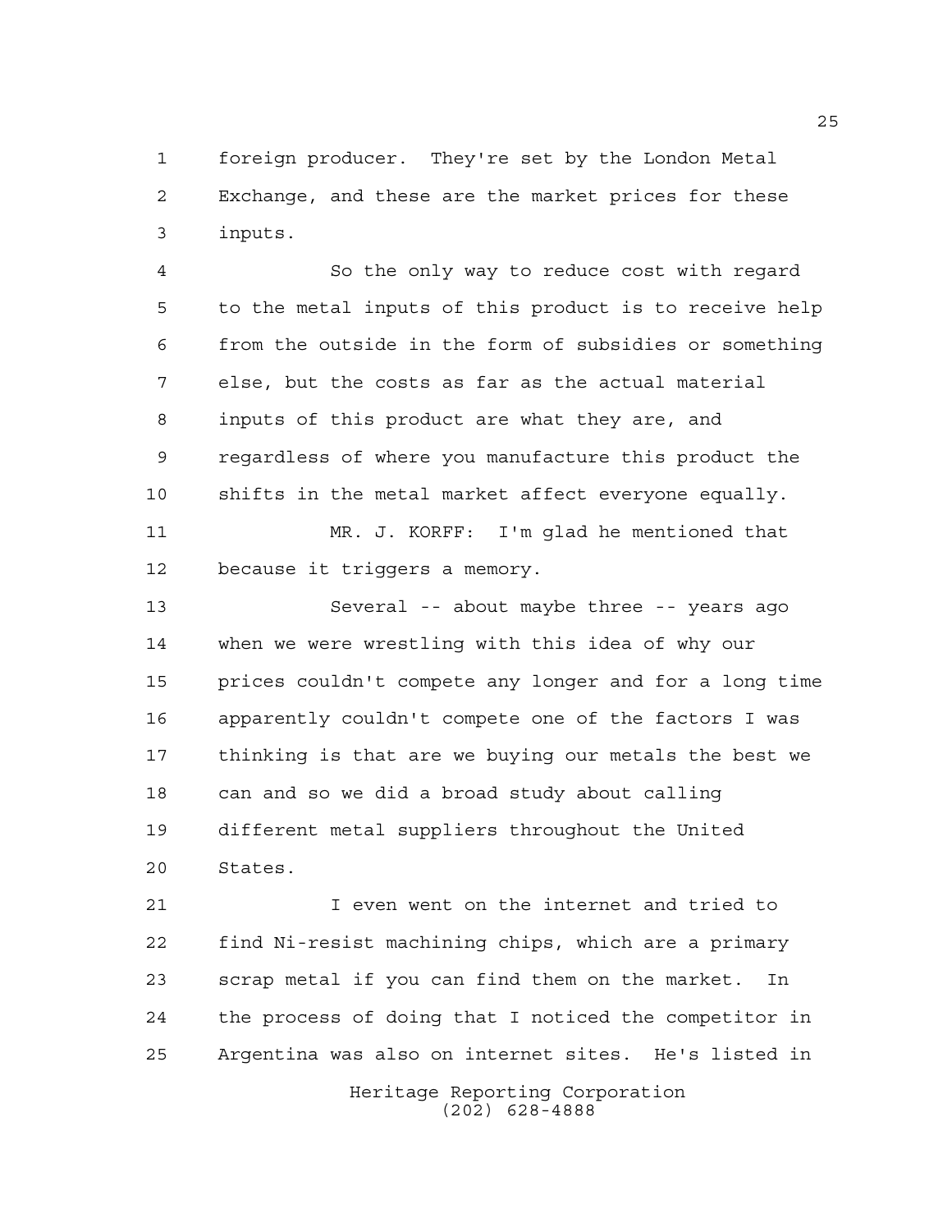foreign producer. They're set by the London Metal Exchange, and these are the market prices for these inputs.

So the only way to reduce cost with regard to the metal inputs of this product is to receive help from the outside in the form of subsidies or something else, but the costs as far as the actual material inputs of this product are what they are, and regardless of where you manufacture this product the shifts in the metal market affect everyone equally.

MR. J. KORFF: I'm glad he mentioned that because it triggers a memory.

Several -- about maybe three -- years ago when we were wrestling with this idea of why our prices couldn't compete any longer and for a long time apparently couldn't compete one of the factors I was thinking is that are we buying our metals the best we can and so we did a broad study about calling different metal suppliers throughout the United States.

I even went on the internet and tried to find Ni-resist machining chips, which are a primary scrap metal if you can find them on the market. In the process of doing that I noticed the competitor in Argentina was also on internet sites. He's listed in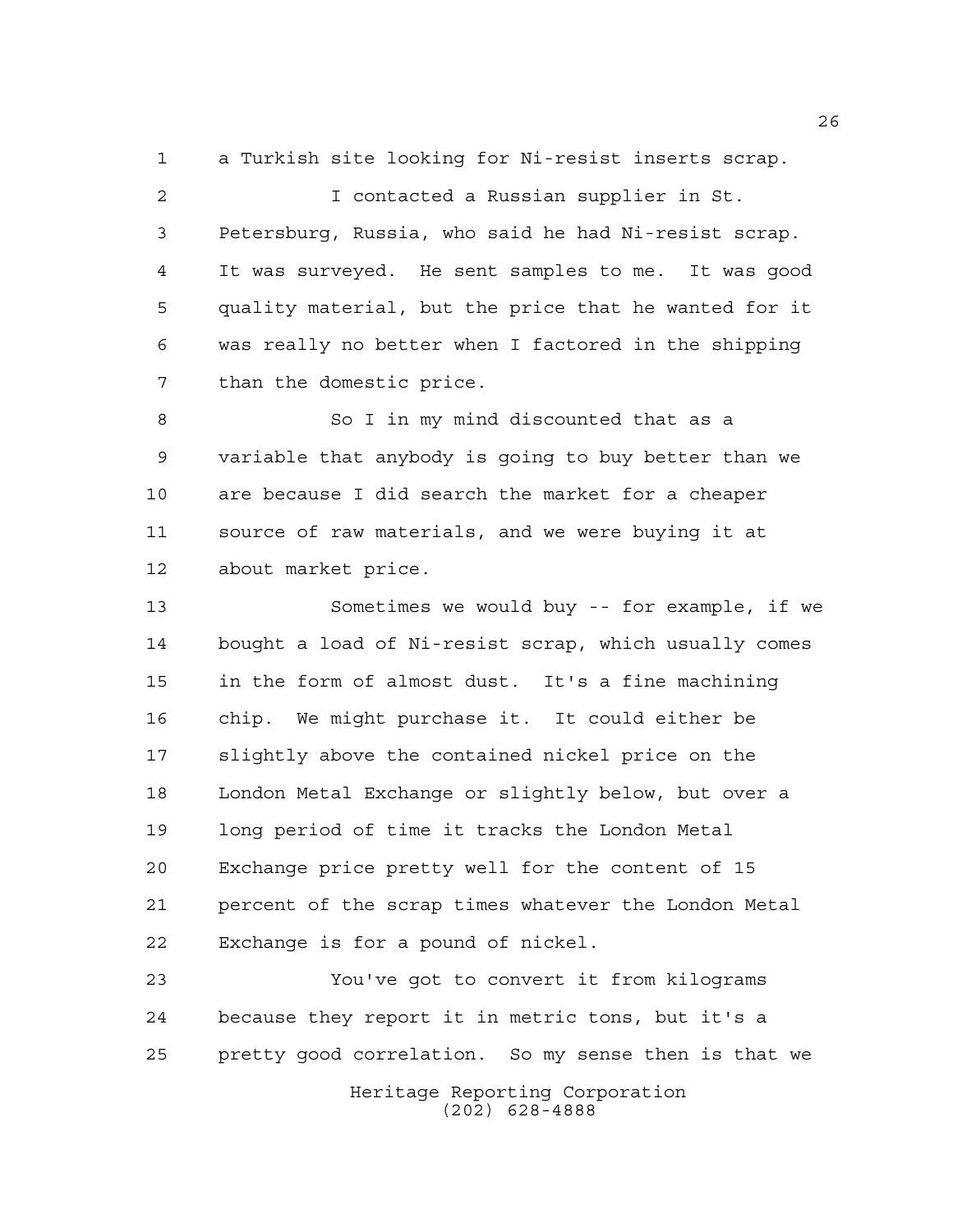a Turkish site looking for Ni-resist inserts scrap.

I contacted a Russian supplier in St. Petersburg, Russia, who said he had Ni-resist scrap. It was surveyed. He sent samples to me. It was good quality material, but the price that he wanted for it was really no better when I factored in the shipping than the domestic price.

So I in my mind discounted that as a variable that anybody is going to buy better than we are because I did search the market for a cheaper source of raw materials, and we were buying it at about market price.

Sometimes we would buy -- for example, if we bought a load of Ni-resist scrap, which usually comes in the form of almost dust. It's a fine machining chip. We might purchase it. It could either be slightly above the contained nickel price on the London Metal Exchange or slightly below, but over a long period of time it tracks the London Metal Exchange price pretty well for the content of 15 percent of the scrap times whatever the London Metal Exchange is for a pound of nickel.

You've got to convert it from kilograms because they report it in metric tons, but it's a pretty good correlation. So my sense then is that we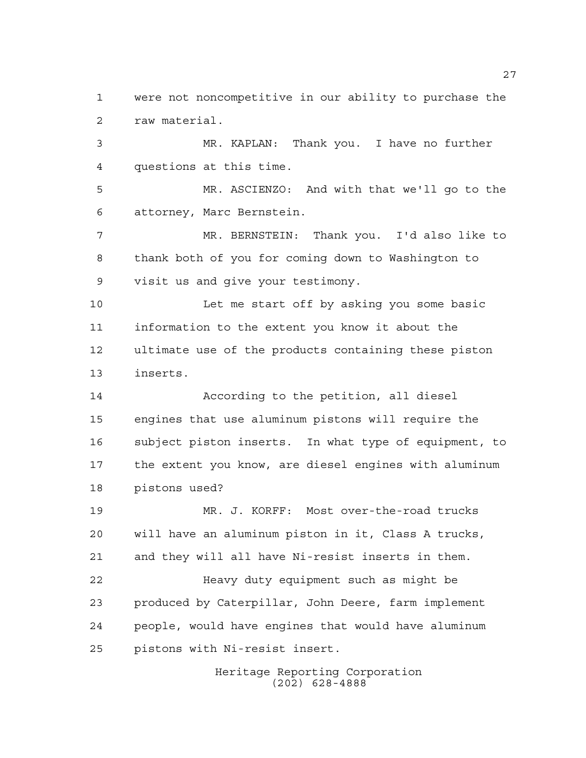were not noncompetitive in our ability to purchase the raw material.

MR. KAPLAN: Thank you. I have no further questions at this time.

MR. ASCIENZO: And with that we'll go to the attorney, Marc Bernstein.

MR. BERNSTEIN: Thank you. I'd also like to thank both of you for coming down to Washington to visit us and give your testimony.

Let me start off by asking you some basic information to the extent you know it about the ultimate use of the products containing these piston inserts.

According to the petition, all diesel engines that use aluminum pistons will require the subject piston inserts. In what type of equipment, to the extent you know, are diesel engines with aluminum pistons used?

MR. J. KORFF: Most over-the-road trucks will have an aluminum piston in it, Class A trucks, and they will all have Ni-resist inserts in them.

Heavy duty equipment such as might be produced by Caterpillar, John Deere, farm implement people, would have engines that would have aluminum pistons with Ni-resist insert.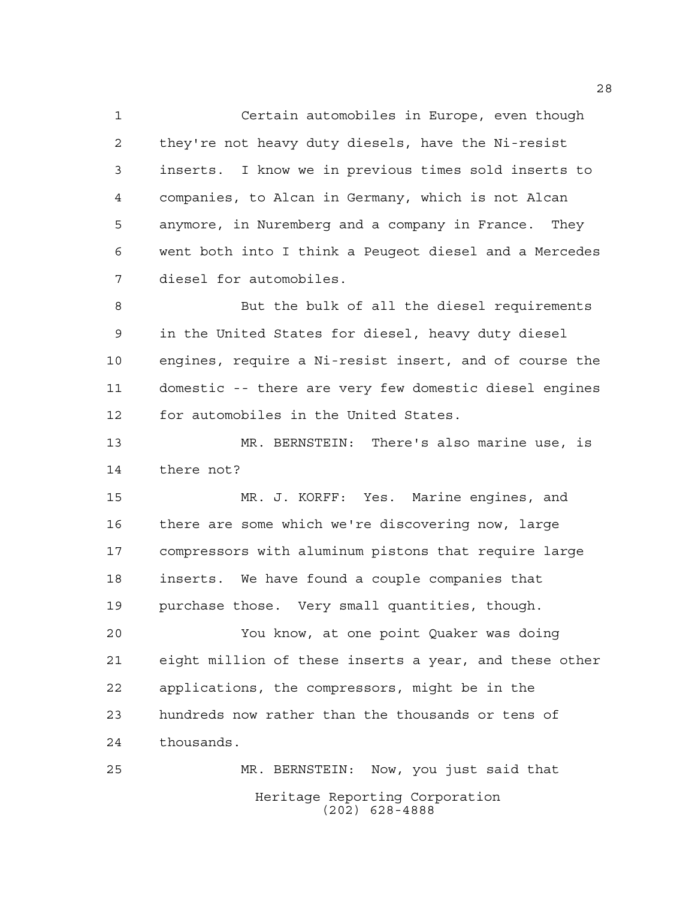Certain automobiles in Europe, even though they're not heavy duty diesels, have the Ni-resist inserts. I know we in previous times sold inserts to companies, to Alcan in Germany, which is not Alcan anymore, in Nuremberg and a company in France. They went both into I think a Peugeot diesel and a Mercedes diesel for automobiles.

But the bulk of all the diesel requirements in the United States for diesel, heavy duty diesel engines, require a Ni-resist insert, and of course the domestic -- there are very few domestic diesel engines for automobiles in the United States.

MR. BERNSTEIN: There's also marine use, is there not?

MR. J. KORFF: Yes. Marine engines, and there are some which we're discovering now, large compressors with aluminum pistons that require large inserts. We have found a couple companies that purchase those. Very small quantities, though.

You know, at one point Quaker was doing eight million of these inserts a year, and these other applications, the compressors, might be in the hundreds now rather than the thousands or tens of thousands.

MR. BERNSTEIN: Now, you just said that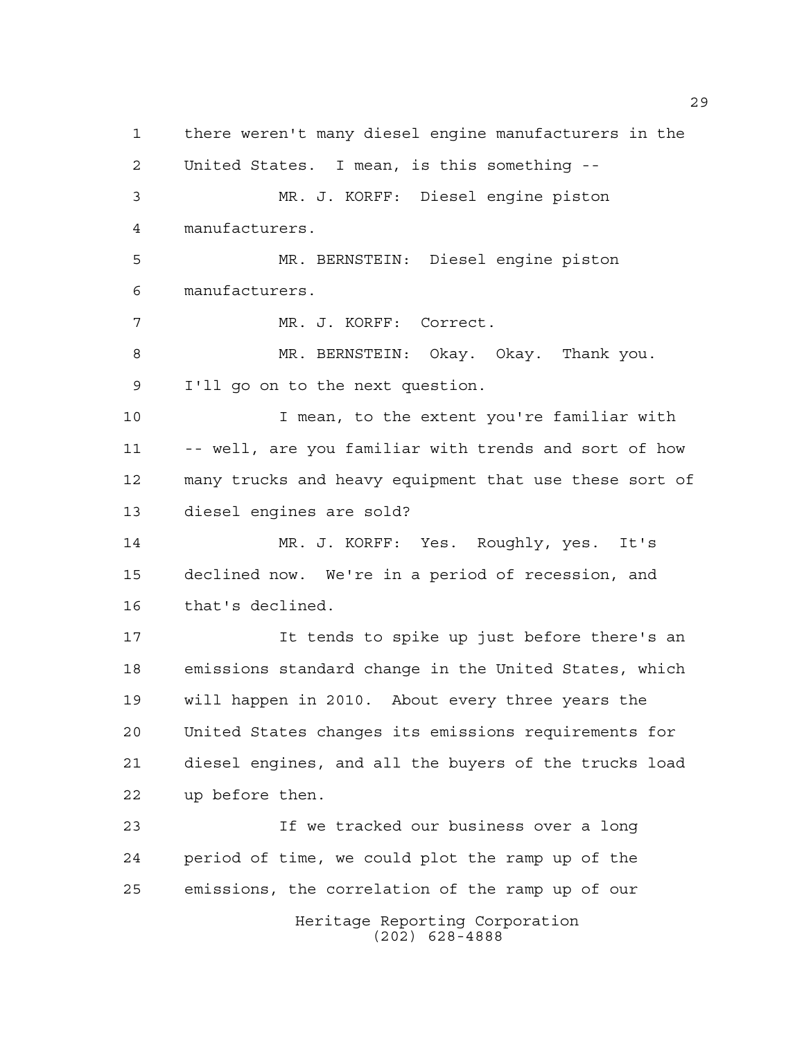there weren't many diesel engine manufacturers in the United States. I mean, is this something --

MR. J. KORFF: Diesel engine piston manufacturers.

MR. BERNSTEIN: Diesel engine piston manufacturers.

MR. J. KORFF: Correct.

MR. BERNSTEIN: Okay. Okay. Thank you. I'll go on to the next question.

I mean, to the extent you're familiar with -- well, are you familiar with trends and sort of how many trucks and heavy equipment that use these sort of diesel engines are sold?

MR. J. KORFF: Yes. Roughly, yes. It's declined now. We're in a period of recession, and that's declined.

It tends to spike up just before there's an emissions standard change in the United States, which will happen in 2010. About every three years the United States changes its emissions requirements for diesel engines, and all the buyers of the trucks load up before then.

If we tracked our business over a long period of time, we could plot the ramp up of the emissions, the correlation of the ramp up of our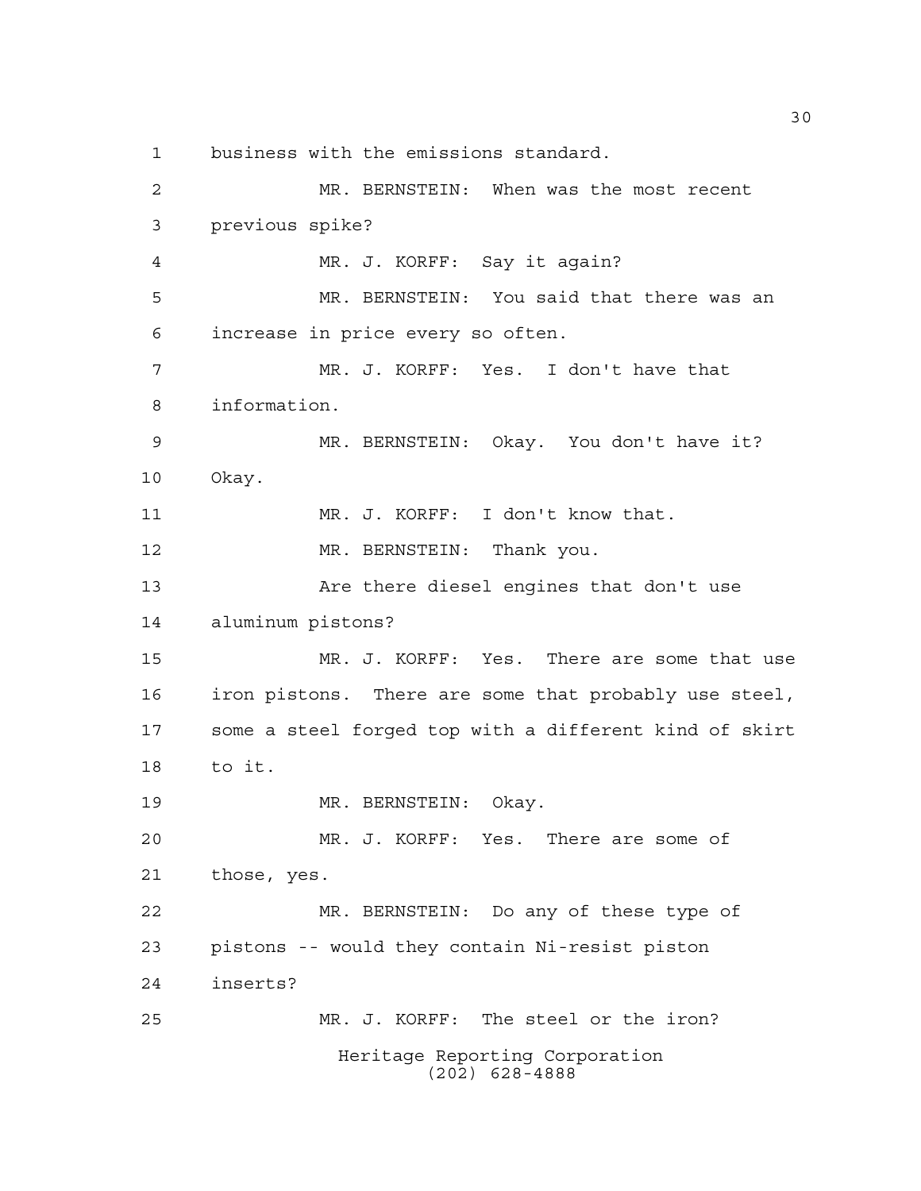business with the emissions standard.

MR. BERNSTEIN: When was the most recent previous spike?

MR. J. KORFF: Say it again?

MR. BERNSTEIN: You said that there was an increase in price every so often.

MR. J. KORFF: Yes. I don't have that information.

MR. BERNSTEIN: Okay. You don't have it? Okay.

MR. J. KORFF: I don't know that.

MR. BERNSTEIN: Thank you.

Are there diesel engines that don't use aluminum pistons?

MR. J. KORFF: Yes. There are some that use iron pistons. There are some that probably use steel, some a steel forged top with a different kind of skirt to it.

MR. BERNSTEIN: Okay.

MR. J. KORFF: Yes. There are some of those, yes.

MR. BERNSTEIN: Do any of these type of pistons -- would they contain Ni-resist piston inserts?

MR. J. KORFF: The steel or the iron?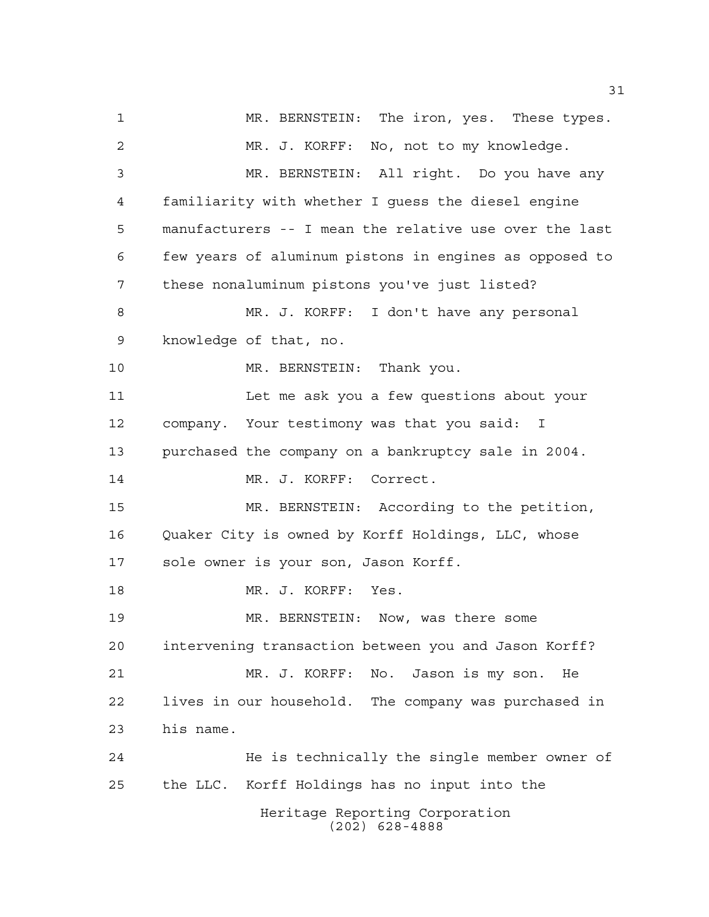MR. BERNSTEIN: The iron, yes. These types.

MR. J. KORFF: No, not to my knowledge.

MR. BERNSTEIN: All right. Do you have any familiarity with whether I guess the diesel engine manufacturers -- I mean the relative use over the last few years of aluminum pistons in engines as opposed to these nonaluminum pistons you've just listed?

MR. J. KORFF: I don't have any personal knowledge of that, no.

MR. BERNSTEIN: Thank you.

Let me ask you a few questions about your company. Your testimony was that you said: I purchased the company on a bankruptcy sale in 2004.

MR. J. KORFF: Correct.

MR. BERNSTEIN: According to the petition, Quaker City is owned by Korff Holdings, LLC, whose sole owner is your son, Jason Korff.

MR. J. KORFF: Yes.

MR. BERNSTEIN: Now, was there some intervening transaction between you and Jason Korff?

MR. J. KORFF: No. Jason is my son. He lives in our household. The company was purchased in his name.

He is technically the single member owner of the LLC. Korff Holdings has no input into the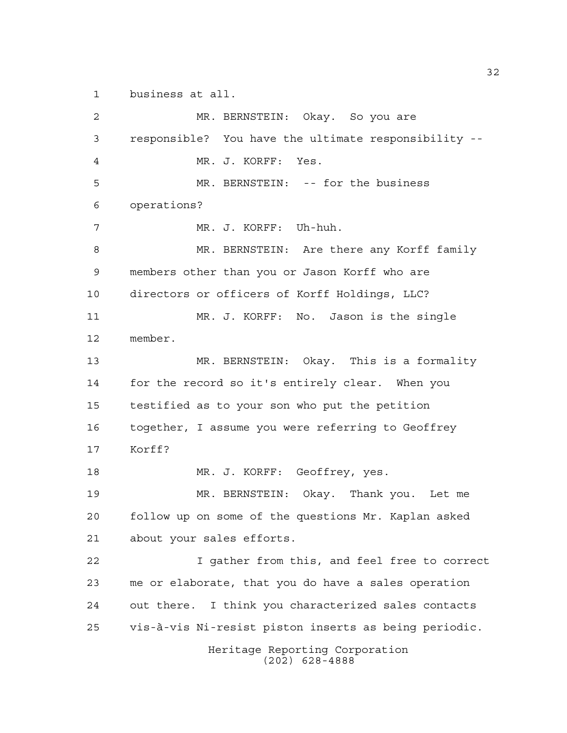business at all.

MR. BERNSTEIN: Okay. So you are responsible? You have the ultimate responsibility --

MR. J. KORFF: Yes.

MR. BERNSTEIN: -- for the business operations?

MR. J. KORFF: Uh-huh.

MR. BERNSTEIN: Are there any Korff family members other than you or Jason Korff who are directors or officers of Korff Holdings, LLC?

MR. J. KORFF: No. Jason is the single member.

MR. BERNSTEIN: Okay. This is a formality for the record so it's entirely clear. When you testified as to your son who put the petition together, I assume you were referring to Geoffrey Korff?

MR. J. KORFF: Geoffrey, yes.

MR. BERNSTEIN: Okay. Thank you. Let me follow up on some of the questions Mr. Kaplan asked about your sales efforts.

I gather from this, and feel free to correct me or elaborate, that you do have a sales operation out there. I think you characterized sales contacts vis-à-vis Ni-resist piston inserts as being periodic.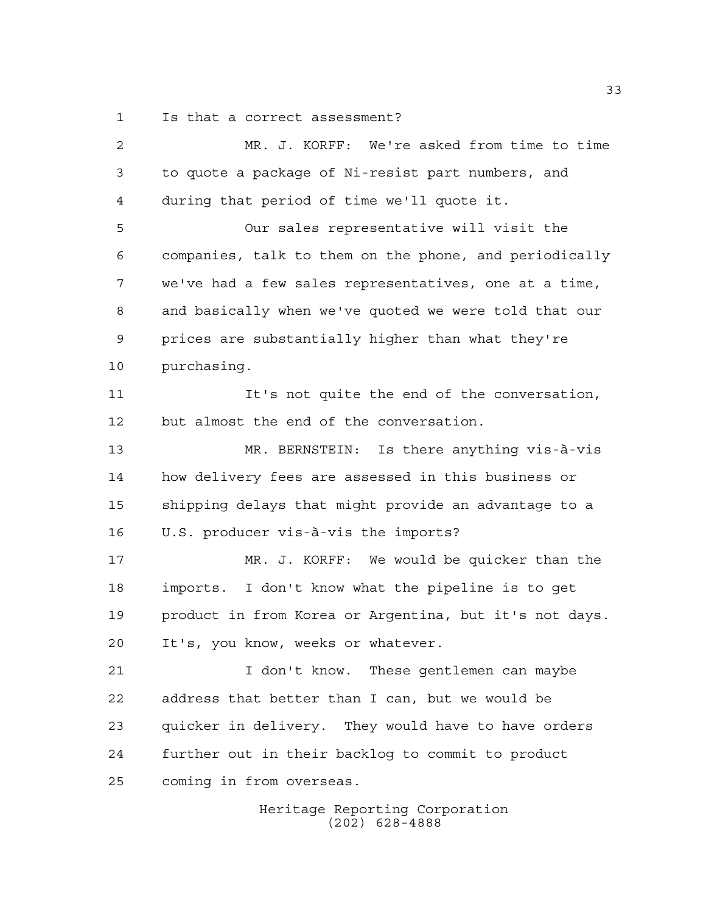Is that a correct assessment?

MR. J. KORFF: We're asked from time to time to quote a package of Ni-resist part numbers, and during that period of time we'll quote it.

Our sales representative will visit the companies, talk to them on the phone, and periodically we've had a few sales representatives, one at a time, and basically when we've quoted we were told that our prices are substantially higher than what they're purchasing.

It's not quite the end of the conversation, but almost the end of the conversation.

MR. BERNSTEIN: Is there anything vis-à-vis how delivery fees are assessed in this business or shipping delays that might provide an advantage to a U.S. producer vis-à-vis the imports?

MR. J. KORFF: We would be quicker than the imports. I don't know what the pipeline is to get product in from Korea or Argentina, but it's not days. It's, you know, weeks or whatever.

I don't know. These gentlemen can maybe address that better than I can, but we would be quicker in delivery. They would have to have orders further out in their backlog to commit to product coming in from overseas.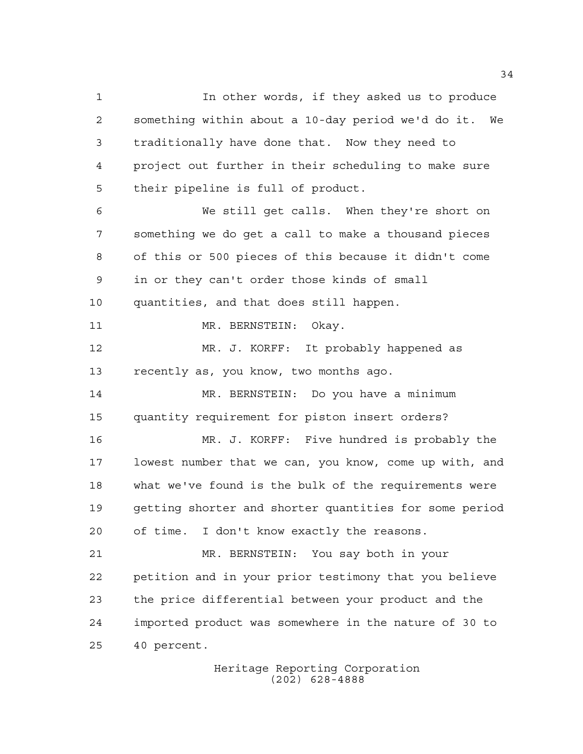In other words, if they asked us to produce something within about a 10-day period we'd do it. We traditionally have done that. Now they need to project out further in their scheduling to make sure their pipeline is full of product.

We still get calls. When they're short on something we do get a call to make a thousand pieces of this or 500 pieces of this because it didn't come in or they can't order those kinds of small quantities, and that does still happen.

MR. BERNSTEIN: Okay.

MR. J. KORFF: It probably happened as recently as, you know, two months ago.

MR. BERNSTEIN: Do you have a minimum quantity requirement for piston insert orders?

MR. J. KORFF: Five hundred is probably the lowest number that we can, you know, come up with, and what we've found is the bulk of the requirements were getting shorter and shorter quantities for some period of time. I don't know exactly the reasons.

MR. BERNSTEIN: You say both in your petition and in your prior testimony that you believe the price differential between your product and the imported product was somewhere in the nature of 30 to 40 percent.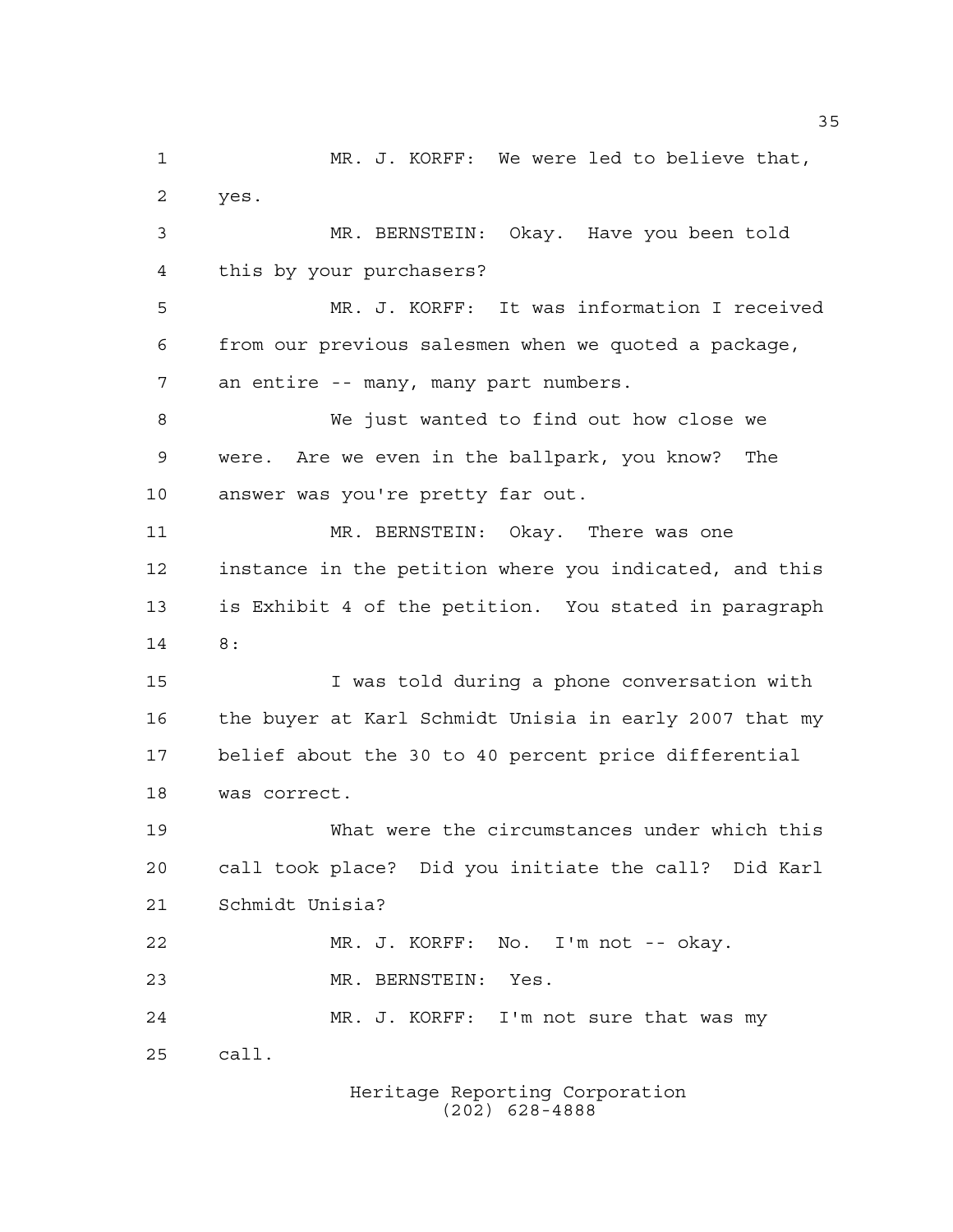MR. J. KORFF: We were led to believe that, yes.

MR. BERNSTEIN: Okay. Have you been told this by your purchasers?

MR. J. KORFF: It was information I received from our previous salesmen when we quoted a package, an entire -- many, many part numbers.

We just wanted to find out how close we were. Are we even in the ballpark, you know? The answer was you're pretty far out.

MR. BERNSTEIN: Okay. There was one instance in the petition where you indicated, and this is Exhibit 4 of the petition. You stated in paragraph 8:

I was told during a phone conversation with the buyer at Karl Schmidt Unisia in early 2007 that my belief about the 30 to 40 percent price differential was correct.

What were the circumstances under which this call took place? Did you initiate the call? Did Karl Schmidt Unisia?

MR. J. KORFF: No. I'm not -- okay.

MR. BERNSTEIN: Yes.

MR. J. KORFF: I'm not sure that was my call.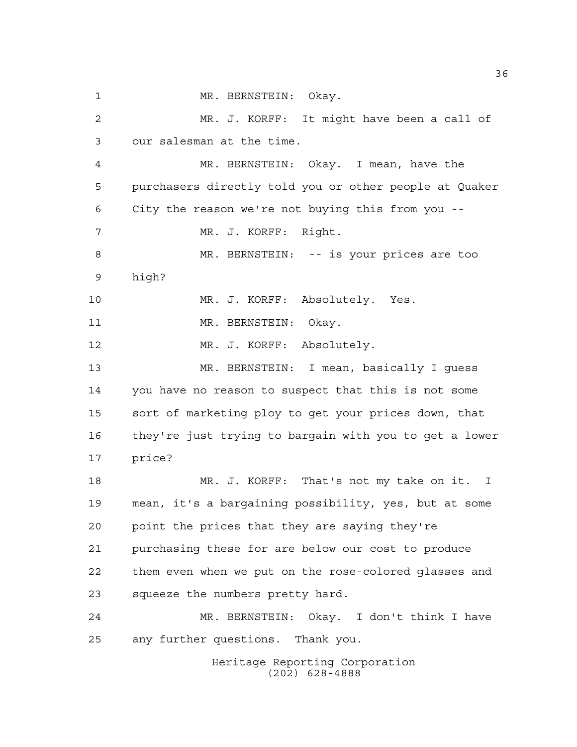MR. BERNSTEIN: Okay.

MR. J. KORFF: It might have been a call of our salesman at the time.

MR. BERNSTEIN: Okay. I mean, have the purchasers directly told you or other people at Quaker City the reason we're not buying this from you --

MR. J. KORFF: Right.

MR. BERNSTEIN: -- is your prices are too high?

MR. J. KORFF: Absolutely. Yes.

MR. BERNSTEIN: Okay.

MR. J. KORFF: Absolutely.

MR. BERNSTEIN: I mean, basically I guess you have no reason to suspect that this is not some sort of marketing ploy to get your prices down, that they're just trying to bargain with you to get a lower price?

MR. J. KORFF: That's not my take on it. I mean, it's a bargaining possibility, yes, but at some point the prices that they are saying they're purchasing these for are below our cost to produce them even when we put on the rose-colored glasses and squeeze the numbers pretty hard.

MR. BERNSTEIN: Okay. I don't think I have any further questions. Thank you.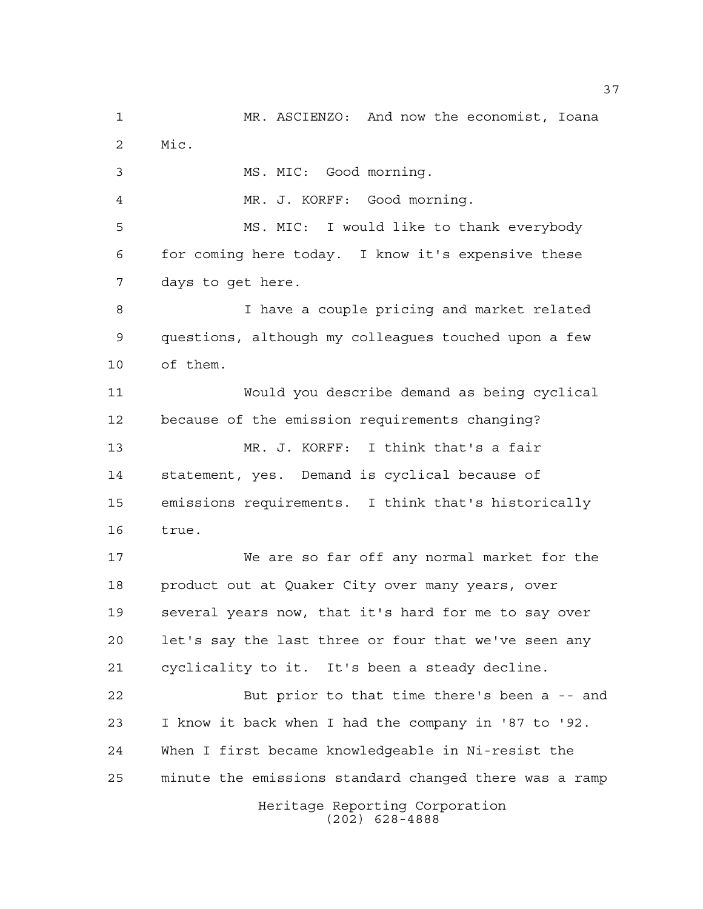MR. ASCIENZO: And now the economist, Ioana Mic.

MS. MIC: Good morning.

MR. J. KORFF: Good morning.

MS. MIC: I would like to thank everybody for coming here today. I know it's expensive these days to get here.

I have a couple pricing and market related questions, although my colleagues touched upon a few of them.

Would you describe demand as being cyclical because of the emission requirements changing?

MR. J. KORFF: I think that's a fair statement, yes. Demand is cyclical because of emissions requirements. I think that's historically true.

We are so far off any normal market for the product out at Quaker City over many years, over several years now, that it's hard for me to say over let's say the last three or four that we've seen any cyclicality to it. It's been a steady decline.

But prior to that time there's been a -- and I know it back when I had the company in '87 to '92. When I first became knowledgeable in Ni-resist the minute the emissions standard changed there was a ramp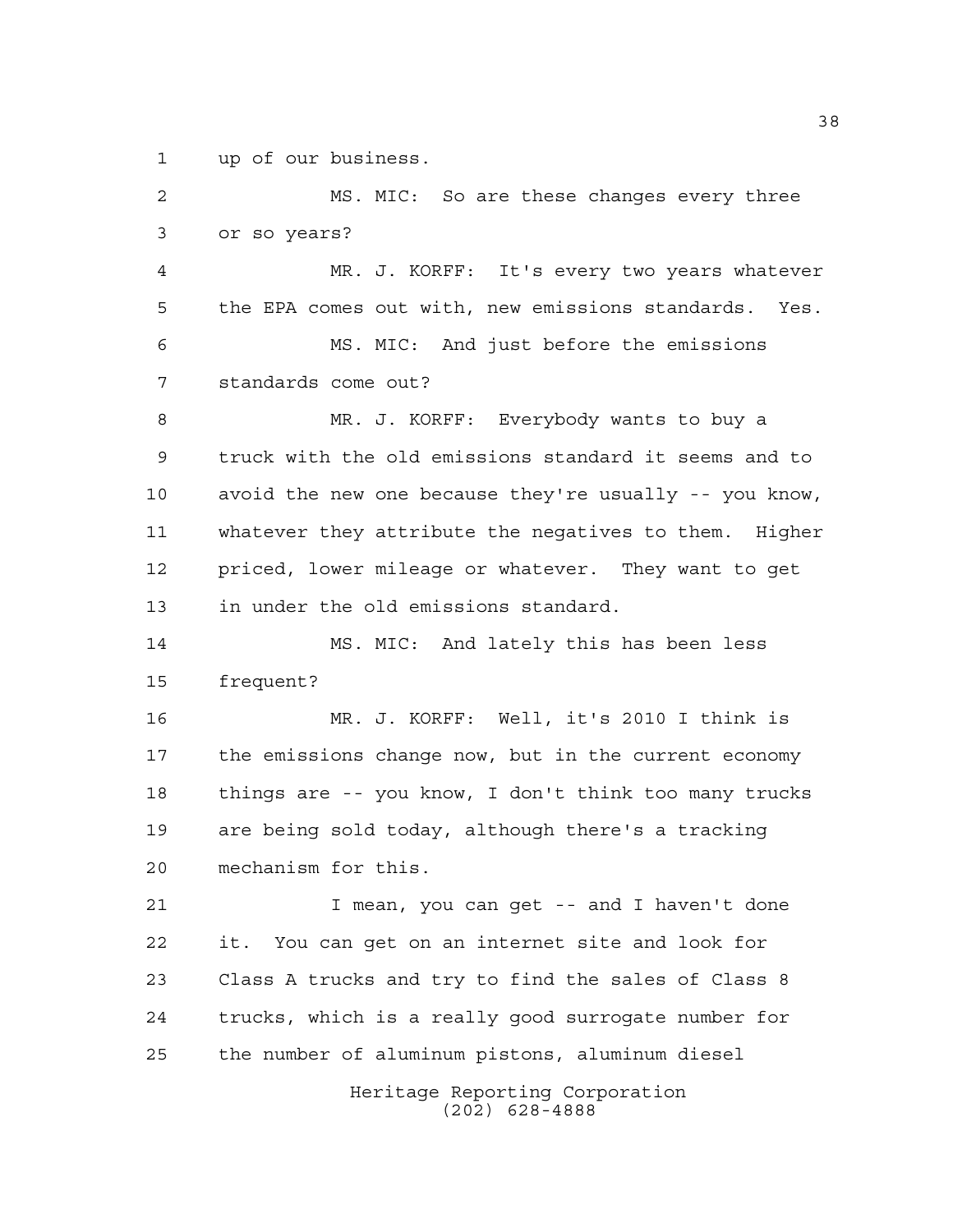up of our business.

MS. MIC: So are these changes every three or so years?

MR. J. KORFF: It's every two years whatever the EPA comes out with, new emissions standards. Yes.

MS. MIC: And just before the emissions standards come out?

MR. J. KORFF: Everybody wants to buy a truck with the old emissions standard it seems and to avoid the new one because they're usually -- you know, whatever they attribute the negatives to them. Higher priced, lower mileage or whatever. They want to get in under the old emissions standard.

MS. MIC: And lately this has been less frequent?

MR. J. KORFF: Well, it's 2010 I think is the emissions change now, but in the current economy things are -- you know, I don't think too many trucks are being sold today, although there's a tracking mechanism for this.

I mean, you can get -- and I haven't done it. You can get on an internet site and look for Class A trucks and try to find the sales of Class 8 trucks, which is a really good surrogate number for the number of aluminum pistons, aluminum diesel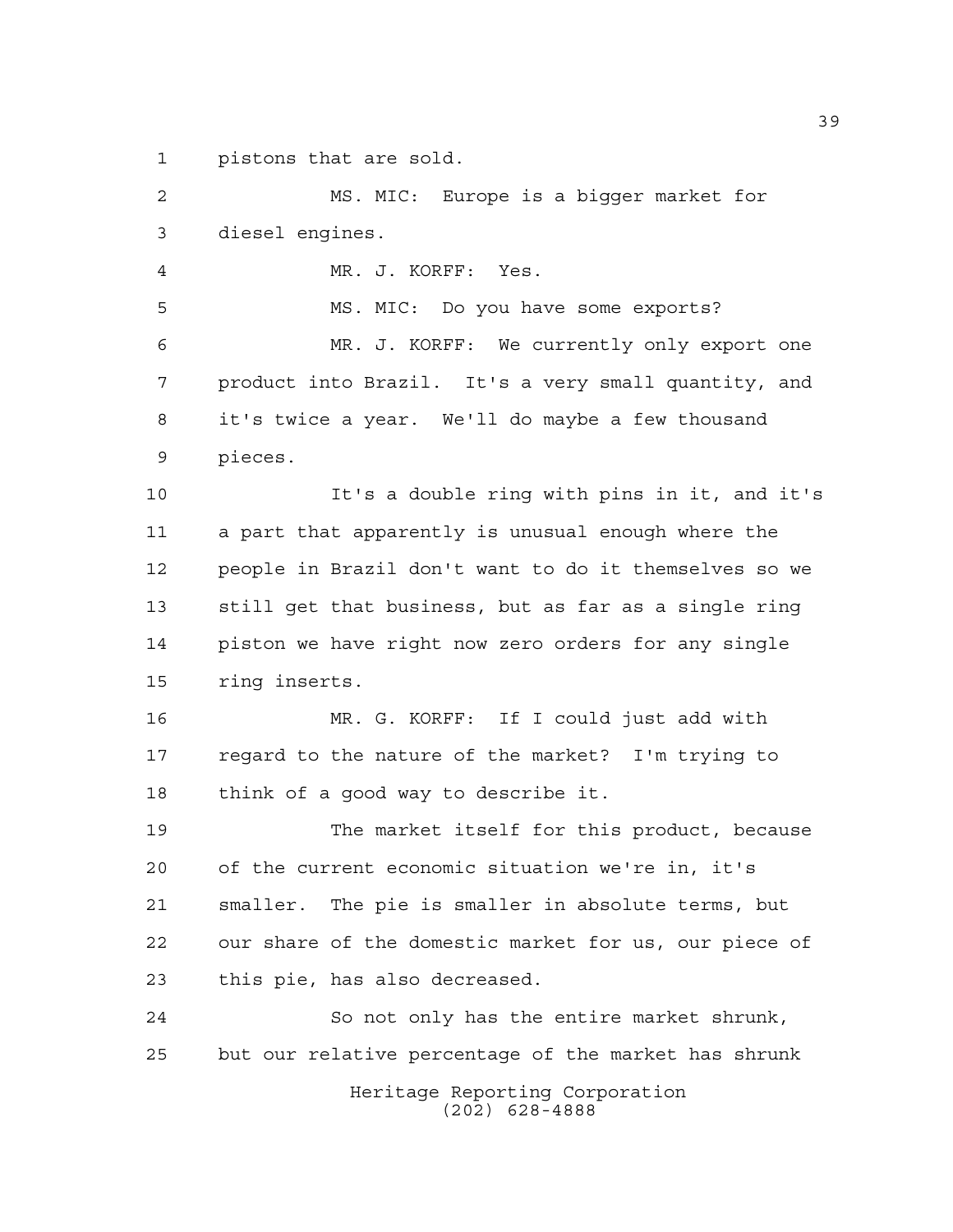pistons that are sold.

MS. MIC: Europe is a bigger market for diesel engines.

MR. J. KORFF: Yes.

MS. MIC: Do you have some exports?

MR. J. KORFF: We currently only export one product into Brazil. It's a very small quantity, and it's twice a year. We'll do maybe a few thousand pieces.

It's a double ring with pins in it, and it's a part that apparently is unusual enough where the people in Brazil don't want to do it themselves so we still get that business, but as far as a single ring piston we have right now zero orders for any single ring inserts.

MR. G. KORFF: If I could just add with regard to the nature of the market? I'm trying to think of a good way to describe it.

The market itself for this product, because of the current economic situation we're in, it's smaller. The pie is smaller in absolute terms, but our share of the domestic market for us, our piece of this pie, has also decreased.

So not only has the entire market shrunk, but our relative percentage of the market has shrunk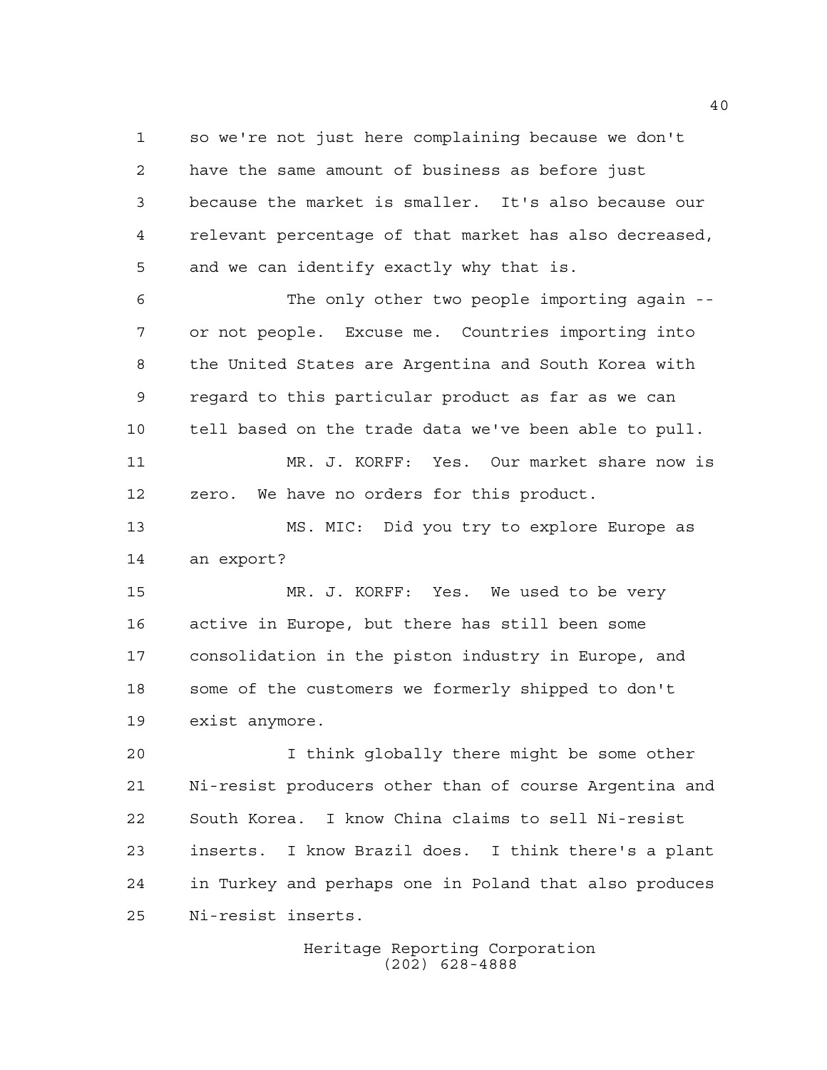so we're not just here complaining because we don't have the same amount of business as before just because the market is smaller. It's also because our relevant percentage of that market has also decreased, and we can identify exactly why that is.

The only other two people importing again -- or not people. Excuse me. Countries importing into the United States are Argentina and South Korea with regard to this particular product as far as we can tell based on the trade data we've been able to pull.

MR. J. KORFF: Yes. Our market share now is zero. We have no orders for this product.

MS. MIC: Did you try to explore Europe as an export?

MR. J. KORFF: Yes. We used to be very active in Europe, but there has still been some consolidation in the piston industry in Europe, and some of the customers we formerly shipped to don't exist anymore.

I think globally there might be some other Ni-resist producers other than of course Argentina and South Korea. I know China claims to sell Ni-resist inserts. I know Brazil does. I think there's a plant in Turkey and perhaps one in Poland that also produces Ni-resist inserts.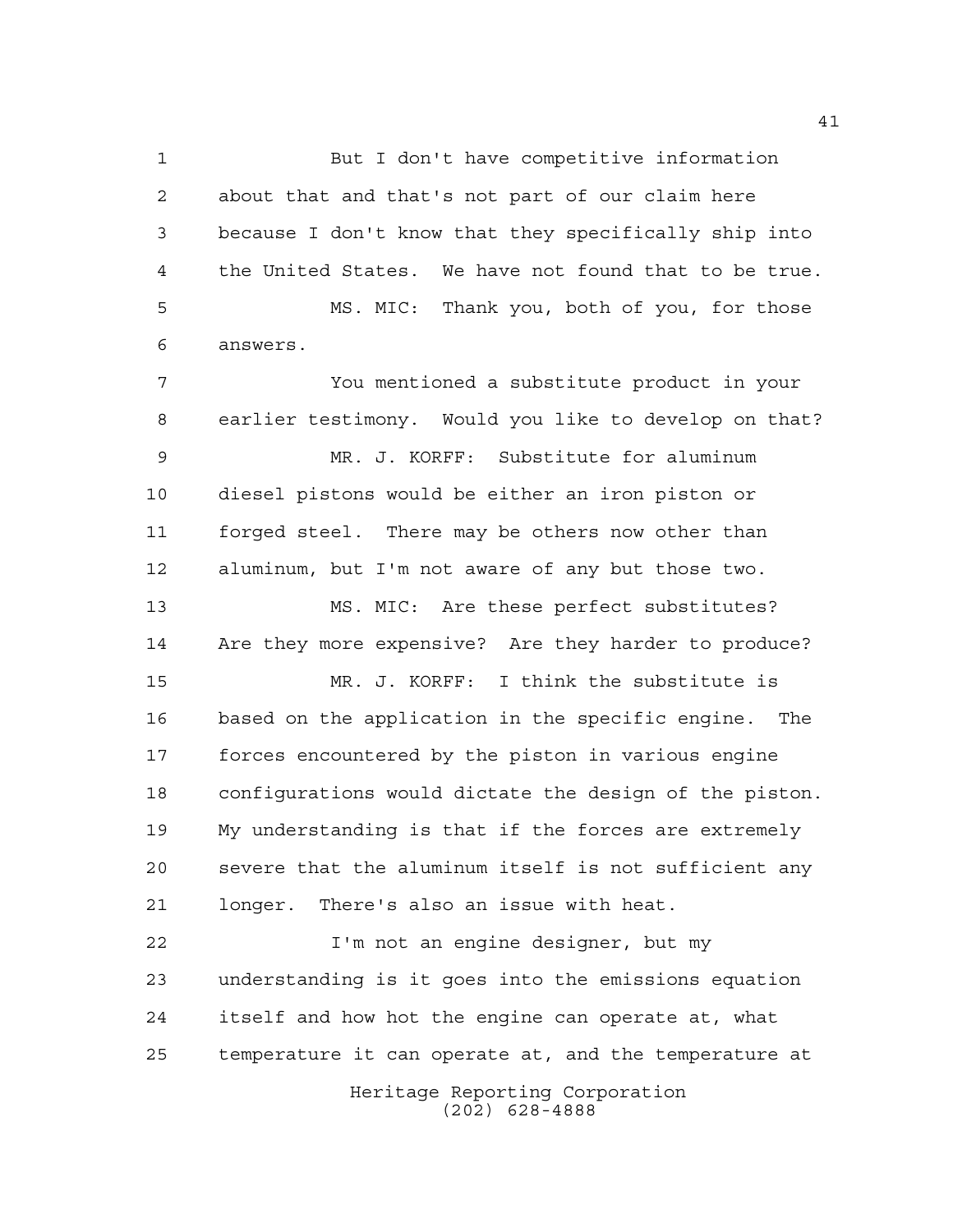But I don't have competitive information about that and that's not part of our claim here because I don't know that they specifically ship into the United States. We have not found that to be true.

MS. MIC: Thank you, both of you, for those answers.

You mentioned a substitute product in your earlier testimony. Would you like to develop on that?

MR. J. KORFF: Substitute for aluminum diesel pistons would be either an iron piston or forged steel. There may be others now other than aluminum, but I'm not aware of any but those two.

MS. MIC: Are these perfect substitutes? Are they more expensive? Are they harder to produce?

MR. J. KORFF: I think the substitute is based on the application in the specific engine. The forces encountered by the piston in various engine configurations would dictate the design of the piston. My understanding is that if the forces are extremely severe that the aluminum itself is not sufficient any longer. There's also an issue with heat.

I'm not an engine designer, but my understanding is it goes into the emissions equation itself and how hot the engine can operate at, what temperature it can operate at, and the temperature at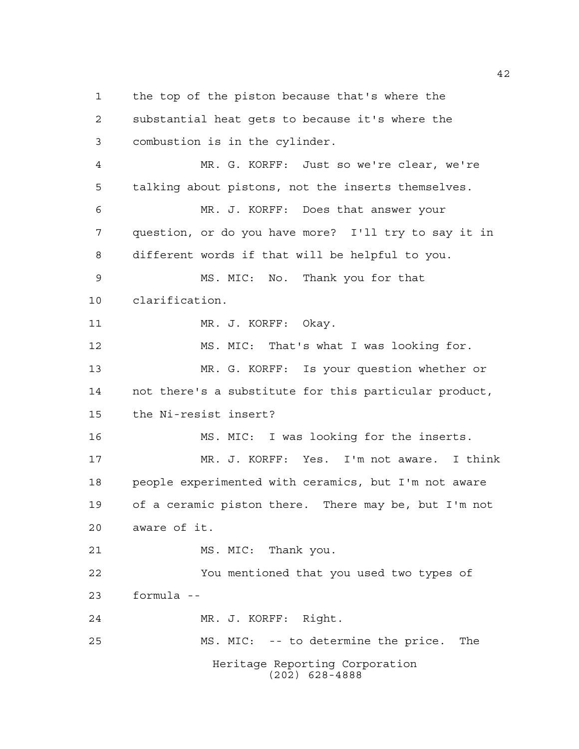the top of the piston because that's where the substantial heat gets to because it's where the combustion is in the cylinder.

MR. G. KORFF: Just so we're clear, we're talking about pistons, not the inserts themselves.

MR. J. KORFF: Does that answer your question, or do you have more? I'll try to say it in different words if that will be helpful to you.

MS. MIC: No. Thank you for that clarification.

MR. J. KORFF: Okay.

MS. MIC: That's what I was looking for.

MR. G. KORFF: Is your question whether or not there's a substitute for this particular product, the Ni-resist insert?

MS. MIC: I was looking for the inserts.

MR. J. KORFF: Yes. I'm not aware. I think people experimented with ceramics, but I'm not aware of a ceramic piston there. There may be, but I'm not aware of it.

MS. MIC: Thank you.

You mentioned that you used two types of formula --

MR. J. KORFF: Right.

MS. MIC: -- to determine the price. The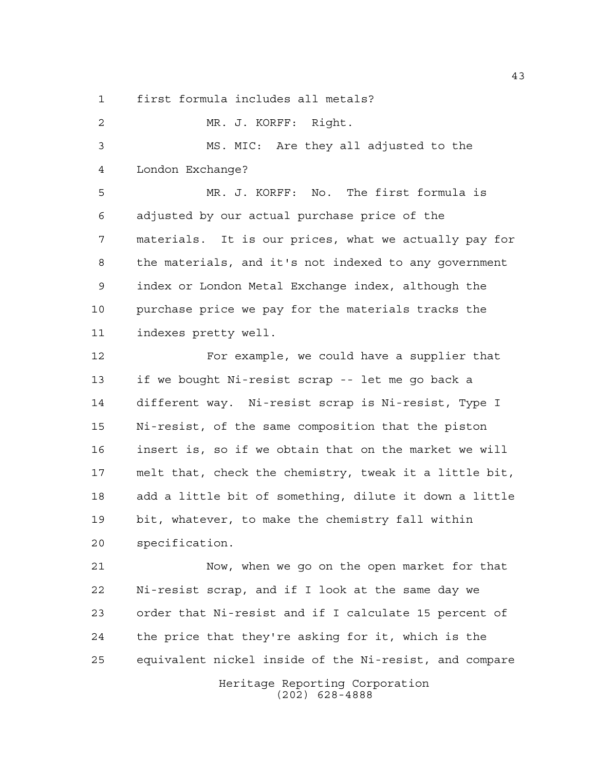first formula includes all metals?

MR. J. KORFF: Right.

MS. MIC: Are they all adjusted to the London Exchange?

MR. J. KORFF: No. The first formula is adjusted by our actual purchase price of the materials. It is our prices, what we actually pay for the materials, and it's not indexed to any government index or London Metal Exchange index, although the purchase price we pay for the materials tracks the indexes pretty well.

For example, we could have a supplier that if we bought Ni-resist scrap -- let me go back a different way. Ni-resist scrap is Ni-resist, Type I Ni-resist, of the same composition that the piston insert is, so if we obtain that on the market we will melt that, check the chemistry, tweak it a little bit, add a little bit of something, dilute it down a little bit, whatever, to make the chemistry fall within specification.

Now, when we go on the open market for that Ni-resist scrap, and if I look at the same day we order that Ni-resist and if I calculate 15 percent of the price that they're asking for it, which is the equivalent nickel inside of the Ni-resist, and compare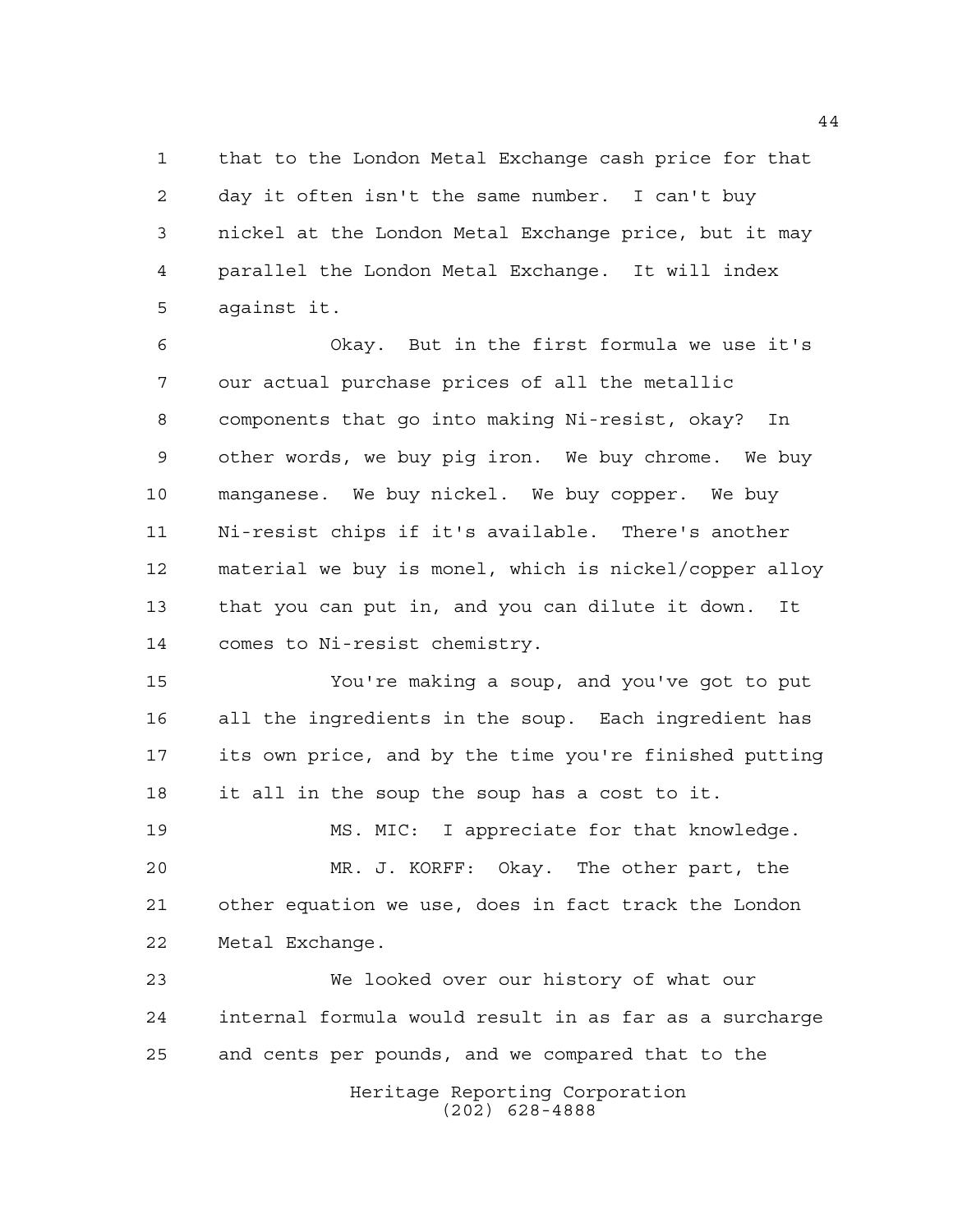that to the London Metal Exchange cash price for that day it often isn't the same number. I can't buy nickel at the London Metal Exchange price, but it may parallel the London Metal Exchange. It will index against it.

Okay. But in the first formula we use it's our actual purchase prices of all the metallic components that go into making Ni-resist, okay? In other words, we buy pig iron. We buy chrome. We buy manganese. We buy nickel. We buy copper. We buy Ni-resist chips if it's available. There's another material we buy is monel, which is nickel/copper alloy that you can put in, and you can dilute it down. It comes to Ni-resist chemistry.

You're making a soup, and you've got to put all the ingredients in the soup. Each ingredient has its own price, and by the time you're finished putting it all in the soup the soup has a cost to it.

MS. MIC: I appreciate for that knowledge.

MR. J. KORFF: Okay. The other part, the other equation we use, does in fact track the London Metal Exchange.

We looked over our history of what our internal formula would result in as far as a surcharge and cents per pounds, and we compared that to the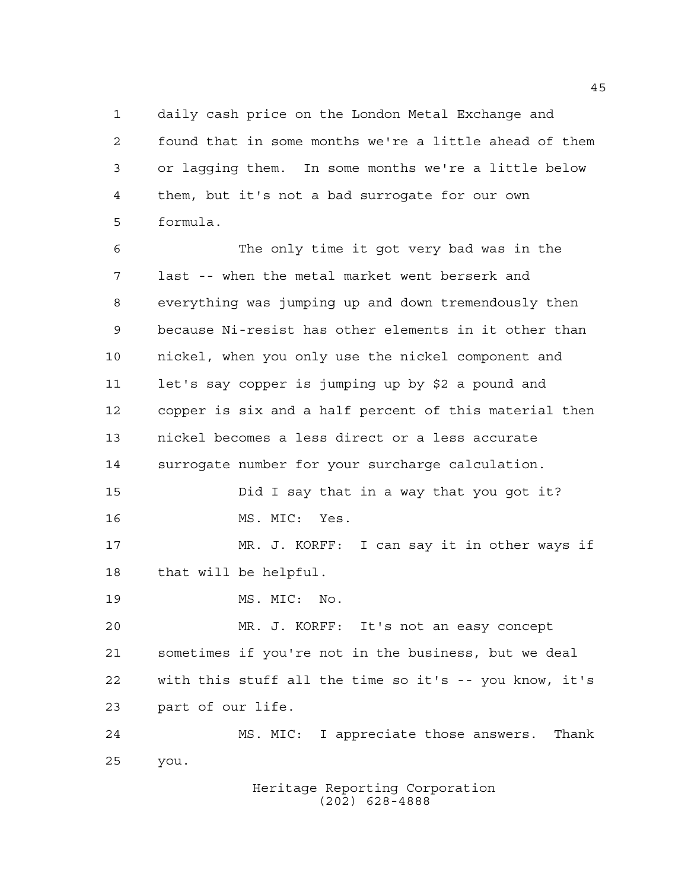daily cash price on the London Metal Exchange and found that in some months we're a little ahead of them or lagging them. In some months we're a little below them, but it's not a bad surrogate for our own formula.

The only time it got very bad was in the last -- when the metal market went berserk and everything was jumping up and down tremendously then because Ni-resist has other elements in it other than nickel, when you only use the nickel component and let's say copper is jumping up by $2 a pound and copper is six and a half percent of this material then nickel becomes a less direct or a less accurate surrogate number for your surcharge calculation.

Did I say that in a way that you got it?

MS. MIC: Yes.

MR. J. KORFF: I can say it in other ways if that will be helpful.

MS. MIC: No.

MR. J. KORFF: It's not an easy concept sometimes if you're not in the business, but we deal with this stuff all the time so it's -- you know, it's part of our life.

MS. MIC: I appreciate those answers. Thank you.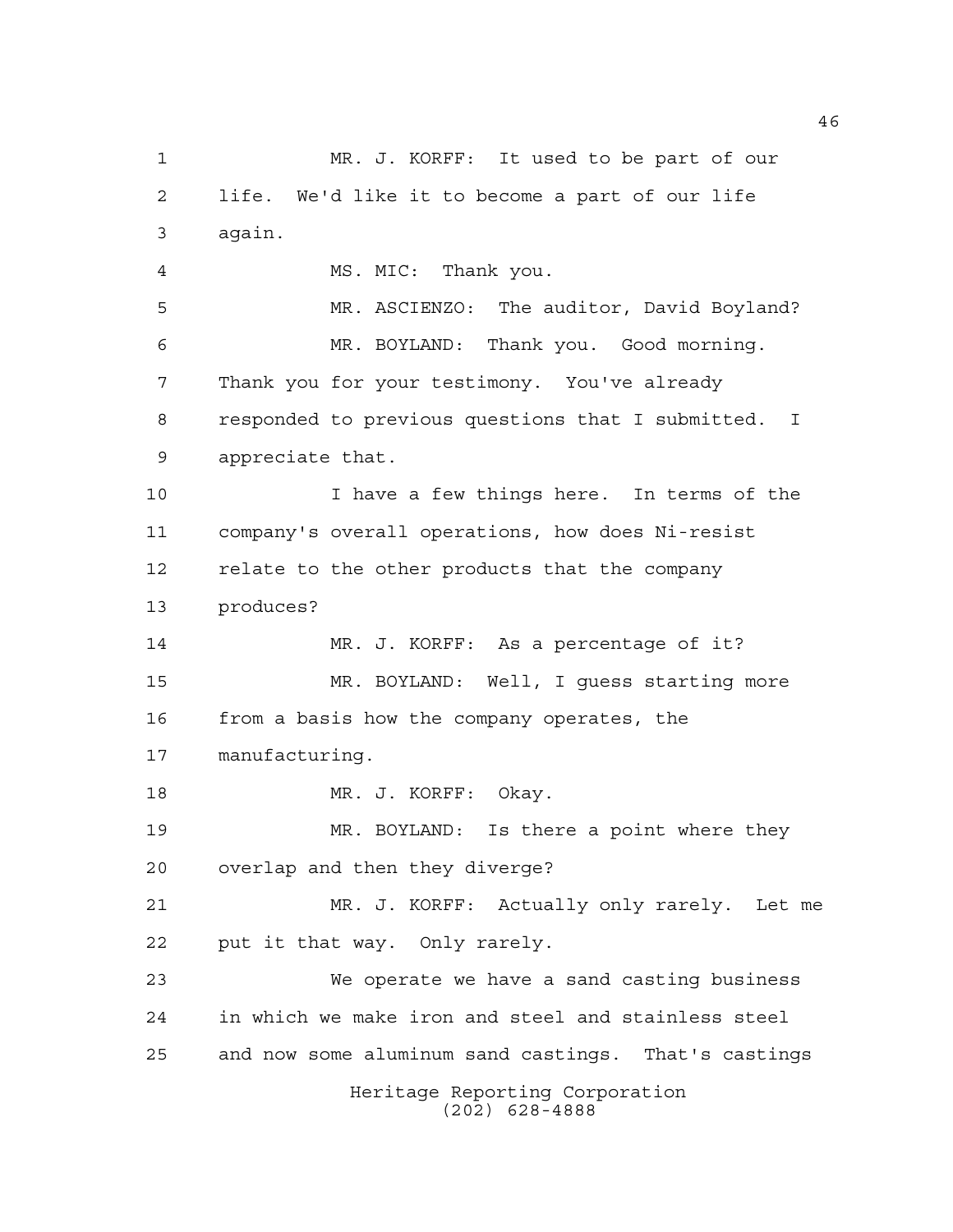MR. J. KORFF: It used to be part of our life. We'd like it to become a part of our life again.

MS. MIC: Thank you.

MR. ASCIENZO: The auditor, David Boyland?

MR. BOYLAND: Thank you. Good morning. Thank you for your testimony. You've already responded to previous questions that I submitted. I appreciate that.

I have a few things here. In terms of the company's overall operations, how does Ni-resist relate to the other products that the company produces?

MR. J. KORFF: As a percentage of it?

MR. BOYLAND: Well, I guess starting more from a basis how the company operates, the manufacturing.

MR. J. KORFF: Okay.

MR. BOYLAND: Is there a point where they overlap and then they diverge?

MR. J. KORFF: Actually only rarely. Let me put it that way. Only rarely.

We operate we have a sand casting business in which we make iron and steel and stainless steel and now some aluminum sand castings. That's castings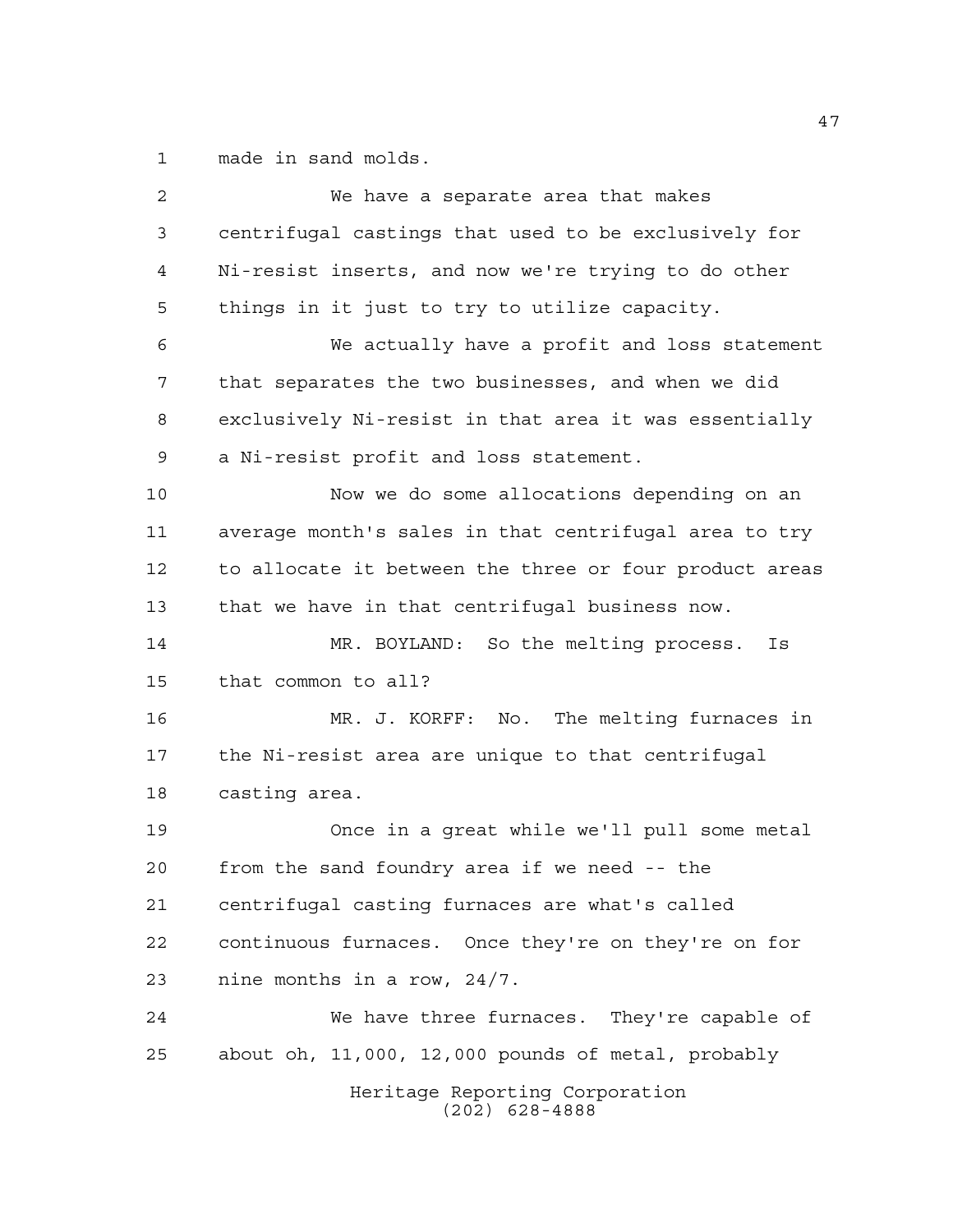made in sand molds.

We have a separate area that makes centrifugal castings that used to be exclusively for Ni-resist inserts, and now we're trying to do other things in it just to try to utilize capacity.

We actually have a profit and loss statement that separates the two businesses, and when we did exclusively Ni-resist in that area it was essentially a Ni-resist profit and loss statement.

Now we do some allocations depending on an average month's sales in that centrifugal area to try to allocate it between the three or four product areas that we have in that centrifugal business now.

MR. BOYLAND: So the melting process. Is that common to all?

MR. J. KORFF: No. The melting furnaces in the Ni-resist area are unique to that centrifugal casting area.

Once in a great while we'll pull some metal from the sand foundry area if we need -- the centrifugal casting furnaces are what's called continuous furnaces. Once they're on they're on for nine months in a row, 24/7.

We have three furnaces. They're capable of about oh, 11,000, 12,000 pounds of metal, probably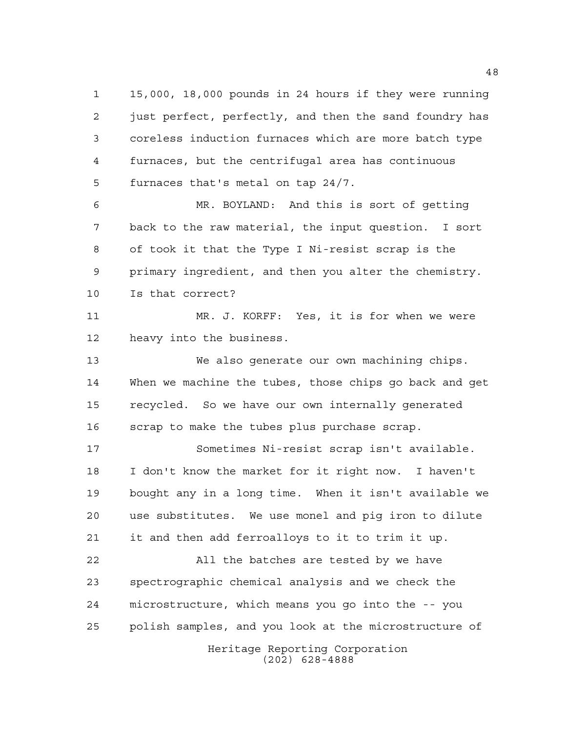15,000, 18,000 pounds in 24 hours if they were running just perfect, perfectly, and then the sand foundry has coreless induction furnaces which are more batch type furnaces, but the centrifugal area has continuous furnaces that's metal on tap 24/7.

MR. BOYLAND: And this is sort of getting back to the raw material, the input question. I sort of took it that the Type I Ni-resist scrap is the primary ingredient, and then you alter the chemistry. Is that correct?

MR. J. KORFF: Yes, it is for when we were heavy into the business.

We also generate our own machining chips. When we machine the tubes, those chips go back and get recycled. So we have our own internally generated scrap to make the tubes plus purchase scrap.

Sometimes Ni-resist scrap isn't available. I don't know the market for it right now. I haven't bought any in a long time. When it isn't available we use substitutes. We use monel and pig iron to dilute it and then add ferroalloys to it to trim it up.

All the batches are tested by we have spectrographic chemical analysis and we check the microstructure, which means you go into the -- you polish samples, and you look at the microstructure of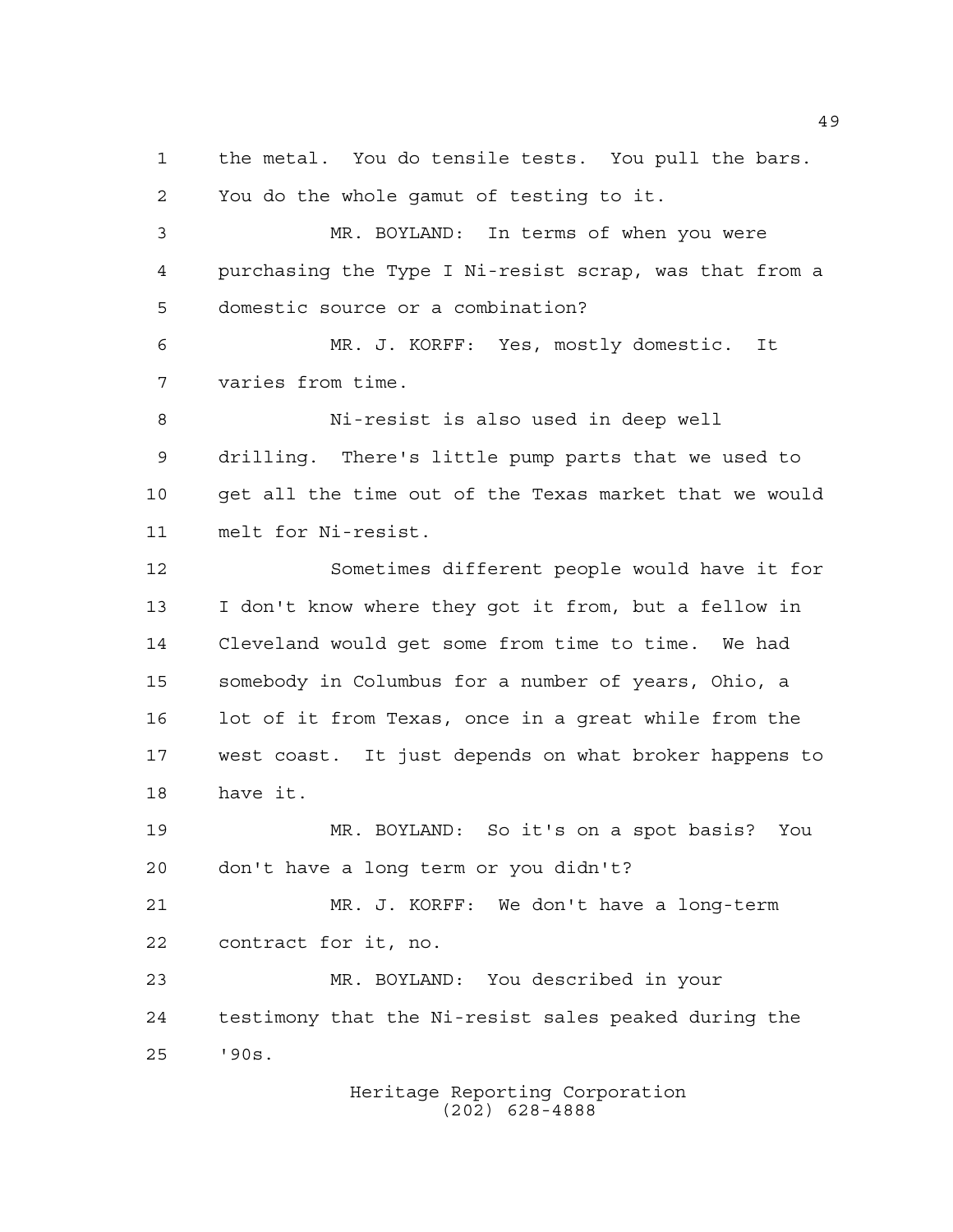the metal. You do tensile tests. You pull the bars. You do the whole gamut of testing to it.

MR. BOYLAND: In terms of when you were purchasing the Type I Ni-resist scrap, was that from a domestic source or a combination?

MR. J. KORFF: Yes, mostly domestic. It varies from time.

Ni-resist is also used in deep well drilling. There's little pump parts that we used to get all the time out of the Texas market that we would melt for Ni-resist.

Sometimes different people would have it for I don't know where they got it from, but a fellow in Cleveland would get some from time to time. We had somebody in Columbus for a number of years, Ohio, a lot of it from Texas, once in a great while from the west coast. It just depends on what broker happens to have it.

MR. BOYLAND: So it's on a spot basis? You don't have a long term or you didn't?

MR. J. KORFF: We don't have a long-term contract for it, no.

MR. BOYLAND: You described in your testimony that the Ni-resist sales peaked during the '90s.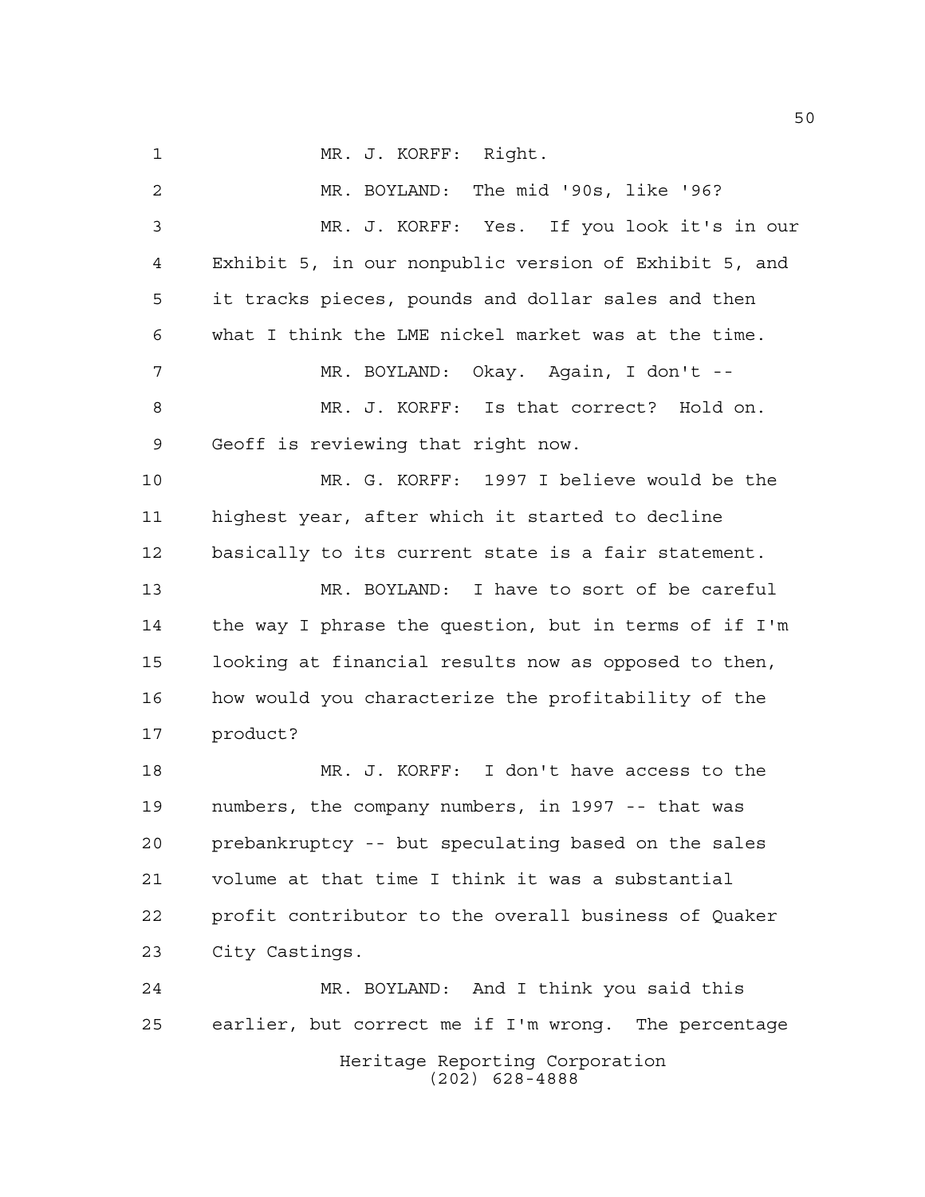MR. J. KORFF: Right.

MR. BOYLAND: The mid '90s, like '96?

MR. J. KORFF: Yes. If you look it's in our Exhibit 5, in our nonpublic version of Exhibit 5, and it tracks pieces, pounds and dollar sales and then what I think the LME nickel market was at the time.

MR. BOYLAND: Okay. Again, I don't --

MR. J. KORFF: Is that correct? Hold on. Geoff is reviewing that right now.

MR. G. KORFF: 1997 I believe would be the highest year, after which it started to decline basically to its current state is a fair statement.

MR. BOYLAND: I have to sort of be careful the way I phrase the question, but in terms of if I'm looking at financial results now as opposed to then, how would you characterize the profitability of the product?

MR. J. KORFF: I don't have access to the numbers, the company numbers, in 1997 -- that was prebankruptcy -- but speculating based on the sales volume at that time I think it was a substantial profit contributor to the overall business of Quaker City Castings.

MR. BOYLAND: And I think you said this earlier, but correct me if I'm wrong. The percentage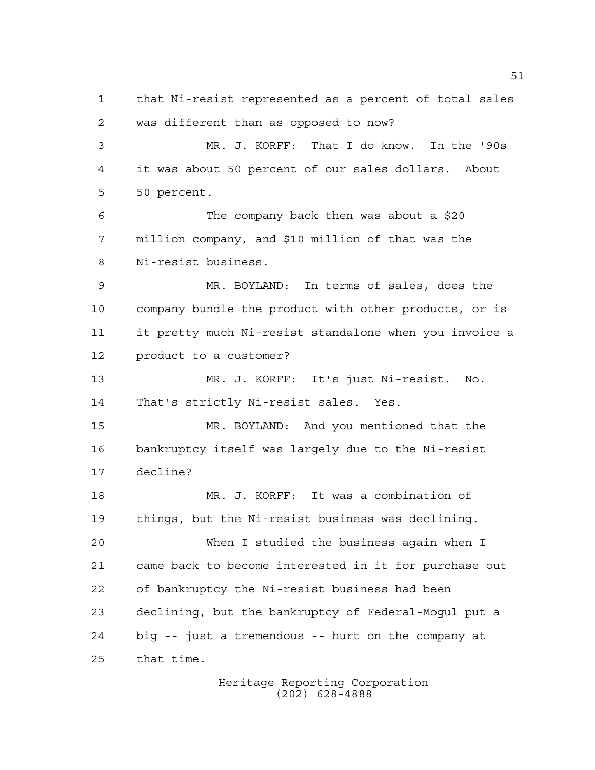that Ni-resist represented as a percent of total sales was different than as opposed to now?

MR. J. KORFF: That I do know. In the '90s it was about 50 percent of our sales dollars. About 50 percent.

The company back then was about a $20 million company, and $10 million of that was the Ni-resist business.

MR. BOYLAND: In terms of sales, does the company bundle the product with other products, or is it pretty much Ni-resist standalone when you invoice a product to a customer?

MR. J. KORFF: It's just Ni-resist. No. That's strictly Ni-resist sales. Yes.

MR. BOYLAND: And you mentioned that the bankruptcy itself was largely due to the Ni-resist decline?

MR. J. KORFF: It was a combination of things, but the Ni-resist business was declining.

When I studied the business again when I came back to become interested in it for purchase out of bankruptcy the Ni-resist business had been declining, but the bankruptcy of Federal-Mogul put a big -- just a tremendous -- hurt on the company at that time.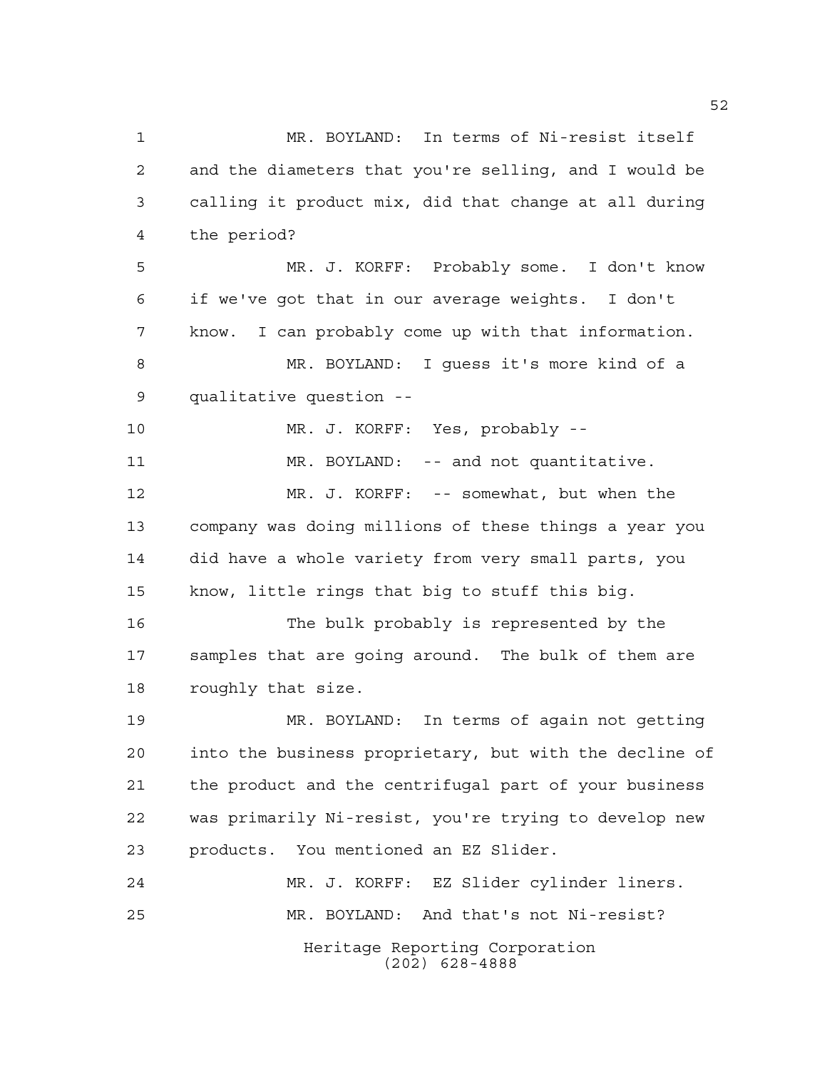MR. BOYLAND: In terms of Ni-resist itself and the diameters that you're selling, and I would be calling it product mix, did that change at all during the period?

MR. J. KORFF: Probably some. I don't know if we've got that in our average weights. I don't know. I can probably come up with that information.

MR. BOYLAND: I guess it's more kind of a qualitative question --

MR. J. KORFF: Yes, probably --

MR. BOYLAND: -- and not quantitative.

MR. J. KORFF: -- somewhat, but when the company was doing millions of these things a year you did have a whole variety from very small parts, you know, little rings that big to stuff this big.

The bulk probably is represented by the samples that are going around. The bulk of them are roughly that size.

MR. BOYLAND: In terms of again not getting into the business proprietary, but with the decline of the product and the centrifugal part of your business was primarily Ni-resist, you're trying to develop new products. You mentioned an EZ Slider.

MR. J. KORFF: EZ Slider cylinder liners.

MR. BOYLAND: And that's not Ni-resist?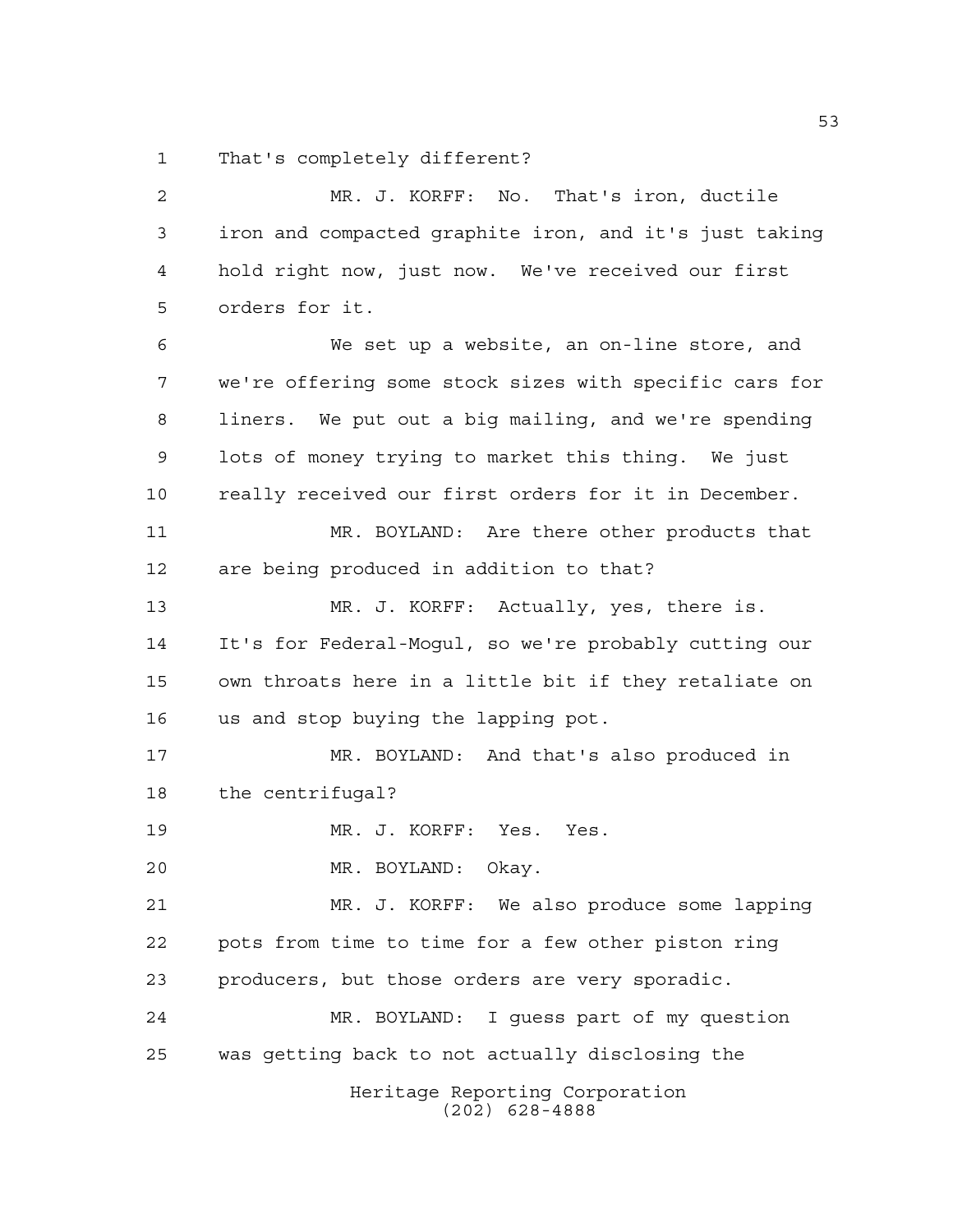That's completely different?

MR. J. KORFF: No. That's iron, ductile iron and compacted graphite iron, and it's just taking hold right now, just now. We've received our first orders for it.

We set up a website, an on-line store, and we're offering some stock sizes with specific cars for liners. We put out a big mailing, and we're spending lots of money trying to market this thing. We just really received our first orders for it in December.

MR. BOYLAND: Are there other products that are being produced in addition to that?

MR. J. KORFF: Actually, yes, there is. It's for Federal-Mogul, so we're probably cutting our own throats here in a little bit if they retaliate on us and stop buying the lapping pot.

MR. BOYLAND: And that's also produced in the centrifugal?

MR. J. KORFF: Yes. Yes.

MR. BOYLAND: Okay.

MR. J. KORFF: We also produce some lapping pots from time to time for a few other piston ring producers, but those orders are very sporadic.

MR. BOYLAND: I guess part of my question was getting back to not actually disclosing the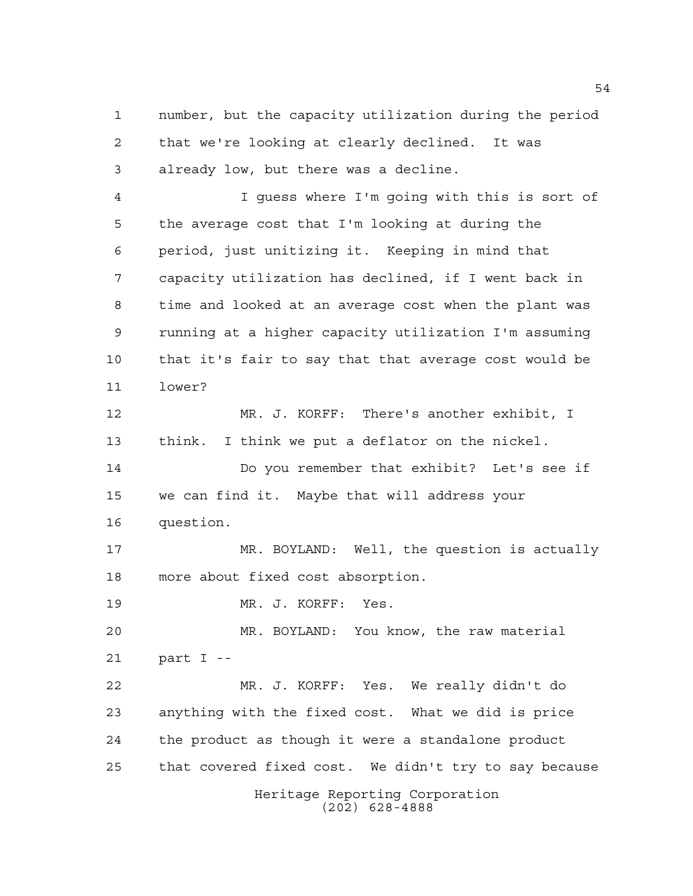number, but the capacity utilization during the period that we're looking at clearly declined. It was already low, but there was a decline.

I guess where I'm going with this is sort of the average cost that I'm looking at during the period, just unitizing it. Keeping in mind that capacity utilization has declined, if I went back in time and looked at an average cost when the plant was running at a higher capacity utilization I'm assuming that it's fair to say that that average cost would be lower?

MR. J. KORFF: There's another exhibit, I think. I think we put a deflator on the nickel.

Do you remember that exhibit? Let's see if we can find it. Maybe that will address your question.

MR. BOYLAND: Well, the question is actually more about fixed cost absorption.

MR. J. KORFF: Yes.

MR. BOYLAND: You know, the raw material part I --

MR. J. KORFF: Yes. We really didn't do anything with the fixed cost. What we did is price the product as though it were a standalone product that covered fixed cost. We didn't try to say because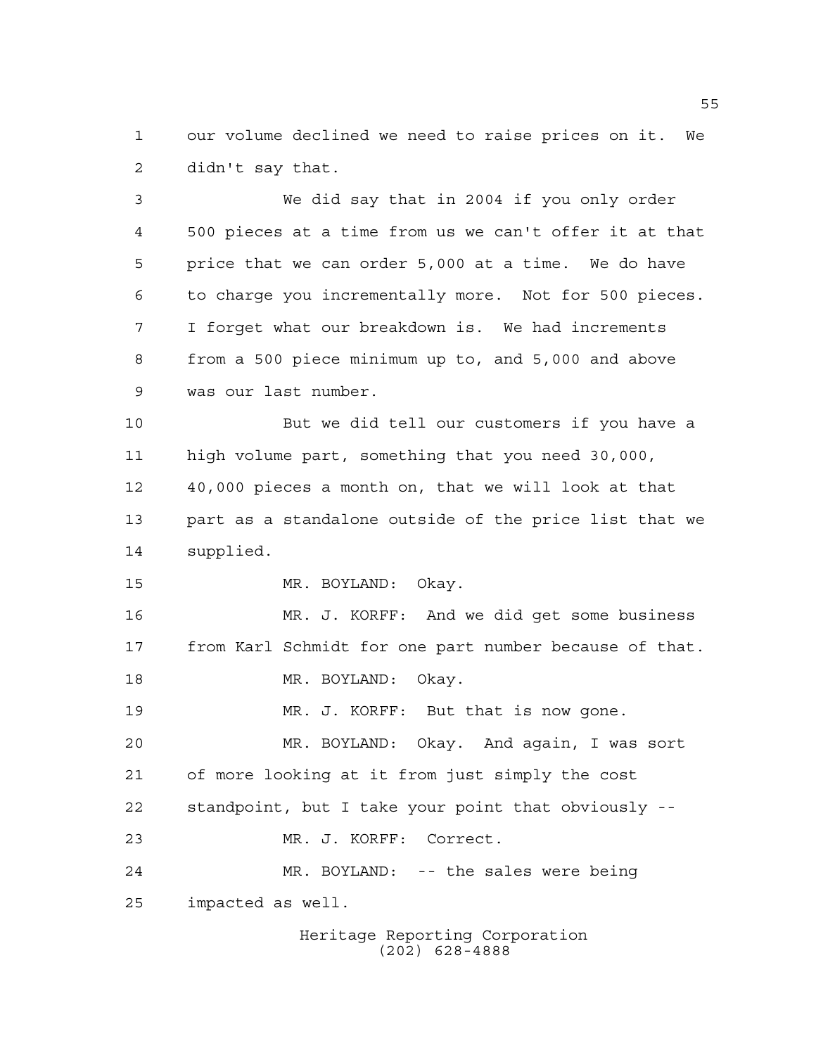our volume declined we need to raise prices on it. We didn't say that.

We did say that in 2004 if you only order 500 pieces at a time from us we can't offer it at that price that we can order 5,000 at a time. We do have to charge you incrementally more. Not for 500 pieces. I forget what our breakdown is. We had increments from a 500 piece minimum up to, and 5,000 and above was our last number.

But we did tell our customers if you have a high volume part, something that you need 30,000, 40,000 pieces a month on, that we will look at that part as a standalone outside of the price list that we supplied.

MR. BOYLAND: Okay.

MR. J. KORFF: And we did get some business from Karl Schmidt for one part number because of that.

MR. BOYLAND: Okay.

MR. J. KORFF: But that is now gone.

MR. BOYLAND: Okay. And again, I was sort of more looking at it from just simply the cost standpoint, but I take your point that obviously --

MR. J. KORFF: Correct.

MR. BOYLAND: -- the sales were being impacted as well.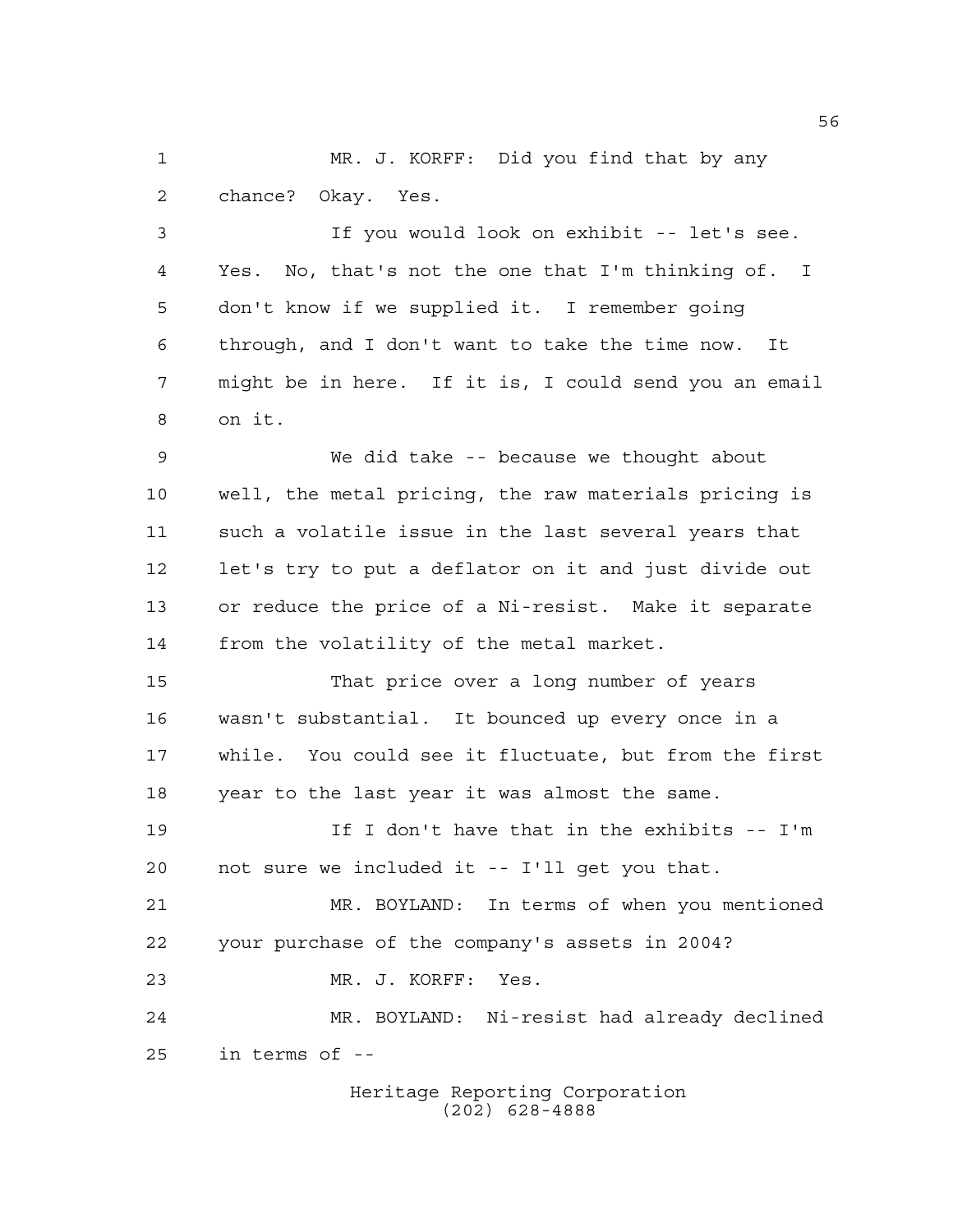MR. J. KORFF: Did you find that by any chance? Okay. Yes.

If you would look on exhibit -- let's see. Yes. No, that's not the one that I'm thinking of. I don't know if we supplied it. I remember going through, and I don't want to take the time now. It might be in here. If it is, I could send you an email on it.

We did take -- because we thought about well, the metal pricing, the raw materials pricing is such a volatile issue in the last several years that let's try to put a deflator on it and just divide out or reduce the price of a Ni-resist. Make it separate from the volatility of the metal market.

That price over a long number of years wasn't substantial. It bounced up every once in a while. You could see it fluctuate, but from the first year to the last year it was almost the same.

If I don't have that in the exhibits -- I'm not sure we included it -- I'll get you that.

MR. BOYLAND: In terms of when you mentioned your purchase of the company's assets in 2004?

MR. J. KORFF: Yes.

MR. BOYLAND: Ni-resist had already declined in terms of --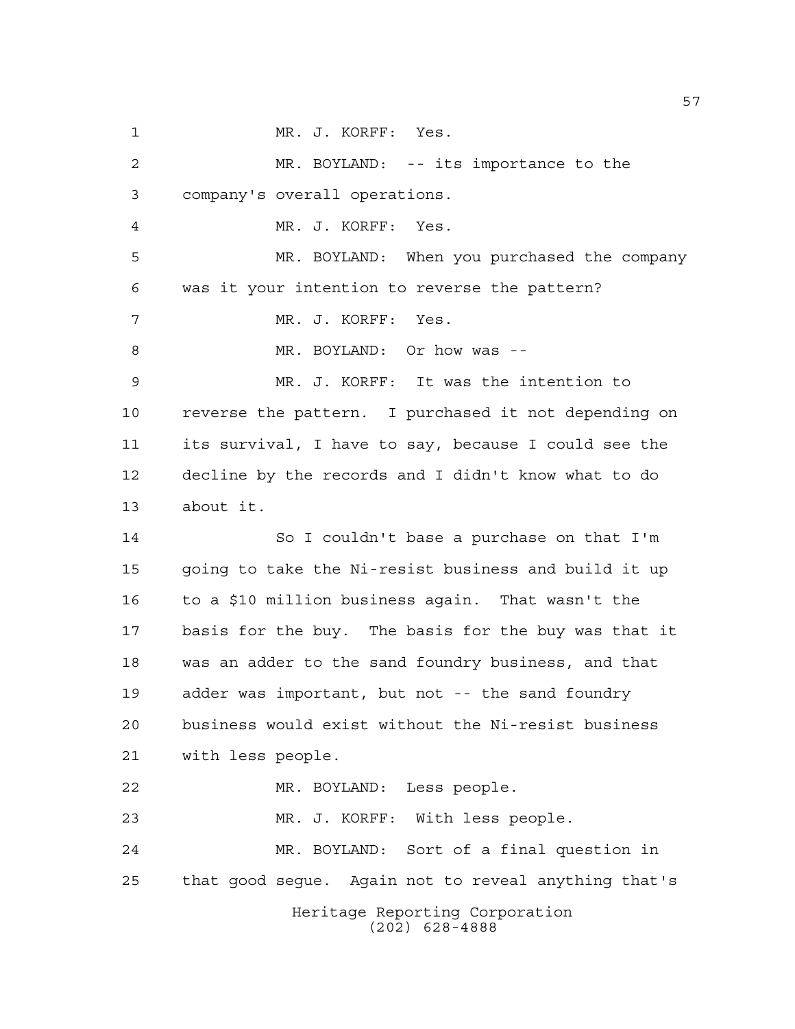MR. J. KORFF: Yes.

MR. BOYLAND: -- its importance to the company's overall operations.

MR. J. KORFF: Yes.

MR. BOYLAND: When you purchased the company was it your intention to reverse the pattern?

MR. J. KORFF: Yes.

MR. BOYLAND: Or how was --

MR. J. KORFF: It was the intention to reverse the pattern. I purchased it not depending on its survival, I have to say, because I could see the decline by the records and I didn't know what to do about it.

So I couldn't base a purchase on that I'm going to take the Ni-resist business and build it up to a $10 million business again. That wasn't the basis for the buy. The basis for the buy was that it was an adder to the sand foundry business, and that adder was important, but not -- the sand foundry business would exist without the Ni-resist business with less people.

MR. BOYLAND: Less people.

MR. J. KORFF: With less people.

MR. BOYLAND: Sort of a final question in that good segue. Again not to reveal anything that's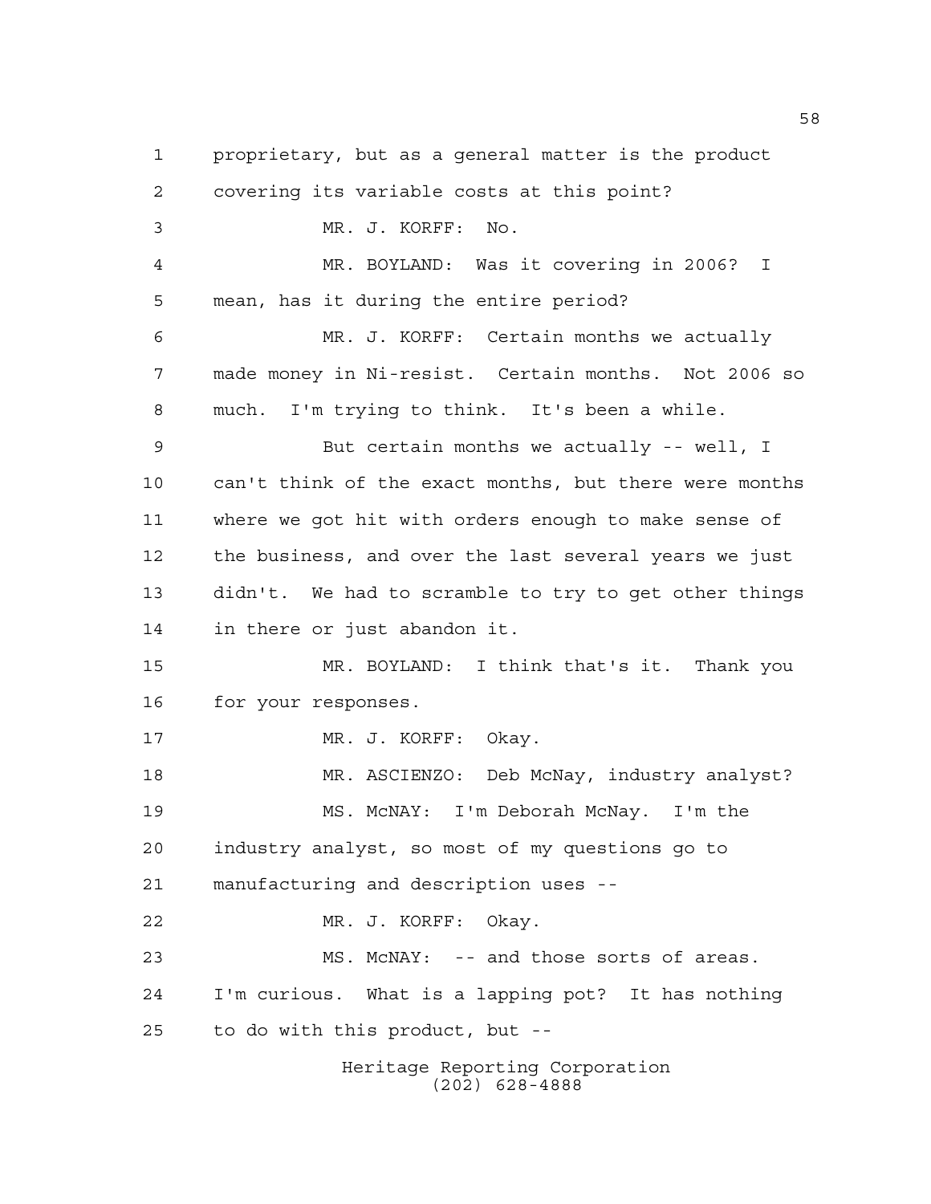proprietary, but as a general matter is the product covering its variable costs at this point?

MR. J. KORFF: No.

MR. BOYLAND: Was it covering in 2006? I mean, has it during the entire period?

MR. J. KORFF: Certain months we actually made money in Ni-resist. Certain months. Not 2006 so much. I'm trying to think. It's been a while.

But certain months we actually -- well, I can't think of the exact months, but there were months where we got hit with orders enough to make sense of the business, and over the last several years we just didn't. We had to scramble to try to get other things in there or just abandon it.

MR. BOYLAND: I think that's it. Thank you for your responses.

MR. J. KORFF: Okay.

MR. ASCIENZO: Deb McNay, industry analyst?

MS. McNAY: I'm Deborah McNay. I'm the industry analyst, so most of my questions go to manufacturing and description uses --

MR. J. KORFF: Okay.

MS. McNAY: -- and those sorts of areas. I'm curious. What is a lapping pot? It has nothing to do with this product, but --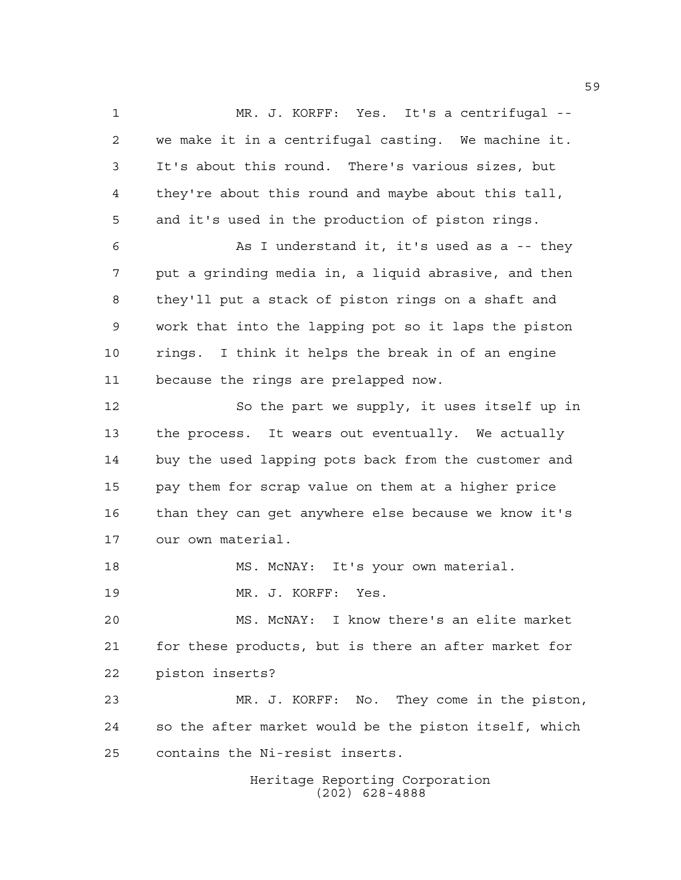MR. J. KORFF: Yes. It's a centrifugal -- we make it in a centrifugal casting. We machine it. It's about this round. There's various sizes, but they're about this round and maybe about this tall, and it's used in the production of piston rings.

As I understand it, it's used as a -- they put a grinding media in, a liquid abrasive, and then they'll put a stack of piston rings on a shaft and work that into the lapping pot so it laps the piston rings. I think it helps the break in of an engine because the rings are prelapped now.

So the part we supply, it uses itself up in the process. It wears out eventually. We actually buy the used lapping pots back from the customer and pay them for scrap value on them at a higher price than they can get anywhere else because we know it's our own material.

MS. McNAY: It's your own material.

MR. J. KORFF: Yes.

MS. McNAY: I know there's an elite market for these products, but is there an after market for piston inserts?

MR. J. KORFF: No. They come in the piston, so the after market would be the piston itself, which contains the Ni-resist inserts.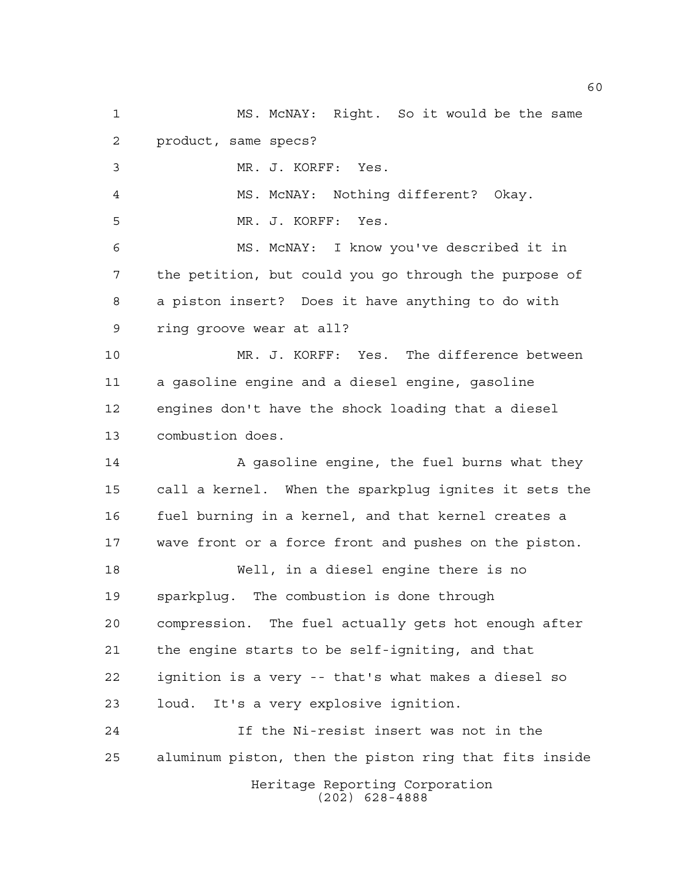MS. McNAY: Right. So it would be the same product, same specs?

MR. J. KORFF: Yes.

MS. McNAY: Nothing different? Okay.

MR. J. KORFF: Yes.

MS. McNAY: I know you've described it in the petition, but could you go through the purpose of a piston insert? Does it have anything to do with ring groove wear at all?

MR. J. KORFF: Yes. The difference between a gasoline engine and a diesel engine, gasoline engines don't have the shock loading that a diesel combustion does.

A gasoline engine, the fuel burns what they call a kernel. When the sparkplug ignites it sets the fuel burning in a kernel, and that kernel creates a wave front or a force front and pushes on the piston.

Well, in a diesel engine there is no sparkplug. The combustion is done through compression. The fuel actually gets hot enough after the engine starts to be self-igniting, and that ignition is a very -- that's what makes a diesel so loud. It's a very explosive ignition.

If the Ni-resist insert was not in the aluminum piston, then the piston ring that fits inside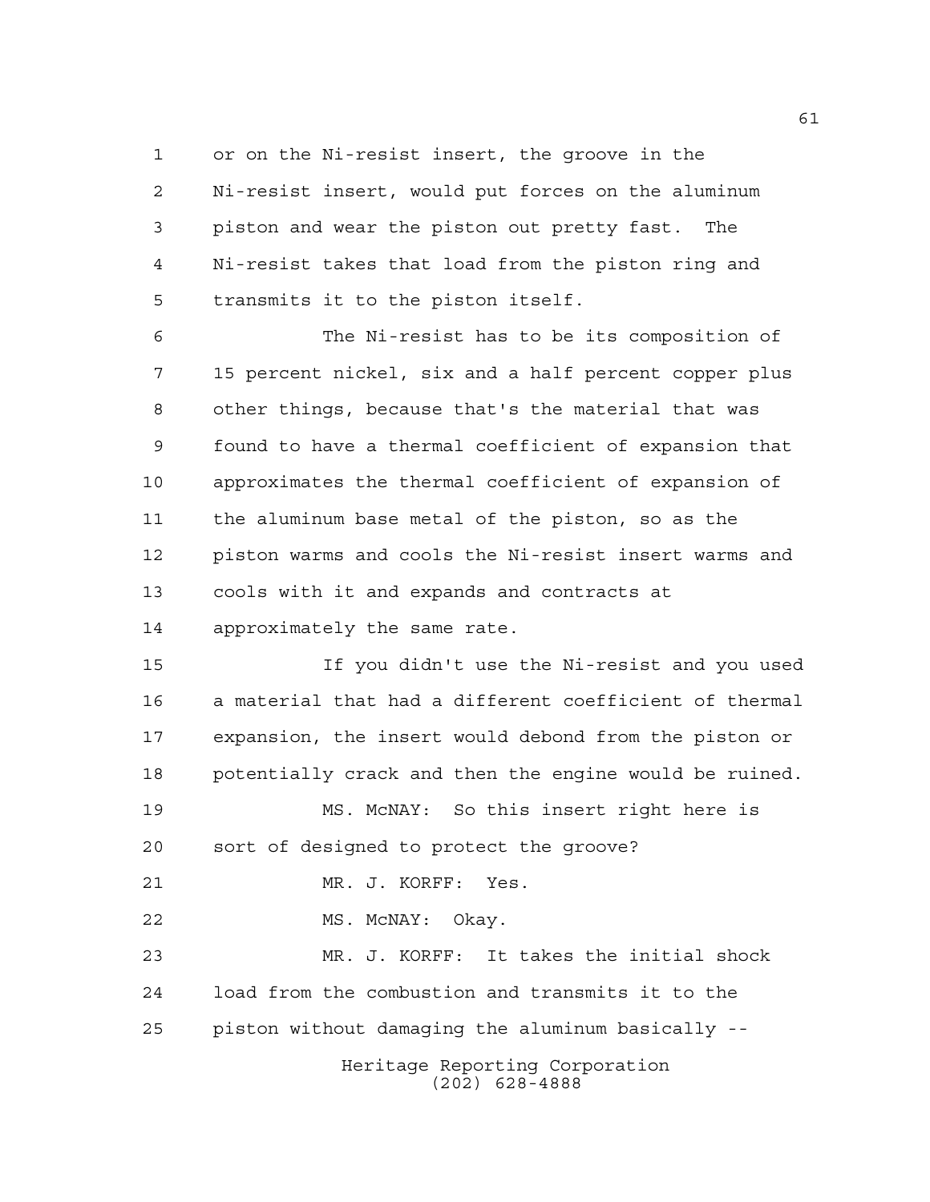or on the Ni-resist insert, the groove in the Ni-resist insert, would put forces on the aluminum piston and wear the piston out pretty fast. The Ni-resist takes that load from the piston ring and transmits it to the piston itself.

The Ni-resist has to be its composition of 15 percent nickel, six and a half percent copper plus other things, because that's the material that was found to have a thermal coefficient of expansion that approximates the thermal coefficient of expansion of the aluminum base metal of the piston, so as the piston warms and cools the Ni-resist insert warms and cools with it and expands and contracts at approximately the same rate.

If you didn't use the Ni-resist and you used a material that had a different coefficient of thermal expansion, the insert would debond from the piston or potentially crack and then the engine would be ruined.

MS. McNAY: So this insert right here is sort of designed to protect the groove?

MR. J. KORFF: Yes.

MS. McNAY: Okay.

MR. J. KORFF: It takes the initial shock load from the combustion and transmits it to the piston without damaging the aluminum basically --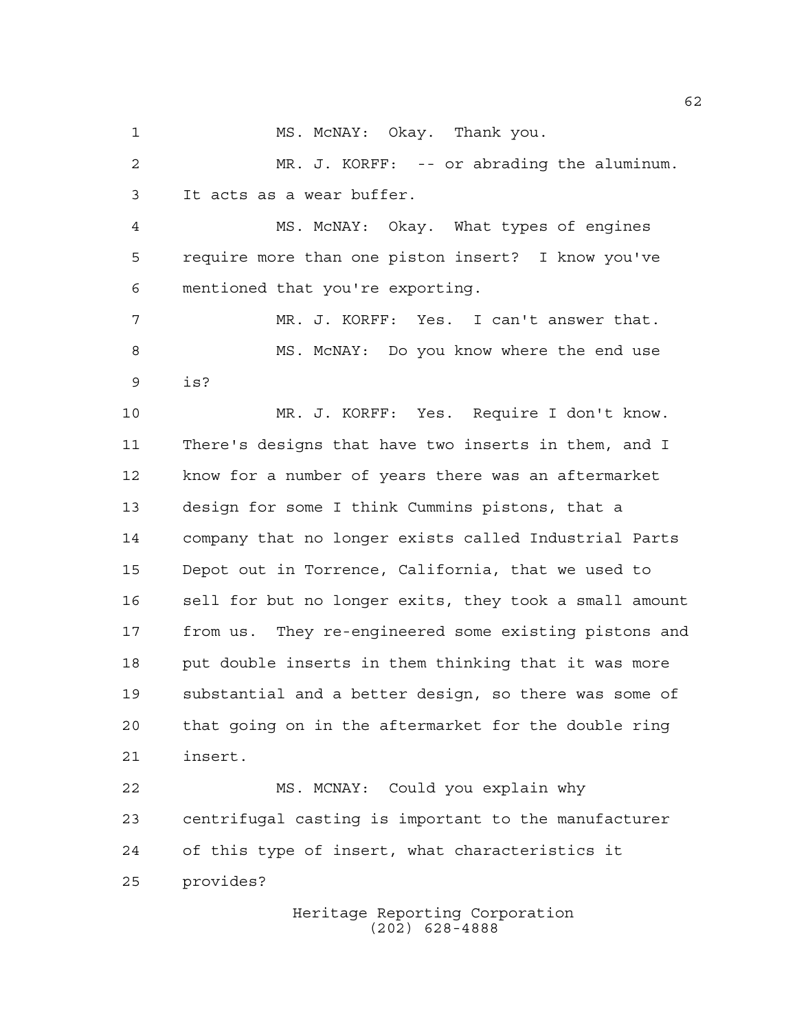MS. McNAY: Okay. Thank you.

MR. J. KORFF: -- or abrading the aluminum. It acts as a wear buffer.

MS. McNAY: Okay. What types of engines require more than one piston insert? I know you've mentioned that you're exporting.

MR. J. KORFF: Yes. I can't answer that.

MS. McNAY: Do you know where the end use is?

MR. J. KORFF: Yes. Require I don't know. There's designs that have two inserts in them, and I know for a number of years there was an aftermarket design for some I think Cummins pistons, that a company that no longer exists called Industrial Parts Depot out in Torrence, California, that we used to sell for but no longer exits, they took a small amount from us. They re-engineered some existing pistons and put double inserts in them thinking that it was more substantial and a better design, so there was some of that going on in the aftermarket for the double ring insert.

MS. MCNAY: Could you explain why centrifugal casting is important to the manufacturer of this type of insert, what characteristics it provides?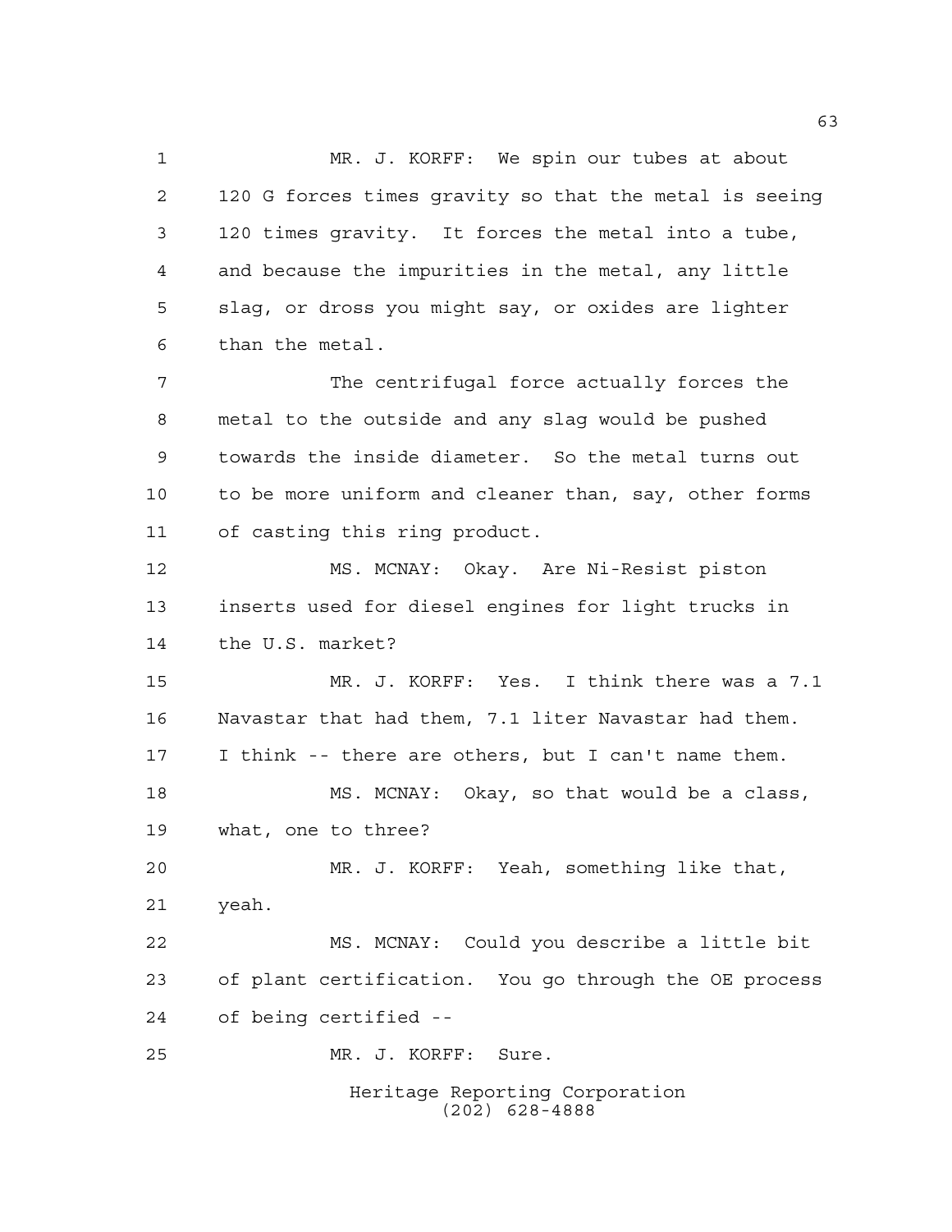MR. J. KORFF: We spin our tubes at about 120 G forces times gravity so that the metal is seeing 120 times gravity. It forces the metal into a tube, and because the impurities in the metal, any little slag, or dross you might say, or oxides are lighter than the metal.

The centrifugal force actually forces the metal to the outside and any slag would be pushed towards the inside diameter. So the metal turns out to be more uniform and cleaner than, say, other forms of casting this ring product.

MS. MCNAY: Okay. Are Ni-Resist piston inserts used for diesel engines for light trucks in the U.S. market?

MR. J. KORFF: Yes. I think there was a 7.1 Navastar that had them, 7.1 liter Navastar had them. I think -- there are others, but I can't name them.

MS. MCNAY: Okay, so that would be a class, what, one to three?

MR. J. KORFF: Yeah, something like that, yeah.

MS. MCNAY: Could you describe a little bit of plant certification. You go through the OE process of being certified --

MR. J. KORFF: Sure.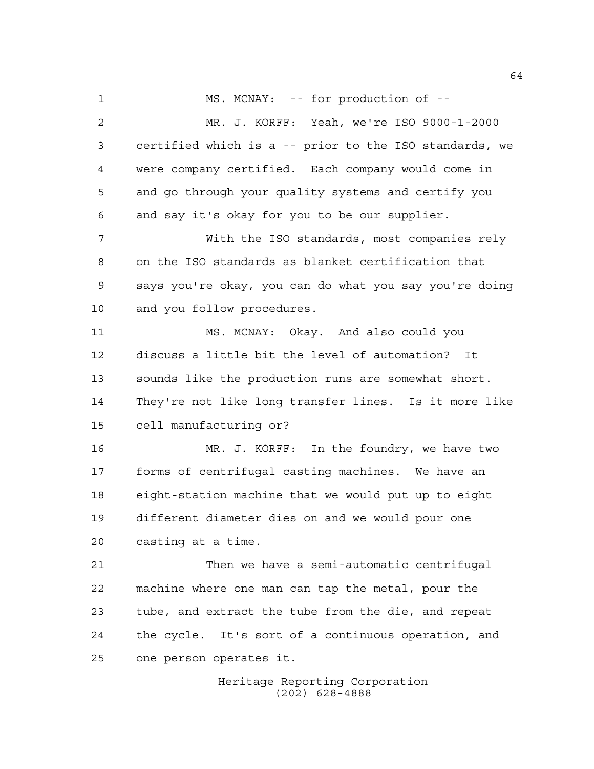MS. MCNAY: -- for production of --

MR. J. KORFF: Yeah, we're ISO 9000-1-2000 certified which is a -- prior to the ISO standards, we were company certified. Each company would come in and go through your quality systems and certify you and say it's okay for you to be our supplier.

With the ISO standards, most companies rely on the ISO standards as blanket certification that says you're okay, you can do what you say you're doing and you follow procedures.

MS. MCNAY: Okay. And also could you discuss a little bit the level of automation? It sounds like the production runs are somewhat short. They're not like long transfer lines. Is it more like cell manufacturing or?

MR. J. KORFF: In the foundry, we have two forms of centrifugal casting machines. We have an eight-station machine that we would put up to eight different diameter dies on and we would pour one casting at a time.

Then we have a semi-automatic centrifugal machine where one man can tap the metal, pour the tube, and extract the tube from the die, and repeat the cycle. It's sort of a continuous operation, and one person operates it.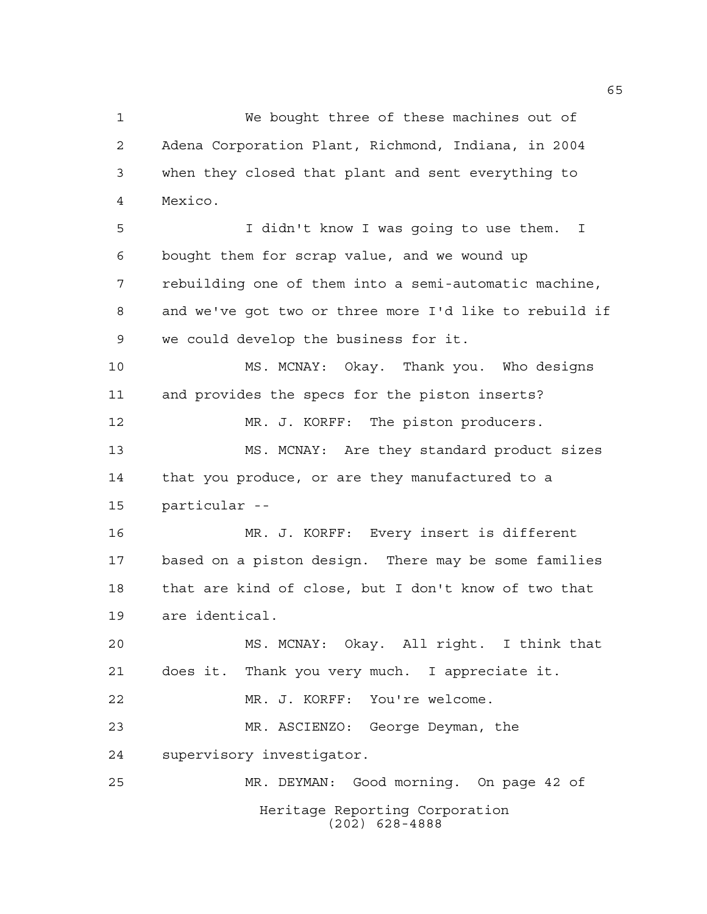We bought three of these machines out of Adena Corporation Plant, Richmond, Indiana, in 2004 when they closed that plant and sent everything to Mexico.

I didn't know I was going to use them. I bought them for scrap value, and we wound up rebuilding one of them into a semi-automatic machine, and we've got two or three more I'd like to rebuild if we could develop the business for it.

MS. MCNAY: Okay. Thank you. Who designs and provides the specs for the piston inserts?

MR. J. KORFF: The piston producers.

MS. MCNAY: Are they standard product sizes that you produce, or are they manufactured to a particular --

MR. J. KORFF: Every insert is different based on a piston design. There may be some families that are kind of close, but I don't know of two that are identical.

MS. MCNAY: Okay. All right. I think that does it. Thank you very much. I appreciate it.

MR. J. KORFF: You're welcome.

MR. ASCIENZO: George Deyman, the supervisory investigator.

MR. DEYMAN: Good morning. On page 42 of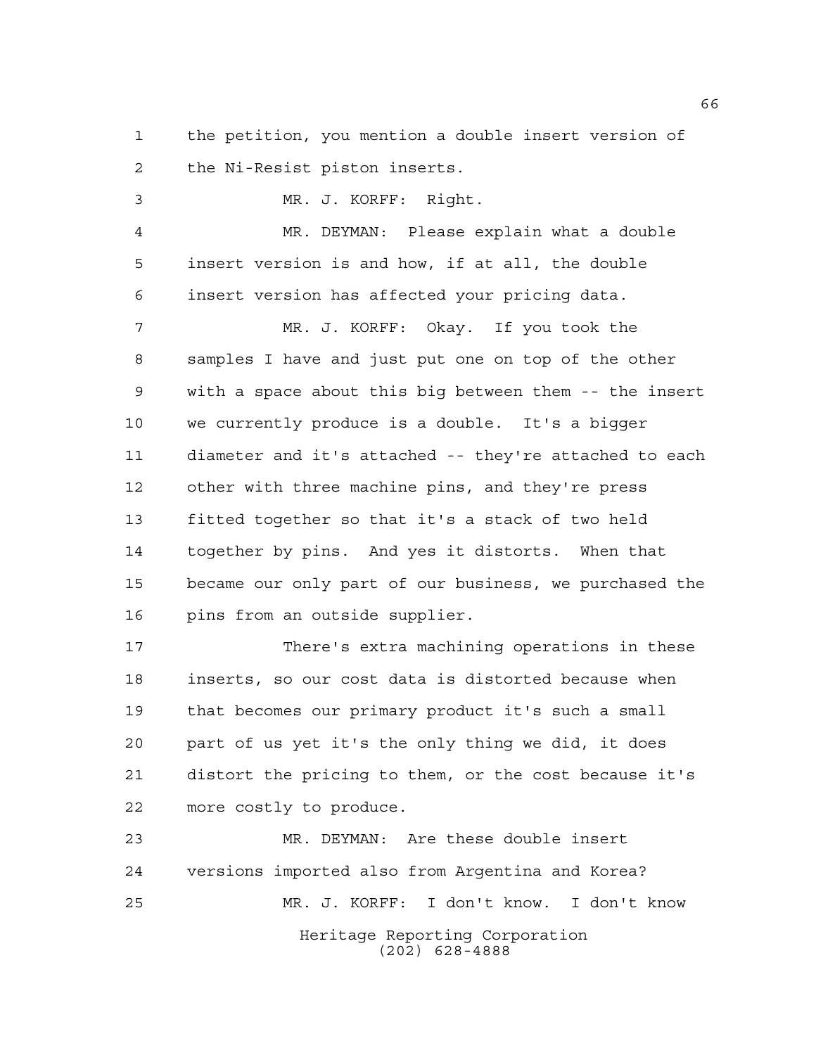the petition, you mention a double insert version of the Ni-Resist piston inserts.

MR. J. KORFF: Right.

MR. DEYMAN: Please explain what a double insert version is and how, if at all, the double insert version has affected your pricing data.

MR. J. KORFF: Okay. If you took the samples I have and just put one on top of the other with a space about this big between them -- the insert we currently produce is a double. It's a bigger diameter and it's attached -- they're attached to each other with three machine pins, and they're press fitted together so that it's a stack of two held together by pins. And yes it distorts. When that became our only part of our business, we purchased the pins from an outside supplier.

There's extra machining operations in these inserts, so our cost data is distorted because when that becomes our primary product it's such a small part of us yet it's the only thing we did, it does distort the pricing to them, or the cost because it's more costly to produce.

MR. DEYMAN: Are these double insert versions imported also from Argentina and Korea?

MR. J. KORFF: I don't know. I don't know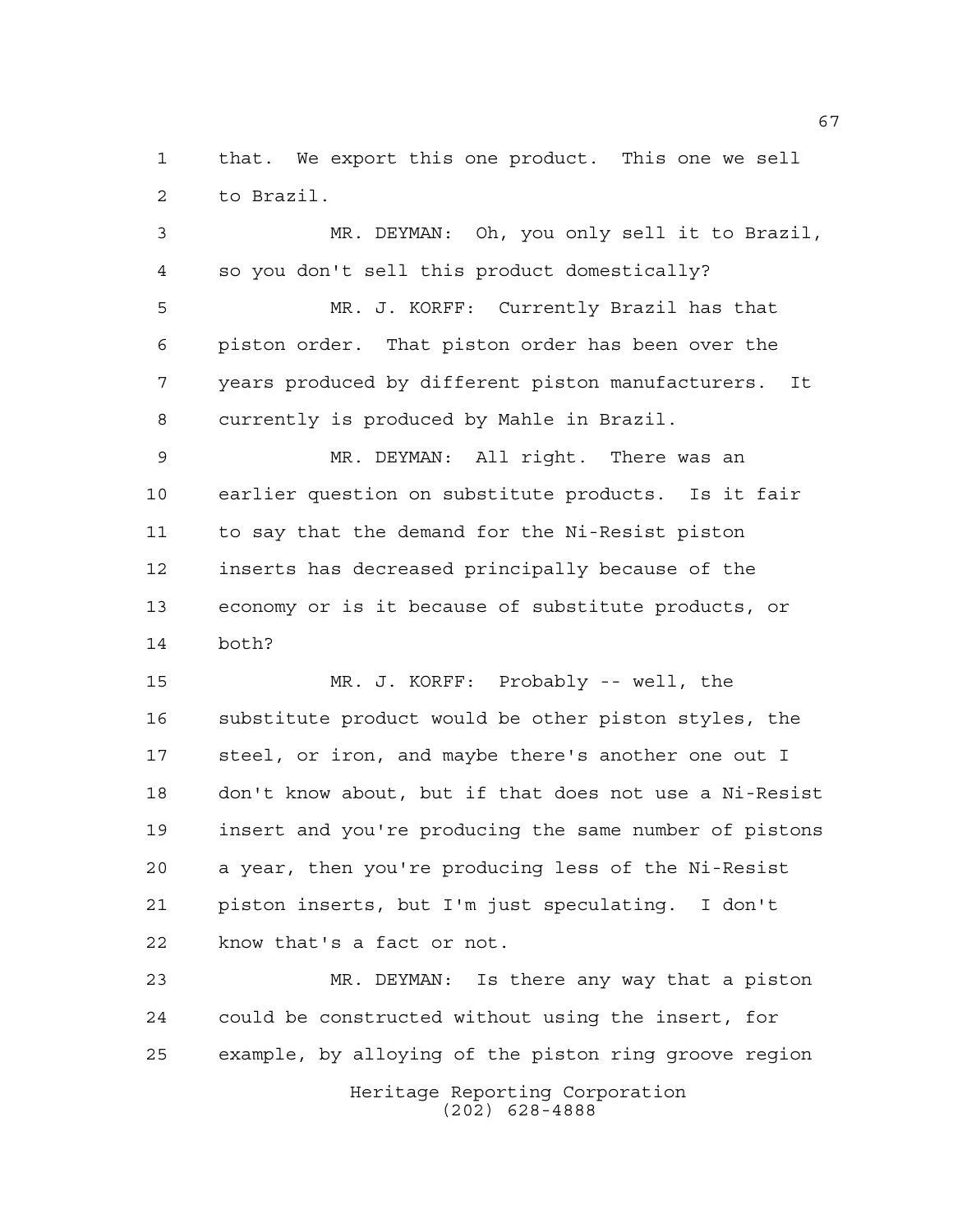that. We export this one product. This one we sell to Brazil.

MR. DEYMAN: Oh, you only sell it to Brazil, so you don't sell this product domestically?

MR. J. KORFF: Currently Brazil has that piston order. That piston order has been over the years produced by different piston manufacturers. It currently is produced by Mahle in Brazil.

MR. DEYMAN: All right. There was an earlier question on substitute products. Is it fair to say that the demand for the Ni-Resist piston inserts has decreased principally because of the economy or is it because of substitute products, or both?

MR. J. KORFF: Probably -- well, the substitute product would be other piston styles, the steel, or iron, and maybe there's another one out I don't know about, but if that does not use a Ni-Resist insert and you're producing the same number of pistons a year, then you're producing less of the Ni-Resist piston inserts, but I'm just speculating. I don't know that's a fact or not.

MR. DEYMAN: Is there any way that a piston could be constructed without using the insert, for example, by alloying of the piston ring groove region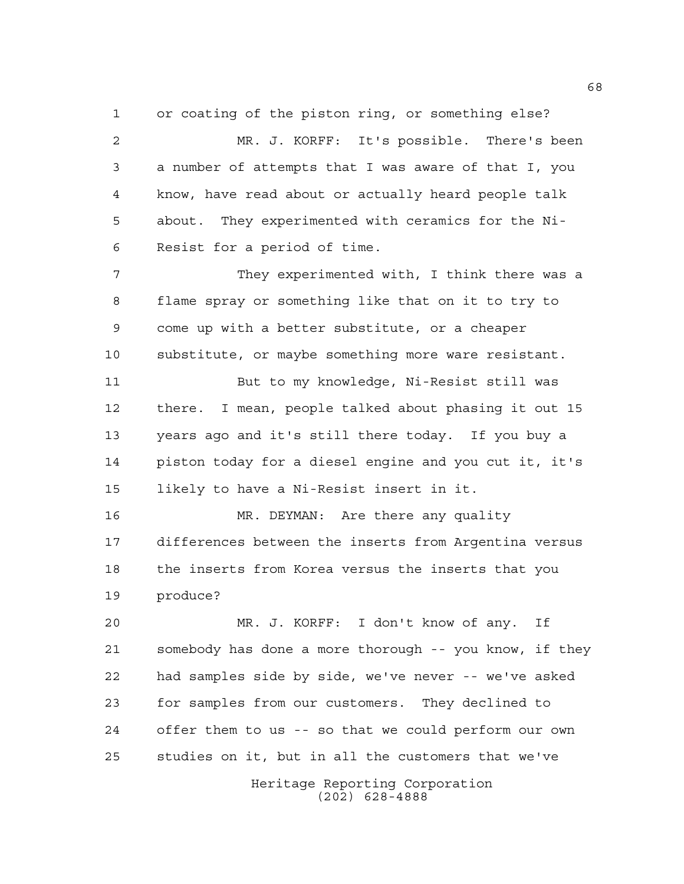or coating of the piston ring, or something else?

MR. J. KORFF: It's possible. There's been a number of attempts that I was aware of that I, you know, have read about or actually heard people talk about. They experimented with ceramics for the Ni-Resist for a period of time.

They experimented with, I think there was a flame spray or something like that on it to try to come up with a better substitute, or a cheaper substitute, or maybe something more ware resistant.

But to my knowledge, Ni-Resist still was there. I mean, people talked about phasing it out 15 years ago and it's still there today. If you buy a piston today for a diesel engine and you cut it, it's likely to have a Ni-Resist insert in it.

MR. DEYMAN: Are there any quality differences between the inserts from Argentina versus the inserts from Korea versus the inserts that you produce?

MR. J. KORFF: I don't know of any. If somebody has done a more thorough -- you know, if they had samples side by side, we've never -- we've asked for samples from our customers. They declined to offer them to us -- so that we could perform our own studies on it, but in all the customers that we've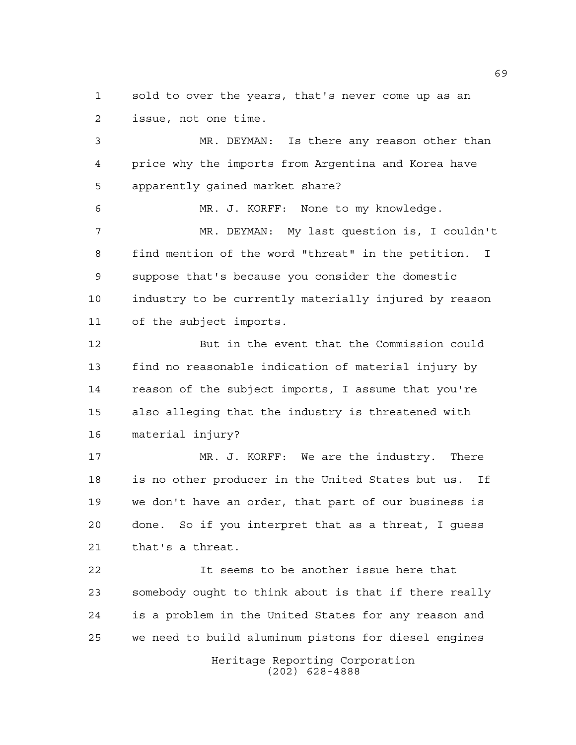sold to over the years, that's never come up as an issue, not one time.

MR. DEYMAN: Is there any reason other than price why the imports from Argentina and Korea have apparently gained market share?

MR. J. KORFF: None to my knowledge.

MR. DEYMAN: My last question is, I couldn't find mention of the word "threat" in the petition. I suppose that's because you consider the domestic industry to be currently materially injured by reason of the subject imports.

But in the event that the Commission could find no reasonable indication of material injury by reason of the subject imports, I assume that you're also alleging that the industry is threatened with material injury?

MR. J. KORFF: We are the industry. There is no other producer in the United States but us. If we don't have an order, that part of our business is done. So if you interpret that as a threat, I guess that's a threat.

It seems to be another issue here that somebody ought to think about is that if there really is a problem in the United States for any reason and we need to build aluminum pistons for diesel engines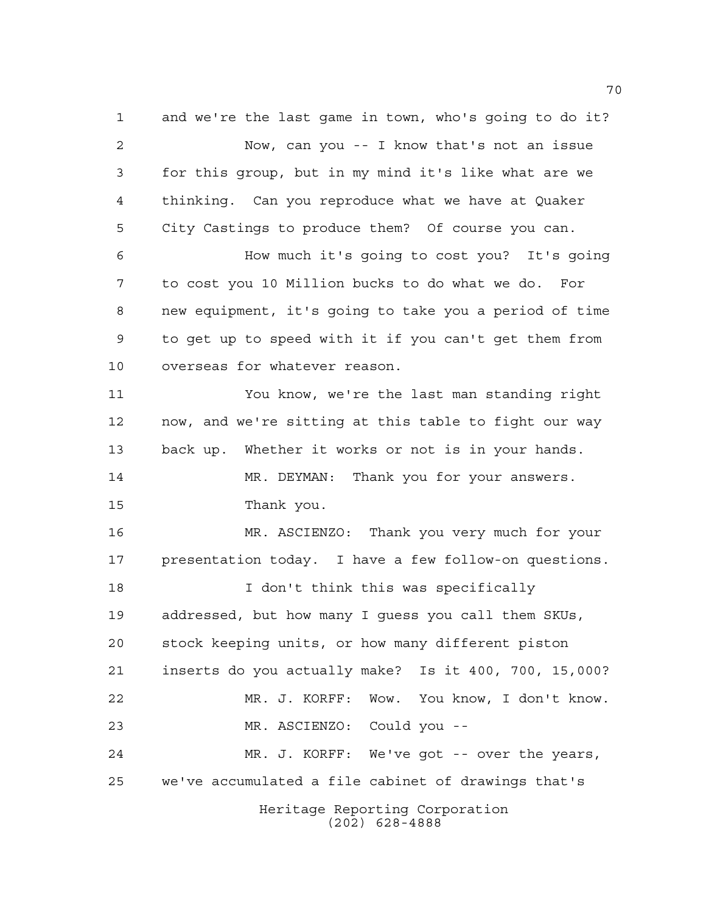and we're the last game in town, who's going to do it?

Now, can you -- I know that's not an issue for this group, but in my mind it's like what are we thinking. Can you reproduce what we have at Quaker City Castings to produce them? Of course you can.

How much it's going to cost you? It's going to cost you 10 Million bucks to do what we do. For new equipment, it's going to take you a period of time to get up to speed with it if you can't get them from overseas for whatever reason.

You know, we're the last man standing right now, and we're sitting at this table to fight our way back up. Whether it works or not is in your hands.

MR. DEYMAN: Thank you for your answers. Thank you.

MR. ASCIENZO: Thank you very much for your presentation today. I have a few follow-on questions.

I don't think this was specifically addressed, but how many I guess you call them SKUs, stock keeping units, or how many different piston inserts do you actually make? Is it 400, 700, 15,000?

MR. J. KORFF: Wow. You know, I don't know.

MR. ASCIENZO: Could you --

MR. J. KORFF: We've got -- over the years, we've accumulated a file cabinet of drawings that's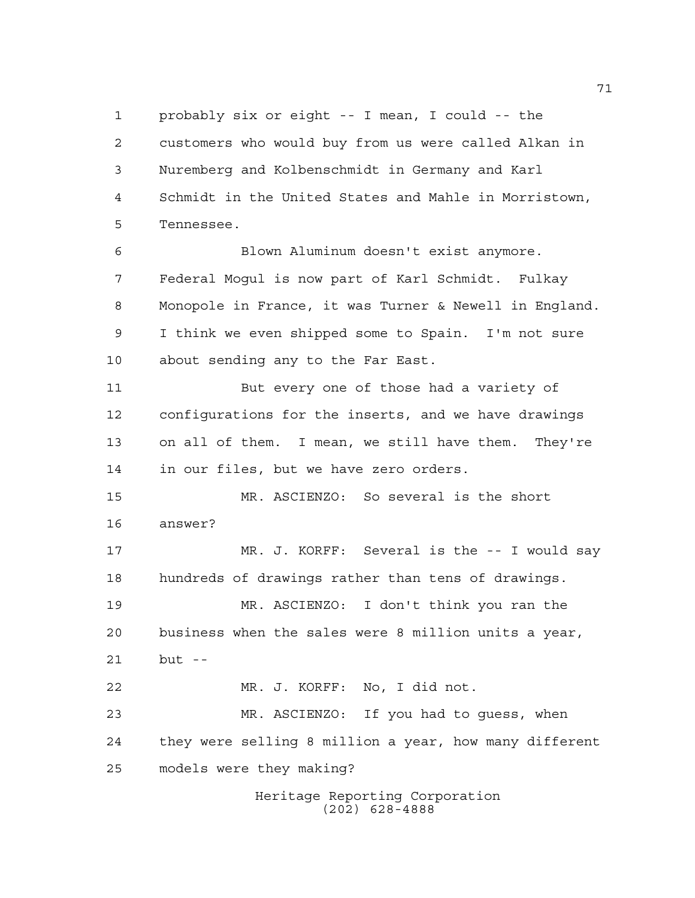probably six or eight -- I mean, I could -- the customers who would buy from us were called Alkan in Nuremberg and Kolbenschmidt in Germany and Karl Schmidt in the United States and Mahle in Morristown, Tennessee.

Blown Aluminum doesn't exist anymore. Federal Mogul is now part of Karl Schmidt. Fulkay Monopole in France, it was Turner & Newell in England. I think we even shipped some to Spain. I'm not sure about sending any to the Far East.

But every one of those had a variety of configurations for the inserts, and we have drawings on all of them. I mean, we still have them. They're in our files, but we have zero orders.

MR. ASCIENZO: So several is the short answer?

MR. J. KORFF: Several is the -- I would say hundreds of drawings rather than tens of drawings.

MR. ASCIENZO: I don't think you ran the business when the sales were 8 million units a year, but --

MR. J. KORFF: No, I did not.

MR. ASCIENZO: If you had to guess, when they were selling 8 million a year, how many different models were they making?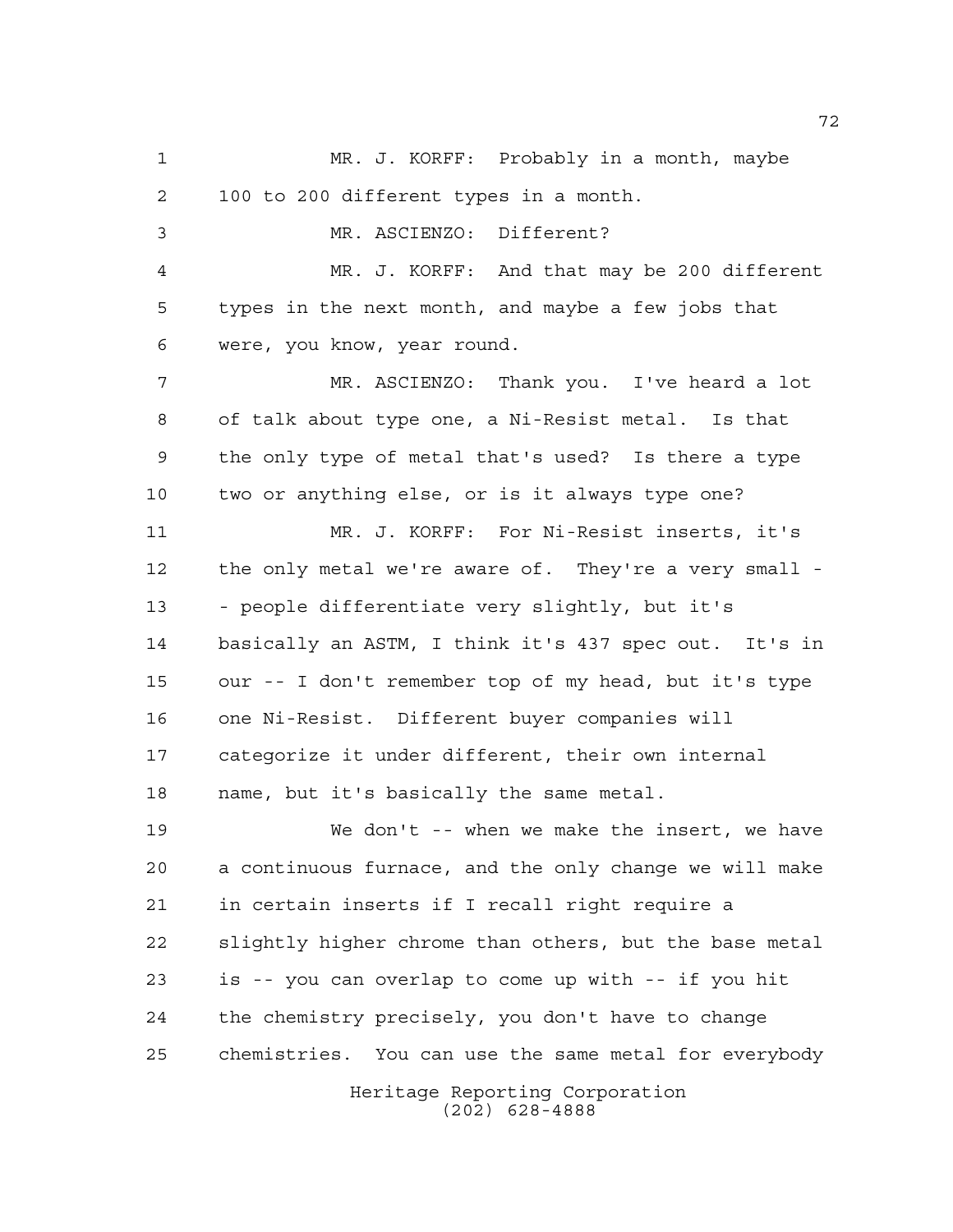MR. J. KORFF: Probably in a month, maybe 100 to 200 different types in a month.

MR. ASCIENZO: Different?

MR. J. KORFF: And that may be 200 different types in the next month, and maybe a few jobs that were, you know, year round.

MR. ASCIENZO: Thank you. I've heard a lot of talk about type one, a Ni-Resist metal. Is that the only type of metal that's used? Is there a type two or anything else, or is it always type one?

MR. J. KORFF: For Ni-Resist inserts, it's the only metal we're aware of. They're a very small -- people differentiate very slightly, but it's basically an ASTM, I think it's 437 spec out. It's in our -- I don't remember top of my head, but it's type one Ni-Resist. Different buyer companies will categorize it under different, their own internal name, but it's basically the same metal.

We don't -- when we make the insert, we have a continuous furnace, and the only change we will make in certain inserts if I recall right require a slightly higher chrome than others, but the base metal is -- you can overlap to come up with -- if you hit the chemistry precisely, you don't have to change chemistries. You can use the same metal for everybody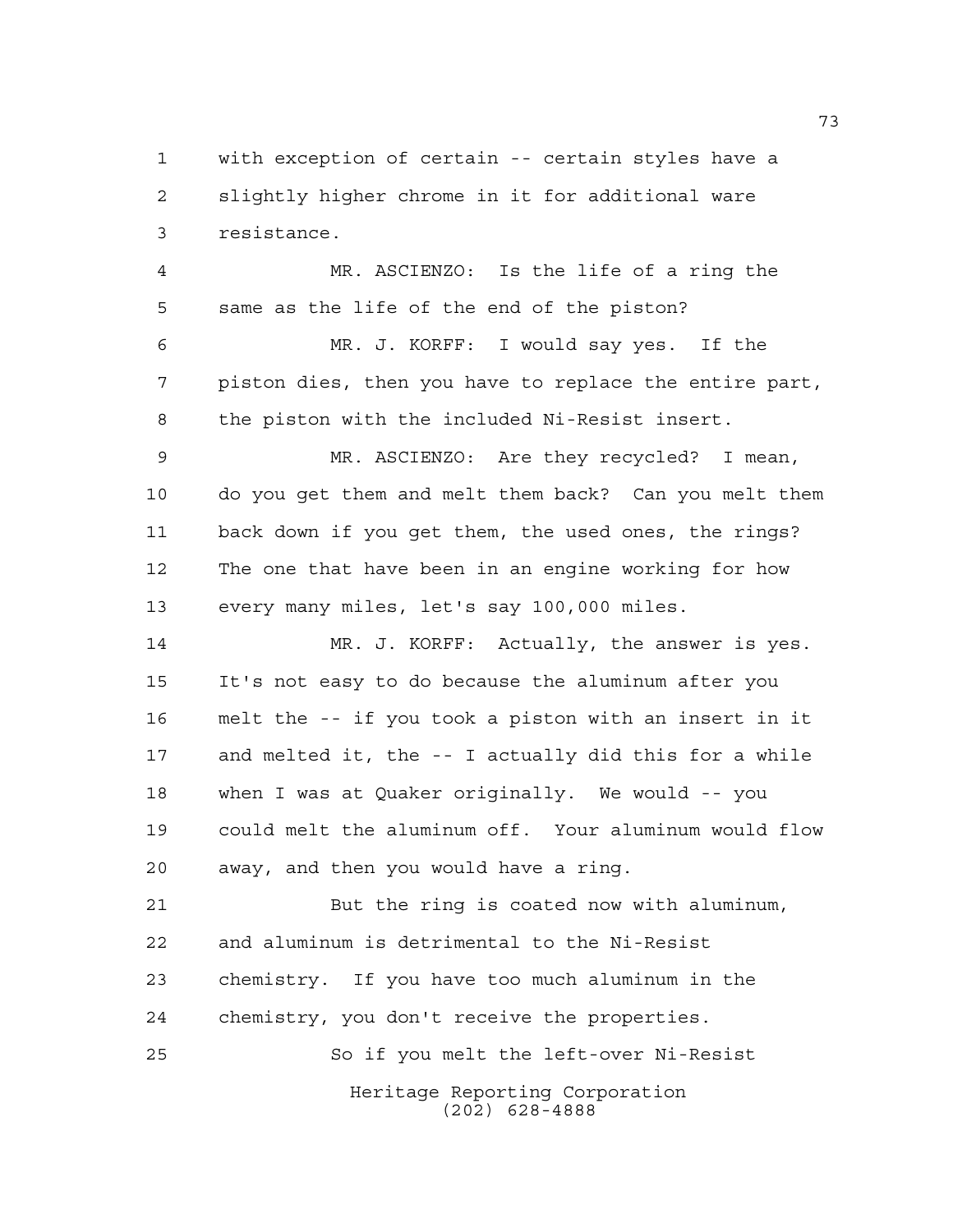with exception of certain -- certain styles have a slightly higher chrome in it for additional ware resistance.

MR. ASCIENZO: Is the life of a ring the same as the life of the end of the piston?

MR. J. KORFF: I would say yes. If the piston dies, then you have to replace the entire part, the piston with the included Ni-Resist insert.

MR. ASCIENZO: Are they recycled? I mean, do you get them and melt them back? Can you melt them back down if you get them, the used ones, the rings? The one that have been in an engine working for how every many miles, let's say 100,000 miles.

MR. J. KORFF: Actually, the answer is yes. It's not easy to do because the aluminum after you melt the -- if you took a piston with an insert in it and melted it, the -- I actually did this for a while when I was at Quaker originally. We would -- you could melt the aluminum off. Your aluminum would flow away, and then you would have a ring.

But the ring is coated now with aluminum, and aluminum is detrimental to the Ni-Resist chemistry. If you have too much aluminum in the chemistry, you don't receive the properties.

So if you melt the left-over Ni-Resist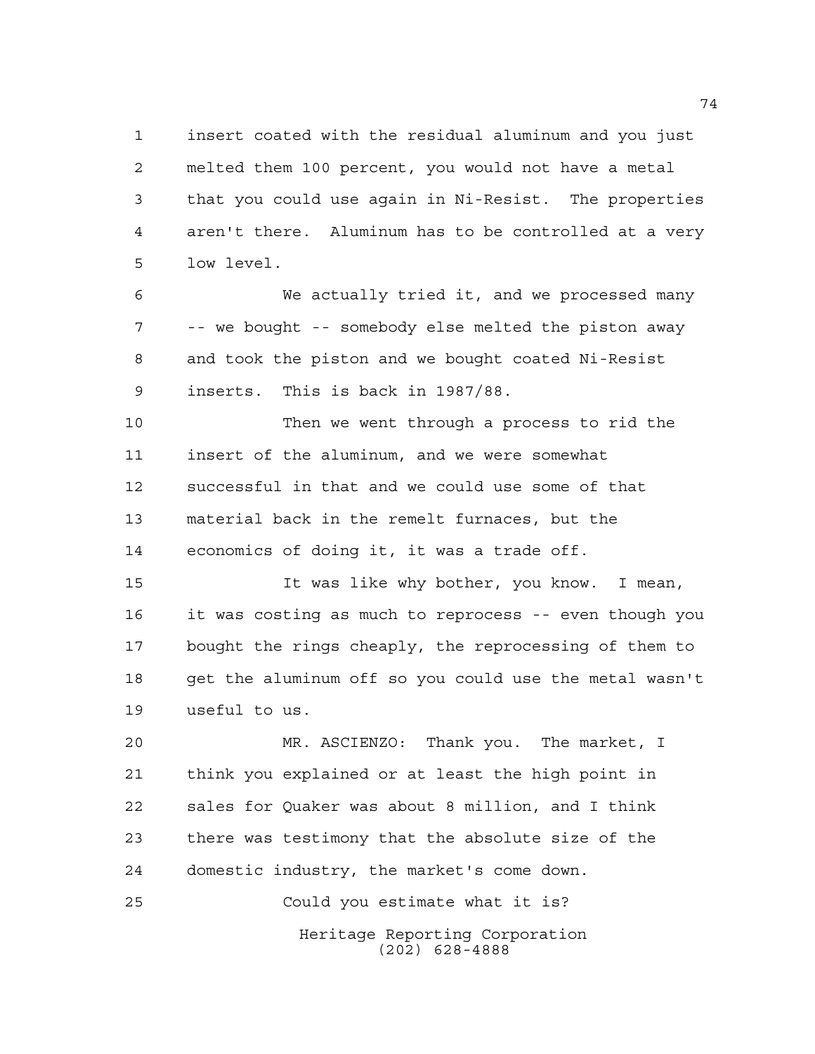insert coated with the residual aluminum and you just melted them 100 percent, you would not have a metal that you could use again in Ni-Resist. The properties aren't there. Aluminum has to be controlled at a very low level.

We actually tried it, and we processed many -- we bought -- somebody else melted the piston away and took the piston and we bought coated Ni-Resist inserts. This is back in 1987/88.

Then we went through a process to rid the insert of the aluminum, and we were somewhat successful in that and we could use some of that material back in the remelt furnaces, but the economics of doing it, it was a trade off.

It was like why bother, you know. I mean, it was costing as much to reprocess -- even though you bought the rings cheaply, the reprocessing of them to get the aluminum off so you could use the metal wasn't useful to us.

MR. ASCIENZO: Thank you. The market, I think you explained or at least the high point in sales for Quaker was about 8 million, and I think there was testimony that the absolute size of the domestic industry, the market's come down.

Could you estimate what it is?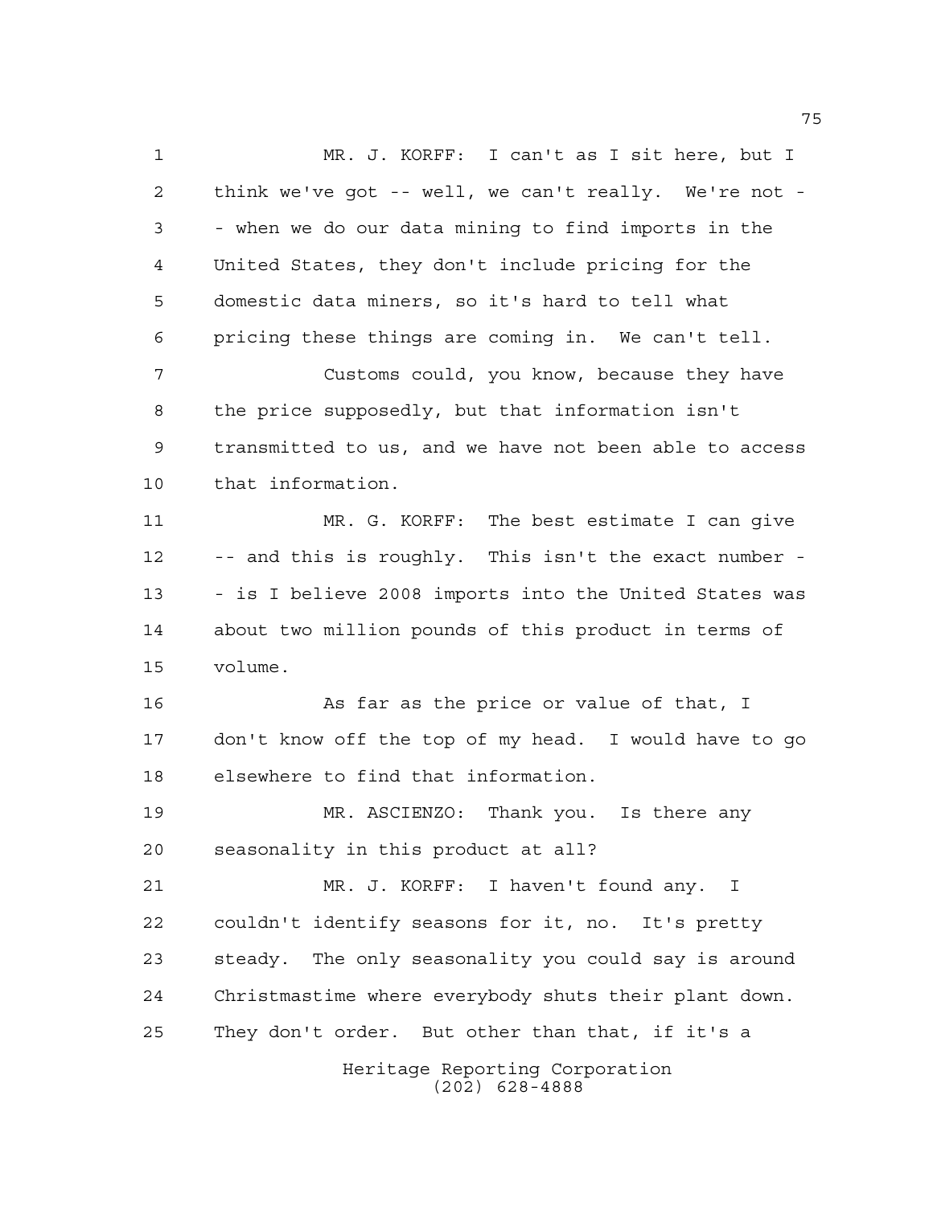MR. J. KORFF: I can't as I sit here, but I think we've got -- well, we can't really. We're not -- when we do our data mining to find imports in the United States, they don't include pricing for the domestic data miners, so it's hard to tell what pricing these things are coming in. We can't tell.

Customs could, you know, because they have the price supposedly, but that information isn't transmitted to us, and we have not been able to access that information.

MR. G. KORFF: The best estimate I can give -- and this is roughly. This isn't the exact number -- is I believe 2008 imports into the United States was about two million pounds of this product in terms of volume.

As far as the price or value of that, I don't know off the top of my head. I would have to go elsewhere to find that information.

MR. ASCIENZO: Thank you. Is there any seasonality in this product at all?

MR. J. KORFF: I haven't found any. I couldn't identify seasons for it, no. It's pretty steady. The only seasonality you could say is around Christmastime where everybody shuts their plant down. They don't order. But other than that, if it's a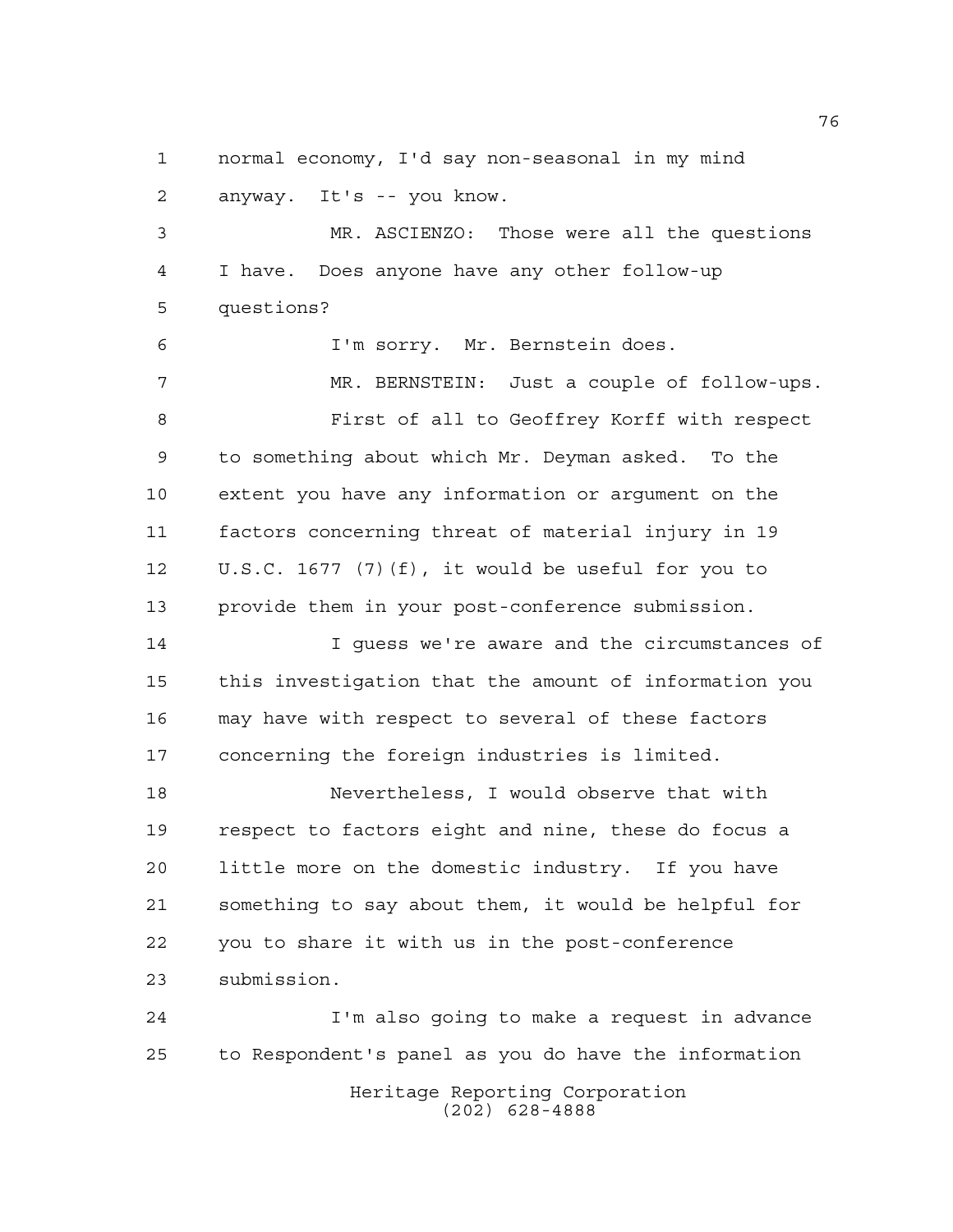normal economy, I'd say non-seasonal in my mind anyway. It's -- you know.

MR. ASCIENZO: Those were all the questions I have. Does anyone have any other follow-up questions?

I'm sorry. Mr. Bernstein does.

MR. BERNSTEIN: Just a couple of follow-ups.

First of all to Geoffrey Korff with respect to something about which Mr. Deyman asked. To the extent you have any information or argument on the factors concerning threat of material injury in 19 U.S.C. 1677 (7)(f), it would be useful for you to provide them in your post-conference submission.

I guess we're aware and the circumstances of this investigation that the amount of information you may have with respect to several of these factors concerning the foreign industries is limited.

Nevertheless, I would observe that with respect to factors eight and nine, these do focus a little more on the domestic industry. If you have something to say about them, it would be helpful for you to share it with us in the post-conference submission.

I'm also going to make a request in advance to Respondent's panel as you do have the information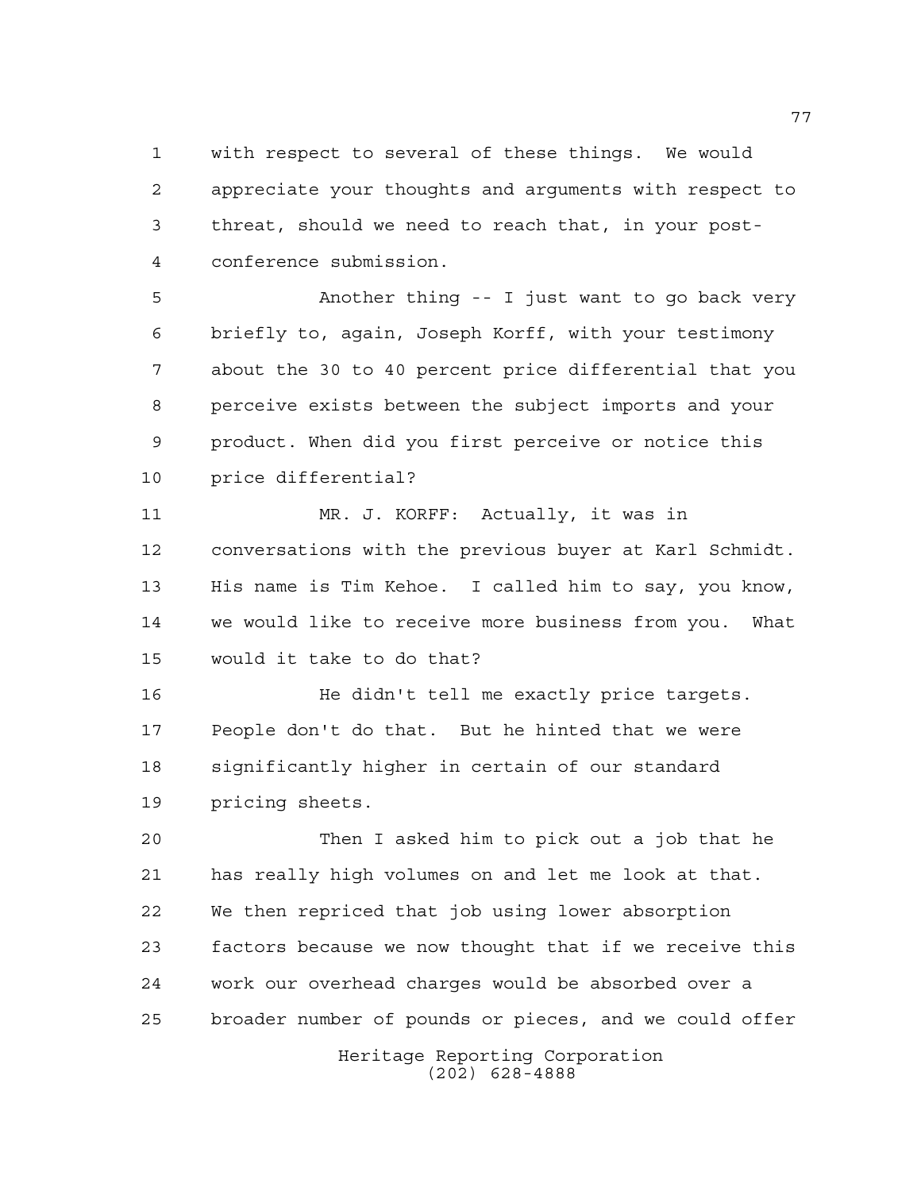with respect to several of these things. We would appreciate your thoughts and arguments with respect to threat, should we need to reach that, in your post-conference submission.

Another thing -- I just want to go back very briefly to, again, Joseph Korff, with your testimony about the 30 to 40 percent price differential that you perceive exists between the subject imports and your product. When did you first perceive or notice this price differential?

MR. J. KORFF: Actually, it was in conversations with the previous buyer at Karl Schmidt. His name is Tim Kehoe. I called him to say, you know, we would like to receive more business from you. What would it take to do that?

He didn't tell me exactly price targets. People don't do that. But he hinted that we were significantly higher in certain of our standard pricing sheets.

Then I asked him to pick out a job that he has really high volumes on and let me look at that. We then repriced that job using lower absorption factors because we now thought that if we receive this work our overhead charges would be absorbed over a broader number of pounds or pieces, and we could offer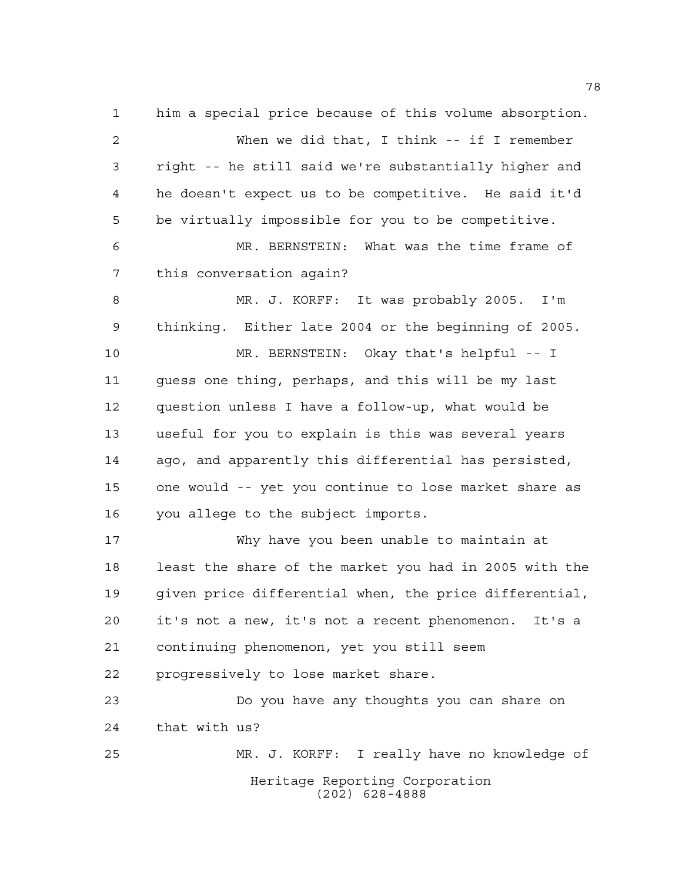him a special price because of this volume absorption.

When we did that, I think -- if I remember right -- he still said we're substantially higher and he doesn't expect us to be competitive. He said it'd be virtually impossible for you to be competitive.

MR. BERNSTEIN: What was the time frame of this conversation again?

MR. J. KORFF: It was probably 2005. I'm thinking. Either late 2004 or the beginning of 2005.

MR. BERNSTEIN: Okay that's helpful -- I guess one thing, perhaps, and this will be my last question unless I have a follow-up, what would be useful for you to explain is this was several years ago, and apparently this differential has persisted, one would -- yet you continue to lose market share as you allege to the subject imports.

Why have you been unable to maintain at least the share of the market you had in 2005 with the given price differential when, the price differential, it's not a new, it's not a recent phenomenon. It's a continuing phenomenon, yet you still seem progressively to lose market share.

Do you have any thoughts you can share on that with us?

MR. J. KORFF: I really have no knowledge of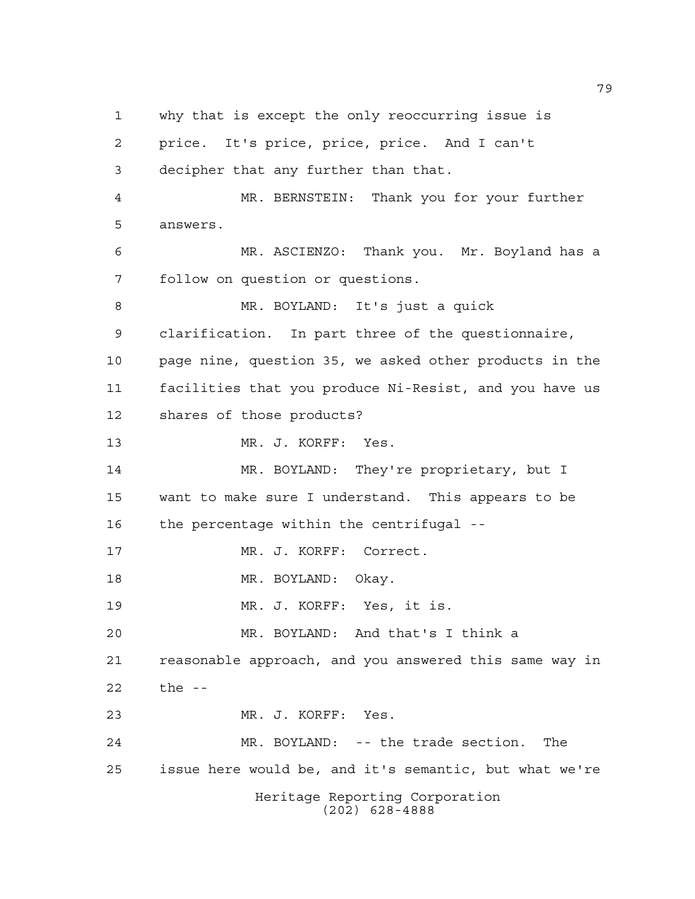1 why that is except the only reoccurring issue is
2 price. It's price, price, price. And I can't
3 decipher that any further than that.
4 MR. BERNSTEIN: Thank you for your further
5 answers.
6 MR. ASCIENZO: Thank you. Mr. Boyland has a
7 follow on question or questions.
8 MR. BOYLAND: It's just a quick
9 clarification. In part three of the questionnaire,
10 page nine, question 35, we asked other products in the
11 facilities that you produce Ni-Resist, and you have us
12 shares of those products?
13 MR. J. KORFF: Yes.
14 MR. BOYLAND: They're proprietary, but I
15 want to make sure I understand. This appears to be
16 the percentage within the centrifugal --
17 MR. J. KORFF: Correct.
18 MR. BOYLAND: Okay.
19 MR. J. KORFF: Yes, it is.
20 MR. BOYLAND: And that's I think a
21 reasonable approach, and you answered this same way in
22 the --
23 MR. J. KORFF: Yes.
24 MR. BOYLAND: -- the trade section. The
25 issue here would be, and it's semantic, but what we're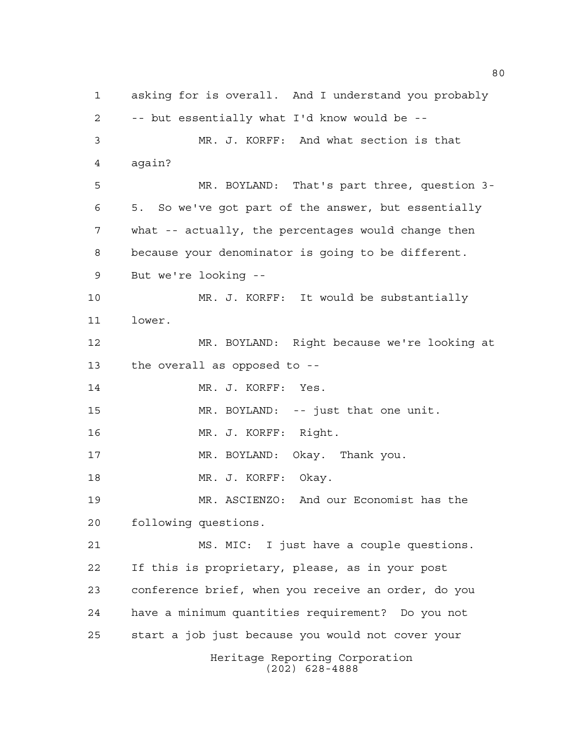asking for is overall. And I understand you probably -- but essentially what I'd know would be --

MR. J. KORFF: And what section is that again?

MR. BOYLAND: That's part three, question 3-5. So we've got part of the answer, but essentially what -- actually, the percentages would change then because your denominator is going to be different. But we're looking --

MR. J. KORFF: It would be substantially lower.

MR. BOYLAND: Right because we're looking at the overall as opposed to --

MR. J. KORFF: Yes.

MR. BOYLAND: -- just that one unit.

MR. J. KORFF: Right.

MR. BOYLAND: Okay. Thank you.

MR. J. KORFF: Okay.

MR. ASCIENZO: And our Economist has the following questions.

MS. MIC: I just have a couple questions. If this is proprietary, please, as in your post conference brief, when you receive an order, do you have a minimum quantities requirement? Do you not start a job just because you would not cover your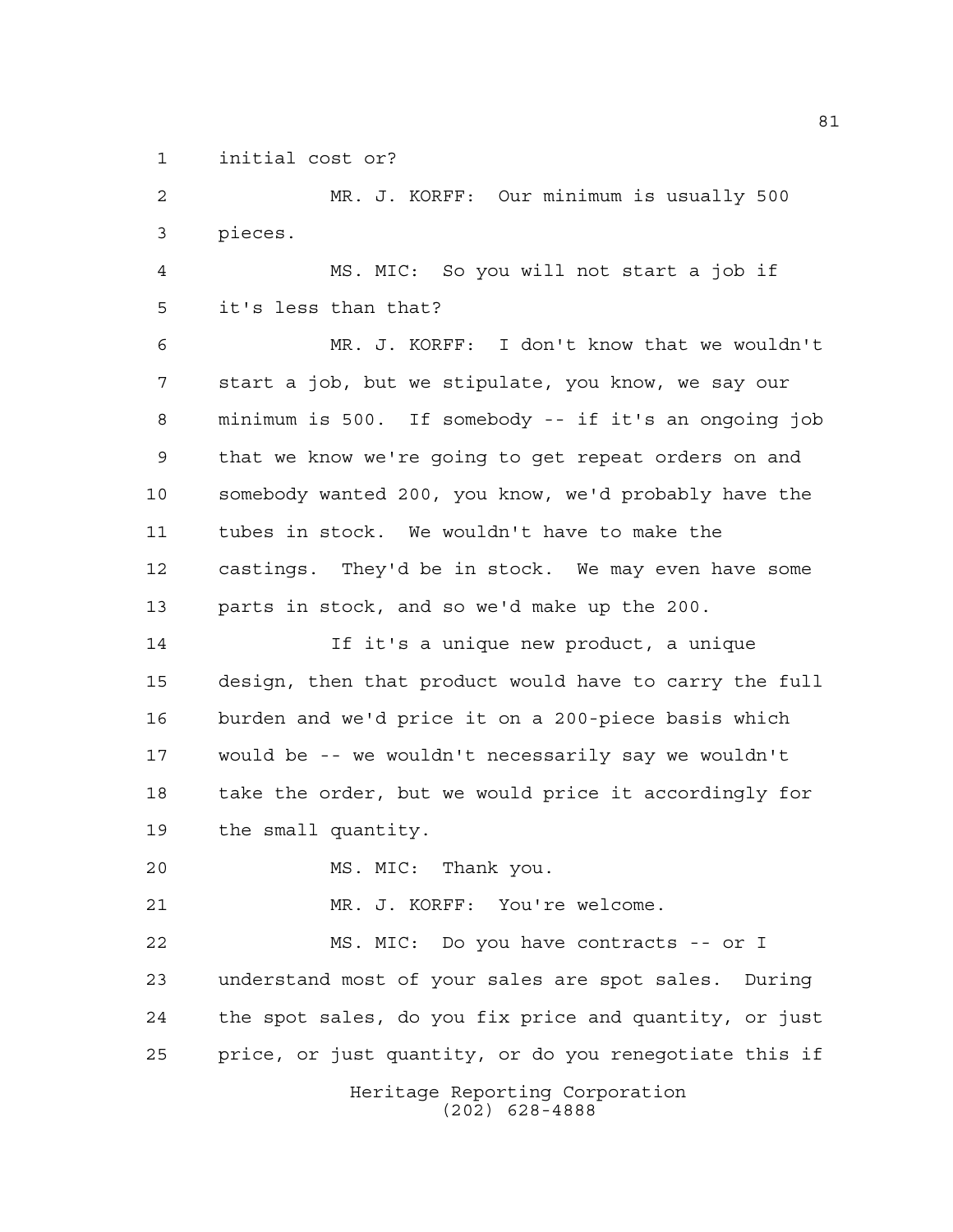initial cost or?

MR. J. KORFF: Our minimum is usually 500 pieces.

MS. MIC: So you will not start a job if it's less than that?

MR. J. KORFF: I don't know that we wouldn't start a job, but we stipulate, you know, we say our minimum is 500. If somebody -- if it's an ongoing job that we know we're going to get repeat orders on and somebody wanted 200, you know, we'd probably have the tubes in stock. We wouldn't have to make the castings. They'd be in stock. We may even have some parts in stock, and so we'd make up the 200.

If it's a unique new product, a unique design, then that product would have to carry the full burden and we'd price it on a 200-piece basis which would be -- we wouldn't necessarily say we wouldn't take the order, but we would price it accordingly for the small quantity.

MS. MIC: Thank you.

MR. J. KORFF: You're welcome.

MS. MIC: Do you have contracts -- or I understand most of your sales are spot sales. During the spot sales, do you fix price and quantity, or just price, or just quantity, or do you renegotiate this if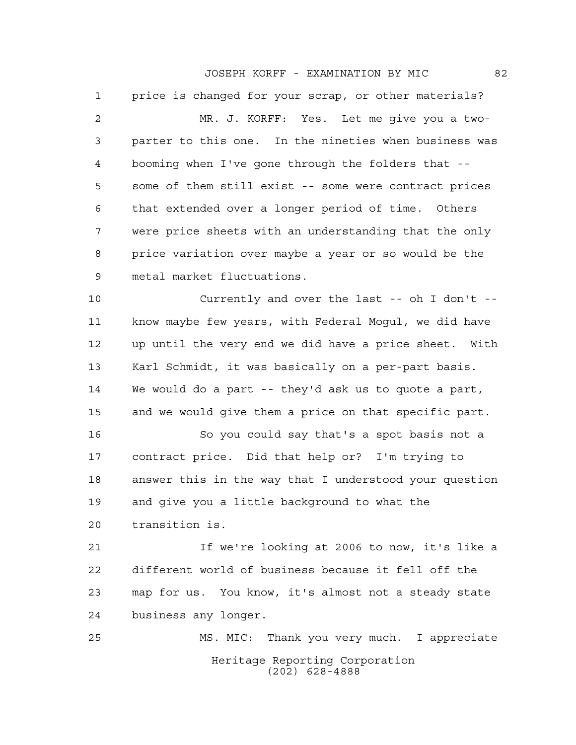price is changed for your scrap, or other materials?

MR. J. KORFF: Yes. Let me give you a two-parter to this one. In the nineties when business was booming when I've gone through the folders that -- some of them still exist -- some were contract prices that extended over a longer period of time. Others were price sheets with an understanding that the only price variation over maybe a year or so would be the metal market fluctuations.

Currently and over the last -- oh I don't -- know maybe few years, with Federal Mogul, we did have up until the very end we did have a price sheet. With Karl Schmidt, it was basically on a per-part basis. We would do a part -- they'd ask us to quote a part, and we would give them a price on that specific part.

So you could say that's a spot basis not a contract price. Did that help or? I'm trying to answer this in the way that I understood your question and give you a little background to what the transition is.

If we're looking at 2006 to now, it's like a different world of business because it fell off the map for us. You know, it's almost not a steady state business any longer.

MS. MIC: Thank you very much. I appreciate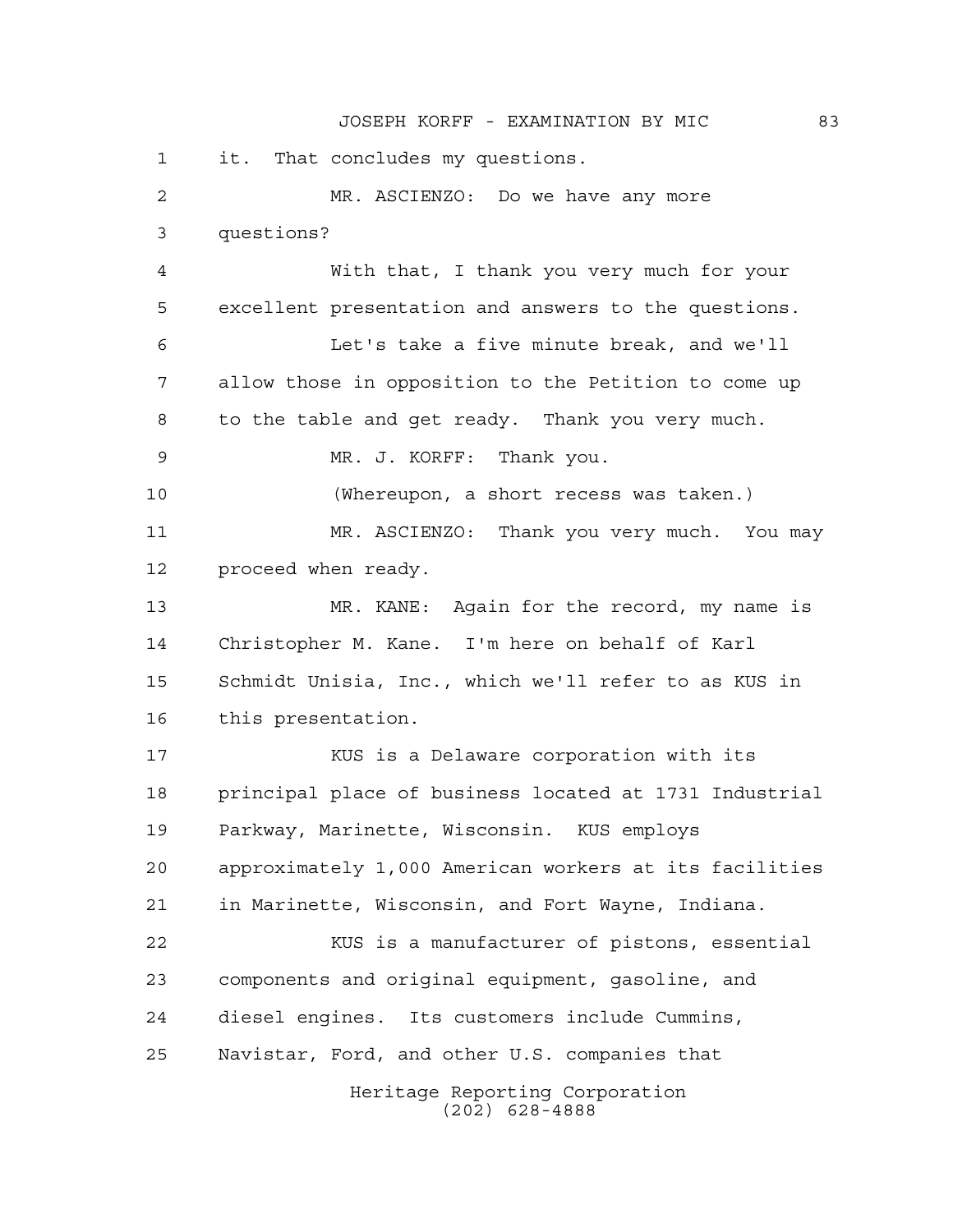it. That concludes my questions.

MR. ASCIENZO: Do we have any more questions?

With that, I thank you very much for your excellent presentation and answers to the questions.

Let's take a five minute break, and we'll allow those in opposition to the Petition to come up to the table and get ready. Thank you very much.

MR. J. KORFF: Thank you.

(Whereupon, a short recess was taken.)

MR. ASCIENZO: Thank you very much. You may proceed when ready.

MR. KANE: Again for the record, my name is Christopher M. Kane. I'm here on behalf of Karl Schmidt Unisia, Inc., which we'll refer to as KUS in this presentation.

KUS is a Delaware corporation with its principal place of business located at 1731 Industrial Parkway, Marinette, Wisconsin. KUS employs approximately 1,000 American workers at its facilities in Marinette, Wisconsin, and Fort Wayne, Indiana.

KUS is a manufacturer of pistons, essential components and original equipment, gasoline, and diesel engines. Its customers include Cummins, Navistar, Ford, and other U.S. companies that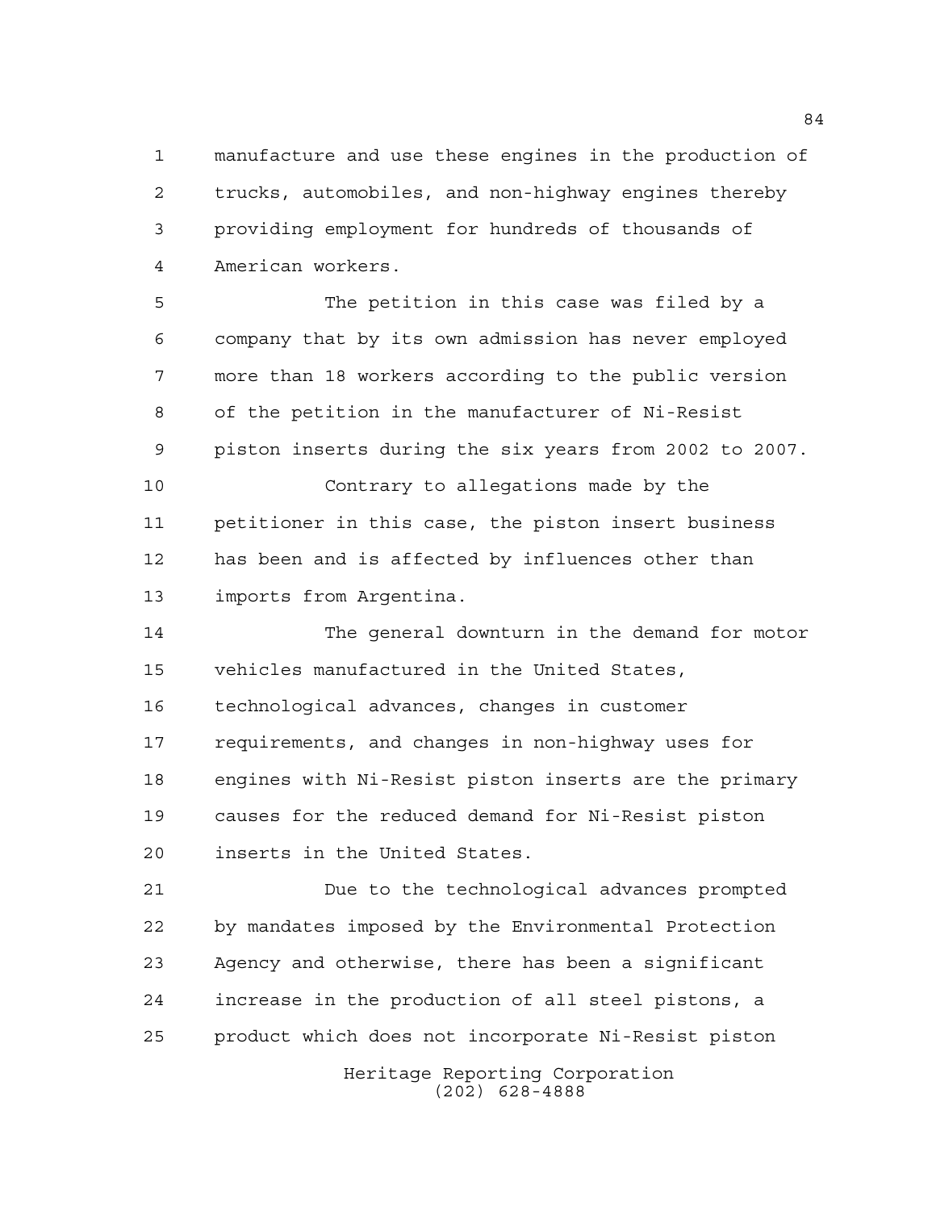manufacture and use these engines in the production of trucks, automobiles, and non-highway engines thereby providing employment for hundreds of thousands of American workers.

The petition in this case was filed by a company that by its own admission has never employed more than 18 workers according to the public version of the petition in the manufacturer of Ni-Resist piston inserts during the six years from 2002 to 2007.

Contrary to allegations made by the petitioner in this case, the piston insert business has been and is affected by influences other than imports from Argentina.

The general downturn in the demand for motor vehicles manufactured in the United States, technological advances, changes in customer requirements, and changes in non-highway uses for engines with Ni-Resist piston inserts are the primary causes for the reduced demand for Ni-Resist piston inserts in the United States.

Due to the technological advances prompted by mandates imposed by the Environmental Protection Agency and otherwise, there has been a significant increase in the production of all steel pistons, a product which does not incorporate Ni-Resist piston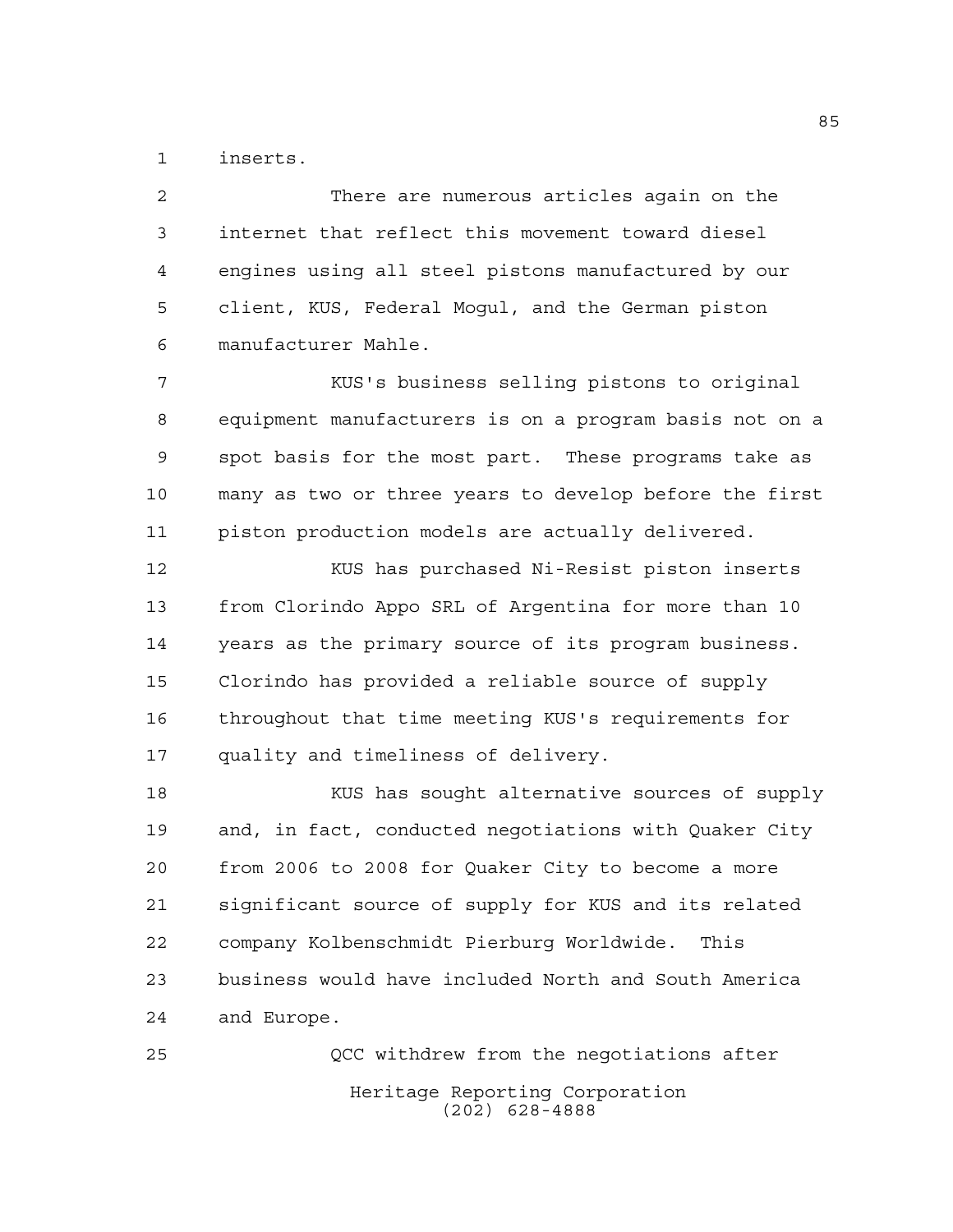inserts.

There are numerous articles again on the internet that reflect this movement toward diesel engines using all steel pistons manufactured by our client, KUS, Federal Mogul, and the German piston manufacturer Mahle.

KUS's business selling pistons to original equipment manufacturers is on a program basis not on a spot basis for the most part. These programs take as many as two or three years to develop before the first piston production models are actually delivered.

KUS has purchased Ni-Resist piston inserts from Clorindo Appo SRL of Argentina for more than 10 years as the primary source of its program business. Clorindo has provided a reliable source of supply throughout that time meeting KUS's requirements for quality and timeliness of delivery.

KUS has sought alternative sources of supply and, in fact, conducted negotiations with Quaker City from 2006 to 2008 for Quaker City to become a more significant source of supply for KUS and its related company Kolbenschmidt Pierburg Worldwide. This business would have included North and South America and Europe.

QCC withdrew from the negotiations after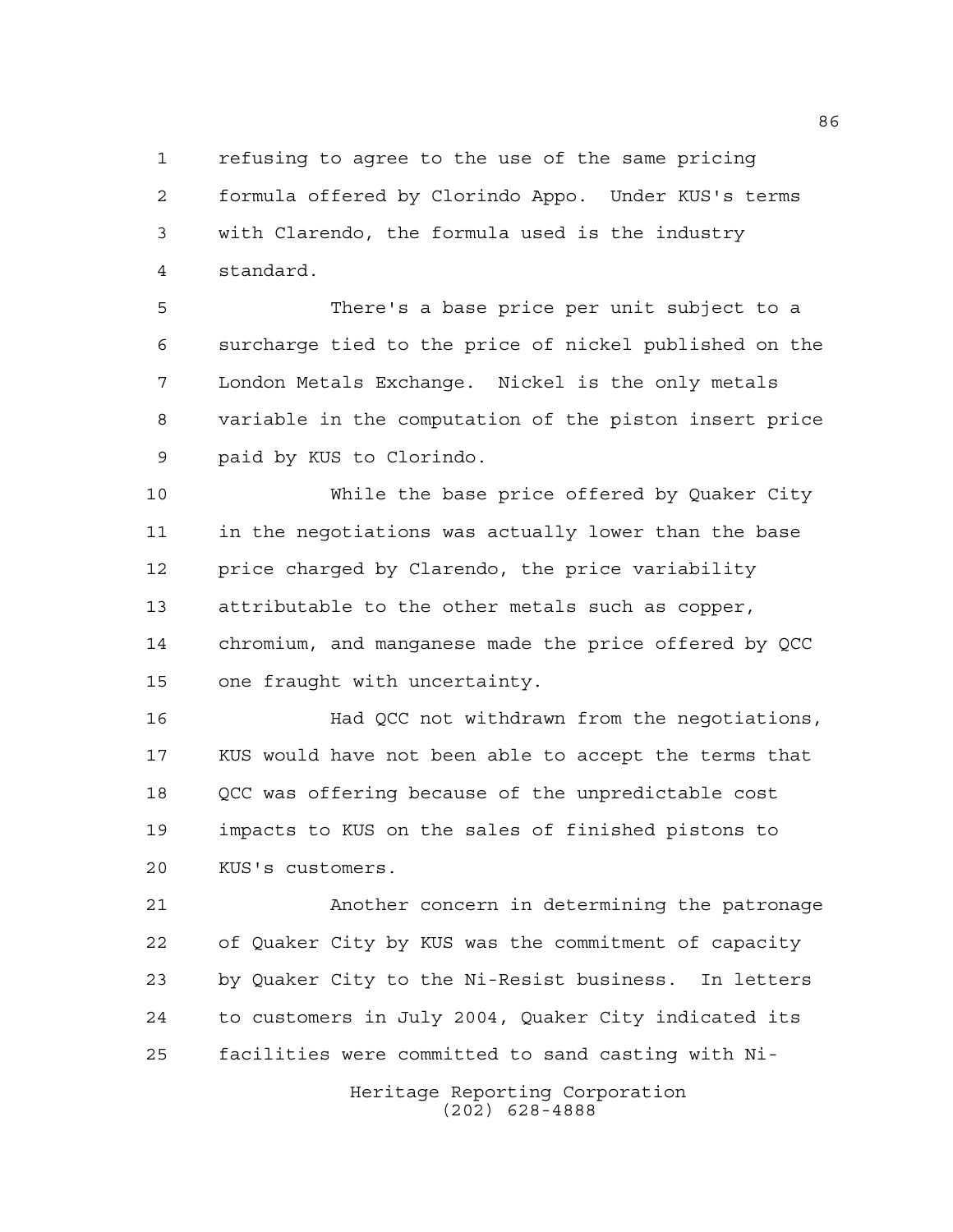refusing to agree to the use of the same pricing formula offered by Clorindo Appo. Under KUS's terms with Clarendo, the formula used is the industry standard.

There's a base price per unit subject to a surcharge tied to the price of nickel published on the London Metals Exchange. Nickel is the only metals variable in the computation of the piston insert price paid by KUS to Clorindo.

While the base price offered by Quaker City in the negotiations was actually lower than the base price charged by Clarendo, the price variability attributable to the other metals such as copper, chromium, and manganese made the price offered by QCC one fraught with uncertainty.

Had QCC not withdrawn from the negotiations, KUS would have not been able to accept the terms that QCC was offering because of the unpredictable cost impacts to KUS on the sales of finished pistons to KUS's customers.

Another concern in determining the patronage of Quaker City by KUS was the commitment of capacity by Quaker City to the Ni-Resist business. In letters to customers in July 2004, Quaker City indicated its facilities were committed to sand casting with Ni-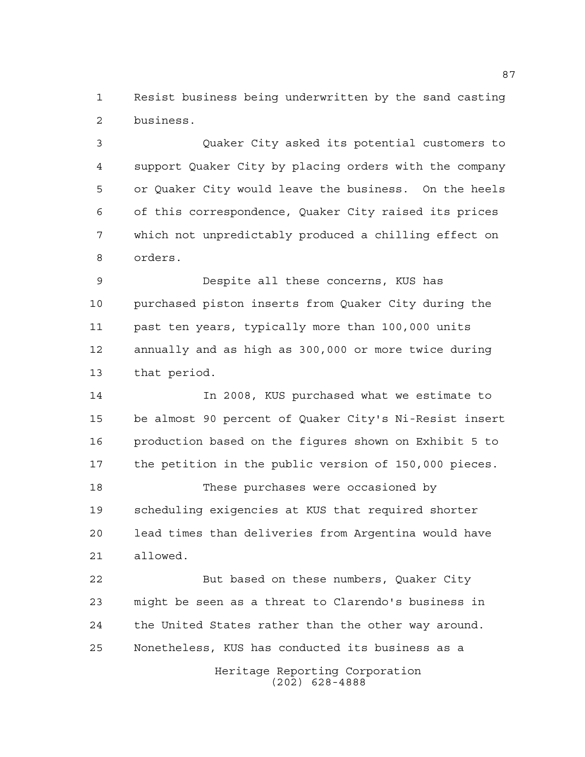Resist business being underwritten by the sand casting business.

Quaker City asked its potential customers to support Quaker City by placing orders with the company or Quaker City would leave the business. On the heels of this correspondence, Quaker City raised its prices which not unpredictably produced a chilling effect on orders.

Despite all these concerns, KUS has purchased piston inserts from Quaker City during the past ten years, typically more than 100,000 units annually and as high as 300,000 or more twice during that period.

In 2008, KUS purchased what we estimate to be almost 90 percent of Quaker City's Ni-Resist insert production based on the figures shown on Exhibit 5 to the petition in the public version of 150,000 pieces.

These purchases were occasioned by scheduling exigencies at KUS that required shorter lead times than deliveries from Argentina would have allowed.

But based on these numbers, Quaker City might be seen as a threat to Clarendo's business in the United States rather than the other way around. Nonetheless, KUS has conducted its business as a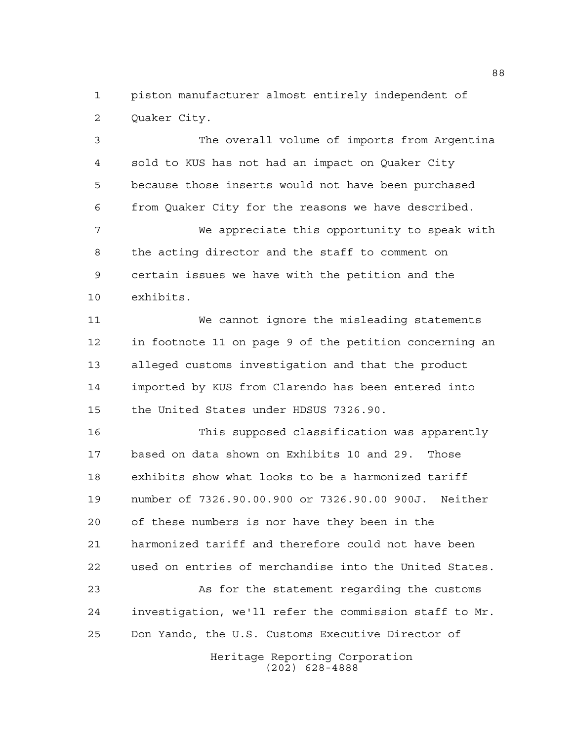piston manufacturer almost entirely independent of Quaker City.

The overall volume of imports from Argentina sold to KUS has not had an impact on Quaker City because those inserts would not have been purchased from Quaker City for the reasons we have described.

We appreciate this opportunity to speak with the acting director and the staff to comment on certain issues we have with the petition and the exhibits.

We cannot ignore the misleading statements in footnote 11 on page 9 of the petition concerning an alleged customs investigation and that the product imported by KUS from Clarendo has been entered into the United States under HDSUS 7326.90.

This supposed classification was apparently based on data shown on Exhibits 10 and 29. Those exhibits show what looks to be a harmonized tariff number of 7326.90.00.900 or 7326.90.00 900J. Neither of these numbers is nor have they been in the harmonized tariff and therefore could not have been used on entries of merchandise into the United States.

As for the statement regarding the customs investigation, we'll refer the commission staff to Mr. Don Yando, the U.S. Customs Executive Director of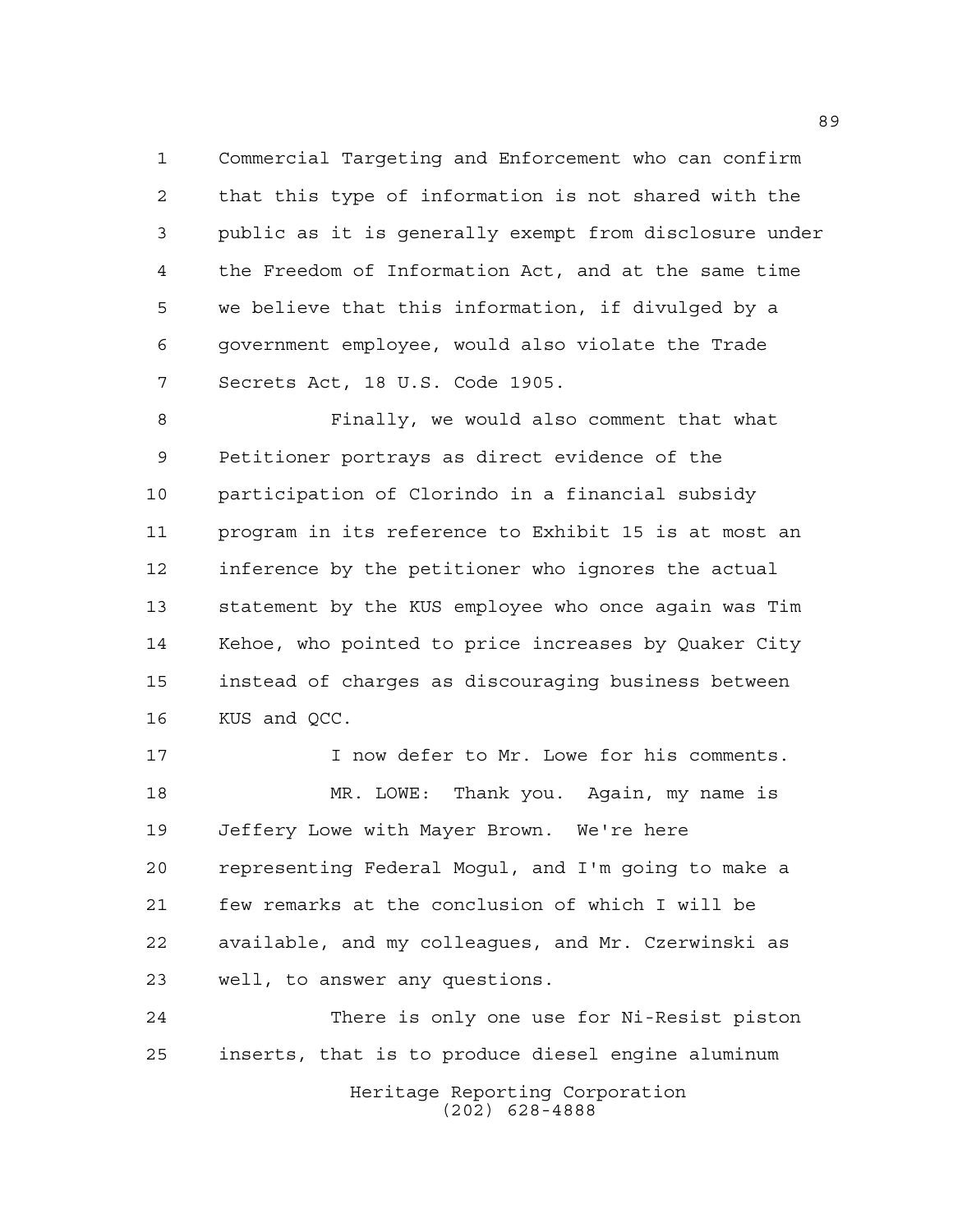Commercial Targeting and Enforcement who can confirm that this type of information is not shared with the public as it is generally exempt from disclosure under the Freedom of Information Act, and at the same time we believe that this information, if divulged by a government employee, would also violate the Trade Secrets Act, 18 U.S. Code 1905.

Finally, we would also comment that what Petitioner portrays as direct evidence of the participation of Clorindo in a financial subsidy program in its reference to Exhibit 15 is at most an inference by the petitioner who ignores the actual statement by the KUS employee who once again was Tim Kehoe, who pointed to price increases by Quaker City instead of charges as discouraging business between KUS and QCC.

I now defer to Mr. Lowe for his comments.

MR. LOWE: Thank you. Again, my name is Jeffery Lowe with Mayer Brown. We're here representing Federal Mogul, and I'm going to make a few remarks at the conclusion of which I will be available, and my colleagues, and Mr. Czerwinski as well, to answer any questions.

There is only one use for Ni-Resist piston inserts, that is to produce diesel engine aluminum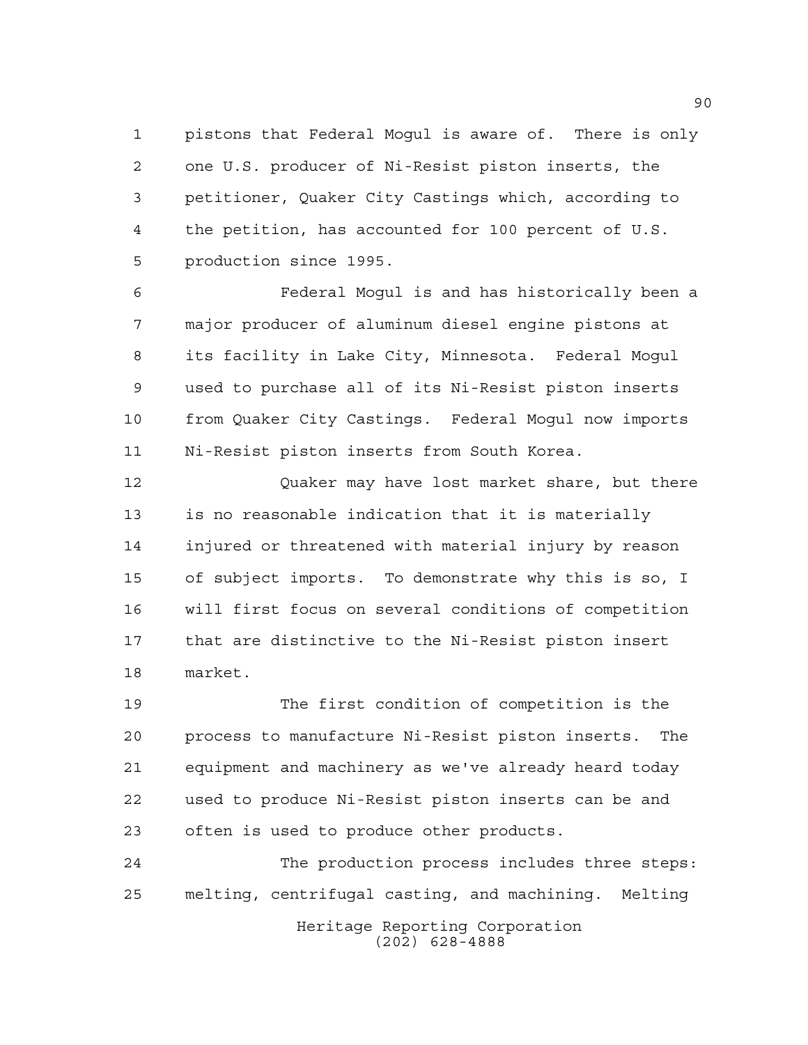pistons that Federal Mogul is aware of. There is only one U.S. producer of Ni-Resist piston inserts, the petitioner, Quaker City Castings which, according to the petition, has accounted for 100 percent of U.S. production since 1995.

Federal Mogul is and has historically been a major producer of aluminum diesel engine pistons at its facility in Lake City, Minnesota. Federal Mogul used to purchase all of its Ni-Resist piston inserts from Quaker City Castings. Federal Mogul now imports Ni-Resist piston inserts from South Korea.

Quaker may have lost market share, but there is no reasonable indication that it is materially injured or threatened with material injury by reason of subject imports. To demonstrate why this is so, I will first focus on several conditions of competition that are distinctive to the Ni-Resist piston insert market.

The first condition of competition is the process to manufacture Ni-Resist piston inserts. The equipment and machinery as we've already heard today used to produce Ni-Resist piston inserts can be and often is used to produce other products.

The production process includes three steps: melting, centrifugal casting, and machining. Melting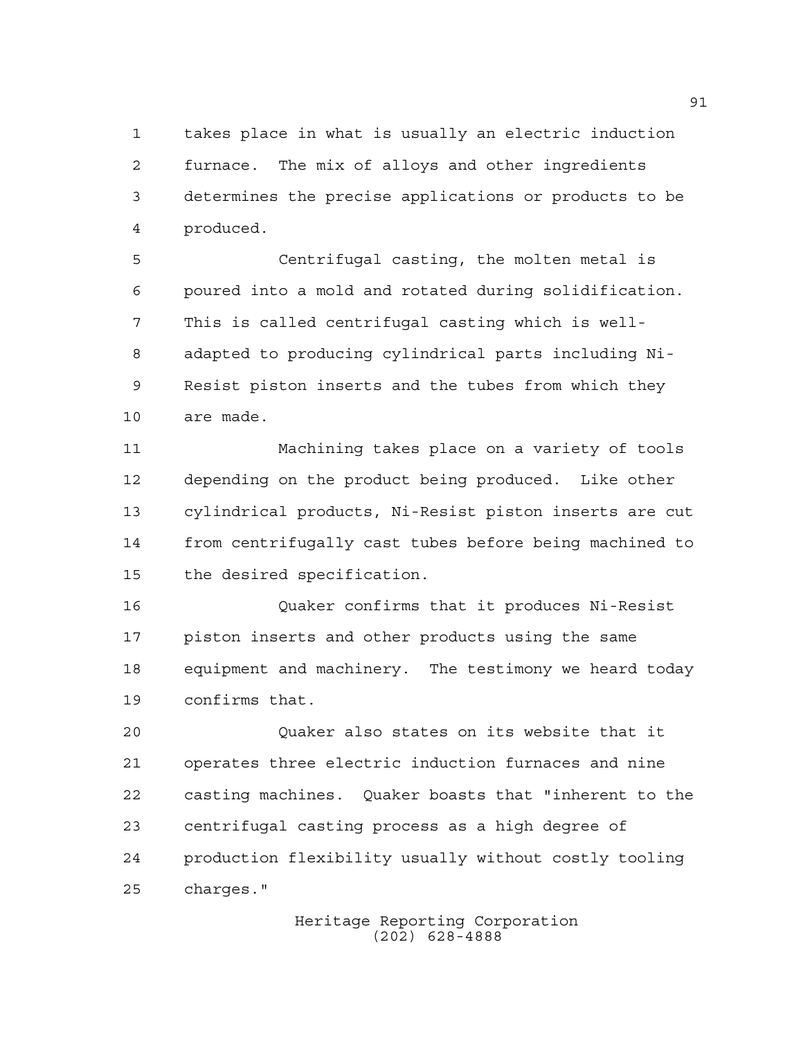takes place in what is usually an electric induction furnace. The mix of alloys and other ingredients determines the precise applications or products to be produced.

Centrifugal casting, the molten metal is poured into a mold and rotated during solidification. This is called centrifugal casting which is well-adapted to producing cylindrical parts including Ni-Resist piston inserts and the tubes from which they are made.

Machining takes place on a variety of tools depending on the product being produced. Like other cylindrical products, Ni-Resist piston inserts are cut from centrifugally cast tubes before being machined to the desired specification.

Quaker confirms that it produces Ni-Resist piston inserts and other products using the same equipment and machinery. The testimony we heard today confirms that.

Quaker also states on its website that it operates three electric induction furnaces and nine casting machines. Quaker boasts that "inherent to the centrifugal casting process as a high degree of production flexibility usually without costly tooling charges."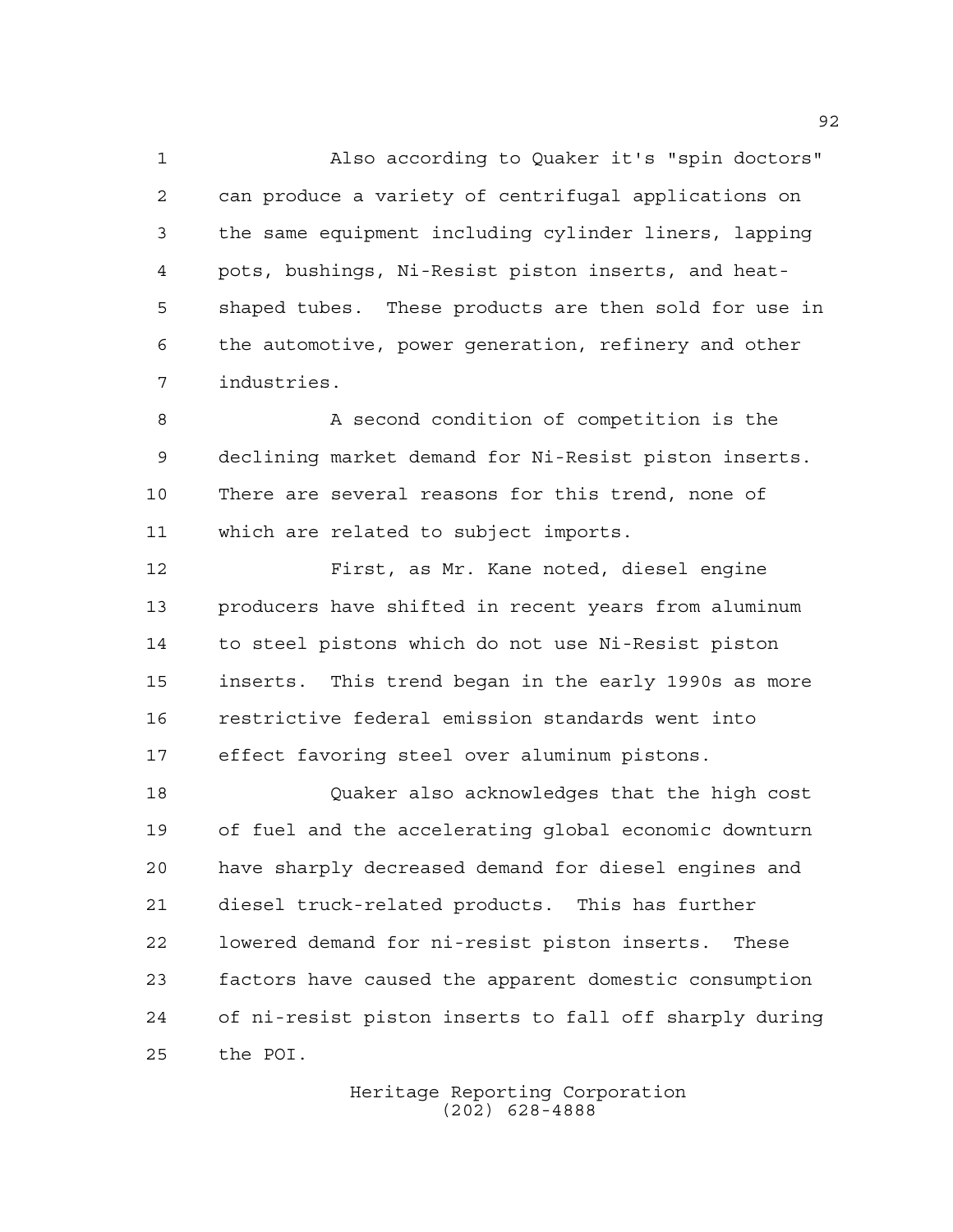Also according to Quaker it's "spin doctors" can produce a variety of centrifugal applications on the same equipment including cylinder liners, lapping pots, bushings, Ni-Resist piston inserts, and heat-shaped tubes. These products are then sold for use in the automotive, power generation, refinery and other industries.

A second condition of competition is the declining market demand for Ni-Resist piston inserts. There are several reasons for this trend, none of which are related to subject imports.

First, as Mr. Kane noted, diesel engine producers have shifted in recent years from aluminum to steel pistons which do not use Ni-Resist piston inserts. This trend began in the early 1990s as more restrictive federal emission standards went into effect favoring steel over aluminum pistons.

Quaker also acknowledges that the high cost of fuel and the accelerating global economic downturn have sharply decreased demand for diesel engines and diesel truck-related products. This has further lowered demand for ni-resist piston inserts. These factors have caused the apparent domestic consumption of ni-resist piston inserts to fall off sharply during the POI.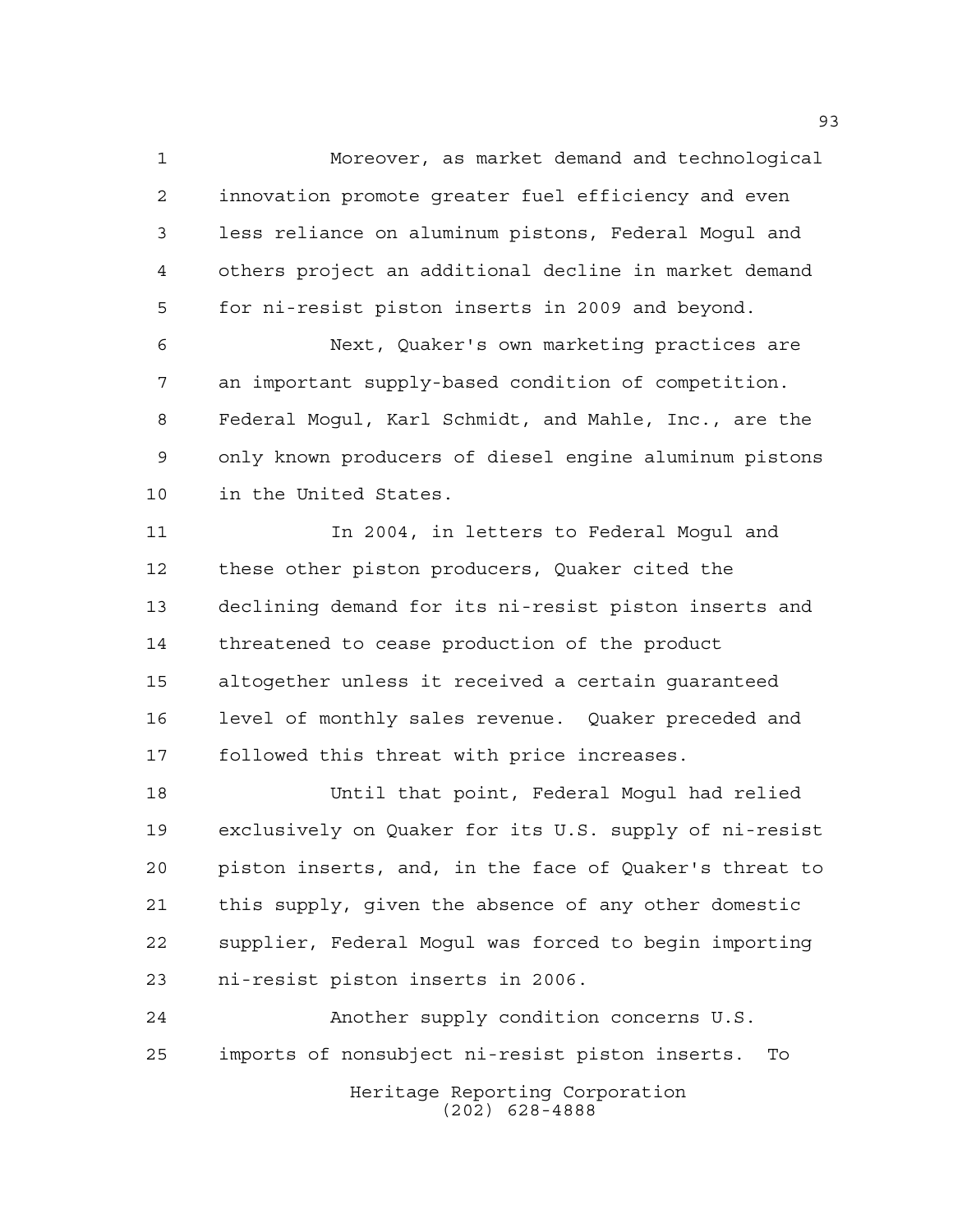Moreover, as market demand and technological innovation promote greater fuel efficiency and even less reliance on aluminum pistons, Federal Mogul and others project an additional decline in market demand for ni-resist piston inserts in 2009 and beyond.

Next, Quaker's own marketing practices are an important supply-based condition of competition. Federal Mogul, Karl Schmidt, and Mahle, Inc., are the only known producers of diesel engine aluminum pistons in the United States.

In 2004, in letters to Federal Mogul and these other piston producers, Quaker cited the declining demand for its ni-resist piston inserts and threatened to cease production of the product altogether unless it received a certain guaranteed level of monthly sales revenue. Quaker preceded and followed this threat with price increases.

Until that point, Federal Mogul had relied exclusively on Quaker for its U.S. supply of ni-resist piston inserts, and, in the face of Quaker's threat to this supply, given the absence of any other domestic supplier, Federal Mogul was forced to begin importing ni-resist piston inserts in 2006.

Another supply condition concerns U.S. imports of nonsubject ni-resist piston inserts. To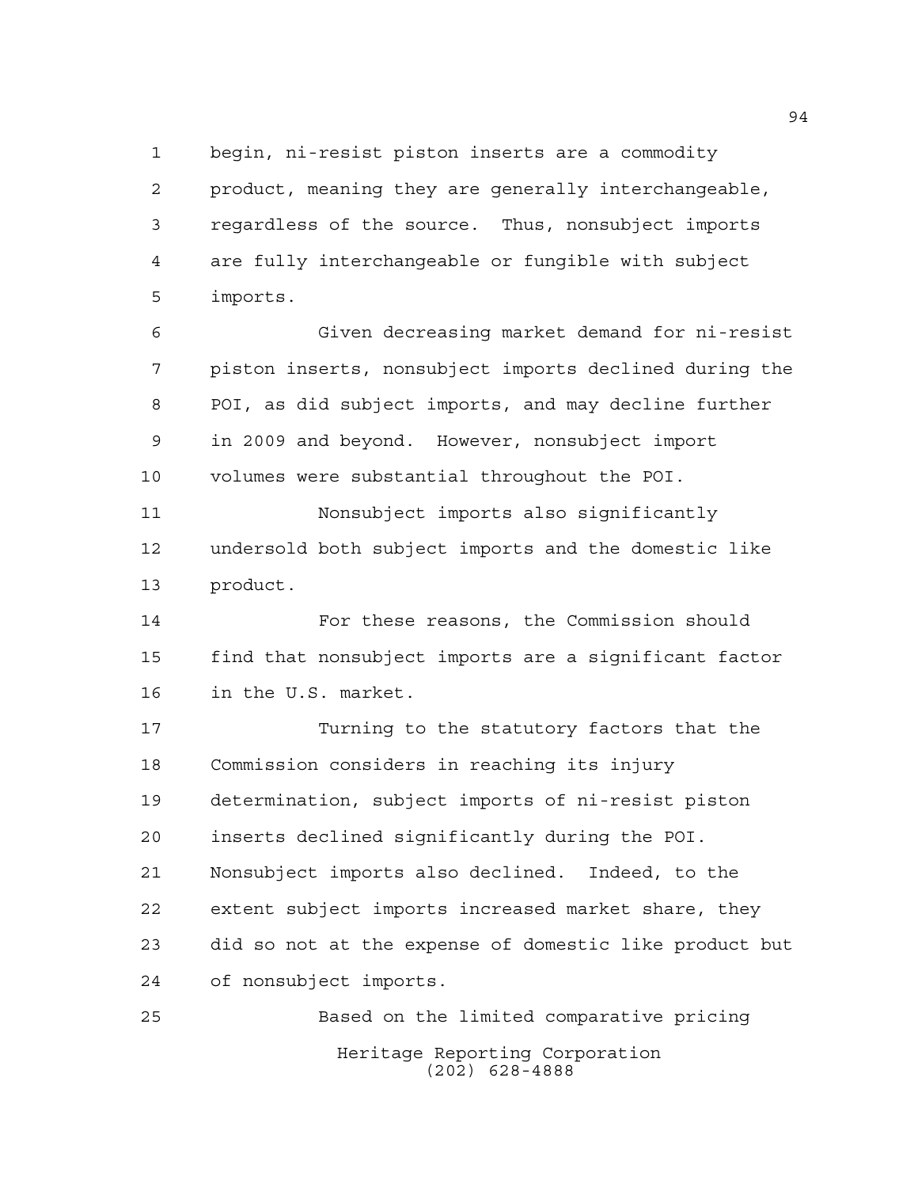begin, ni-resist piston inserts are a commodity product, meaning they are generally interchangeable, regardless of the source. Thus, nonsubject imports are fully interchangeable or fungible with subject imports.

Given decreasing market demand for ni-resist piston inserts, nonsubject imports declined during the POI, as did subject imports, and may decline further in 2009 and beyond. However, nonsubject import volumes were substantial throughout the POI.

Nonsubject imports also significantly undersold both subject imports and the domestic like product.

For these reasons, the Commission should find that nonsubject imports are a significant factor in the U.S. market.

Turning to the statutory factors that the Commission considers in reaching its injury determination, subject imports of ni-resist piston inserts declined significantly during the POI. Nonsubject imports also declined. Indeed, to the extent subject imports increased market share, they did so not at the expense of domestic like product but of nonsubject imports.

Based on the limited comparative pricing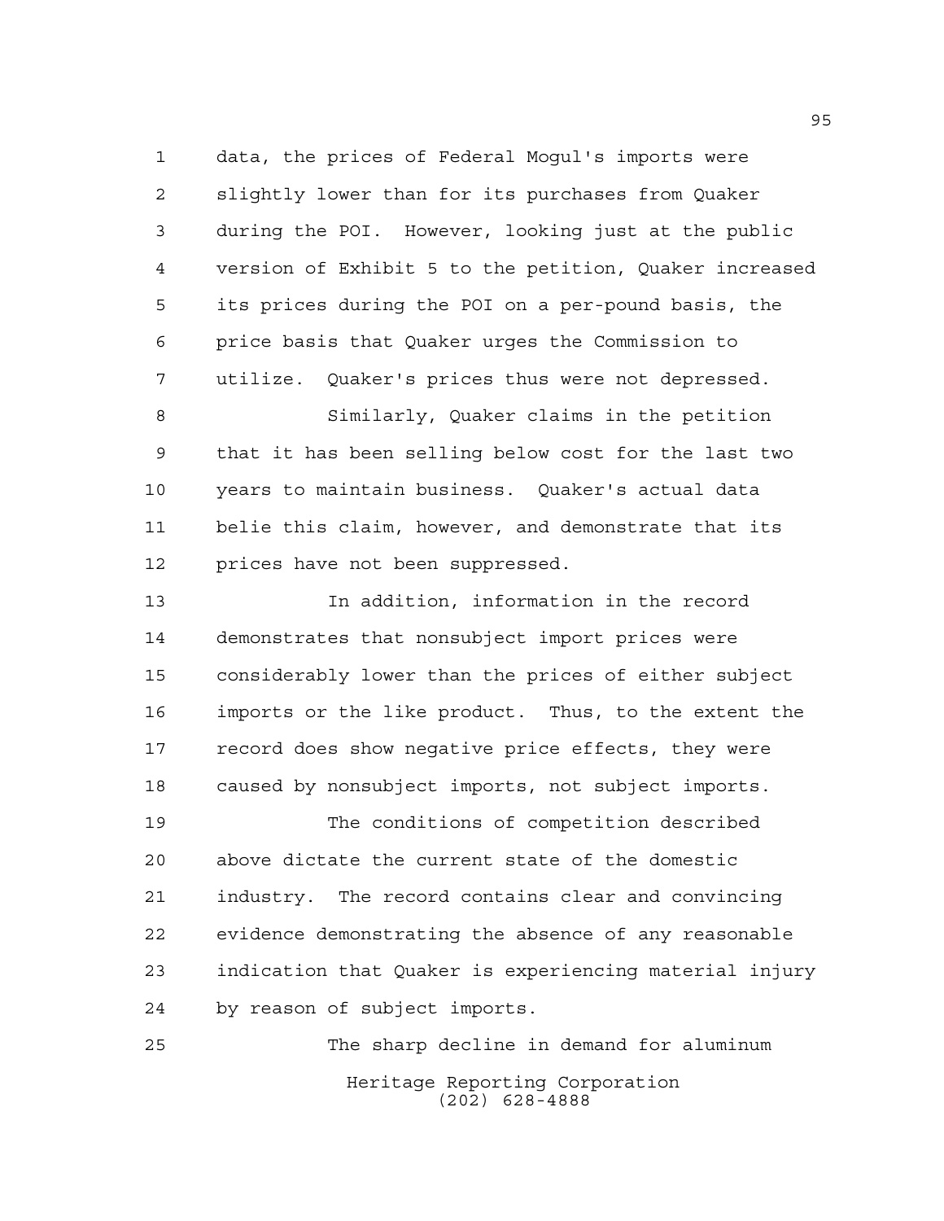data, the prices of Federal Mogul's imports were slightly lower than for its purchases from Quaker during the POI. However, looking just at the public version of Exhibit 5 to the petition, Quaker increased its prices during the POI on a per-pound basis, the price basis that Quaker urges the Commission to utilize. Quaker's prices thus were not depressed.

Similarly, Quaker claims in the petition that it has been selling below cost for the last two years to maintain business. Quaker's actual data belie this claim, however, and demonstrate that its prices have not been suppressed.

In addition, information in the record demonstrates that nonsubject import prices were considerably lower than the prices of either subject imports or the like product. Thus, to the extent the record does show negative price effects, they were caused by nonsubject imports, not subject imports.

The conditions of competition described above dictate the current state of the domestic industry. The record contains clear and convincing evidence demonstrating the absence of any reasonable indication that Quaker is experiencing material injury by reason of subject imports.

The sharp decline in demand for aluminum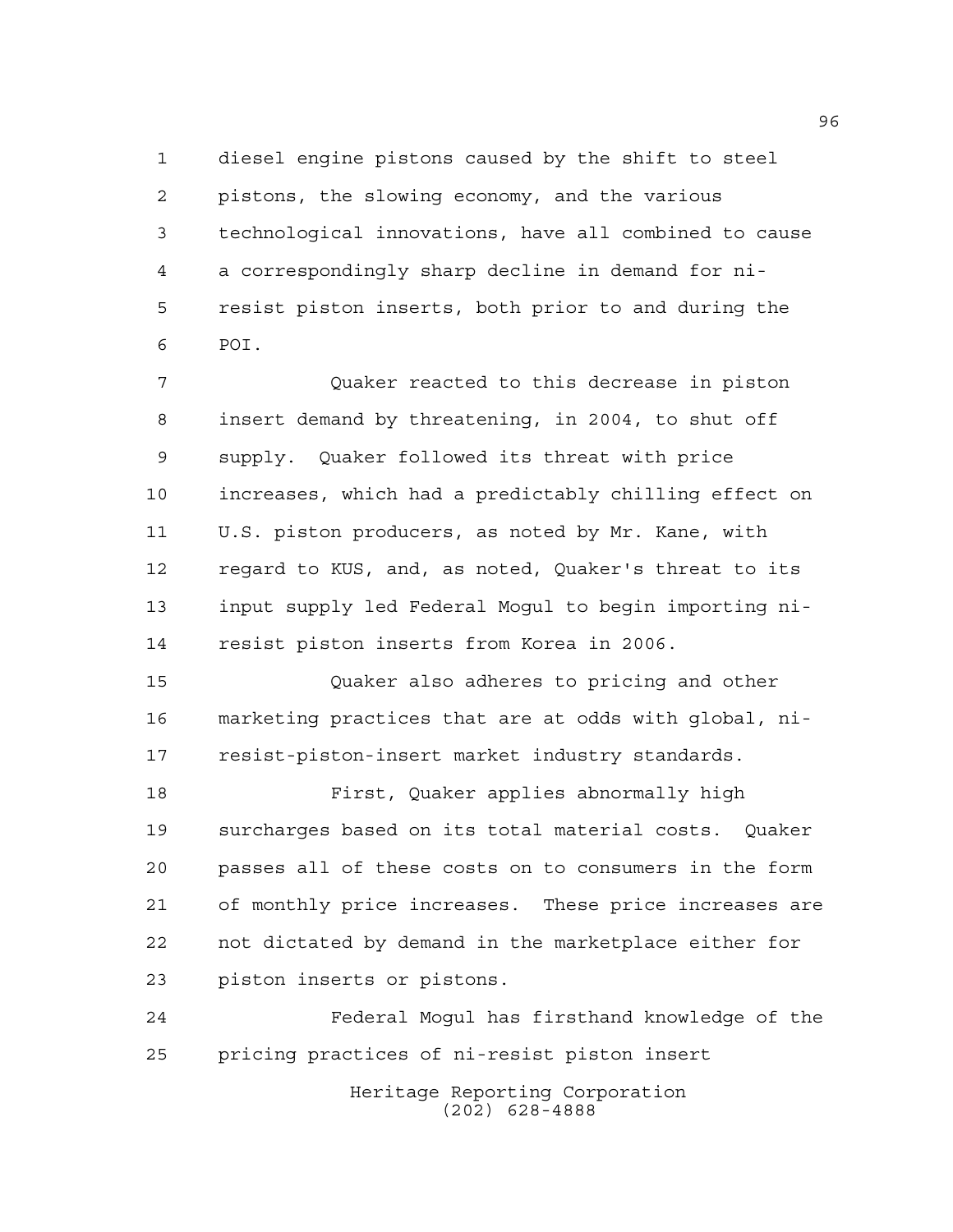diesel engine pistons caused by the shift to steel pistons, the slowing economy, and the various technological innovations, have all combined to cause a correspondingly sharp decline in demand for ni-resist piston inserts, both prior to and during the POI.

Quaker reacted to this decrease in piston insert demand by threatening, in 2004, to shut off supply. Quaker followed its threat with price increases, which had a predictably chilling effect on U.S. piston producers, as noted by Mr. Kane, with regard to KUS, and, as noted, Quaker's threat to its input supply led Federal Mogul to begin importing ni-resist piston inserts from Korea in 2006.

Quaker also adheres to pricing and other marketing practices that are at odds with global, ni-resist-piston-insert market industry standards.

First, Quaker applies abnormally high surcharges based on its total material costs. Quaker passes all of these costs on to consumers in the form of monthly price increases. These price increases are not dictated by demand in the marketplace either for piston inserts or pistons.

Federal Mogul has firsthand knowledge of the pricing practices of ni-resist piston insert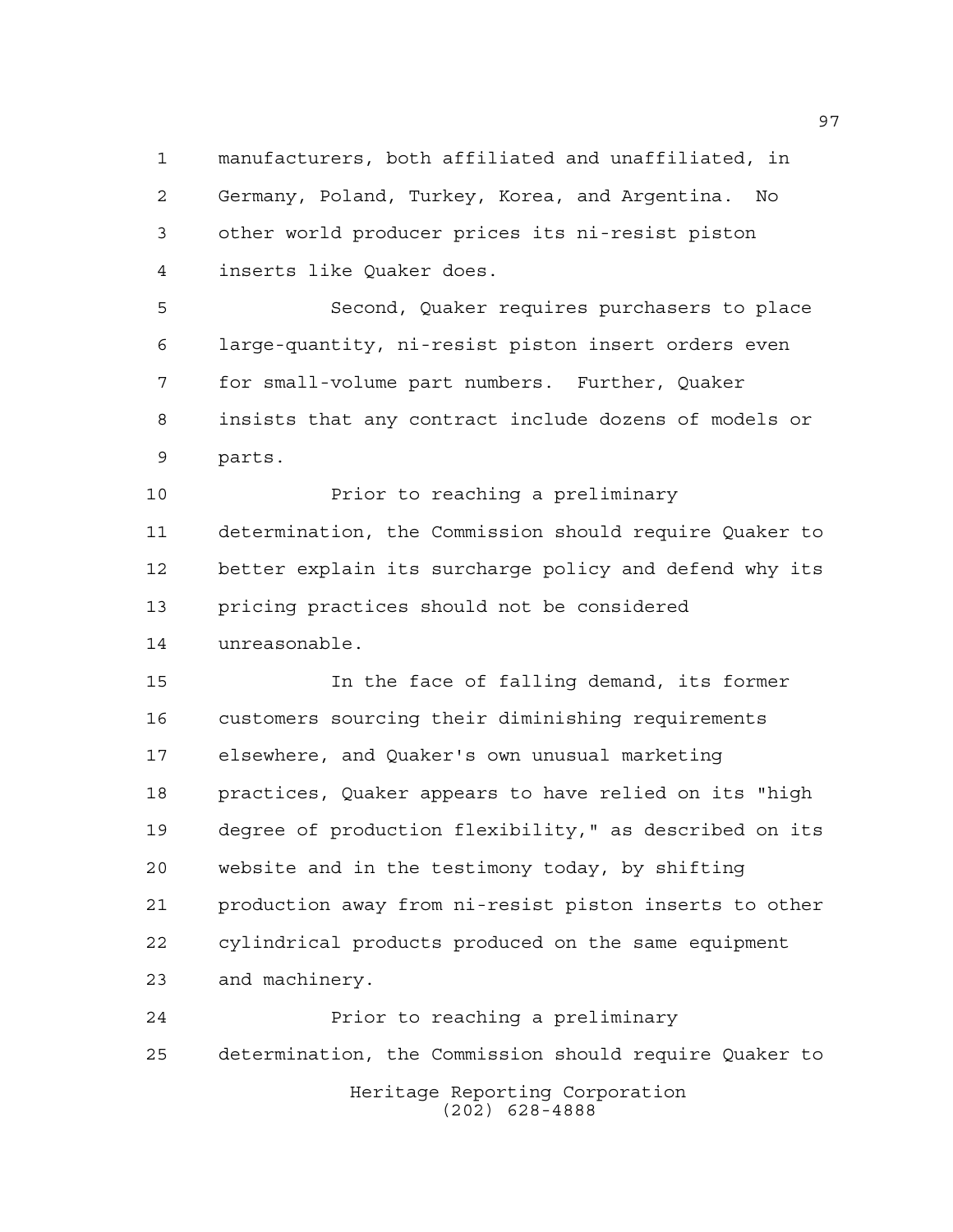manufacturers, both affiliated and unaffiliated, in Germany, Poland, Turkey, Korea, and Argentina. No other world producer prices its ni-resist piston inserts like Quaker does.

Second, Quaker requires purchasers to place large-quantity, ni-resist piston insert orders even for small-volume part numbers. Further, Quaker insists that any contract include dozens of models or parts.

Prior to reaching a preliminary determination, the Commission should require Quaker to better explain its surcharge policy and defend why its pricing practices should not be considered unreasonable.

In the face of falling demand, its former customers sourcing their diminishing requirements elsewhere, and Quaker's own unusual marketing practices, Quaker appears to have relied on its "high degree of production flexibility," as described on its website and in the testimony today, by shifting production away from ni-resist piston inserts to other cylindrical products produced on the same equipment and machinery.

Prior to reaching a preliminary determination, the Commission should require Quaker to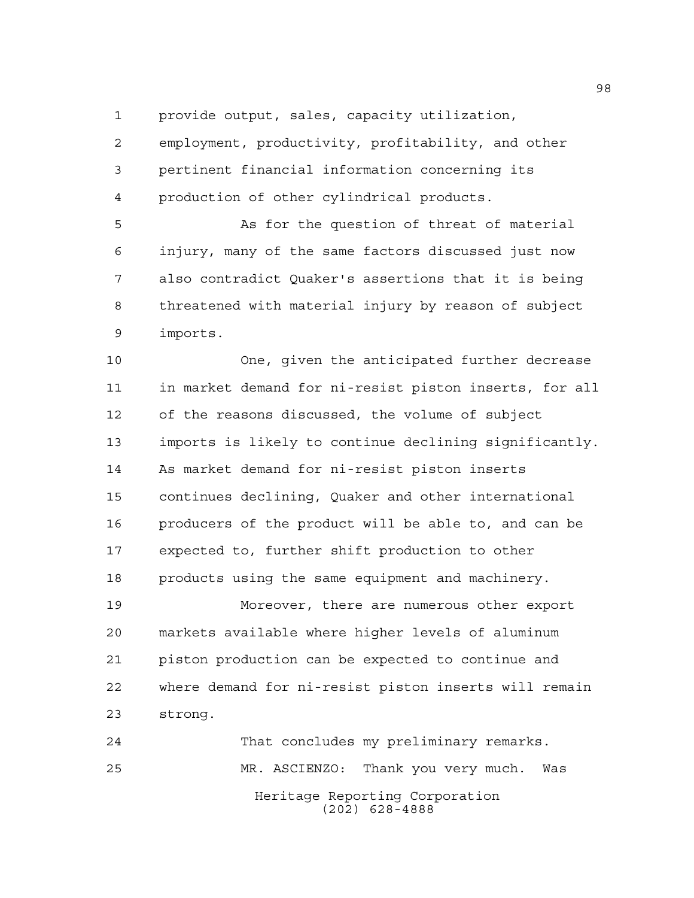provide output, sales, capacity utilization, employment, productivity, profitability, and other pertinent financial information concerning its production of other cylindrical products.

As for the question of threat of material injury, many of the same factors discussed just now also contradict Quaker's assertions that it is being threatened with material injury by reason of subject imports.

One, given the anticipated further decrease in market demand for ni-resist piston inserts, for all of the reasons discussed, the volume of subject imports is likely to continue declining significantly. As market demand for ni-resist piston inserts continues declining, Quaker and other international producers of the product will be able to, and can be expected to, further shift production to other products using the same equipment and machinery.

Moreover, there are numerous other export markets available where higher levels of aluminum piston production can be expected to continue and where demand for ni-resist piston inserts will remain strong.

That concludes my preliminary remarks.

MR. ASCIENZO: Thank you very much. Was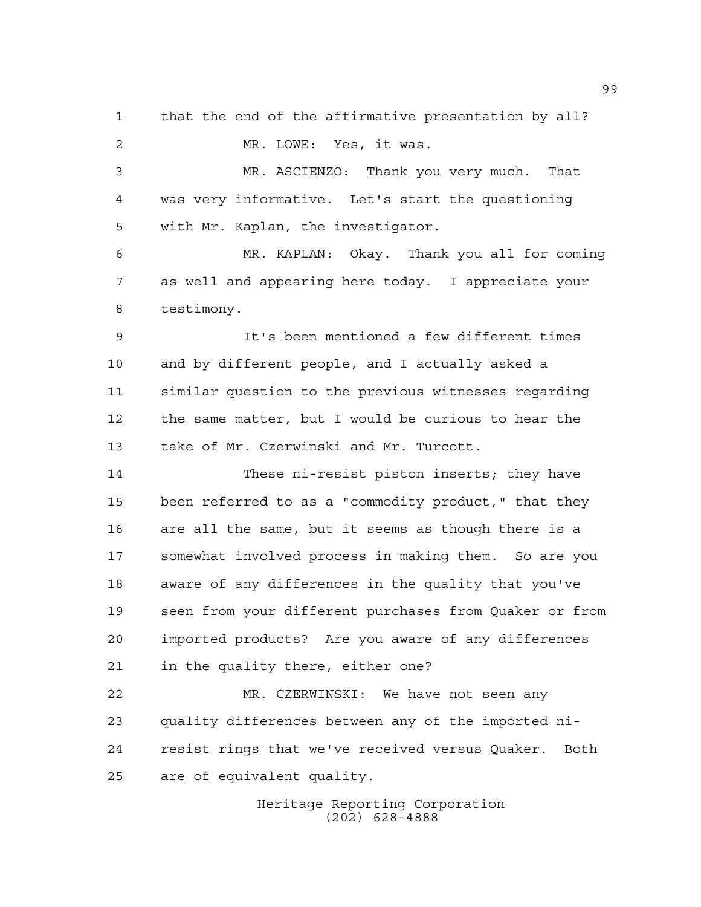that the end of the affirmative presentation by all?

MR. LOWE: Yes, it was.

MR. ASCIENZO: Thank you very much. That was very informative. Let's start the questioning with Mr. Kaplan, the investigator.

MR. KAPLAN: Okay. Thank you all for coming as well and appearing here today. I appreciate your testimony.

It's been mentioned a few different times and by different people, and I actually asked a similar question to the previous witnesses regarding the same matter, but I would be curious to hear the take of Mr. Czerwinski and Mr. Turcott.

These ni-resist piston inserts; they have been referred to as a "commodity product," that they are all the same, but it seems as though there is a somewhat involved process in making them. So are you aware of any differences in the quality that you've seen from your different purchases from Quaker or from imported products? Are you aware of any differences in the quality there, either one?

MR. CZERWINSKI: We have not seen any quality differences between any of the imported ni-resist rings that we've received versus Quaker. Both are of equivalent quality.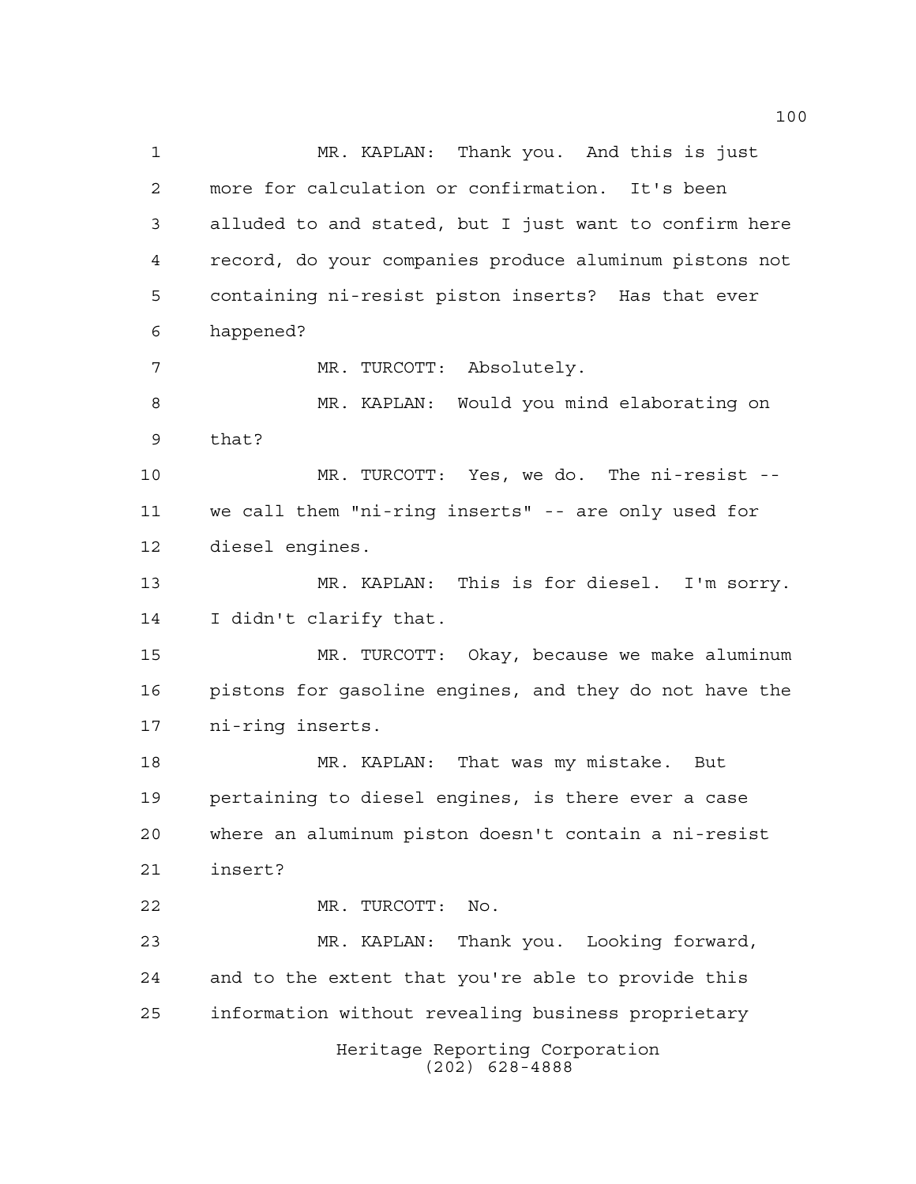MR. KAPLAN: Thank you. And this is just more for calculation or confirmation. It's been alluded to and stated, but I just want to confirm here record, do your companies produce aluminum pistons not containing ni-resist piston inserts? Has that ever happened?

MR. TURCOTT: Absolutely.

MR. KAPLAN: Would you mind elaborating on that?

MR. TURCOTT: Yes, we do. The ni-resist -- we call them "ni-ring inserts" -- are only used for diesel engines.

MR. KAPLAN: This is for diesel. I'm sorry. I didn't clarify that.

MR. TURCOTT: Okay, because we make aluminum pistons for gasoline engines, and they do not have the ni-ring inserts.

MR. KAPLAN: That was my mistake. But pertaining to diesel engines, is there ever a case where an aluminum piston doesn't contain a ni-resist insert?

MR. TURCOTT: No.

MR. KAPLAN: Thank you. Looking forward, and to the extent that you're able to provide this information without revealing business proprietary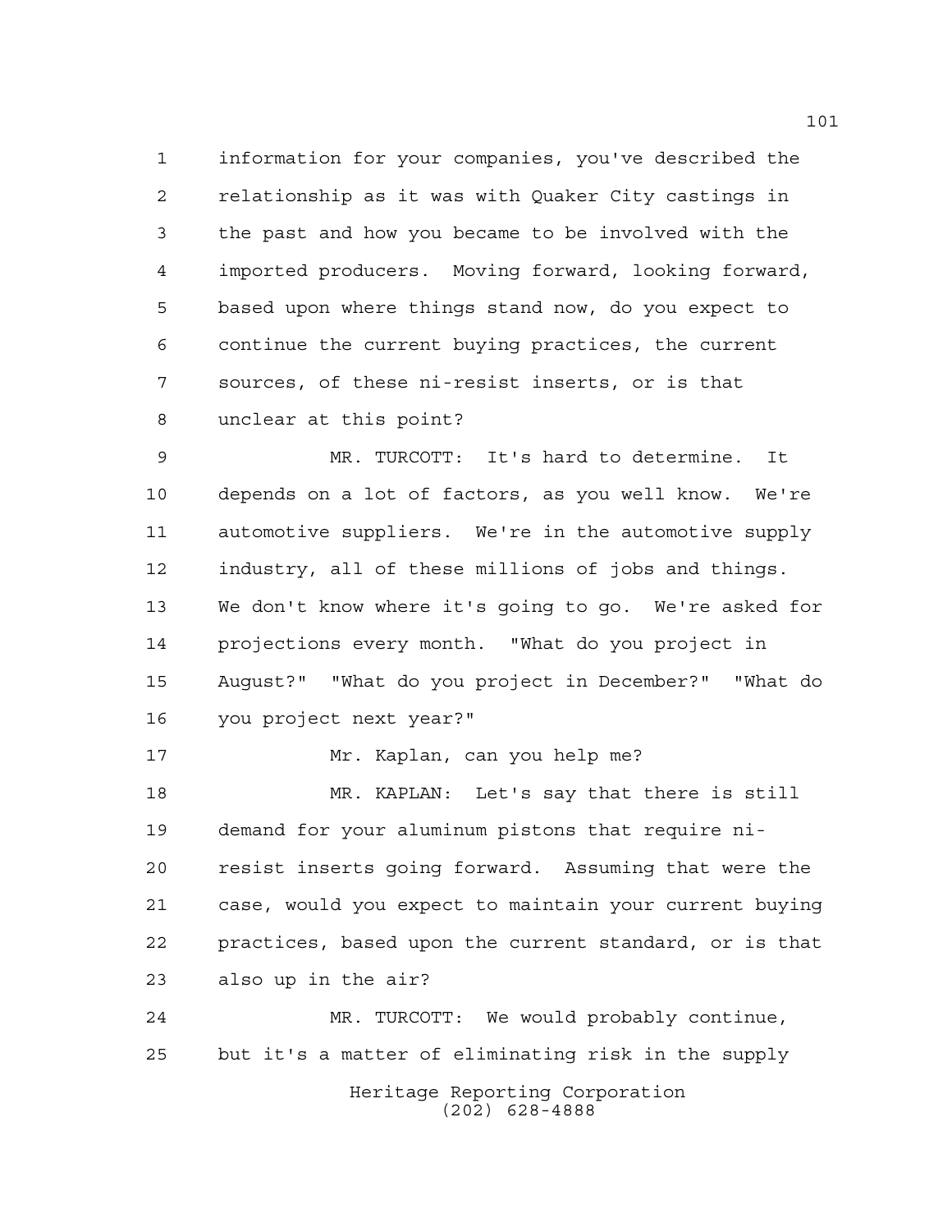information for your companies, you've described the relationship as it was with Quaker City castings in the past and how you became to be involved with the imported producers. Moving forward, looking forward, based upon where things stand now, do you expect to continue the current buying practices, the current sources, of these ni-resist inserts, or is that unclear at this point?

MR. TURCOTT: It's hard to determine. It depends on a lot of factors, as you well know. We're automotive suppliers. We're in the automotive supply industry, all of these millions of jobs and things. We don't know where it's going to go. We're asked for projections every month. "What do you project in August?" "What do you project in December?" "What do you project next year?"

Mr. Kaplan, can you help me?

MR. KAPLAN: Let's say that there is still demand for your aluminum pistons that require ni-resist inserts going forward. Assuming that were the case, would you expect to maintain your current buying practices, based upon the current standard, or is that also up in the air?

MR. TURCOTT: We would probably continue, but it's a matter of eliminating risk in the supply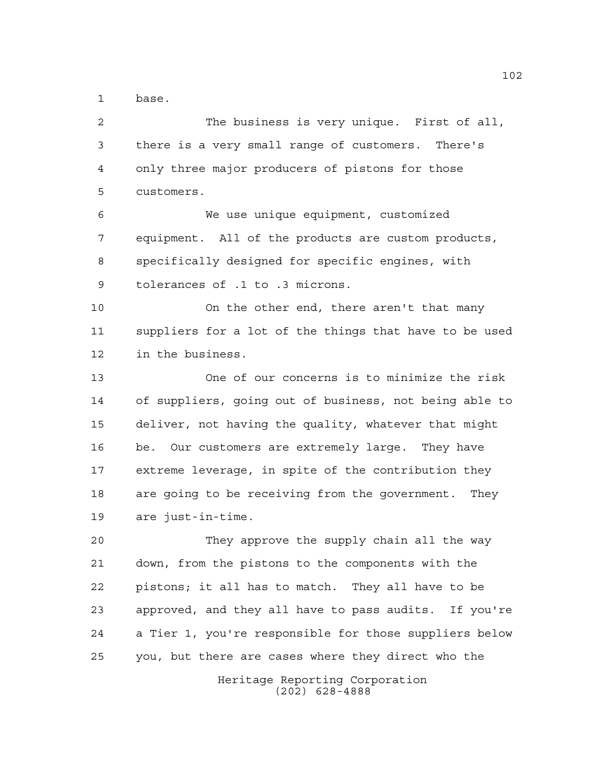base.

The business is very unique. First of all, there is a very small range of customers. There's only three major producers of pistons for those customers.

We use unique equipment, customized equipment. All of the products are custom products, specifically designed for specific engines, with tolerances of .1 to .3 microns.

On the other end, there aren't that many suppliers for a lot of the things that have to be used in the business.

One of our concerns is to minimize the risk of suppliers, going out of business, not being able to deliver, not having the quality, whatever that might be. Our customers are extremely large. They have extreme leverage, in spite of the contribution they are going to be receiving from the government. They are just-in-time.

They approve the supply chain all the way down, from the pistons to the components with the pistons; it all has to match. They all have to be approved, and they all have to pass audits. If you're a Tier 1, you're responsible for those suppliers below you, but there are cases where they direct who the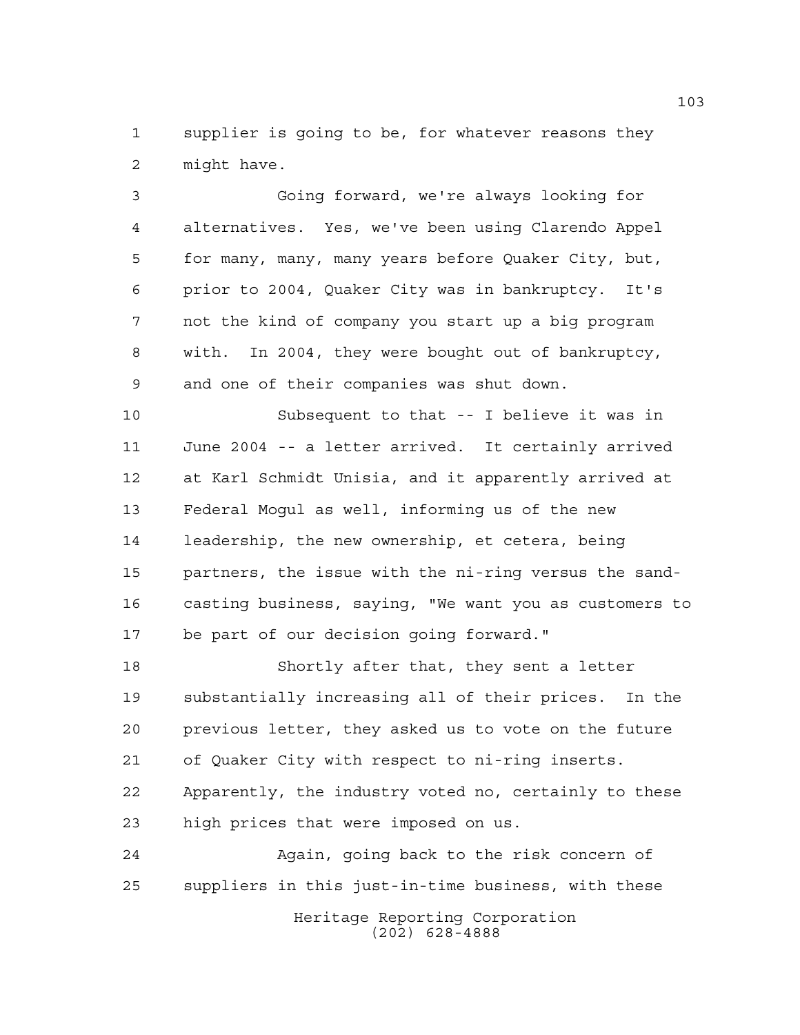supplier is going to be, for whatever reasons they might have.

Going forward, we're always looking for alternatives. Yes, we've been using Clarendo Appel for many, many, many years before Quaker City, but, prior to 2004, Quaker City was in bankruptcy. It's not the kind of company you start up a big program with. In 2004, they were bought out of bankruptcy, and one of their companies was shut down.

Subsequent to that -- I believe it was in June 2004 -- a letter arrived. It certainly arrived at Karl Schmidt Unisia, and it apparently arrived at Federal Mogul as well, informing us of the new leadership, the new ownership, et cetera, being partners, the issue with the ni-ring versus the sand-casting business, saying, "We want you as customers to be part of our decision going forward."

Shortly after that, they sent a letter substantially increasing all of their prices. In the previous letter, they asked us to vote on the future of Quaker City with respect to ni-ring inserts. Apparently, the industry voted no, certainly to these high prices that were imposed on us.

Again, going back to the risk concern of suppliers in this just-in-time business, with these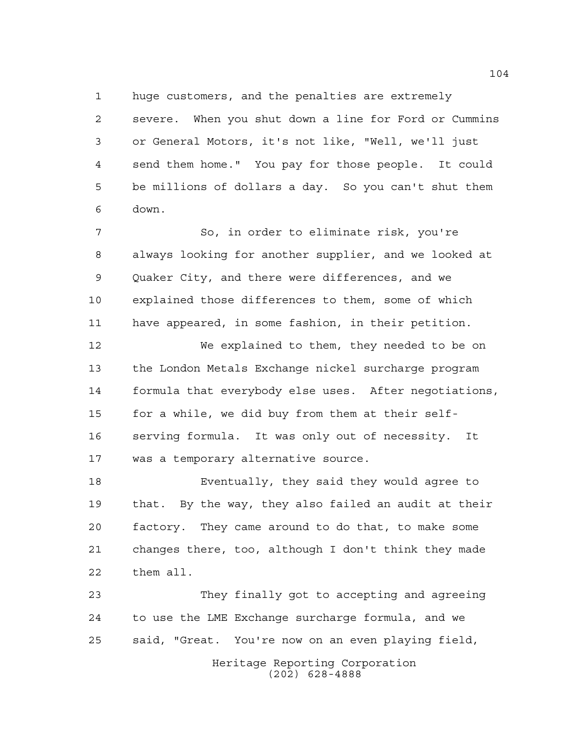huge customers, and the penalties are extremely severe. When you shut down a line for Ford or Cummins or General Motors, it's not like, "Well, we'll just send them home." You pay for those people. It could be millions of dollars a day. So you can't shut them down.

So, in order to eliminate risk, you're always looking for another supplier, and we looked at Quaker City, and there were differences, and we explained those differences to them, some of which have appeared, in some fashion, in their petition.

We explained to them, they needed to be on the London Metals Exchange nickel surcharge program formula that everybody else uses. After negotiations, for a while, we did buy from them at their self-serving formula. It was only out of necessity. It was a temporary alternative source.

Eventually, they said they would agree to that. By the way, they also failed an audit at their factory. They came around to do that, to make some changes there, too, although I don't think they made them all.

They finally got to accepting and agreeing to use the LME Exchange surcharge formula, and we said, "Great. You're now on an even playing field,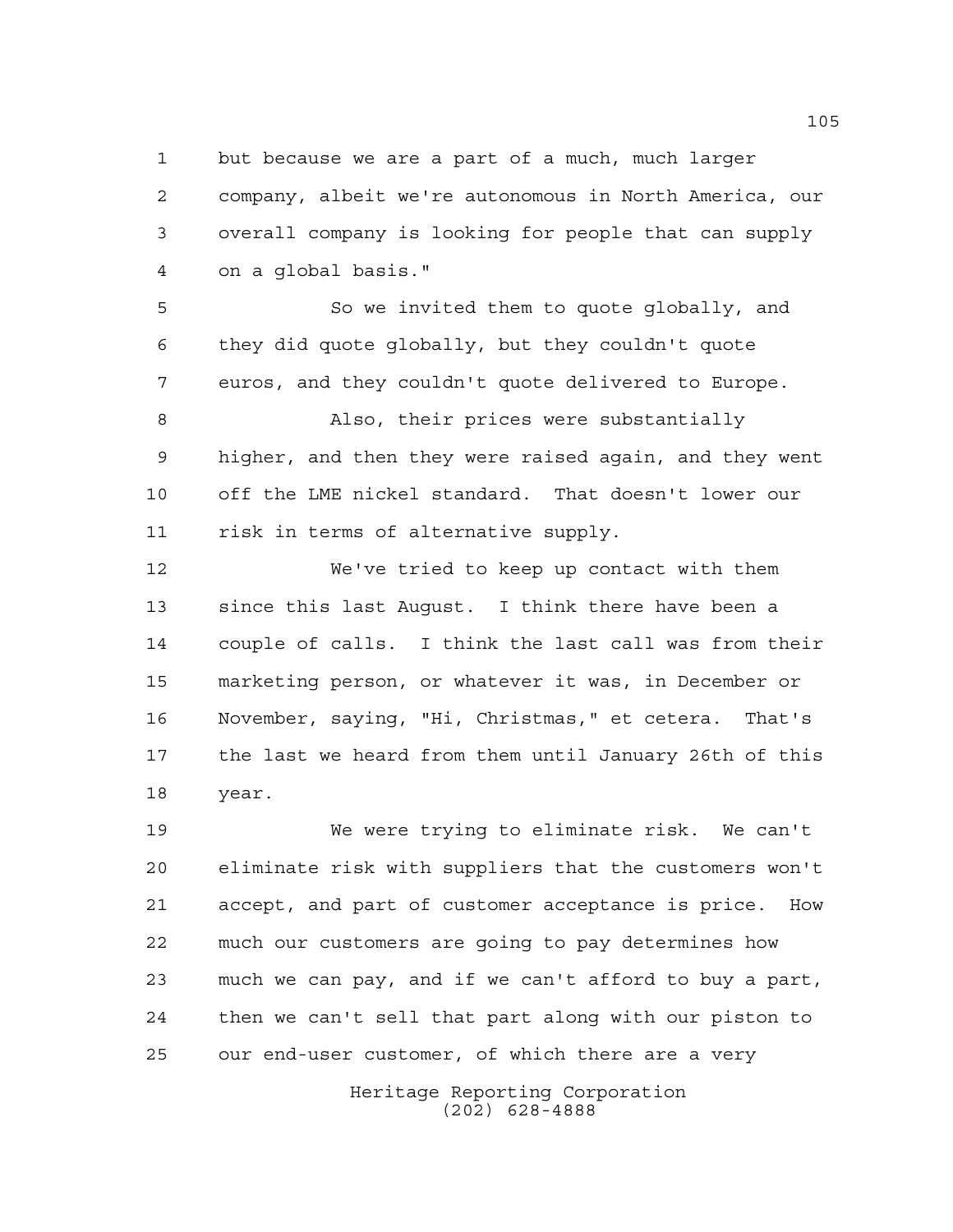but because we are a part of a much, much larger company, albeit we're autonomous in North America, our overall company is looking for people that can supply on a global basis."

So we invited them to quote globally, and they did quote globally, but they couldn't quote euros, and they couldn't quote delivered to Europe.

Also, their prices were substantially higher, and then they were raised again, and they went off the LME nickel standard. That doesn't lower our risk in terms of alternative supply.

We've tried to keep up contact with them since this last August. I think there have been a couple of calls. I think the last call was from their marketing person, or whatever it was, in December or November, saying, "Hi, Christmas," et cetera. That's the last we heard from them until January 26th of this year.

We were trying to eliminate risk. We can't eliminate risk with suppliers that the customers won't accept, and part of customer acceptance is price. How much our customers are going to pay determines how much we can pay, and if we can't afford to buy a part, then we can't sell that part along with our piston to our end-user customer, of which there are a very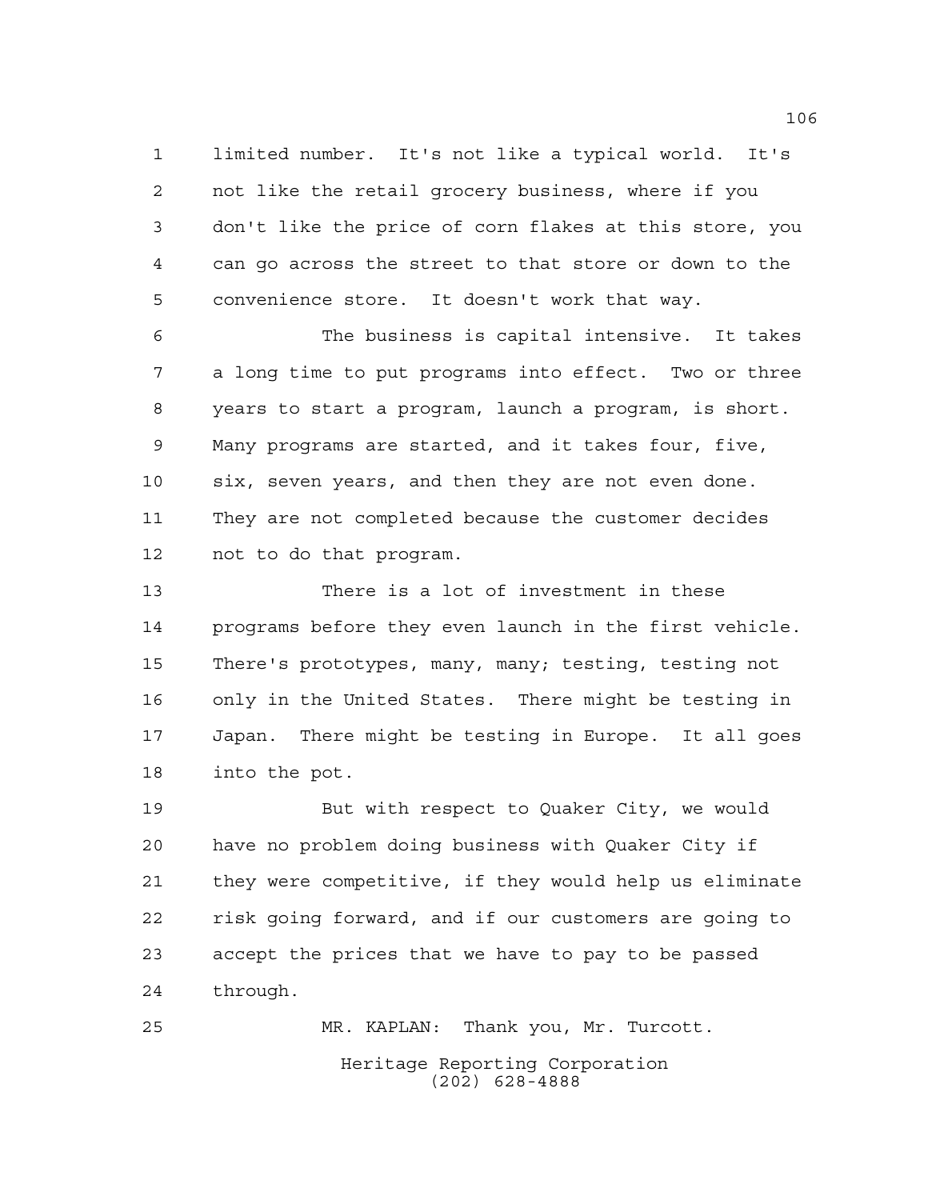limited number. It's not like a typical world. It's not like the retail grocery business, where if you don't like the price of corn flakes at this store, you can go across the street to that store or down to the convenience store. It doesn't work that way.

The business is capital intensive. It takes a long time to put programs into effect. Two or three years to start a program, launch a program, is short. Many programs are started, and it takes four, five, six, seven years, and then they are not even done. They are not completed because the customer decides not to do that program.

There is a lot of investment in these programs before they even launch in the first vehicle. There's prototypes, many, many; testing, testing not only in the United States. There might be testing in Japan. There might be testing in Europe. It all goes into the pot.

But with respect to Quaker City, we would have no problem doing business with Quaker City if they were competitive, if they would help us eliminate risk going forward, and if our customers are going to accept the prices that we have to pay to be passed through.

MR. KAPLAN: Thank you, Mr. Turcott.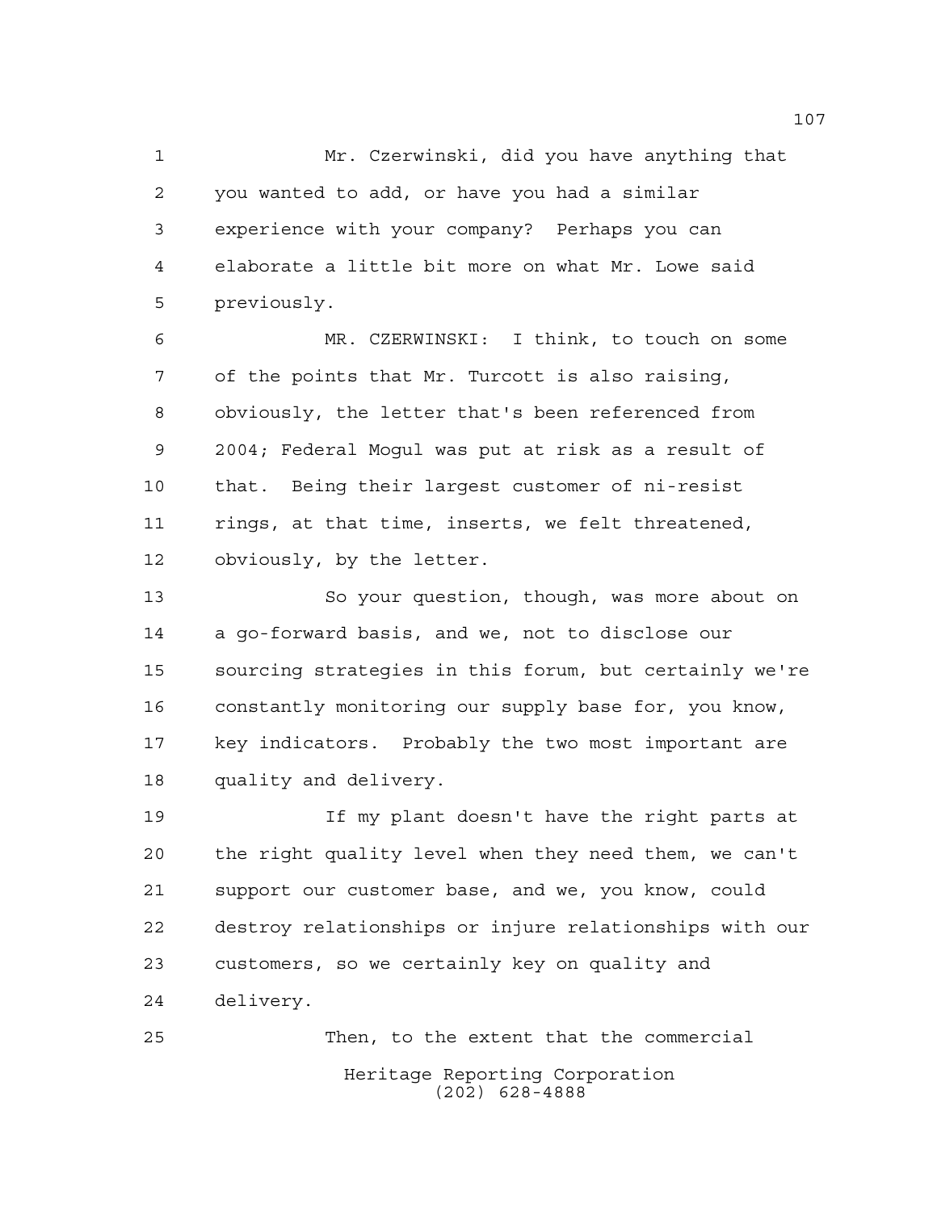Mr. Czerwinski, did you have anything that you wanted to add, or have you had a similar experience with your company? Perhaps you can elaborate a little bit more on what Mr. Lowe said previously.

MR. CZERWINSKI: I think, to touch on some of the points that Mr. Turcott is also raising, obviously, the letter that's been referenced from 2004; Federal Mogul was put at risk as a result of that. Being their largest customer of ni-resist rings, at that time, inserts, we felt threatened, obviously, by the letter.

So your question, though, was more about on a go-forward basis, and we, not to disclose our sourcing strategies in this forum, but certainly we're constantly monitoring our supply base for, you know, key indicators. Probably the two most important are quality and delivery.

If my plant doesn't have the right parts at the right quality level when they need them, we can't support our customer base, and we, you know, could destroy relationships or injure relationships with our customers, so we certainly key on quality and delivery.

Then, to the extent that the commercial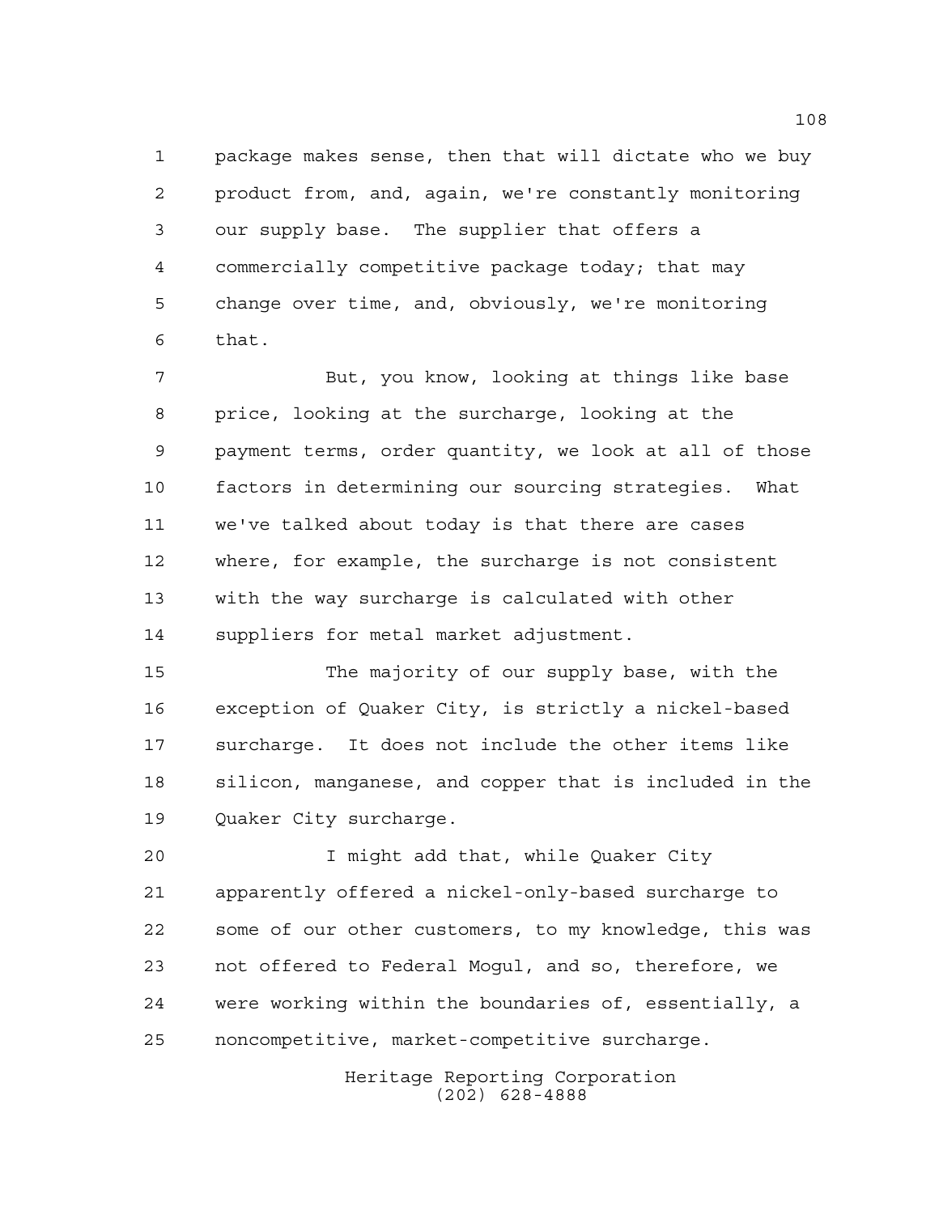package makes sense, then that will dictate who we buy product from, and, again, we're constantly monitoring our supply base. The supplier that offers a commercially competitive package today; that may change over time, and, obviously, we're monitoring that.

But, you know, looking at things like base price, looking at the surcharge, looking at the payment terms, order quantity, we look at all of those factors in determining our sourcing strategies. What we've talked about today is that there are cases where, for example, the surcharge is not consistent with the way surcharge is calculated with other suppliers for metal market adjustment.

The majority of our supply base, with the exception of Quaker City, is strictly a nickel-based surcharge. It does not include the other items like silicon, manganese, and copper that is included in the Quaker City surcharge.

I might add that, while Quaker City apparently offered a nickel-only-based surcharge to some of our other customers, to my knowledge, this was not offered to Federal Mogul, and so, therefore, we were working within the boundaries of, essentially, a noncompetitive, market-competitive surcharge.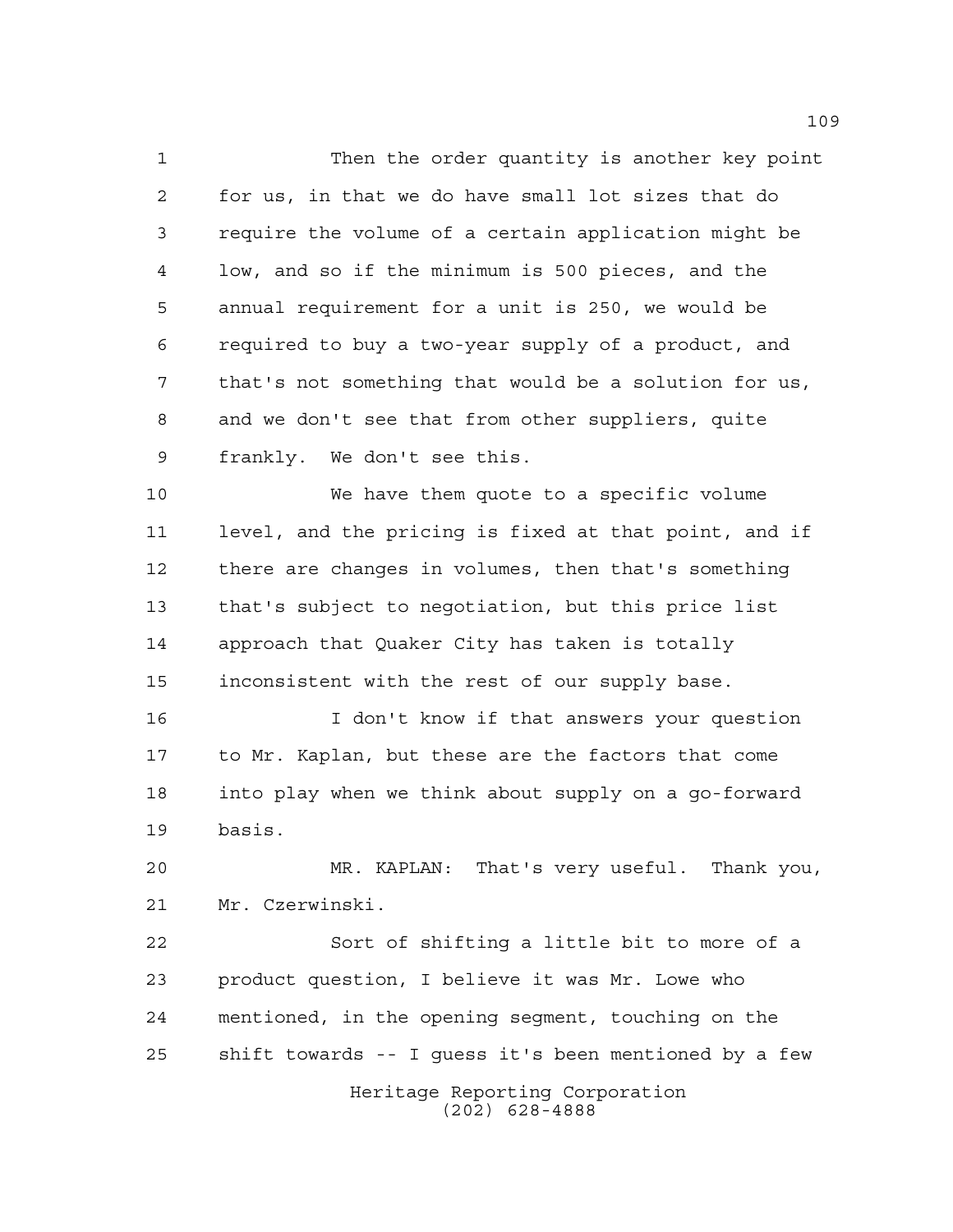Then the order quantity is another key point for us, in that we do have small lot sizes that do require the volume of a certain application might be low, and so if the minimum is 500 pieces, and the annual requirement for a unit is 250, we would be required to buy a two-year supply of a product, and that's not something that would be a solution for us, and we don't see that from other suppliers, quite frankly. We don't see this.

We have them quote to a specific volume level, and the pricing is fixed at that point, and if there are changes in volumes, then that's something that's subject to negotiation, but this price list approach that Quaker City has taken is totally inconsistent with the rest of our supply base.

I don't know if that answers your question to Mr. Kaplan, but these are the factors that come into play when we think about supply on a go-forward basis.

MR. KAPLAN: That's very useful. Thank you, Mr. Czerwinski.

Sort of shifting a little bit to more of a product question, I believe it was Mr. Lowe who mentioned, in the opening segment, touching on the shift towards -- I guess it's been mentioned by a few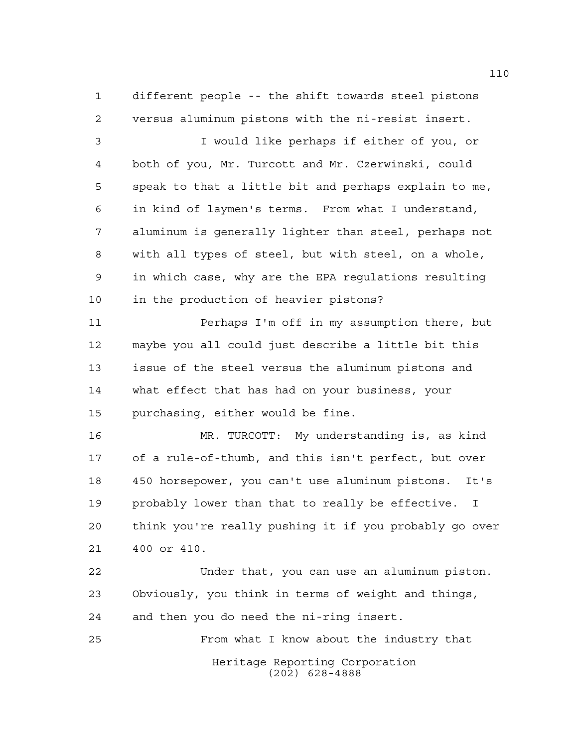different people -- the shift towards steel pistons versus aluminum pistons with the ni-resist insert.

I would like perhaps if either of you, or both of you, Mr. Turcott and Mr. Czerwinski, could speak to that a little bit and perhaps explain to me, in kind of laymen's terms. From what I understand, aluminum is generally lighter than steel, perhaps not with all types of steel, but with steel, on a whole, in which case, why are the EPA regulations resulting in the production of heavier pistons?

Perhaps I'm off in my assumption there, but maybe you all could just describe a little bit this issue of the steel versus the aluminum pistons and what effect that has had on your business, your purchasing, either would be fine.

MR. TURCOTT: My understanding is, as kind of a rule-of-thumb, and this isn't perfect, but over 450 horsepower, you can't use aluminum pistons. It's probably lower than that to really be effective. I think you're really pushing it if you probably go over 400 or 410.

Under that, you can use an aluminum piston. Obviously, you think in terms of weight and things, and then you do need the ni-ring insert.

From what I know about the industry that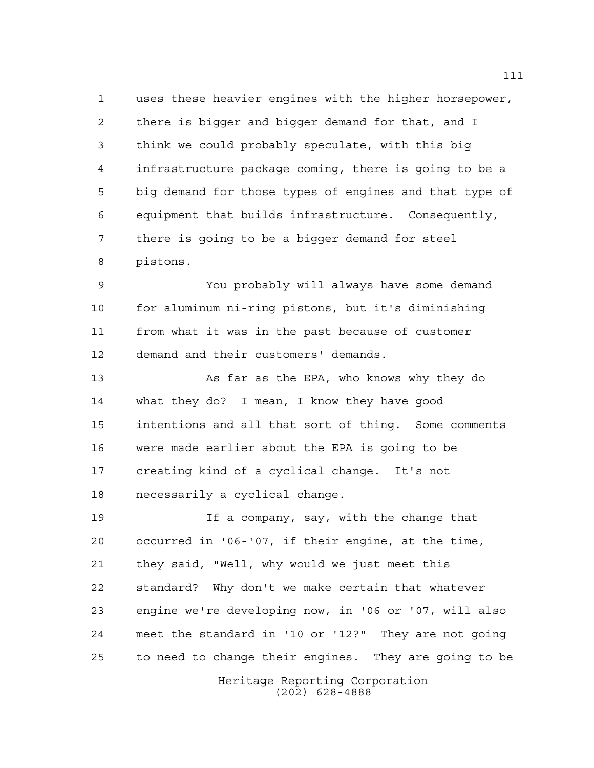uses these heavier engines with the higher horsepower, there is bigger and bigger demand for that, and I think we could probably speculate, with this big infrastructure package coming, there is going to be a big demand for those types of engines and that type of equipment that builds infrastructure. Consequently, there is going to be a bigger demand for steel pistons.

You probably will always have some demand for aluminum ni-ring pistons, but it's diminishing from what it was in the past because of customer demand and their customers' demands.

As far as the EPA, who knows why they do what they do? I mean, I know they have good intentions and all that sort of thing. Some comments were made earlier about the EPA is going to be creating kind of a cyclical change. It's not necessarily a cyclical change.

If a company, say, with the change that occurred in '06-'07, if their engine, at the time, they said, "Well, why would we just meet this standard? Why don't we make certain that whatever engine we're developing now, in '06 or '07, will also meet the standard in '10 or '12?" They are not going to need to change their engines. They are going to be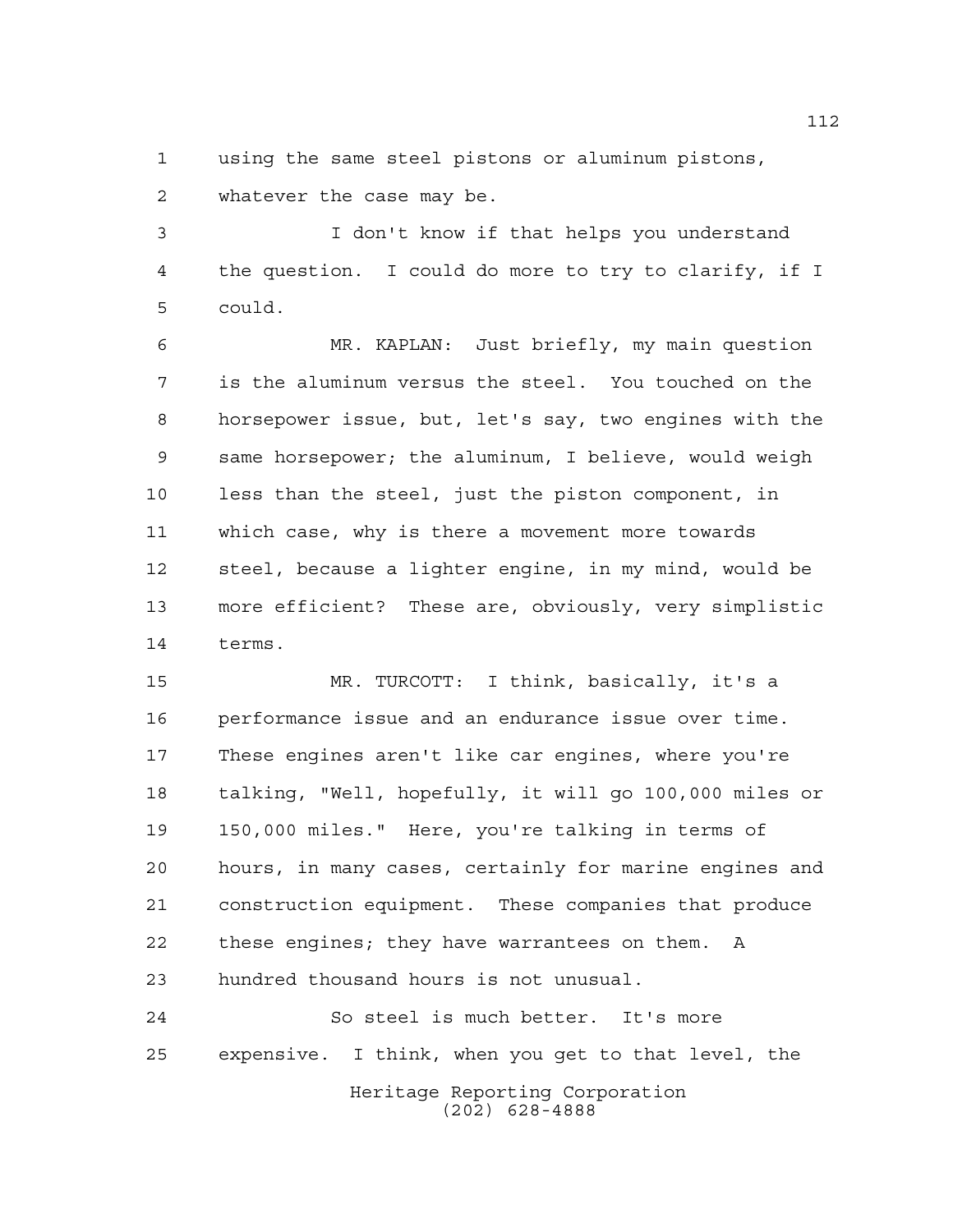using the same steel pistons or aluminum pistons, whatever the case may be.

I don't know if that helps you understand the question. I could do more to try to clarify, if I could.

MR. KAPLAN: Just briefly, my main question is the aluminum versus the steel. You touched on the horsepower issue, but, let's say, two engines with the same horsepower; the aluminum, I believe, would weigh less than the steel, just the piston component, in which case, why is there a movement more towards steel, because a lighter engine, in my mind, would be more efficient? These are, obviously, very simplistic terms.

MR. TURCOTT: I think, basically, it's a performance issue and an endurance issue over time. These engines aren't like car engines, where you're talking, "Well, hopefully, it will go 100,000 miles or 150,000 miles." Here, you're talking in terms of hours, in many cases, certainly for marine engines and construction equipment. These companies that produce these engines; they have warrantees on them. A hundred thousand hours is not unusual.

So steel is much better. It's more expensive. I think, when you get to that level, the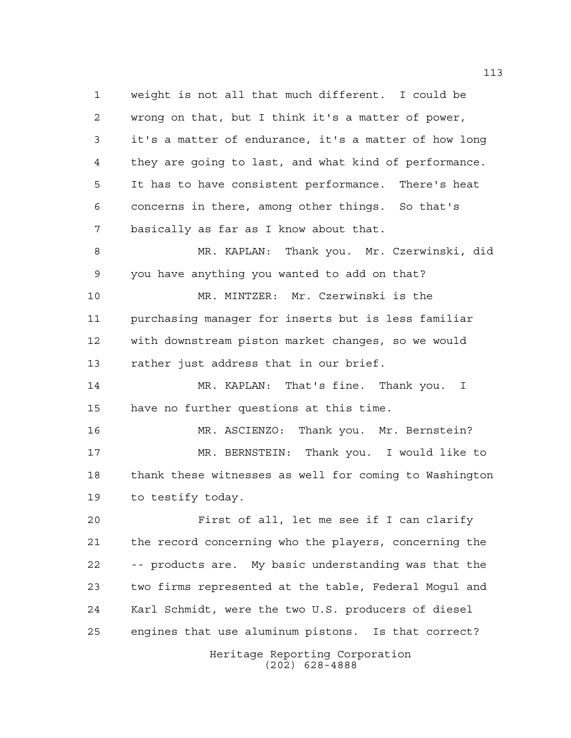weight is not all that much different. I could be wrong on that, but I think it's a matter of power, it's a matter of endurance, it's a matter of how long they are going to last, and what kind of performance. It has to have consistent performance. There's heat concerns in there, among other things. So that's basically as far as I know about that.

MR. KAPLAN: Thank you. Mr. Czerwinski, did you have anything you wanted to add on that?

MR. MINTZER: Mr. Czerwinski is the purchasing manager for inserts but is less familiar with downstream piston market changes, so we would rather just address that in our brief.

MR. KAPLAN: That's fine. Thank you. I have no further questions at this time.

MR. ASCIENZO: Thank you. Mr. Bernstein?

MR. BERNSTEIN: Thank you. I would like to thank these witnesses as well for coming to Washington to testify today.

First of all, let me see if I can clarify the record concerning who the players, concerning the -- products are. My basic understanding was that the two firms represented at the table, Federal Mogul and Karl Schmidt, were the two U.S. producers of diesel engines that use aluminum pistons. Is that correct?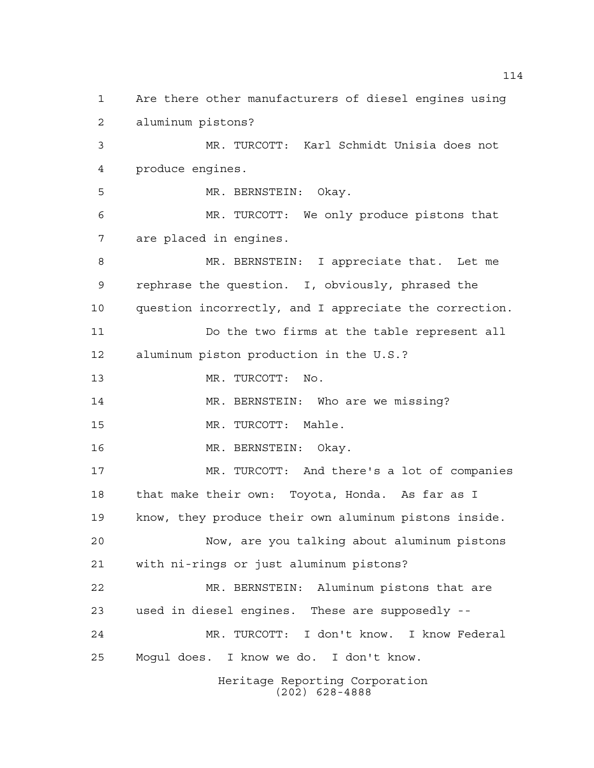Are there other manufacturers of diesel engines using aluminum pistons?

MR. TURCOTT: Karl Schmidt Unisia does not produce engines.

MR. BERNSTEIN: Okay.

MR. TURCOTT: We only produce pistons that are placed in engines.

MR. BERNSTEIN: I appreciate that. Let me rephrase the question. I, obviously, phrased the question incorrectly, and I appreciate the correction.

Do the two firms at the table represent all aluminum piston production in the U.S.?

MR. TURCOTT: No.

MR. BERNSTEIN: Who are we missing?

MR. TURCOTT: Mahle.

MR. BERNSTEIN: Okay.

MR. TURCOTT: And there's a lot of companies that make their own: Toyota, Honda. As far as I know, they produce their own aluminum pistons inside.

Now, are you talking about aluminum pistons with ni-rings or just aluminum pistons?

MR. BERNSTEIN: Aluminum pistons that are used in diesel engines. These are supposedly --

MR. TURCOTT: I don't know. I know Federal Mogul does. I know we do. I don't know.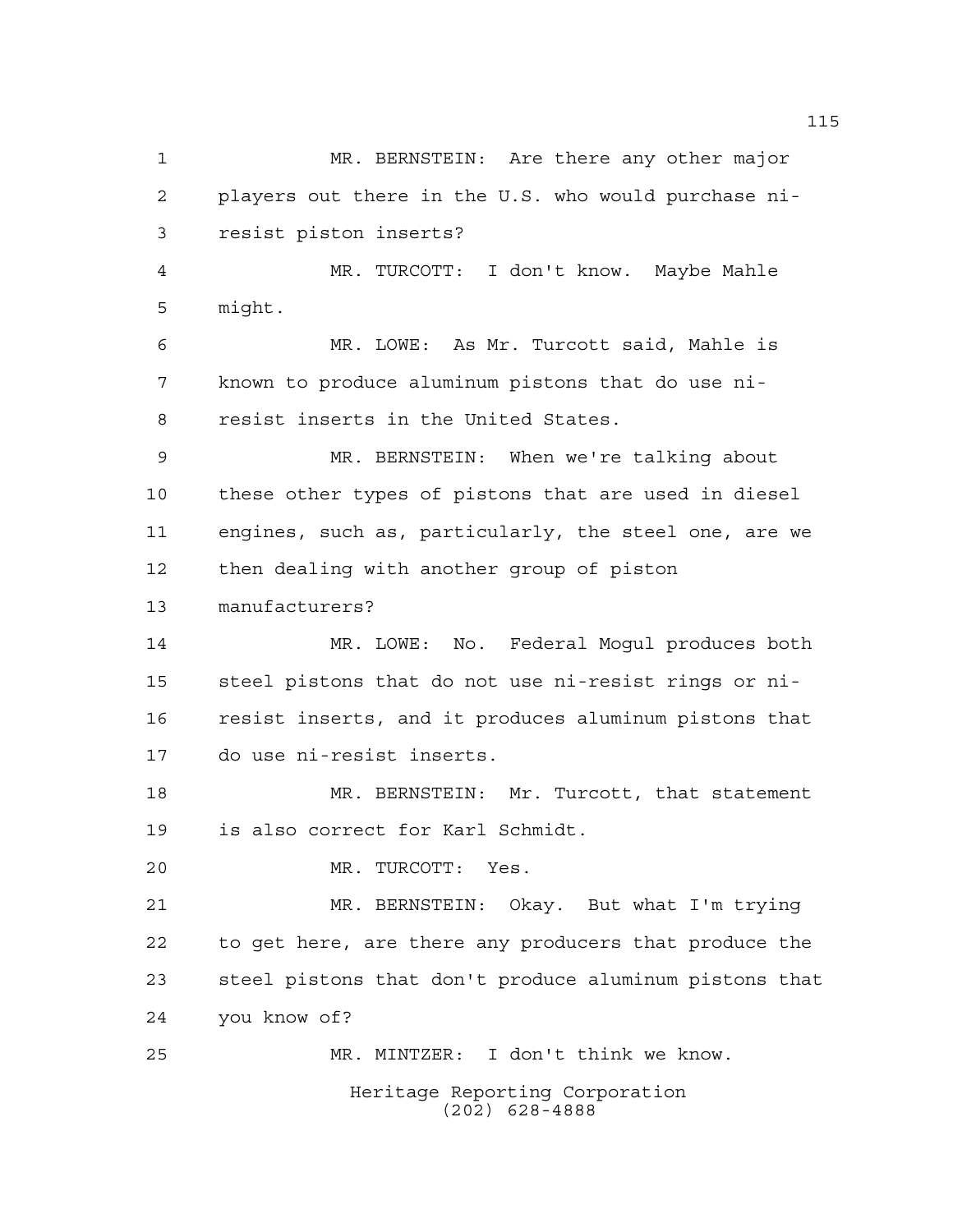MR. BERNSTEIN: Are there any other major players out there in the U.S. who would purchase ni-resist piston inserts?

MR. TURCOTT: I don't know. Maybe Mahle might.

MR. LOWE: As Mr. Turcott said, Mahle is known to produce aluminum pistons that do use ni-resist inserts in the United States.

MR. BERNSTEIN: When we're talking about these other types of pistons that are used in diesel engines, such as, particularly, the steel one, are we then dealing with another group of piston manufacturers?

MR. LOWE: No. Federal Mogul produces both steel pistons that do not use ni-resist rings or ni-resist inserts, and it produces aluminum pistons that do use ni-resist inserts.

MR. BERNSTEIN: Mr. Turcott, that statement is also correct for Karl Schmidt.

MR. TURCOTT: Yes.

MR. BERNSTEIN: Okay. But what I'm trying to get here, are there any producers that produce the steel pistons that don't produce aluminum pistons that you know of?

MR. MINTZER: I don't think we know.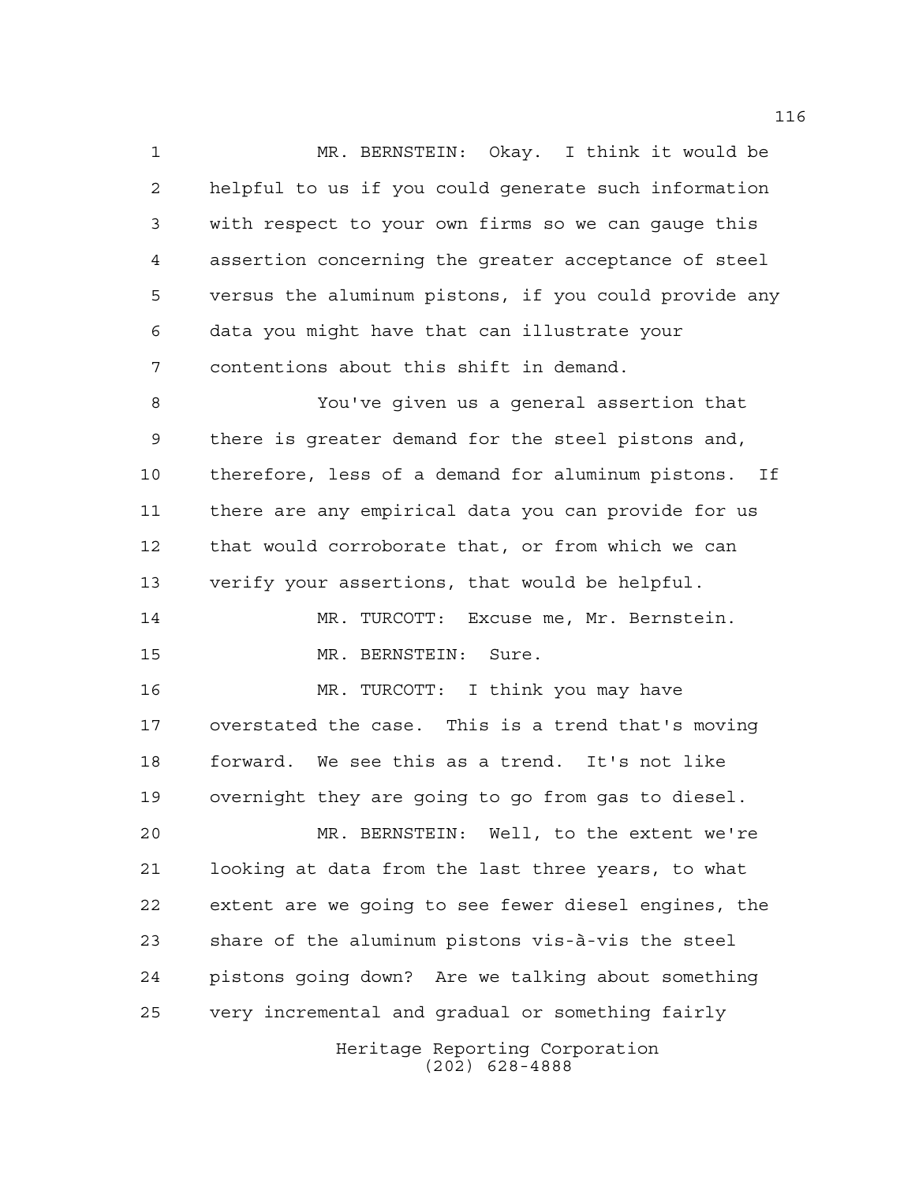MR. BERNSTEIN: Okay. I think it would be helpful to us if you could generate such information with respect to your own firms so we can gauge this assertion concerning the greater acceptance of steel versus the aluminum pistons, if you could provide any data you might have that can illustrate your contentions about this shift in demand.

You've given us a general assertion that there is greater demand for the steel pistons and, therefore, less of a demand for aluminum pistons. If there are any empirical data you can provide for us that would corroborate that, or from which we can verify your assertions, that would be helpful.

MR. TURCOTT: Excuse me, Mr. Bernstein.

MR. BERNSTEIN: Sure.

MR. TURCOTT: I think you may have overstated the case. This is a trend that's moving forward. We see this as a trend. It's not like overnight they are going to go from gas to diesel.

MR. BERNSTEIN: Well, to the extent we're looking at data from the last three years, to what extent are we going to see fewer diesel engines, the share of the aluminum pistons vis-à-vis the steel pistons going down? Are we talking about something very incremental and gradual or something fairly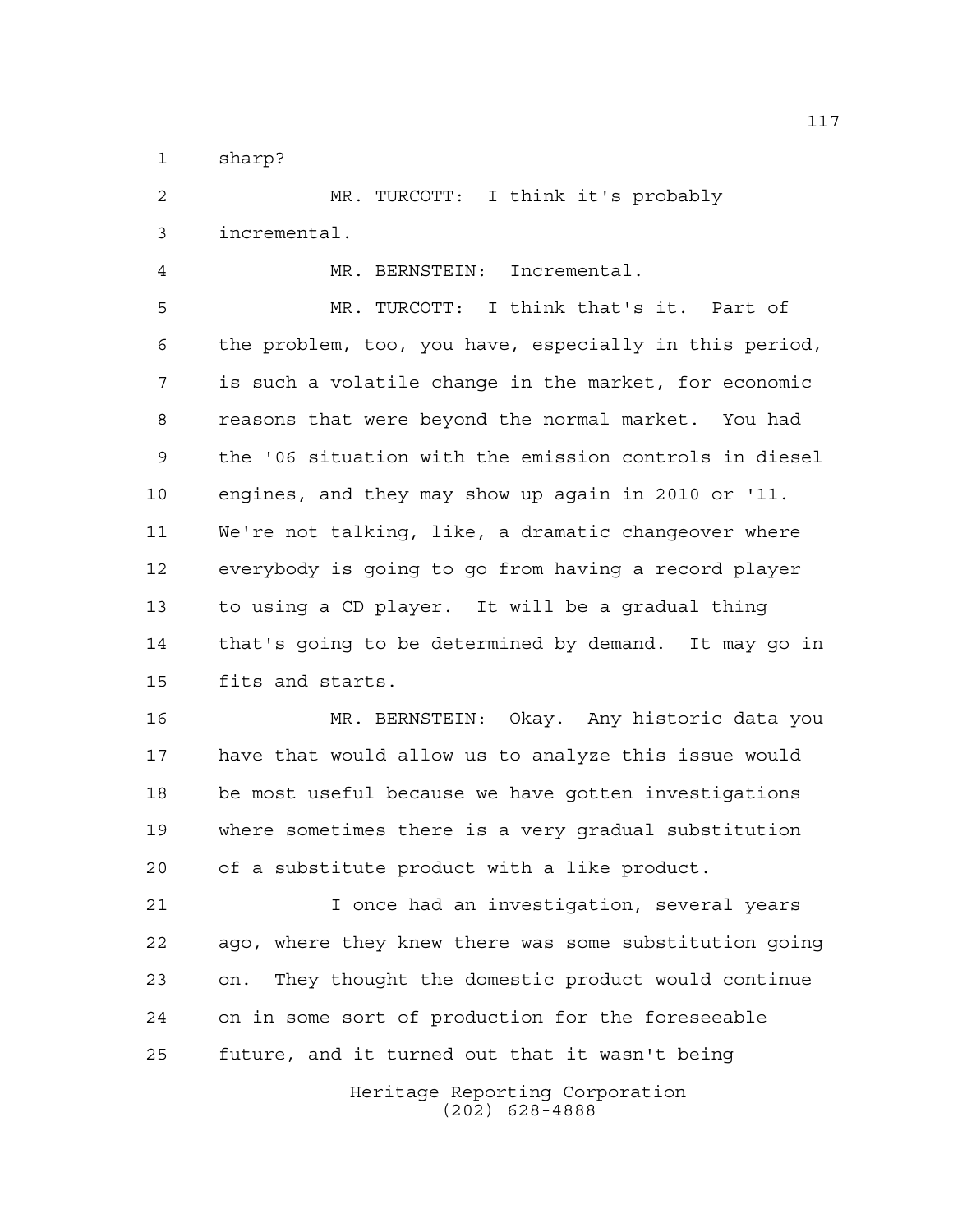sharp?

MR. TURCOTT: I think it's probably incremental.

MR. BERNSTEIN: Incremental.

MR. TURCOTT: I think that's it. Part of the problem, too, you have, especially in this period, is such a volatile change in the market, for economic reasons that were beyond the normal market. You had the '06 situation with the emission controls in diesel engines, and they may show up again in 2010 or '11. We're not talking, like, a dramatic changeover where everybody is going to go from having a record player to using a CD player. It will be a gradual thing that's going to be determined by demand. It may go in fits and starts.

MR. BERNSTEIN: Okay. Any historic data you have that would allow us to analyze this issue would be most useful because we have gotten investigations where sometimes there is a very gradual substitution of a substitute product with a like product.

I once had an investigation, several years ago, where they knew there was some substitution going on. They thought the domestic product would continue on in some sort of production for the foreseeable future, and it turned out that it wasn't being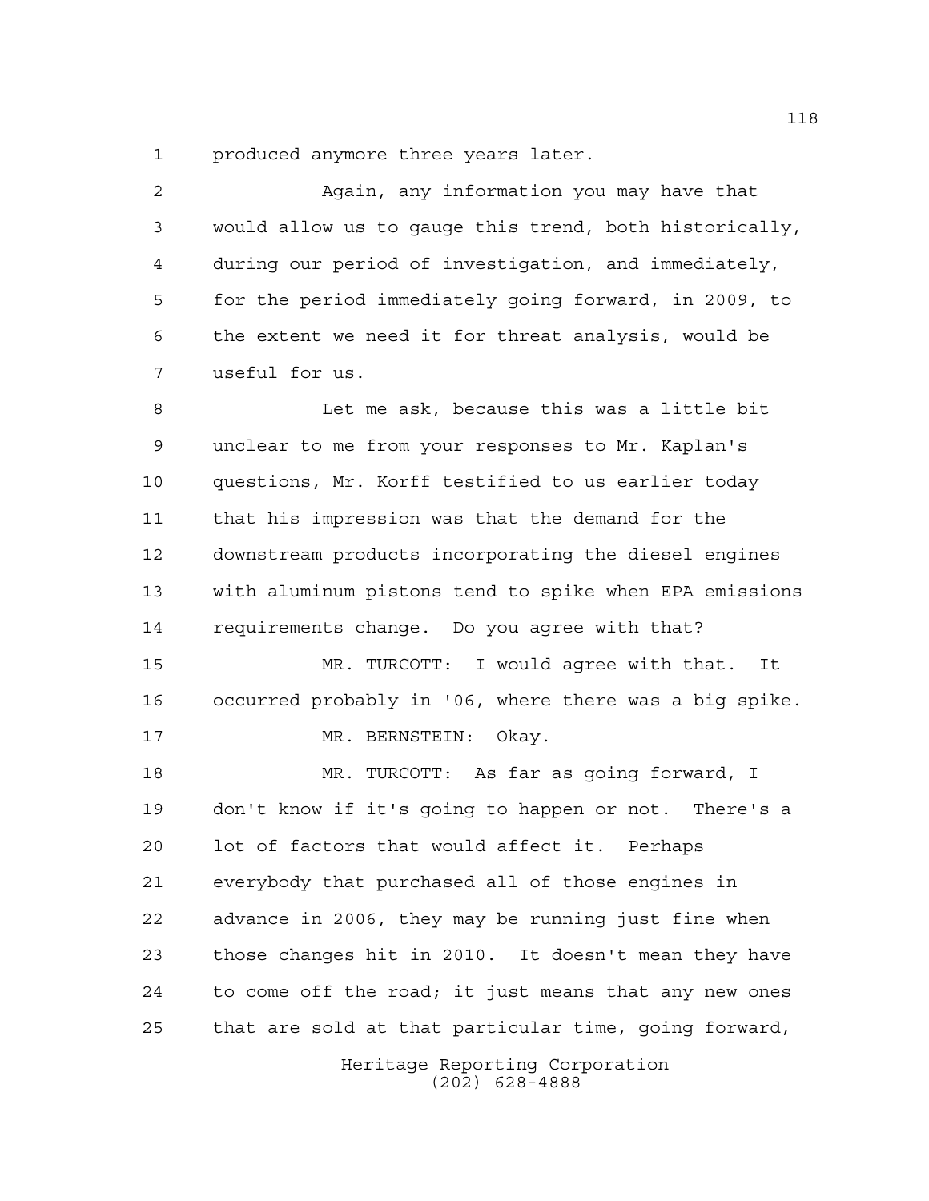produced anymore three years later.

Again, any information you may have that would allow us to gauge this trend, both historically, during our period of investigation, and immediately, for the period immediately going forward, in 2009, to the extent we need it for threat analysis, would be useful for us.

Let me ask, because this was a little bit unclear to me from your responses to Mr. Kaplan's questions, Mr. Korff testified to us earlier today that his impression was that the demand for the downstream products incorporating the diesel engines with aluminum pistons tend to spike when EPA emissions requirements change. Do you agree with that?

MR. TURCOTT: I would agree with that. It occurred probably in '06, where there was a big spike.

MR. BERNSTEIN: Okay.

MR. TURCOTT: As far as going forward, I don't know if it's going to happen or not. There's a lot of factors that would affect it. Perhaps everybody that purchased all of those engines in advance in 2006, they may be running just fine when those changes hit in 2010. It doesn't mean they have to come off the road; it just means that any new ones that are sold at that particular time, going forward,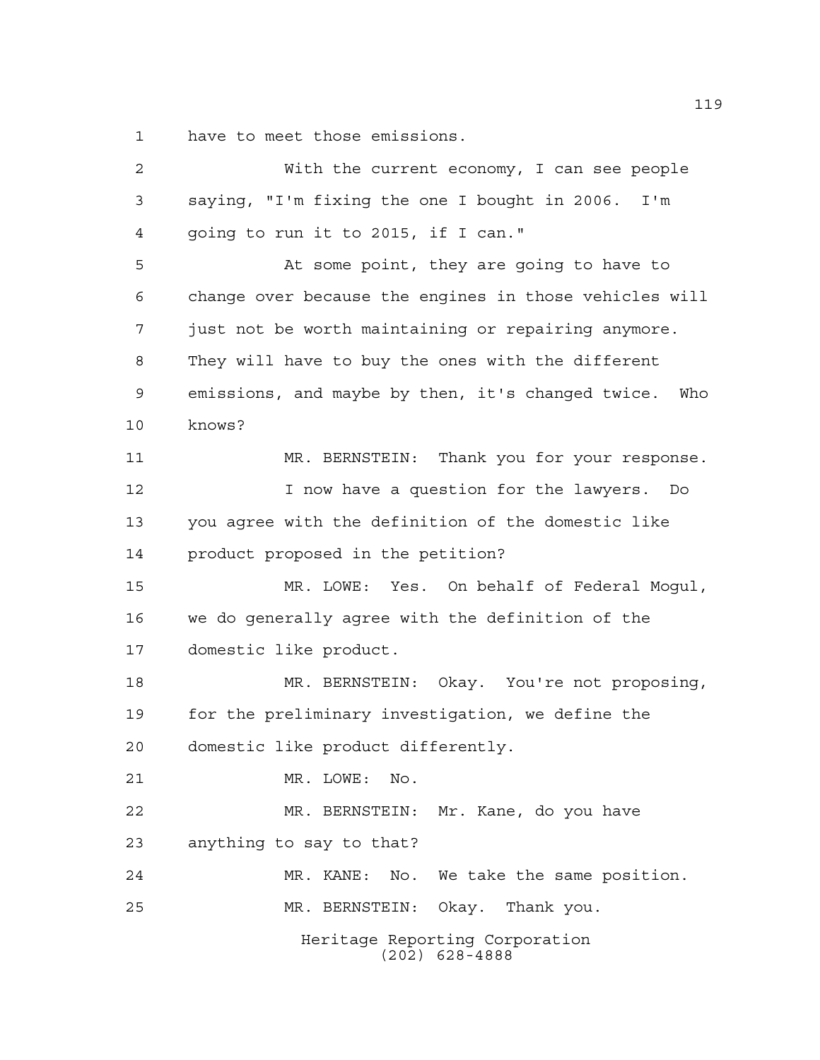have to meet those emissions.

With the current economy, I can see people saying, "I'm fixing the one I bought in 2006. I'm going to run it to 2015, if I can."

At some point, they are going to have to change over because the engines in those vehicles will just not be worth maintaining or repairing anymore. They will have to buy the ones with the different emissions, and maybe by then, it's changed twice. Who knows?

MR. BERNSTEIN: Thank you for your response.

I now have a question for the lawyers. Do you agree with the definition of the domestic like product proposed in the petition?

MR. LOWE: Yes. On behalf of Federal Mogul, we do generally agree with the definition of the domestic like product.

MR. BERNSTEIN: Okay. You're not proposing, for the preliminary investigation, we define the domestic like product differently.

MR. LOWE: No.

MR. BERNSTEIN: Mr. Kane, do you have anything to say to that?

MR. KANE: No. We take the same position.

MR. BERNSTEIN: Okay. Thank you.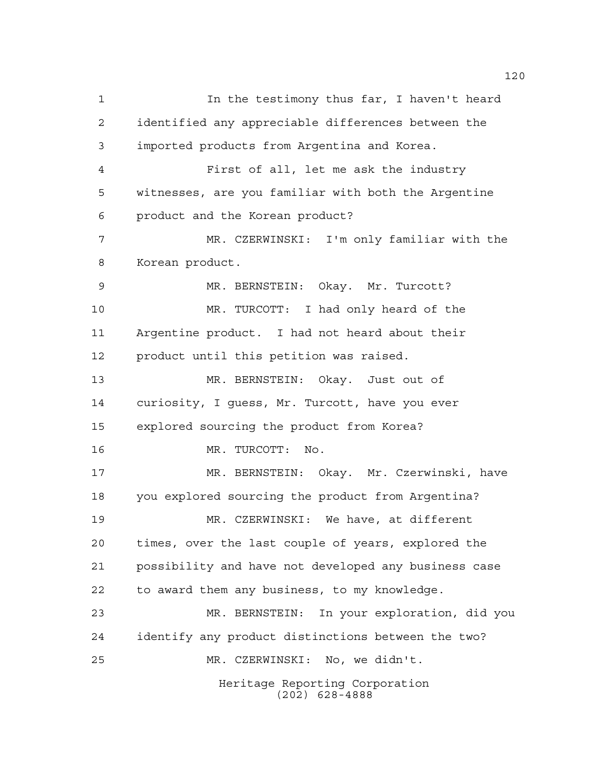In the testimony thus far, I haven't heard identified any appreciable differences between the imported products from Argentina and Korea.

First of all, let me ask the industry witnesses, are you familiar with both the Argentine product and the Korean product?

MR. CZERWINSKI: I'm only familiar with the Korean product.

MR. BERNSTEIN: Okay. Mr. Turcott?

MR. TURCOTT: I had only heard of the Argentine product. I had not heard about their product until this petition was raised.

MR. BERNSTEIN: Okay. Just out of curiosity, I guess, Mr. Turcott, have you ever explored sourcing the product from Korea?

MR. TURCOTT: No.

MR. BERNSTEIN: Okay. Mr. Czerwinski, have you explored sourcing the product from Argentina?

MR. CZERWINSKI: We have, at different times, over the last couple of years, explored the possibility and have not developed any business case to award them any business, to my knowledge.

MR. BERNSTEIN: In your exploration, did you identify any product distinctions between the two?

MR. CZERWINSKI: No, we didn't.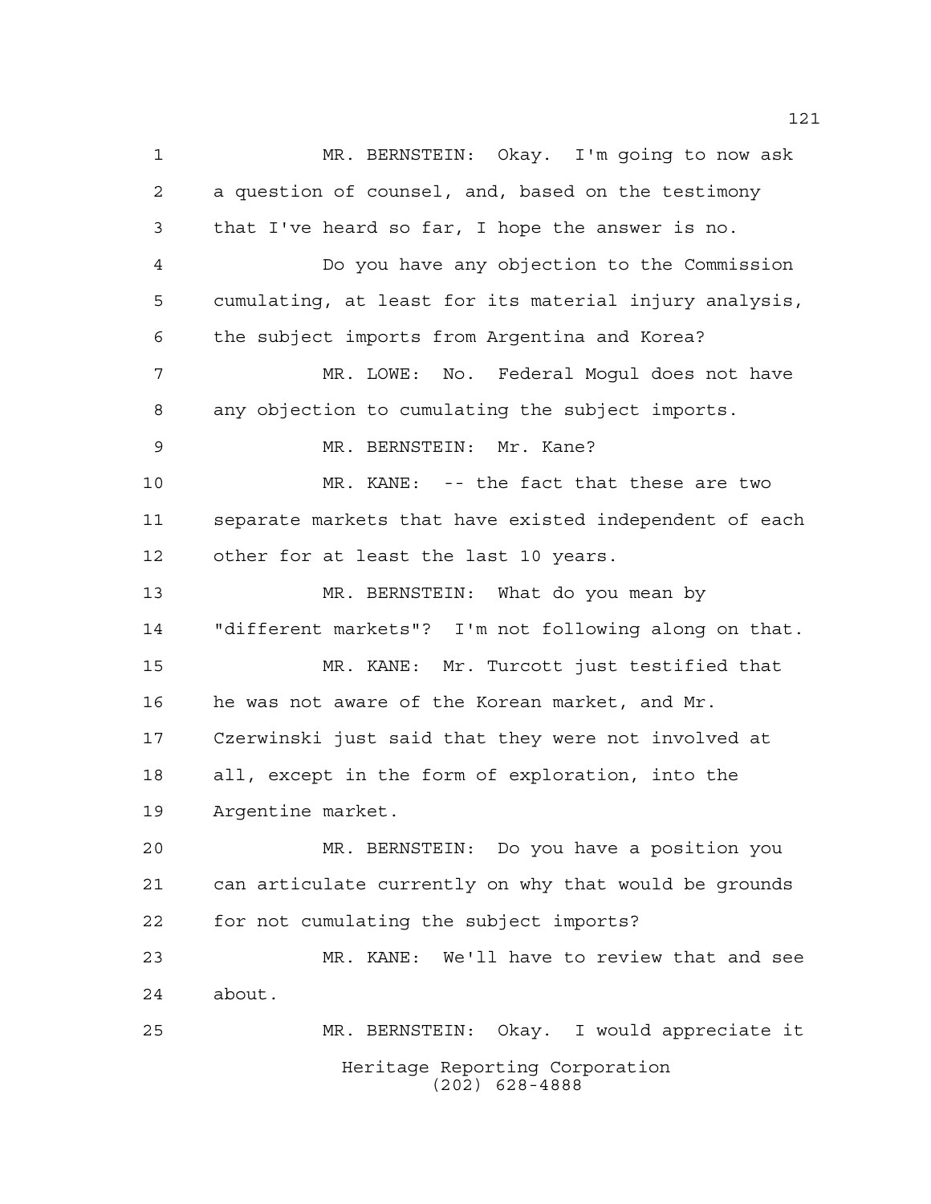MR. BERNSTEIN: Okay. I'm going to now ask a question of counsel, and, based on the testimony that I've heard so far, I hope the answer is no.

Do you have any objection to the Commission cumulating, at least for its material injury analysis, the subject imports from Argentina and Korea?

MR. LOWE: No. Federal Mogul does not have any objection to cumulating the subject imports.

MR. BERNSTEIN: Mr. Kane?

MR. KANE: -- the fact that these are two separate markets that have existed independent of each other for at least the last 10 years.

MR. BERNSTEIN: What do you mean by "different markets"? I'm not following along on that.

MR. KANE: Mr. Turcott just testified that he was not aware of the Korean market, and Mr. Czerwinski just said that they were not involved at all, except in the form of exploration, into the Argentine market.

MR. BERNSTEIN: Do you have a position you can articulate currently on why that would be grounds for not cumulating the subject imports?

MR. KANE: We'll have to review that and see about.

MR. BERNSTEIN: Okay. I would appreciate it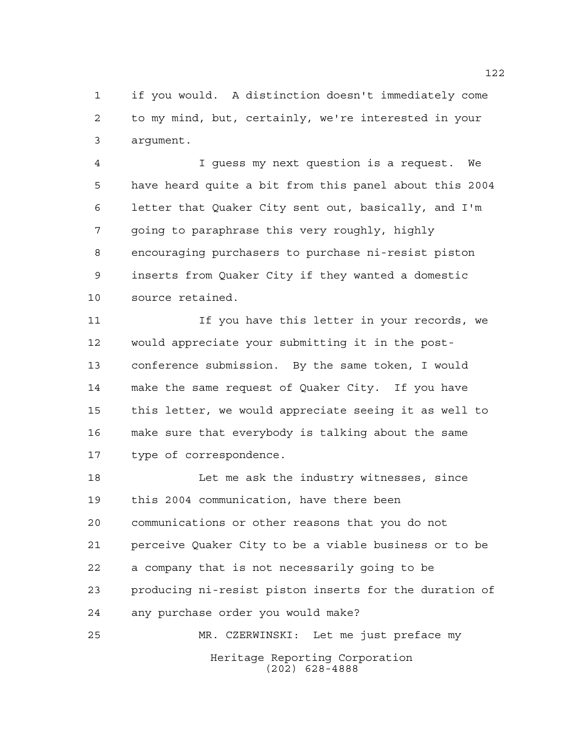if you would. A distinction doesn't immediately come to my mind, but, certainly, we're interested in your argument.

I guess my next question is a request. We have heard quite a bit from this panel about this 2004 letter that Quaker City sent out, basically, and I'm going to paraphrase this very roughly, highly encouraging purchasers to purchase ni-resist piston inserts from Quaker City if they wanted a domestic source retained.

If you have this letter in your records, we would appreciate your submitting it in the post-conference submission. By the same token, I would make the same request of Quaker City. If you have this letter, we would appreciate seeing it as well to make sure that everybody is talking about the same type of correspondence.

Let me ask the industry witnesses, since this 2004 communication, have there been communications or other reasons that you do not perceive Quaker City to be a viable business or to be a company that is not necessarily going to be producing ni-resist piston inserts for the duration of any purchase order you would make?

MR. CZERWINSKI: Let me just preface my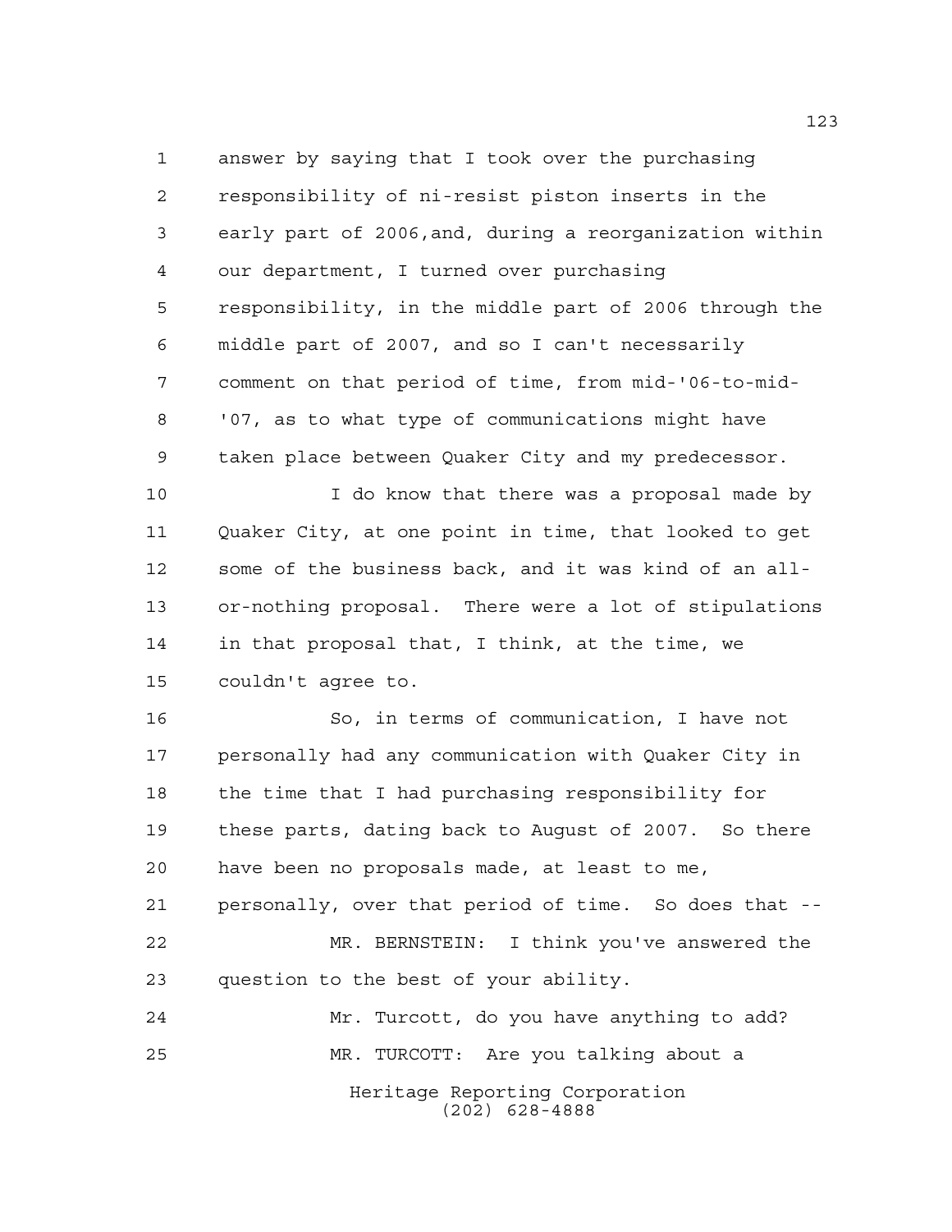answer by saying that I took over the purchasing responsibility of ni-resist piston inserts in the early part of 2006,and, during a reorganization within our department, I turned over purchasing responsibility, in the middle part of 2006 through the middle part of 2007, and so I can't necessarily comment on that period of time, from mid-'06-to-mid-'07, as to what type of communications might have taken place between Quaker City and my predecessor.

I do know that there was a proposal made by Quaker City, at one point in time, that looked to get some of the business back, and it was kind of an all-or-nothing proposal. There were a lot of stipulations in that proposal that, I think, at the time, we couldn't agree to.

So, in terms of communication, I have not personally had any communication with Quaker City in the time that I had purchasing responsibility for these parts, dating back to August of 2007. So there have been no proposals made, at least to me, personally, over that period of time. So does that --

MR. BERNSTEIN: I think you've answered the question to the best of your ability.

Mr. Turcott, do you have anything to add?

MR. TURCOTT: Are you talking about a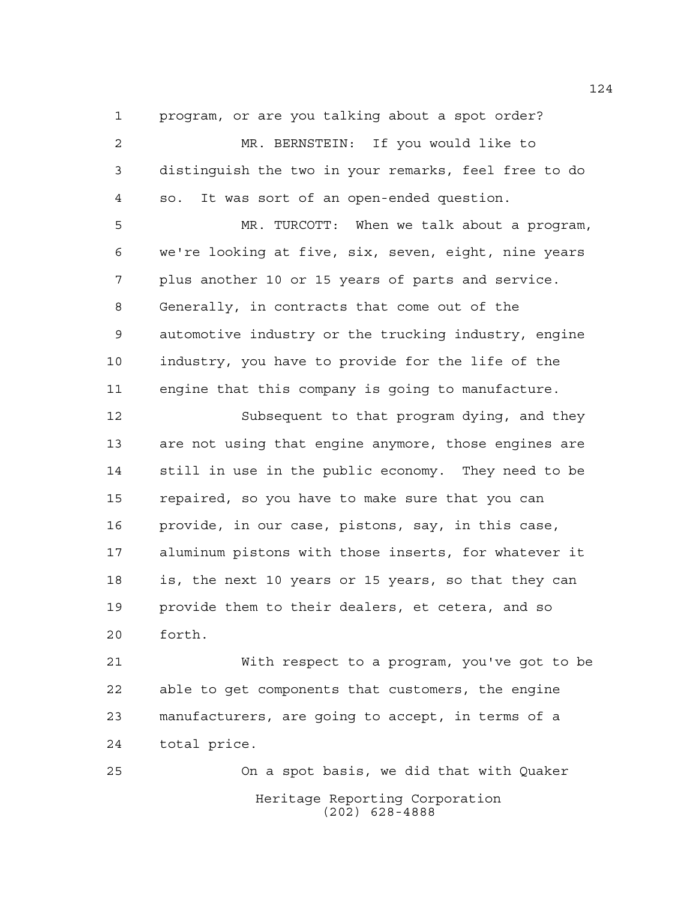program, or are you talking about a spot order?

MR. BERNSTEIN: If you would like to distinguish the two in your remarks, feel free to do so. It was sort of an open-ended question.

MR. TURCOTT: When we talk about a program, we're looking at five, six, seven, eight, nine years plus another 10 or 15 years of parts and service. Generally, in contracts that come out of the automotive industry or the trucking industry, engine industry, you have to provide for the life of the engine that this company is going to manufacture.

Subsequent to that program dying, and they are not using that engine anymore, those engines are still in use in the public economy. They need to be repaired, so you have to make sure that you can provide, in our case, pistons, say, in this case, aluminum pistons with those inserts, for whatever it is, the next 10 years or 15 years, so that they can provide them to their dealers, et cetera, and so forth.

With respect to a program, you've got to be able to get components that customers, the engine manufacturers, are going to accept, in terms of a total price.

On a spot basis, we did that with Quaker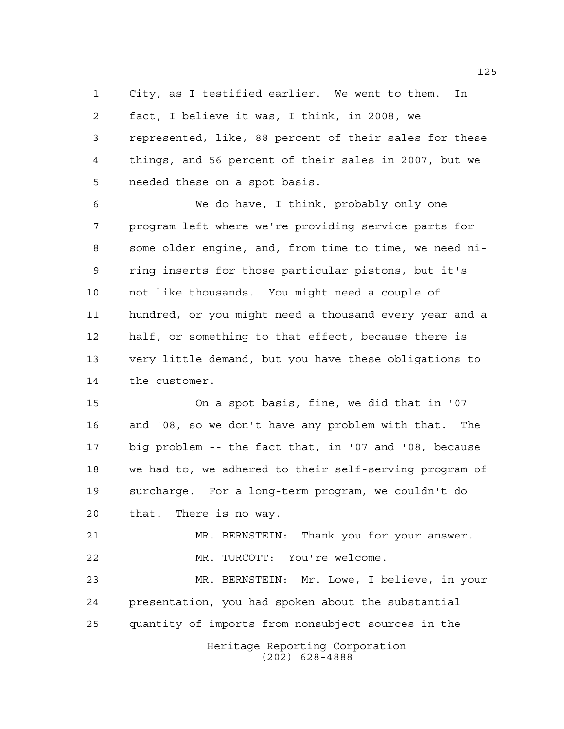City, as I testified earlier. We went to them. In fact, I believe it was, I think, in 2008, we represented, like, 88 percent of their sales for these things, and 56 percent of their sales in 2007, but we needed these on a spot basis.

We do have, I think, probably only one program left where we're providing service parts for some older engine, and, from time to time, we need ni-ring inserts for those particular pistons, but it's not like thousands. You might need a couple of hundred, or you might need a thousand every year and a half, or something to that effect, because there is very little demand, but you have these obligations to the customer.

On a spot basis, fine, we did that in '07 and '08, so we don't have any problem with that. The big problem -- the fact that, in '07 and '08, because we had to, we adhered to their self-serving program of surcharge. For a long-term program, we couldn't do that. There is no way.

MR. BERNSTEIN: Thank you for your answer.

MR. TURCOTT: You're welcome.

MR. BERNSTEIN: Mr. Lowe, I believe, in your presentation, you had spoken about the substantial quantity of imports from nonsubject sources in the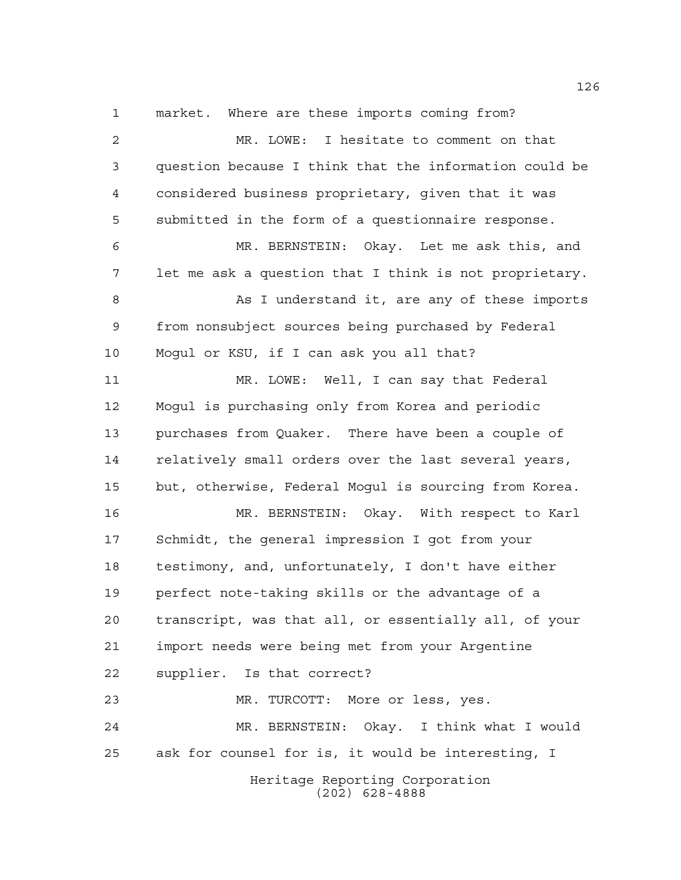market. Where are these imports coming from?

MR. LOWE: I hesitate to comment on that question because I think that the information could be considered business proprietary, given that it was submitted in the form of a questionnaire response.

MR. BERNSTEIN: Okay. Let me ask this, and let me ask a question that I think is not proprietary.

As I understand it, are any of these imports from nonsubject sources being purchased by Federal Mogul or KSU, if I can ask you all that?

MR. LOWE: Well, I can say that Federal Mogul is purchasing only from Korea and periodic purchases from Quaker. There have been a couple of relatively small orders over the last several years, but, otherwise, Federal Mogul is sourcing from Korea.

MR. BERNSTEIN: Okay. With respect to Karl Schmidt, the general impression I got from your testimony, and, unfortunately, I don't have either perfect note-taking skills or the advantage of a transcript, was that all, or essentially all, of your import needs were being met from your Argentine supplier. Is that correct?

MR. TURCOTT: More or less, yes.

MR. BERNSTEIN: Okay. I think what I would ask for counsel for is, it would be interesting, I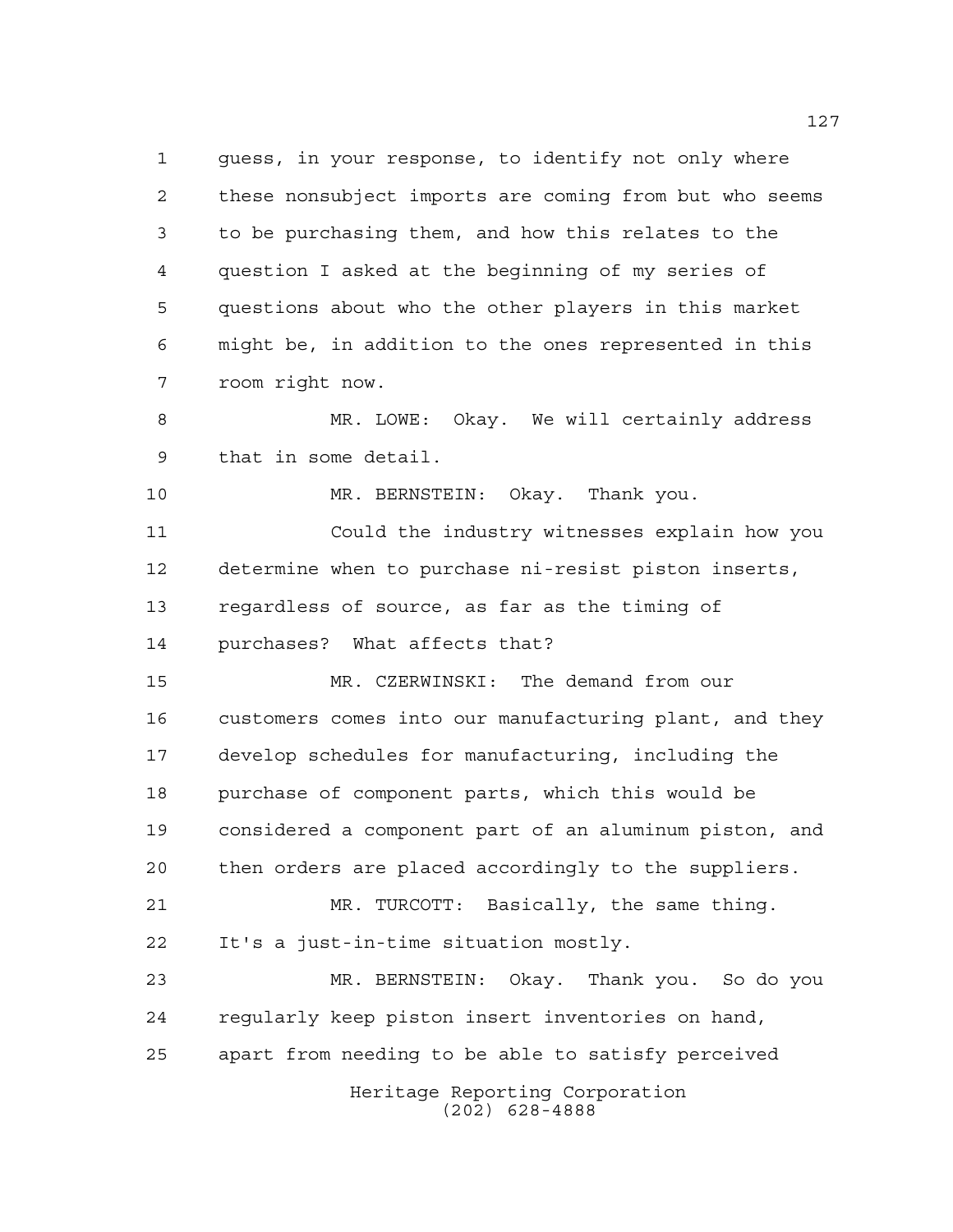guess, in your response, to identify not only where these nonsubject imports are coming from but who seems to be purchasing them, and how this relates to the question I asked at the beginning of my series of questions about who the other players in this market might be, in addition to the ones represented in this room right now.

MR. LOWE: Okay. We will certainly address that in some detail.

MR. BERNSTEIN: Okay. Thank you.

Could the industry witnesses explain how you determine when to purchase ni-resist piston inserts, regardless of source, as far as the timing of purchases? What affects that?

MR. CZERWINSKI: The demand from our customers comes into our manufacturing plant, and they develop schedules for manufacturing, including the purchase of component parts, which this would be considered a component part of an aluminum piston, and then orders are placed accordingly to the suppliers.

MR. TURCOTT: Basically, the same thing. It's a just-in-time situation mostly.

MR. BERNSTEIN: Okay. Thank you. So do you regularly keep piston insert inventories on hand, apart from needing to be able to satisfy perceived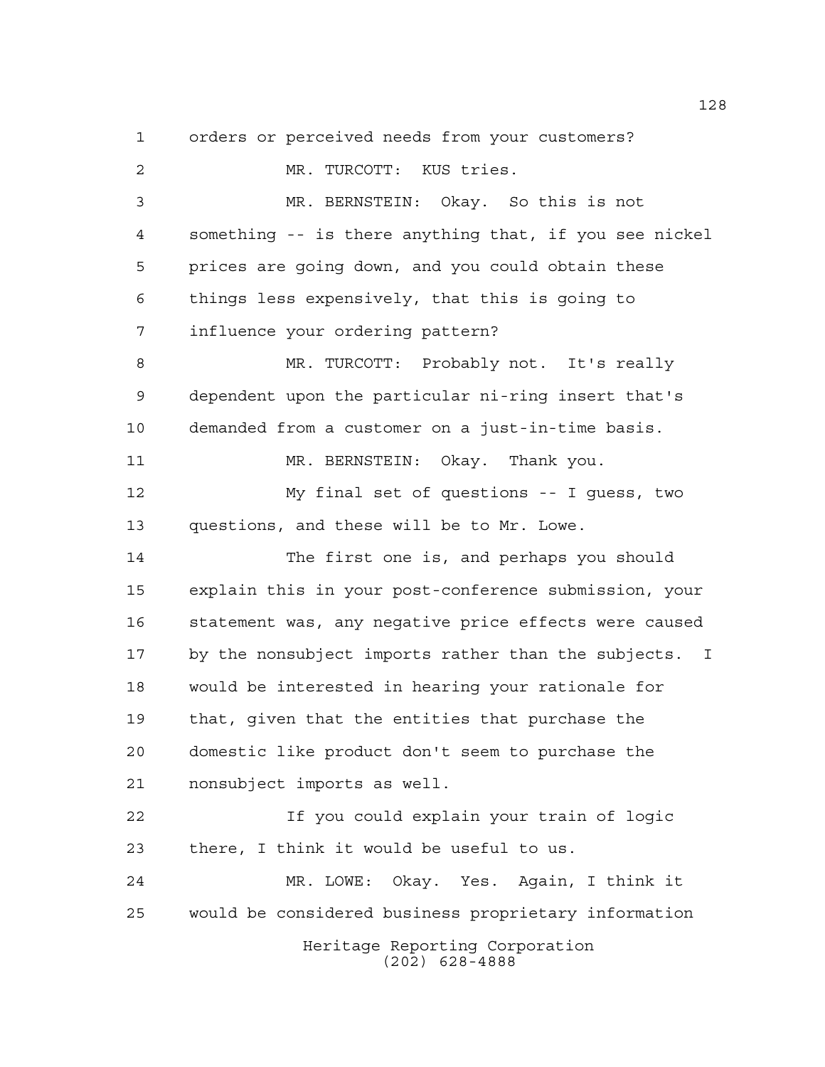orders or perceived needs from your customers?

MR. TURCOTT: KUS tries.

MR. BERNSTEIN: Okay. So this is not something -- is there anything that, if you see nickel prices are going down, and you could obtain these things less expensively, that this is going to influence your ordering pattern?

MR. TURCOTT: Probably not. It's really dependent upon the particular ni-ring insert that's demanded from a customer on a just-in-time basis.

MR. BERNSTEIN: Okay. Thank you.

My final set of questions -- I guess, two questions, and these will be to Mr. Lowe.

The first one is, and perhaps you should explain this in your post-conference submission, your statement was, any negative price effects were caused by the nonsubject imports rather than the subjects. I would be interested in hearing your rationale for that, given that the entities that purchase the domestic like product don't seem to purchase the nonsubject imports as well.

If you could explain your train of logic there, I think it would be useful to us.

MR. LOWE: Okay. Yes. Again, I think it would be considered business proprietary information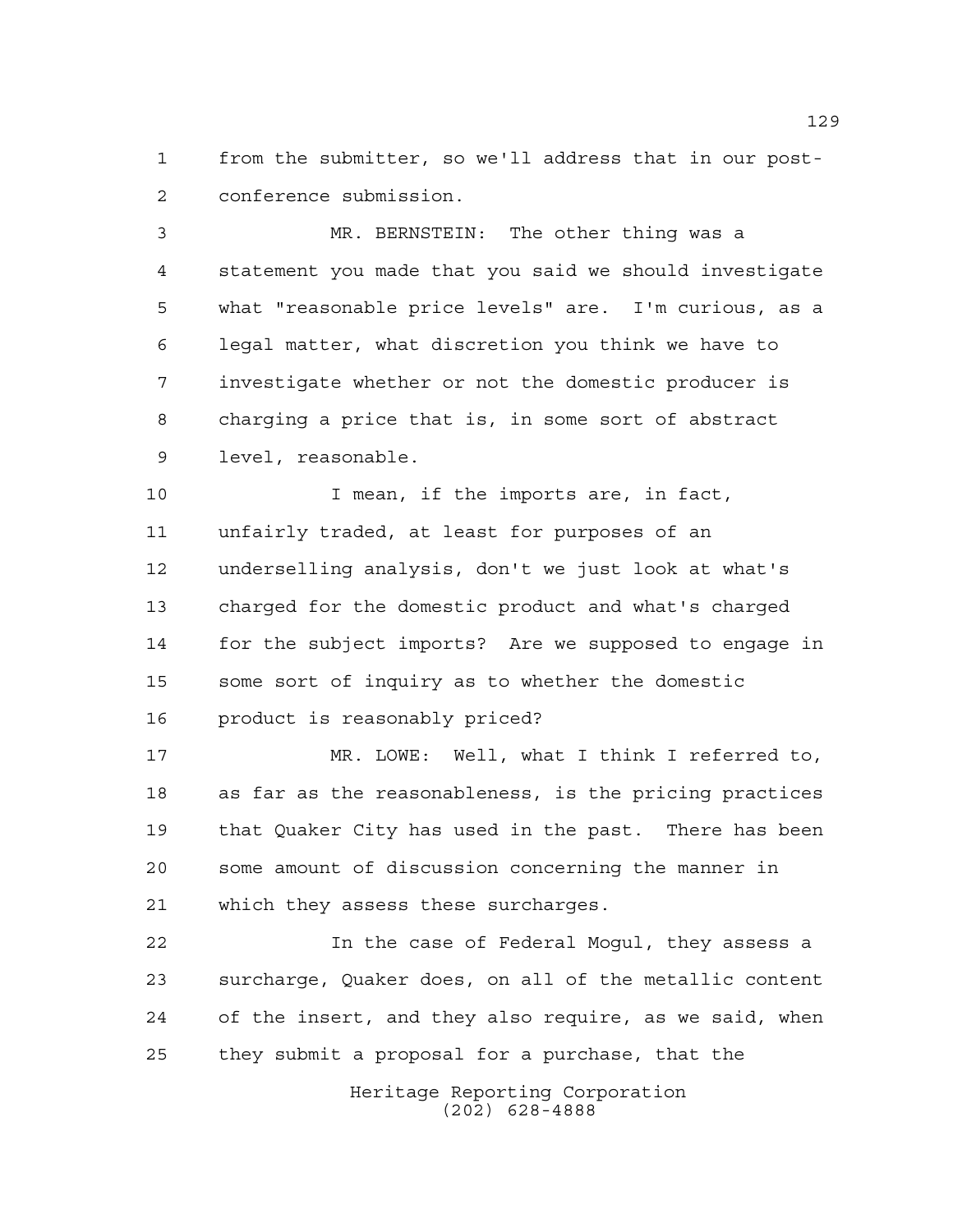from the submitter, so we'll address that in our post-conference submission.

MR. BERNSTEIN: The other thing was a statement you made that you said we should investigate what "reasonable price levels" are. I'm curious, as a legal matter, what discretion you think we have to investigate whether or not the domestic producer is charging a price that is, in some sort of abstract level, reasonable.

I mean, if the imports are, in fact, unfairly traded, at least for purposes of an underselling analysis, don't we just look at what's charged for the domestic product and what's charged for the subject imports? Are we supposed to engage in some sort of inquiry as to whether the domestic product is reasonably priced?

MR. LOWE: Well, what I think I referred to, as far as the reasonableness, is the pricing practices that Quaker City has used in the past. There has been some amount of discussion concerning the manner in which they assess these surcharges.

In the case of Federal Mogul, they assess a surcharge, Quaker does, on all of the metallic content of the insert, and they also require, as we said, when they submit a proposal for a purchase, that the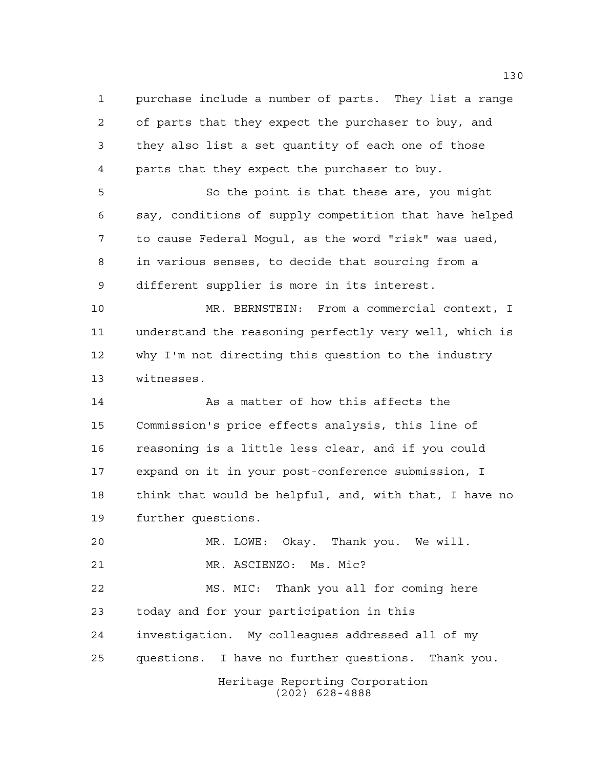purchase include a number of parts. They list a range of parts that they expect the purchaser to buy, and they also list a set quantity of each one of those parts that they expect the purchaser to buy.

So the point is that these are, you might say, conditions of supply competition that have helped to cause Federal Mogul, as the word "risk" was used, in various senses, to decide that sourcing from a different supplier is more in its interest.

MR. BERNSTEIN: From a commercial context, I understand the reasoning perfectly very well, which is why I'm not directing this question to the industry witnesses.

As a matter of how this affects the Commission's price effects analysis, this line of reasoning is a little less clear, and if you could expand on it in your post-conference submission, I think that would be helpful, and, with that, I have no further questions.

MR. LOWE: Okay. Thank you. We will.

MR. ASCIENZO: Ms. Mic?

MS. MIC: Thank you all for coming here today and for your participation in this investigation. My colleagues addressed all of my questions. I have no further questions. Thank you.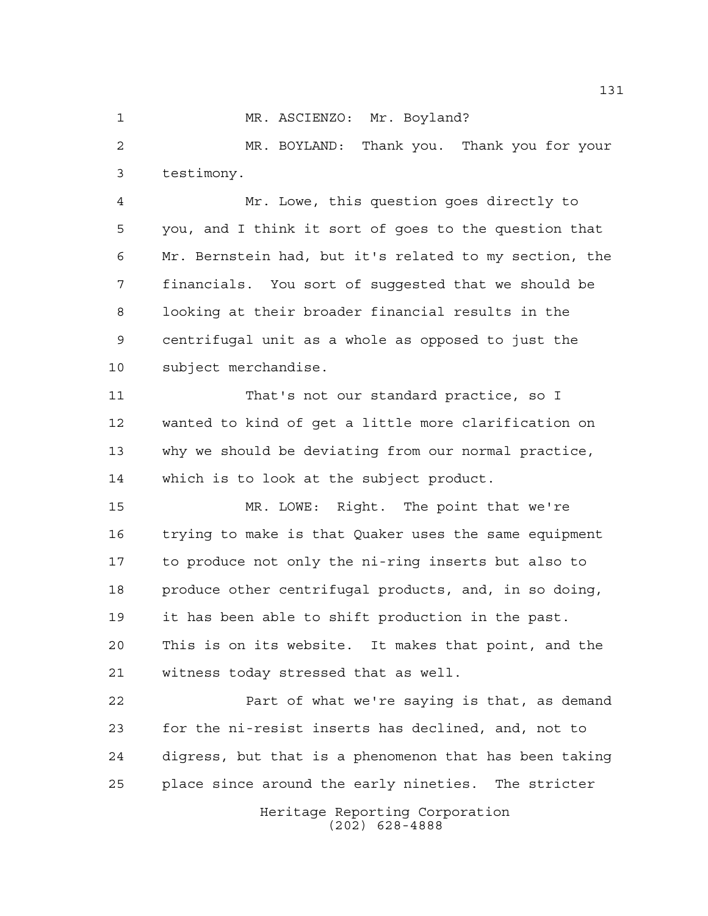MR. ASCIENZO: Mr. Boyland?

MR. BOYLAND: Thank you. Thank you for your testimony.

Mr. Lowe, this question goes directly to you, and I think it sort of goes to the question that Mr. Bernstein had, but it's related to my section, the financials. You sort of suggested that we should be looking at their broader financial results in the centrifugal unit as a whole as opposed to just the subject merchandise.

That's not our standard practice, so I wanted to kind of get a little more clarification on why we should be deviating from our normal practice, which is to look at the subject product.

MR. LOWE: Right. The point that we're trying to make is that Quaker uses the same equipment to produce not only the ni-ring inserts but also to produce other centrifugal products, and, in so doing, it has been able to shift production in the past. This is on its website. It makes that point, and the witness today stressed that as well.

Part of what we're saying is that, as demand for the ni-resist inserts has declined, and, not to digress, but that is a phenomenon that has been taking place since around the early nineties. The stricter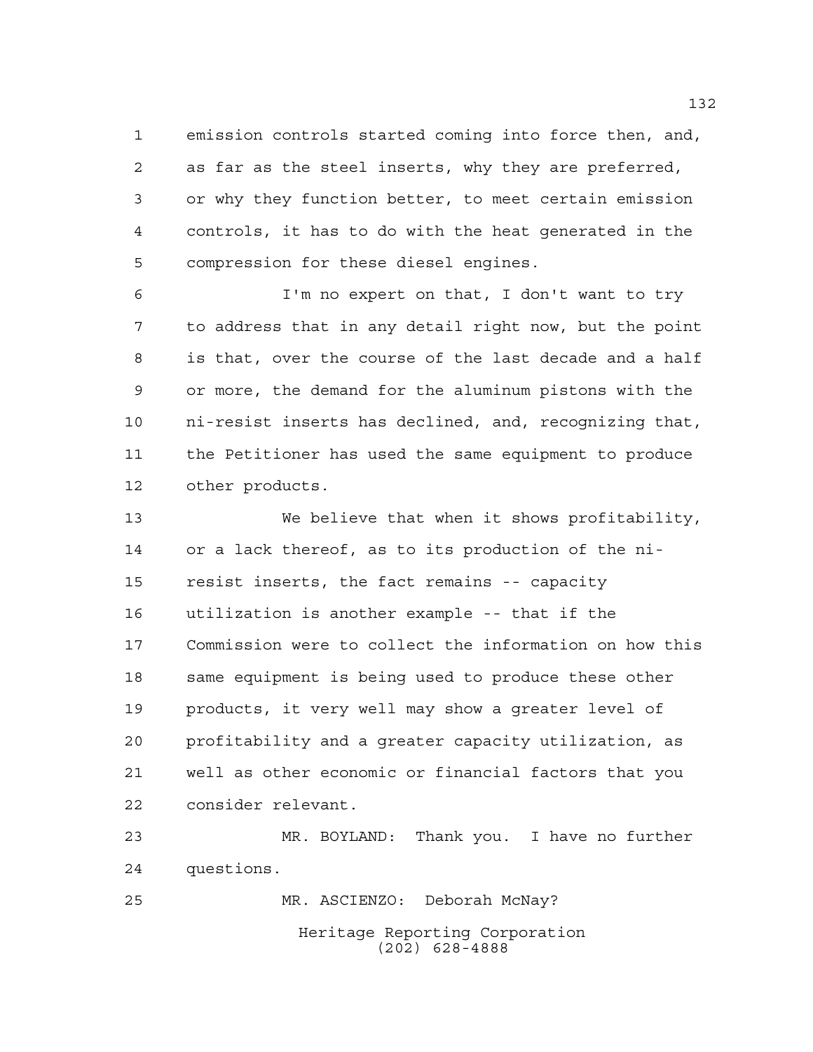emission controls started coming into force then, and, as far as the steel inserts, why they are preferred, or why they function better, to meet certain emission controls, it has to do with the heat generated in the compression for these diesel engines.

I'm no expert on that, I don't want to try to address that in any detail right now, but the point is that, over the course of the last decade and a half or more, the demand for the aluminum pistons with the ni-resist inserts has declined, and, recognizing that, the Petitioner has used the same equipment to produce other products.

We believe that when it shows profitability, or a lack thereof, as to its production of the ni-resist inserts, the fact remains -- capacity utilization is another example -- that if the Commission were to collect the information on how this same equipment is being used to produce these other products, it very well may show a greater level of profitability and a greater capacity utilization, as well as other economic or financial factors that you consider relevant.

MR. BOYLAND: Thank you. I have no further questions.

MR. ASCIENZO: Deborah McNay?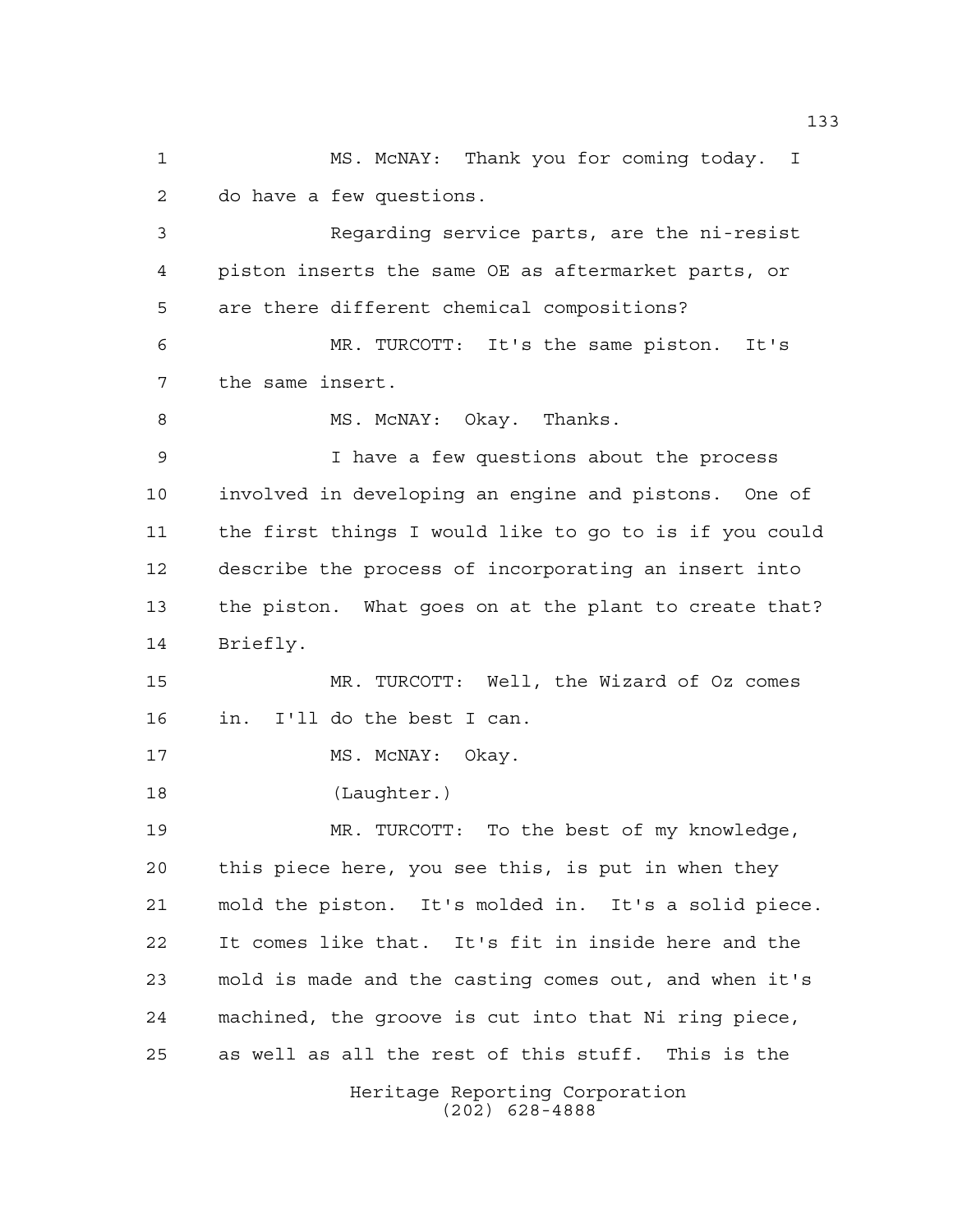MS. McNAY: Thank you for coming today. I do have a few questions.

Regarding service parts, are the ni-resist piston inserts the same OE as aftermarket parts, or are there different chemical compositions?

MR. TURCOTT: It's the same piston. It's the same insert.

MS. McNAY: Okay. Thanks.

I have a few questions about the process involved in developing an engine and pistons. One of the first things I would like to go to is if you could describe the process of incorporating an insert into the piston. What goes on at the plant to create that? Briefly.

MR. TURCOTT: Well, the Wizard of Oz comes in. I'll do the best I can.

MS. McNAY: Okay.

(Laughter.)

MR. TURCOTT: To the best of my knowledge, this piece here, you see this, is put in when they mold the piston. It's molded in. It's a solid piece. It comes like that. It's fit in inside here and the mold is made and the casting comes out, and when it's machined, the groove is cut into that Ni ring piece, as well as all the rest of this stuff. This is the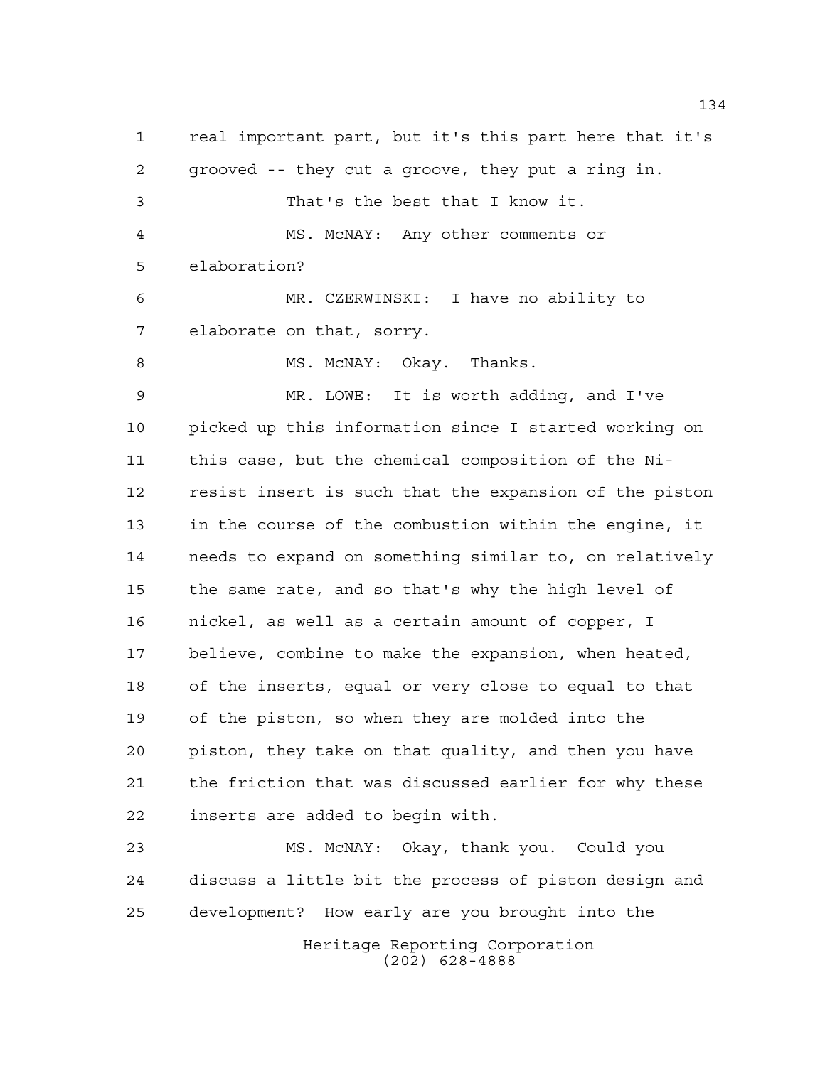real important part, but it's this part here that it's grooved -- they cut a groove, they put a ring in.

That's the best that I know it.

MS. McNAY: Any other comments or elaboration?

MR. CZERWINSKI: I have no ability to elaborate on that, sorry.

MS. McNAY: Okay. Thanks.

MR. LOWE: It is worth adding, and I've picked up this information since I started working on this case, but the chemical composition of the Ni-resist insert is such that the expansion of the piston in the course of the combustion within the engine, it needs to expand on something similar to, on relatively the same rate, and so that's why the high level of nickel, as well as a certain amount of copper, I believe, combine to make the expansion, when heated, of the inserts, equal or very close to equal to that of the piston, so when they are molded into the piston, they take on that quality, and then you have the friction that was discussed earlier for why these inserts are added to begin with.

MS. McNAY: Okay, thank you. Could you discuss a little bit the process of piston design and development? How early are you brought into the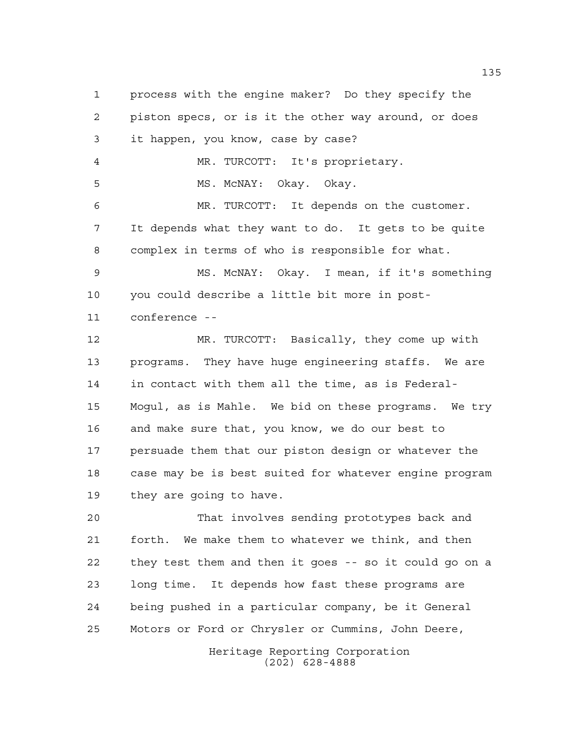process with the engine maker? Do they specify the piston specs, or is it the other way around, or does it happen, you know, case by case?

MR. TURCOTT: It's proprietary.

MS. McNAY: Okay. Okay.

MR. TURCOTT: It depends on the customer. It depends what they want to do. It gets to be quite complex in terms of who is responsible for what.

MS. McNAY: Okay. I mean, if it's something you could describe a little bit more in post-conference --

MR. TURCOTT: Basically, they come up with programs. They have huge engineering staffs. We are in contact with them all the time, as is Federal-Mogul, as is Mahle. We bid on these programs. We try and make sure that, you know, we do our best to persuade them that our piston design or whatever the case may be is best suited for whatever engine program they are going to have.

That involves sending prototypes back and forth. We make them to whatever we think, and then they test them and then it goes -- so it could go on a long time. It depends how fast these programs are being pushed in a particular company, be it General Motors or Ford or Chrysler or Cummins, John Deere,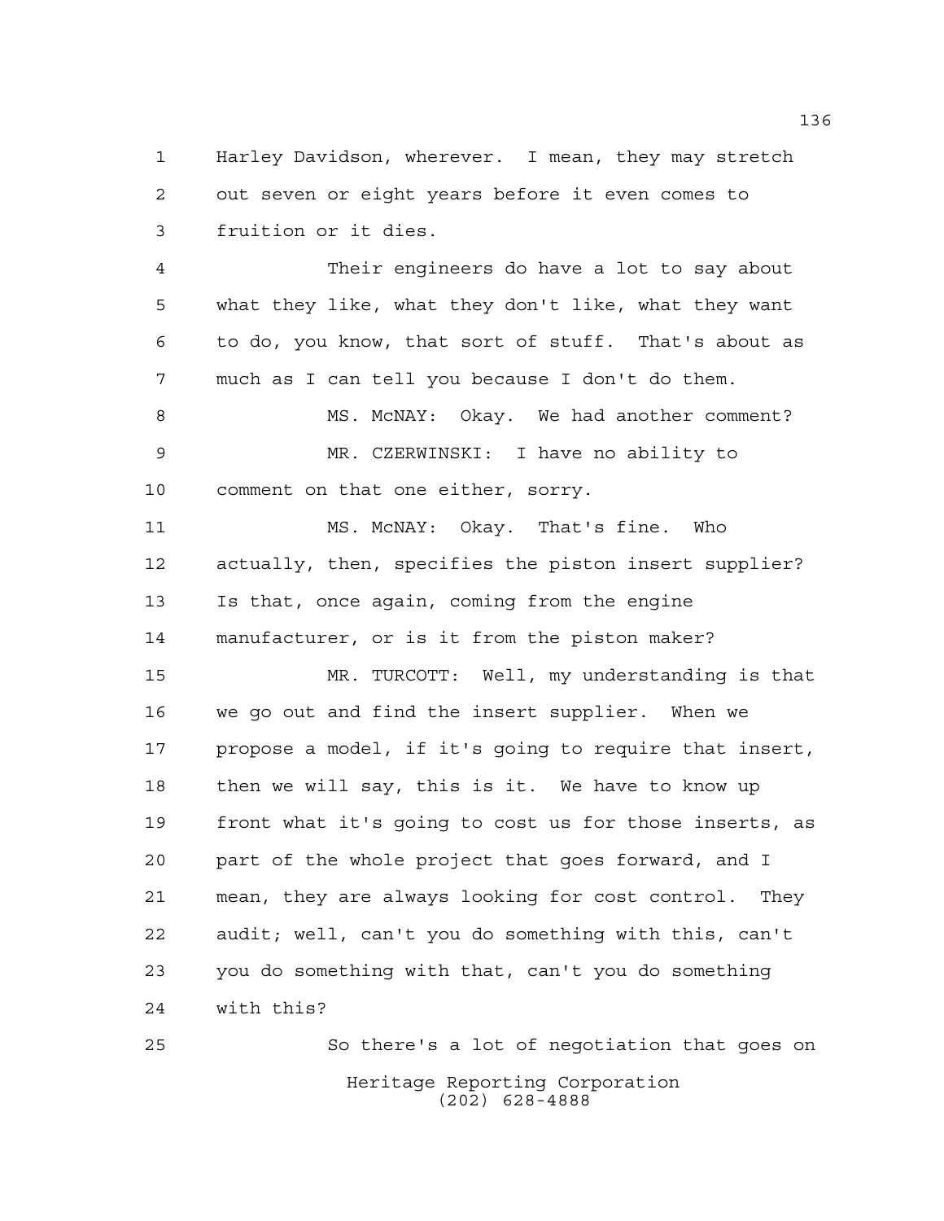Harley Davidson, wherever. I mean, they may stretch out seven or eight years before it even comes to fruition or it dies.

Their engineers do have a lot to say about what they like, what they don't like, what they want to do, you know, that sort of stuff. That's about as much as I can tell you because I don't do them.

MS. McNAY: Okay. We had another comment?

MR. CZERWINSKI: I have no ability to comment on that one either, sorry.

MS. McNAY: Okay. That's fine. Who actually, then, specifies the piston insert supplier? Is that, once again, coming from the engine manufacturer, or is it from the piston maker?

MR. TURCOTT: Well, my understanding is that we go out and find the insert supplier. When we propose a model, if it's going to require that insert, then we will say, this is it. We have to know up front what it's going to cost us for those inserts, as part of the whole project that goes forward, and I mean, they are always looking for cost control. They audit; well, can't you do something with this, can't you do something with that, can't you do something with this?

So there's a lot of negotiation that goes on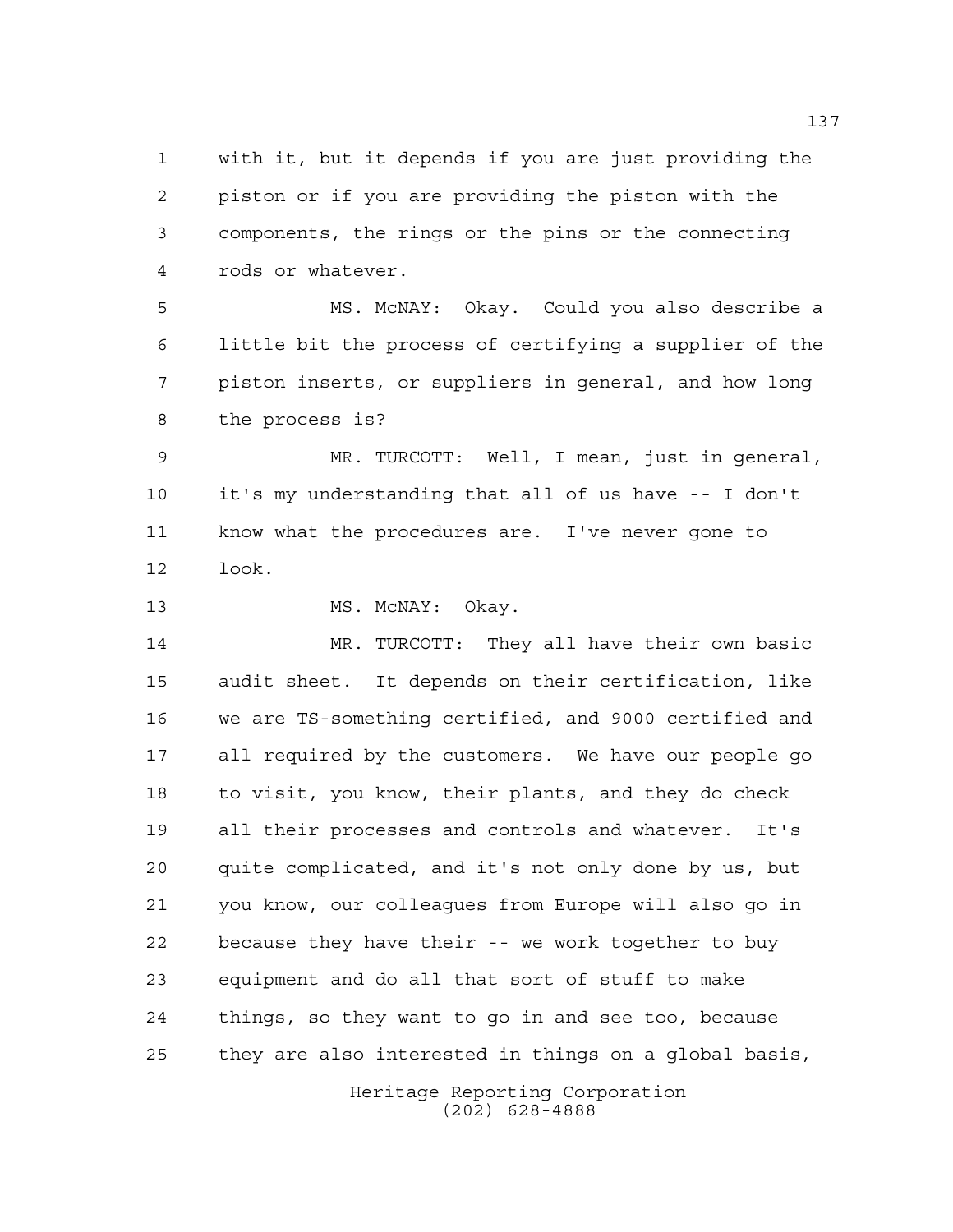with it, but it depends if you are just providing the piston or if you are providing the piston with the components, the rings or the pins or the connecting rods or whatever.

MS. McNAY: Okay. Could you also describe a little bit the process of certifying a supplier of the piston inserts, or suppliers in general, and how long the process is?

MR. TURCOTT: Well, I mean, just in general, it's my understanding that all of us have -- I don't know what the procedures are. I've never gone to look.

MS. McNAY: Okay.

MR. TURCOTT: They all have their own basic audit sheet. It depends on their certification, like we are TS-something certified, and 9000 certified and all required by the customers. We have our people go to visit, you know, their plants, and they do check all their processes and controls and whatever. It's quite complicated, and it's not only done by us, but you know, our colleagues from Europe will also go in because they have their -- we work together to buy equipment and do all that sort of stuff to make things, so they want to go in and see too, because they are also interested in things on a global basis,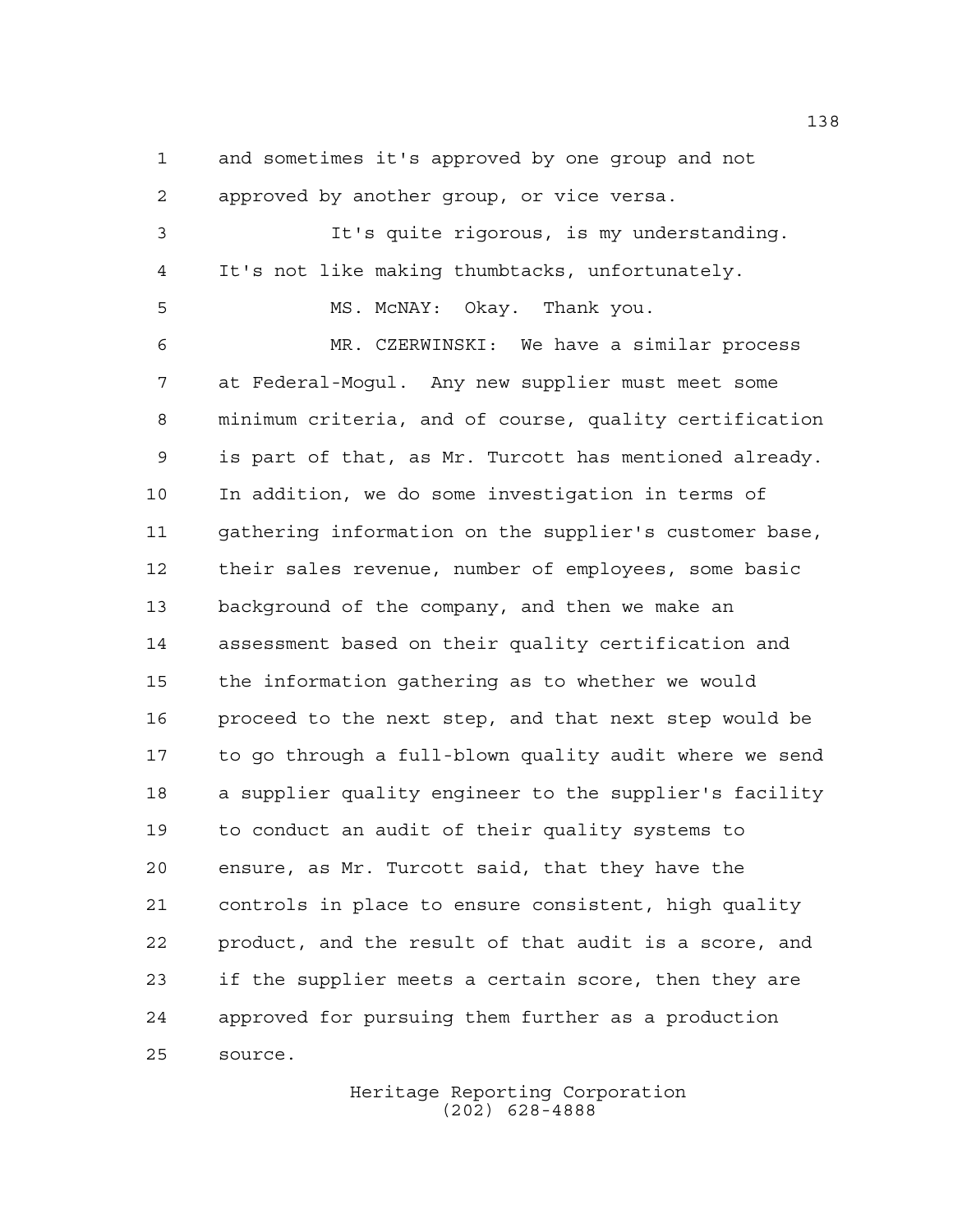and sometimes it's approved by one group and not approved by another group, or vice versa.

It's quite rigorous, is my understanding. It's not like making thumbtacks, unfortunately.

MS. McNAY: Okay. Thank you.

MR. CZERWINSKI: We have a similar process at Federal-Mogul. Any new supplier must meet some minimum criteria, and of course, quality certification is part of that, as Mr. Turcott has mentioned already. In addition, we do some investigation in terms of gathering information on the supplier's customer base, their sales revenue, number of employees, some basic background of the company, and then we make an assessment based on their quality certification and the information gathering as to whether we would proceed to the next step, and that next step would be to go through a full-blown quality audit where we send a supplier quality engineer to the supplier's facility to conduct an audit of their quality systems to ensure, as Mr. Turcott said, that they have the controls in place to ensure consistent, high quality product, and the result of that audit is a score, and if the supplier meets a certain score, then they are approved for pursuing them further as a production source.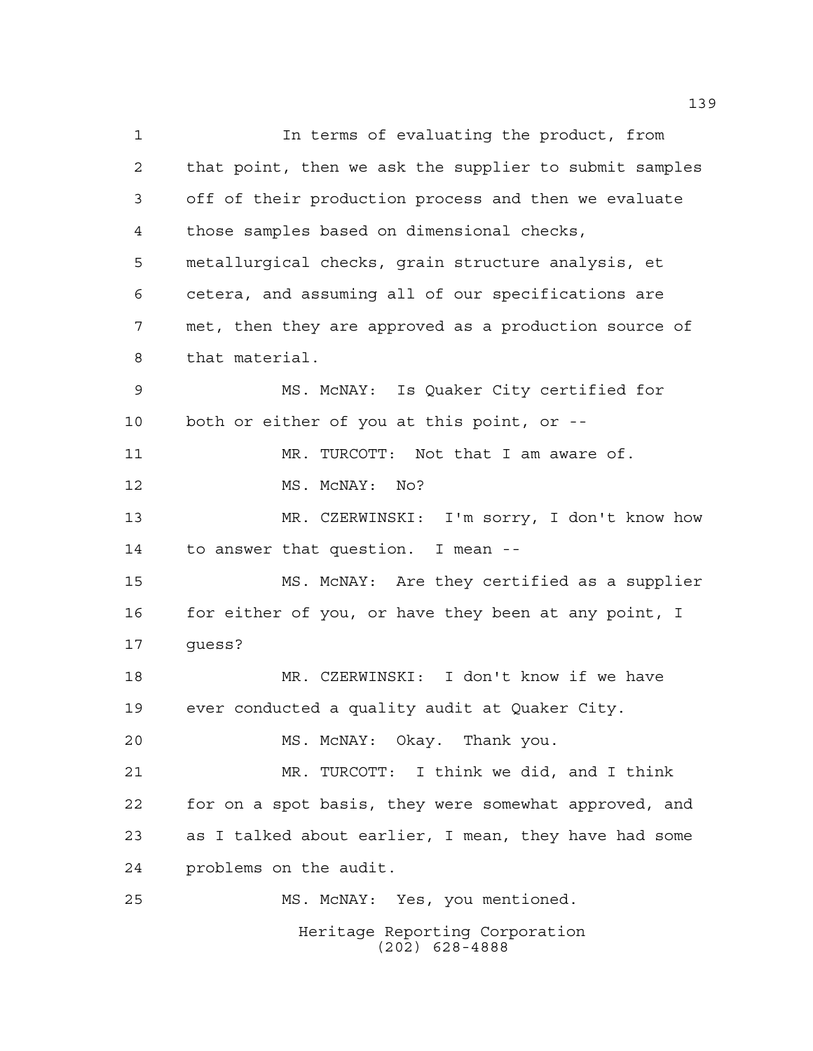In terms of evaluating the product, from that point, then we ask the supplier to submit samples off of their production process and then we evaluate those samples based on dimensional checks, metallurgical checks, grain structure analysis, et cetera, and assuming all of our specifications are met, then they are approved as a production source of that material.

MS. McNAY: Is Quaker City certified for both or either of you at this point, or --

MR. TURCOTT: Not that I am aware of.

MS. McNAY: No?

MR. CZERWINSKI: I'm sorry, I don't know how to answer that question. I mean --

MS. McNAY: Are they certified as a supplier for either of you, or have they been at any point, I guess?

MR. CZERWINSKI: I don't know if we have ever conducted a quality audit at Quaker City.

MS. McNAY: Okay. Thank you.

MR. TURCOTT: I think we did, and I think for on a spot basis, they were somewhat approved, and as I talked about earlier, I mean, they have had some problems on the audit.

MS. McNAY: Yes, you mentioned.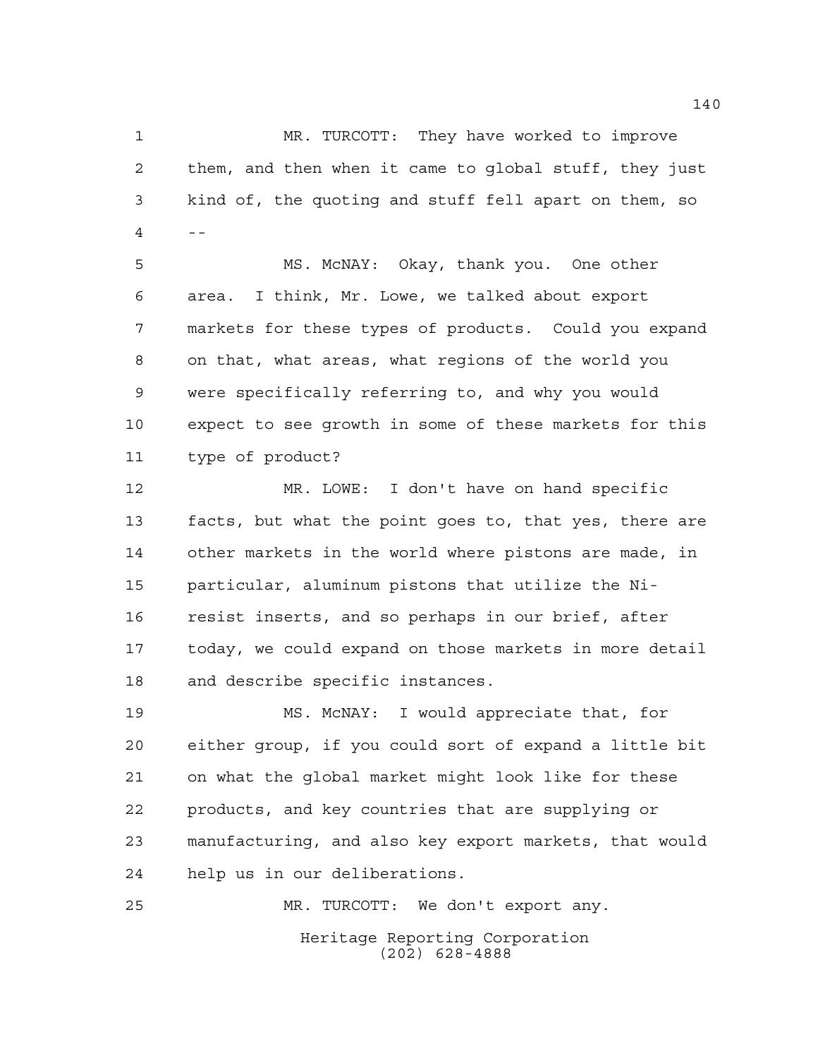MR. TURCOTT: They have worked to improve them, and then when it came to global stuff, they just kind of, the quoting and stuff fell apart on them, so --

MS. McNAY: Okay, thank you. One other area. I think, Mr. Lowe, we talked about export markets for these types of products. Could you expand on that, what areas, what regions of the world you were specifically referring to, and why you would expect to see growth in some of these markets for this type of product?

MR. LOWE: I don't have on hand specific facts, but what the point goes to, that yes, there are other markets in the world where pistons are made, in particular, aluminum pistons that utilize the Ni-resist inserts, and so perhaps in our brief, after today, we could expand on those markets in more detail and describe specific instances.

MS. McNAY: I would appreciate that, for either group, if you could sort of expand a little bit on what the global market might look like for these products, and key countries that are supplying or manufacturing, and also key export markets, that would help us in our deliberations.

MR. TURCOTT: We don't export any.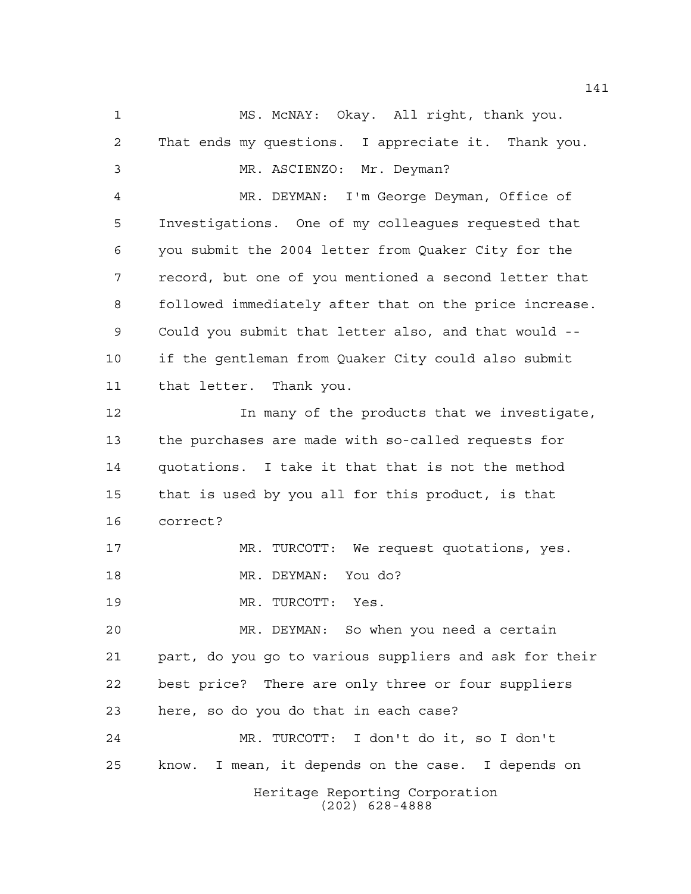MS. McNAY: Okay. All right, thank you. That ends my questions. I appreciate it. Thank you.

MR. ASCIENZO: Mr. Deyman?

MR. DEYMAN: I'm George Deyman, Office of Investigations. One of my colleagues requested that you submit the 2004 letter from Quaker City for the record, but one of you mentioned a second letter that followed immediately after that on the price increase. Could you submit that letter also, and that would -- if the gentleman from Quaker City could also submit that letter. Thank you.

In many of the products that we investigate, the purchases are made with so-called requests for quotations. I take it that that is not the method that is used by you all for this product, is that correct?

MR. TURCOTT: We request quotations, yes.

MR. DEYMAN: You do?

MR. TURCOTT: Yes.

MR. DEYMAN: So when you need a certain part, do you go to various suppliers and ask for their best price? There are only three or four suppliers here, so do you do that in each case?

MR. TURCOTT: I don't do it, so I don't know. I mean, it depends on the case. I depends on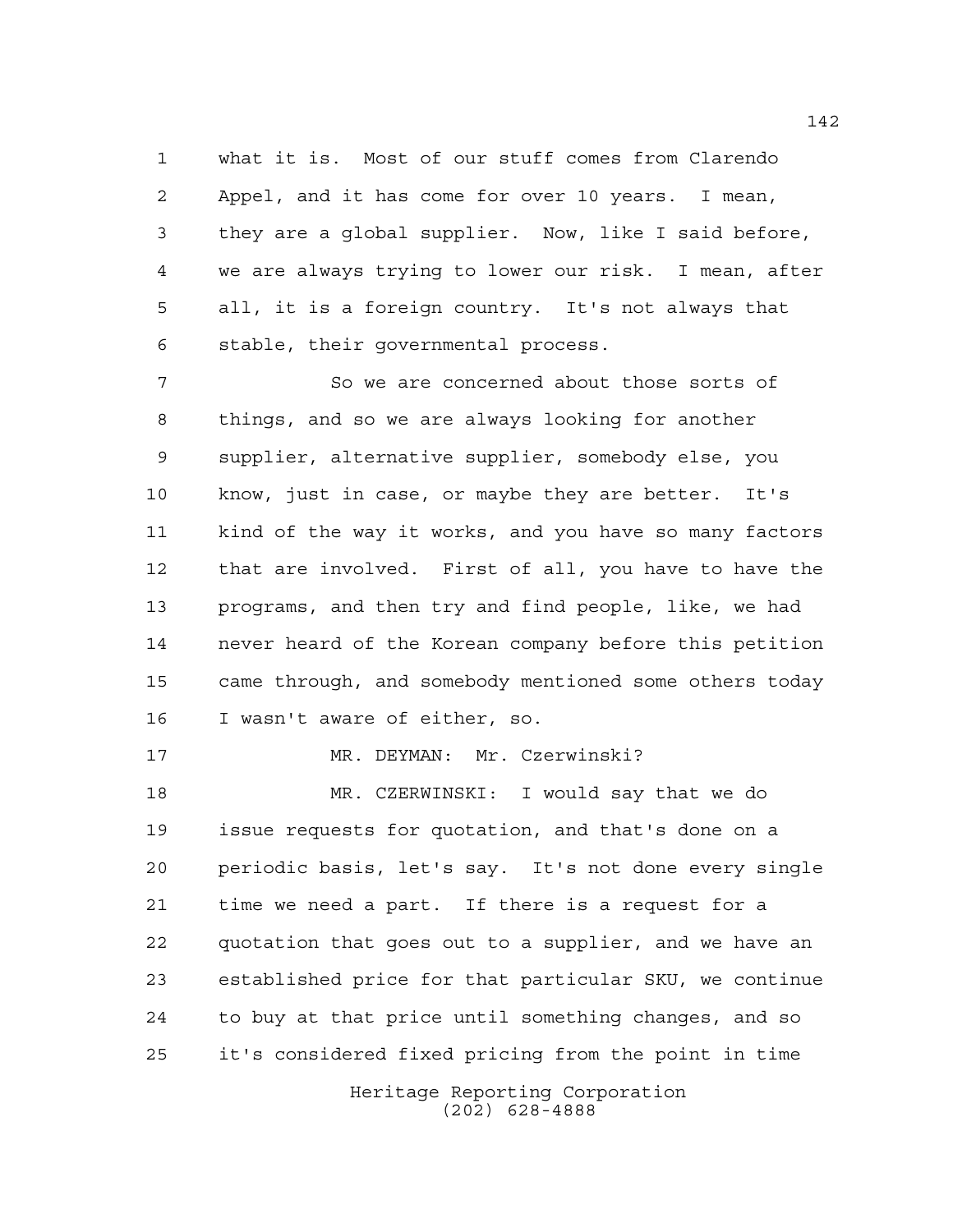what it is. Most of our stuff comes from Clarendo Appel, and it has come for over 10 years. I mean, they are a global supplier. Now, like I said before, we are always trying to lower our risk. I mean, after all, it is a foreign country. It's not always that stable, their governmental process.

So we are concerned about those sorts of things, and so we are always looking for another supplier, alternative supplier, somebody else, you know, just in case, or maybe they are better. It's kind of the way it works, and you have so many factors that are involved. First of all, you have to have the programs, and then try and find people, like, we had never heard of the Korean company before this petition came through, and somebody mentioned some others today I wasn't aware of either, so.

MR. DEYMAN: Mr. Czerwinski?

MR. CZERWINSKI: I would say that we do issue requests for quotation, and that's done on a periodic basis, let's say. It's not done every single time we need a part. If there is a request for a quotation that goes out to a supplier, and we have an established price for that particular SKU, we continue to buy at that price until something changes, and so it's considered fixed pricing from the point in time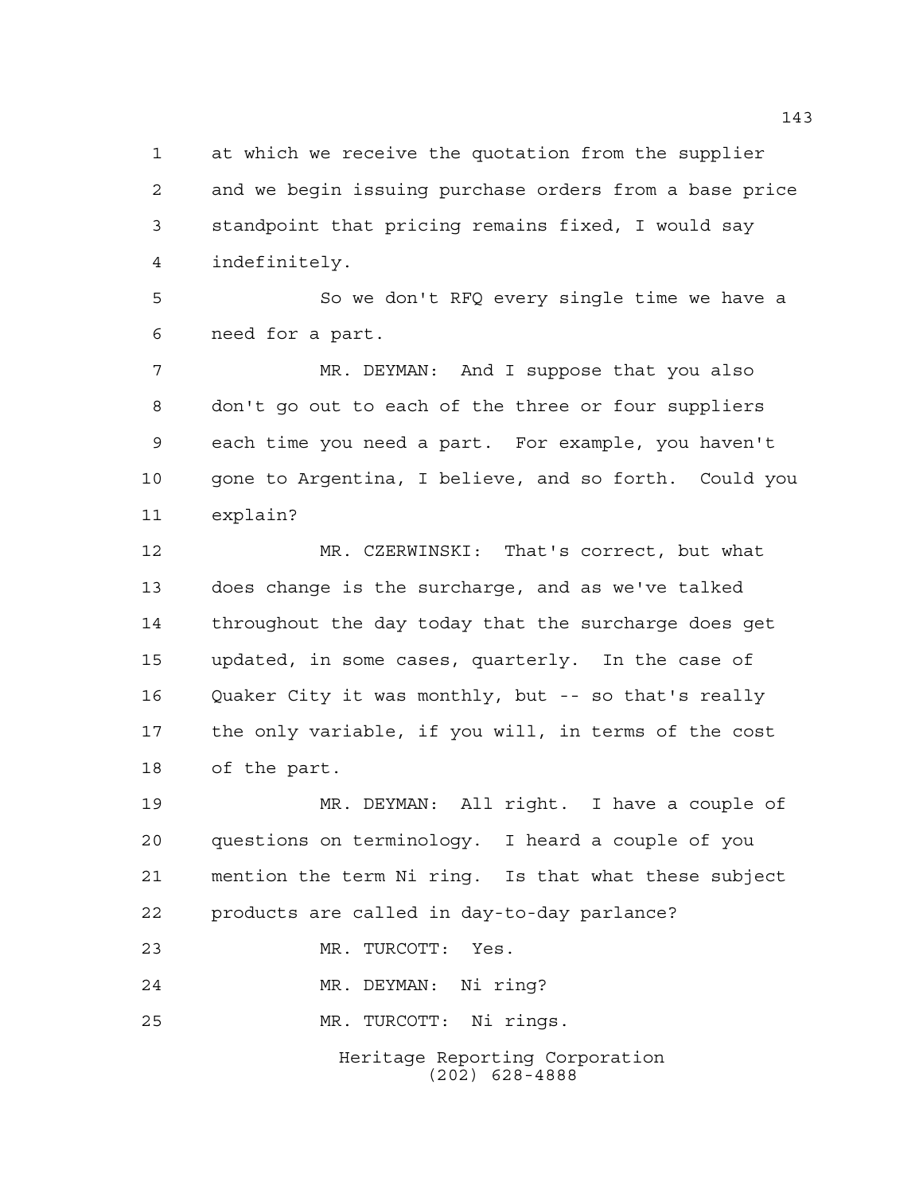at which we receive the quotation from the supplier and we begin issuing purchase orders from a base price standpoint that pricing remains fixed, I would say indefinitely.

So we don't RFQ every single time we have a need for a part.

MR. DEYMAN: And I suppose that you also don't go out to each of the three or four suppliers each time you need a part. For example, you haven't gone to Argentina, I believe, and so forth. Could you explain?

MR. CZERWINSKI: That's correct, but what does change is the surcharge, and as we've talked throughout the day today that the surcharge does get updated, in some cases, quarterly. In the case of Quaker City it was monthly, but -- so that's really the only variable, if you will, in terms of the cost of the part.

MR. DEYMAN: All right. I have a couple of questions on terminology. I heard a couple of you mention the term Ni ring. Is that what these subject products are called in day-to-day parlance?

MR. TURCOTT: Yes.

MR. DEYMAN: Ni ring?

MR. TURCOTT: Ni rings.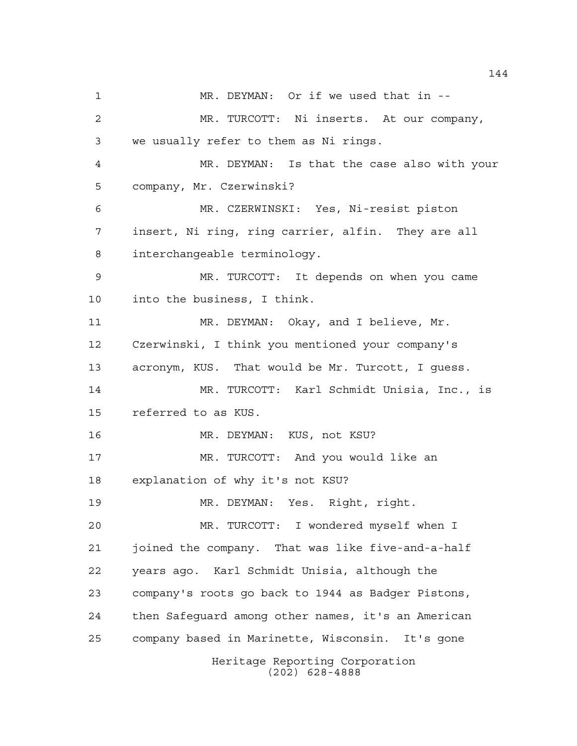MR. DEYMAN: Or if we used that in --

MR. TURCOTT: Ni inserts. At our company, we usually refer to them as Ni rings.

MR. DEYMAN: Is that the case also with your company, Mr. Czerwinski?

MR. CZERWINSKI: Yes, Ni-resist piston insert, Ni ring, ring carrier, alfin. They are all interchangeable terminology.

MR. TURCOTT: It depends on when you came into the business, I think.

MR. DEYMAN: Okay, and I believe, Mr. Czerwinski, I think you mentioned your company's acronym, KUS. That would be Mr. Turcott, I guess.

MR. TURCOTT: Karl Schmidt Unisia, Inc., is referred to as KUS.

MR. DEYMAN: KUS, not KSU?

MR. TURCOTT: And you would like an explanation of why it's not KSU?

MR. DEYMAN: Yes. Right, right.

MR. TURCOTT: I wondered myself when I joined the company. That was like five-and-a-half years ago. Karl Schmidt Unisia, although the company's roots go back to 1944 as Badger Pistons, then Safeguard among other names, it's an American company based in Marinette, Wisconsin. It's gone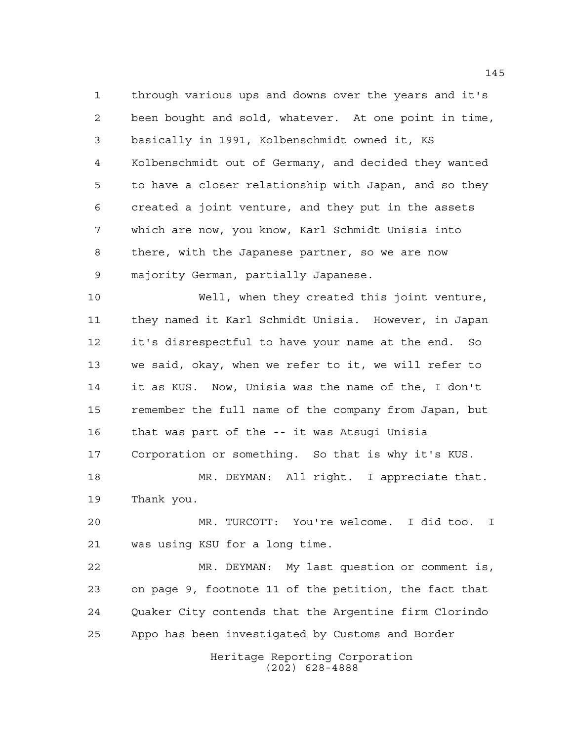through various ups and downs over the years and it's been bought and sold, whatever. At one point in time, basically in 1991, Kolbenschmidt owned it, KS Kolbenschmidt out of Germany, and decided they wanted to have a closer relationship with Japan, and so they created a joint venture, and they put in the assets which are now, you know, Karl Schmidt Unisia into there, with the Japanese partner, so we are now majority German, partially Japanese.

Well, when they created this joint venture, they named it Karl Schmidt Unisia. However, in Japan it's disrespectful to have your name at the end. So we said, okay, when we refer to it, we will refer to it as KUS. Now, Unisia was the name of the, I don't remember the full name of the company from Japan, but that was part of the -- it was Atsugi Unisia Corporation or something. So that is why it's KUS.

MR. DEYMAN: All right. I appreciate that. Thank you.

MR. TURCOTT: You're welcome. I did too. I was using KSU for a long time.

MR. DEYMAN: My last question or comment is, on page 9, footnote 11 of the petition, the fact that Quaker City contends that the Argentine firm Clorindo Appo has been investigated by Customs and Border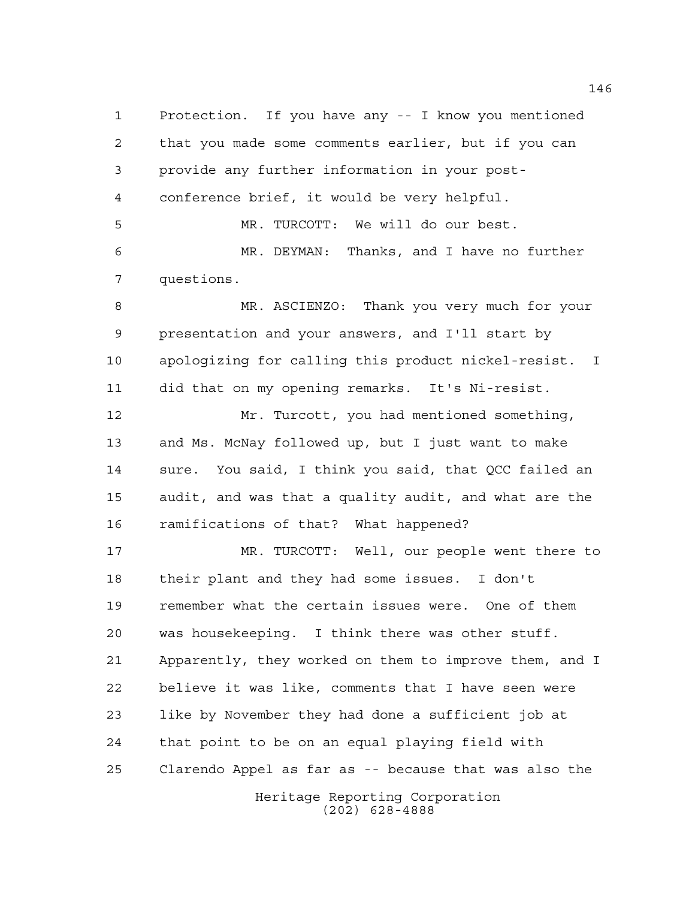Protection. If you have any -- I know you mentioned that you made some comments earlier, but if you can provide any further information in your post-conference brief, it would be very helpful.

MR. TURCOTT: We will do our best.

MR. DEYMAN: Thanks, and I have no further questions.

MR. ASCIENZO: Thank you very much for your presentation and your answers, and I'll start by apologizing for calling this product nickel-resist. I did that on my opening remarks. It's Ni-resist.

Mr. Turcott, you had mentioned something, and Ms. McNay followed up, but I just want to make sure. You said, I think you said, that QCC failed an audit, and was that a quality audit, and what are the ramifications of that? What happened?

MR. TURCOTT: Well, our people went there to their plant and they had some issues. I don't remember what the certain issues were. One of them was housekeeping. I think there was other stuff. Apparently, they worked on them to improve them, and I believe it was like, comments that I have seen were like by November they had done a sufficient job at that point to be on an equal playing field with Clarendo Appel as far as -- because that was also the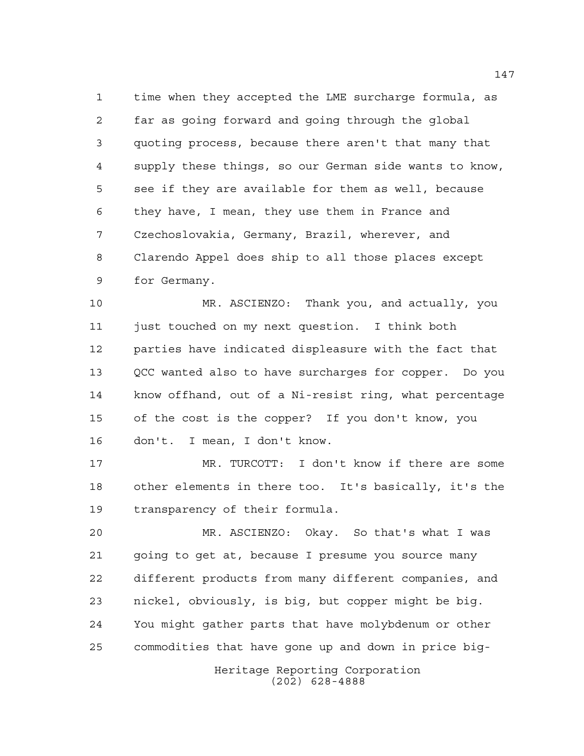time when they accepted the LME surcharge formula, as far as going forward and going through the global quoting process, because there aren't that many that supply these things, so our German side wants to know, see if they are available for them as well, because they have, I mean, they use them in France and Czechoslovakia, Germany, Brazil, wherever, and Clarendo Appel does ship to all those places except for Germany.

MR. ASCIENZO: Thank you, and actually, you just touched on my next question. I think both parties have indicated displeasure with the fact that QCC wanted also to have surcharges for copper. Do you know offhand, out of a Ni-resist ring, what percentage of the cost is the copper? If you don't know, you don't. I mean, I don't know.

MR. TURCOTT: I don't know if there are some other elements in there too. It's basically, it's the transparency of their formula.

MR. ASCIENZO: Okay. So that's what I was going to get at, because I presume you source many different products from many different companies, and nickel, obviously, is big, but copper might be big. You might gather parts that have molybdenum or other commodities that have gone up and down in price big-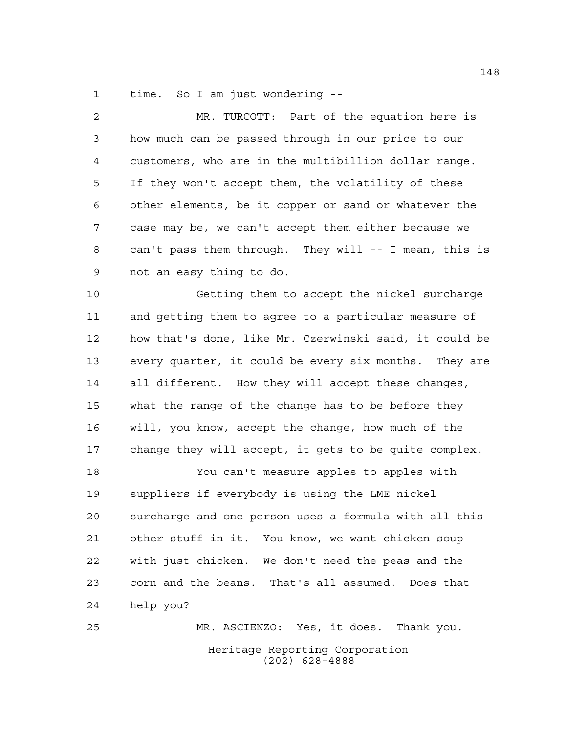time. So I am just wondering --

MR. TURCOTT: Part of the equation here is how much can be passed through in our price to our customers, who are in the multibillion dollar range. If they won't accept them, the volatility of these other elements, be it copper or sand or whatever the case may be, we can't accept them either because we can't pass them through. They will -- I mean, this is not an easy thing to do.

Getting them to accept the nickel surcharge and getting them to agree to a particular measure of how that's done, like Mr. Czerwinski said, it could be every quarter, it could be every six months. They are all different. How they will accept these changes, what the range of the change has to be before they will, you know, accept the change, how much of the change they will accept, it gets to be quite complex.

You can't measure apples to apples with suppliers if everybody is using the LME nickel surcharge and one person uses a formula with all this other stuff in it. You know, we want chicken soup with just chicken. We don't need the peas and the corn and the beans. That's all assumed. Does that help you?

MR. ASCIENZO: Yes, it does. Thank you.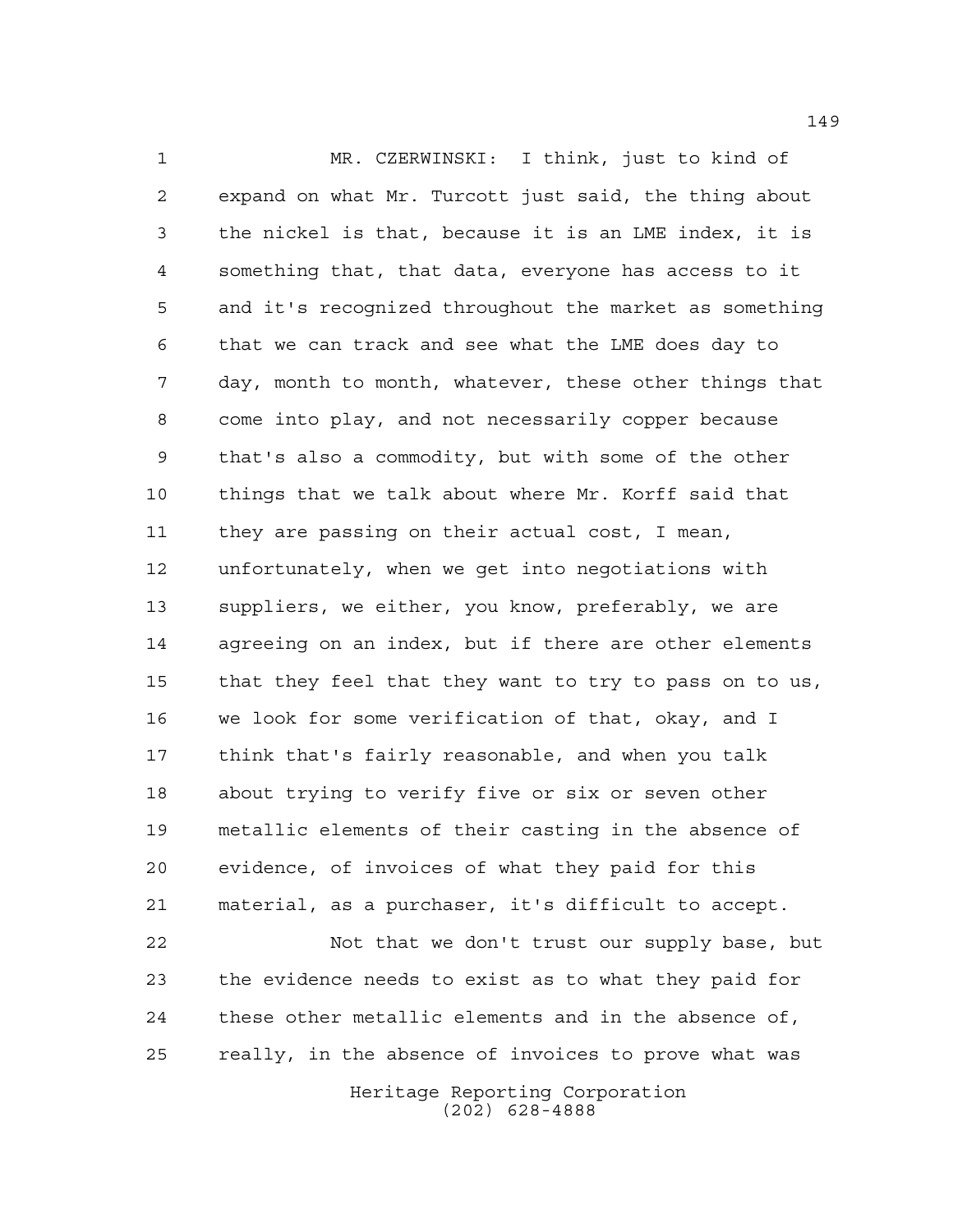MR. CZERWINSKI: I think, just to kind of expand on what Mr. Turcott just said, the thing about the nickel is that, because it is an LME index, it is something that, that data, everyone has access to it and it's recognized throughout the market as something that we can track and see what the LME does day to day, month to month, whatever, these other things that come into play, and not necessarily copper because that's also a commodity, but with some of the other things that we talk about where Mr. Korff said that they are passing on their actual cost, I mean, unfortunately, when we get into negotiations with suppliers, we either, you know, preferably, we are agreeing on an index, but if there are other elements that they feel that they want to try to pass on to us, we look for some verification of that, okay, and I think that's fairly reasonable, and when you talk about trying to verify five or six or seven other metallic elements of their casting in the absence of evidence, of invoices of what they paid for this material, as a purchaser, it's difficult to accept.

Not that we don't trust our supply base, but the evidence needs to exist as to what they paid for these other metallic elements and in the absence of, really, in the absence of invoices to prove what was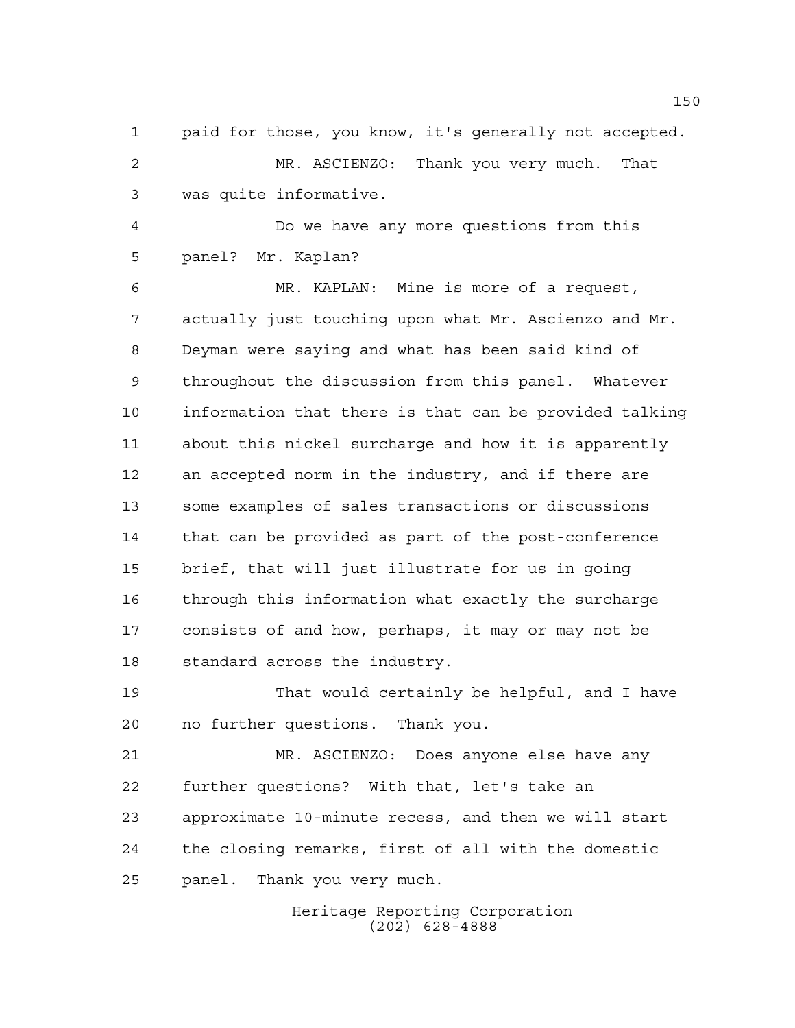paid for those, you know, it's generally not accepted.

MR. ASCIENZO: Thank you very much. That was quite informative.

Do we have any more questions from this panel? Mr. Kaplan?

MR. KAPLAN: Mine is more of a request, actually just touching upon what Mr. Ascienzo and Mr. Deyman were saying and what has been said kind of throughout the discussion from this panel. Whatever information that there is that can be provided talking about this nickel surcharge and how it is apparently an accepted norm in the industry, and if there are some examples of sales transactions or discussions that can be provided as part of the post-conference brief, that will just illustrate for us in going through this information what exactly the surcharge consists of and how, perhaps, it may or may not be standard across the industry.

That would certainly be helpful, and I have no further questions. Thank you.

MR. ASCIENZO: Does anyone else have any further questions? With that, let's take an approximate 10-minute recess, and then we will start the closing remarks, first of all with the domestic panel. Thank you very much.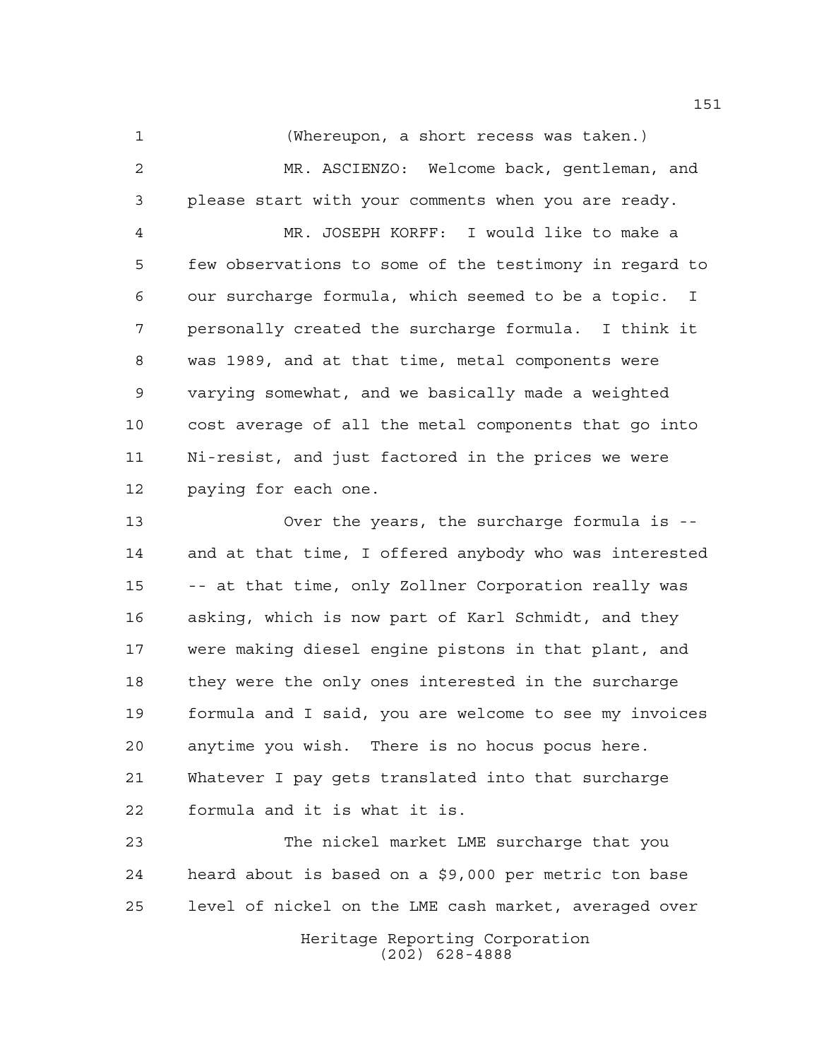(Whereupon, a short recess was taken.)

MR. ASCIENZO: Welcome back, gentleman, and please start with your comments when you are ready.

MR. JOSEPH KORFF: I would like to make a few observations to some of the testimony in regard to our surcharge formula, which seemed to be a topic. I personally created the surcharge formula. I think it was 1989, and at that time, metal components were varying somewhat, and we basically made a weighted cost average of all the metal components that go into Ni-resist, and just factored in the prices we were paying for each one.

Over the years, the surcharge formula is -- and at that time, I offered anybody who was interested -- at that time, only Zollner Corporation really was asking, which is now part of Karl Schmidt, and they were making diesel engine pistons in that plant, and they were the only ones interested in the surcharge formula and I said, you are welcome to see my invoices anytime you wish. There is no hocus pocus here. Whatever I pay gets translated into that surcharge formula and it is what it is.

The nickel market LME surcharge that you heard about is based on a $9,000 per metric ton base level of nickel on the LME cash market, averaged over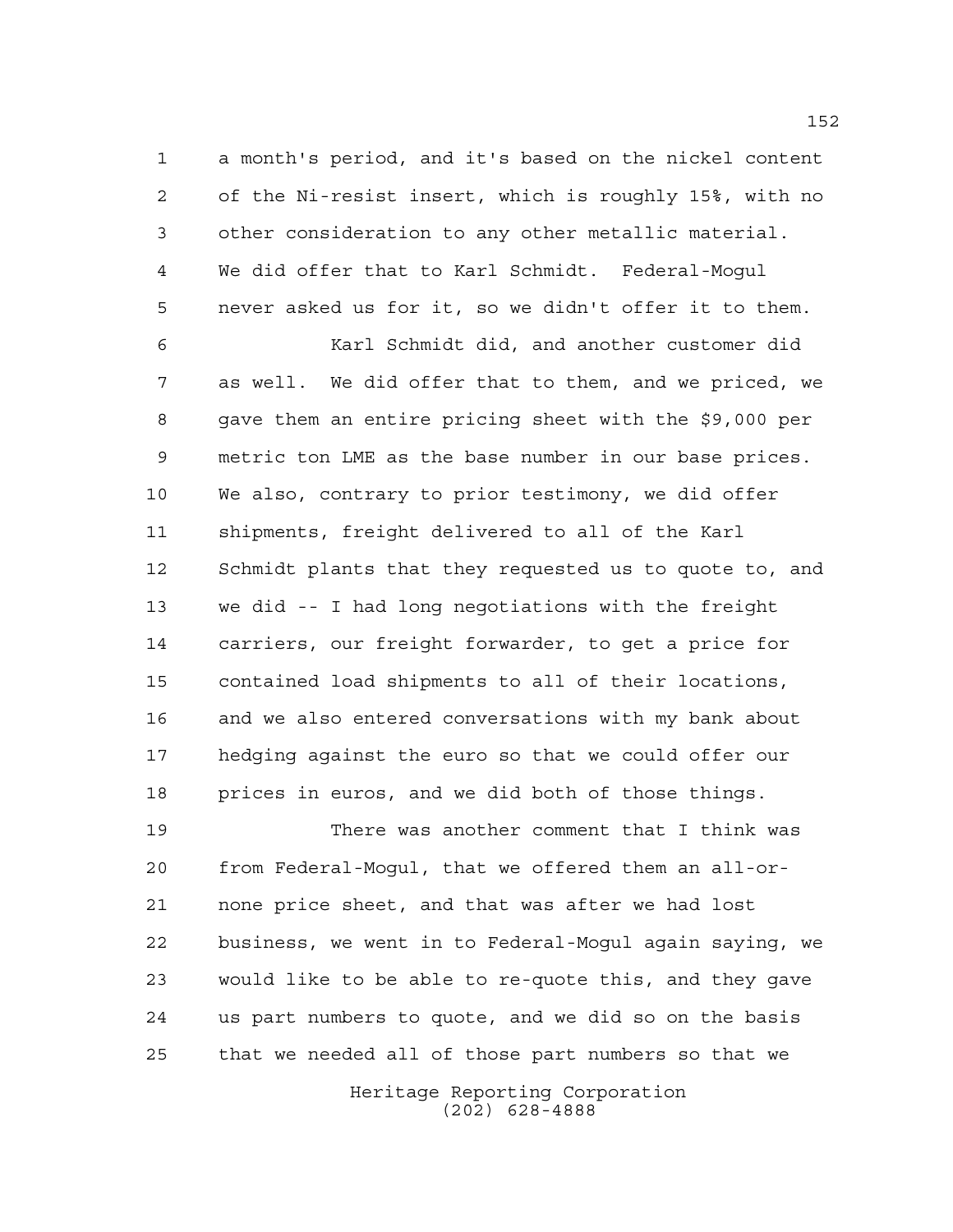a month's period, and it's based on the nickel content of the Ni-resist insert, which is roughly 15%, with no other consideration to any other metallic material. We did offer that to Karl Schmidt. Federal-Mogul never asked us for it, so we didn't offer it to them.

Karl Schmidt did, and another customer did as well. We did offer that to them, and we priced, we gave them an entire pricing sheet with the $9,000 per metric ton LME as the base number in our base prices. We also, contrary to prior testimony, we did offer shipments, freight delivered to all of the Karl Schmidt plants that they requested us to quote to, and we did -- I had long negotiations with the freight carriers, our freight forwarder, to get a price for contained load shipments to all of their locations, and we also entered conversations with my bank about hedging against the euro so that we could offer our prices in euros, and we did both of those things.

There was another comment that I think was from Federal-Mogul, that we offered them an all-or-none price sheet, and that was after we had lost business, we went in to Federal-Mogul again saying, we would like to be able to re-quote this, and they gave us part numbers to quote, and we did so on the basis that we needed all of those part numbers so that we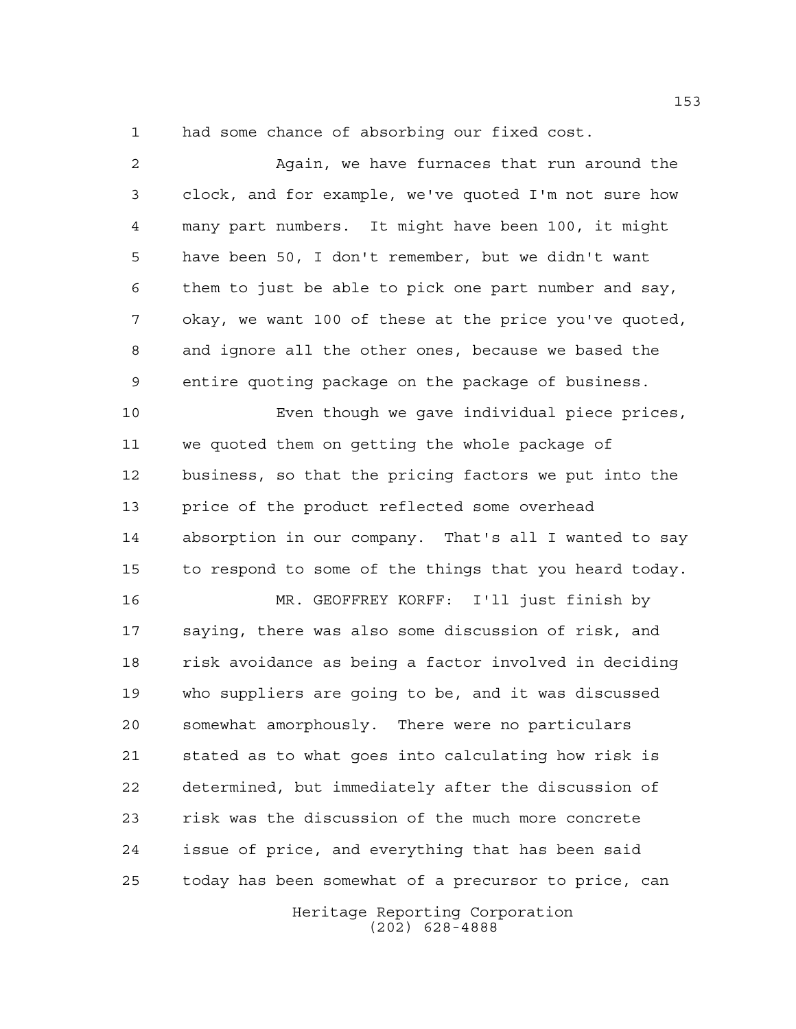had some chance of absorbing our fixed cost.

Again, we have furnaces that run around the clock, and for example, we've quoted I'm not sure how many part numbers. It might have been 100, it might have been 50, I don't remember, but we didn't want them to just be able to pick one part number and say, okay, we want 100 of these at the price you've quoted, and ignore all the other ones, because we based the entire quoting package on the package of business.

Even though we gave individual piece prices, we quoted them on getting the whole package of business, so that the pricing factors we put into the price of the product reflected some overhead absorption in our company. That's all I wanted to say to respond to some of the things that you heard today.

MR. GEOFFREY KORFF: I'll just finish by saying, there was also some discussion of risk, and risk avoidance as being a factor involved in deciding who suppliers are going to be, and it was discussed somewhat amorphously. There were no particulars stated as to what goes into calculating how risk is determined, but immediately after the discussion of risk was the discussion of the much more concrete issue of price, and everything that has been said today has been somewhat of a precursor to price, can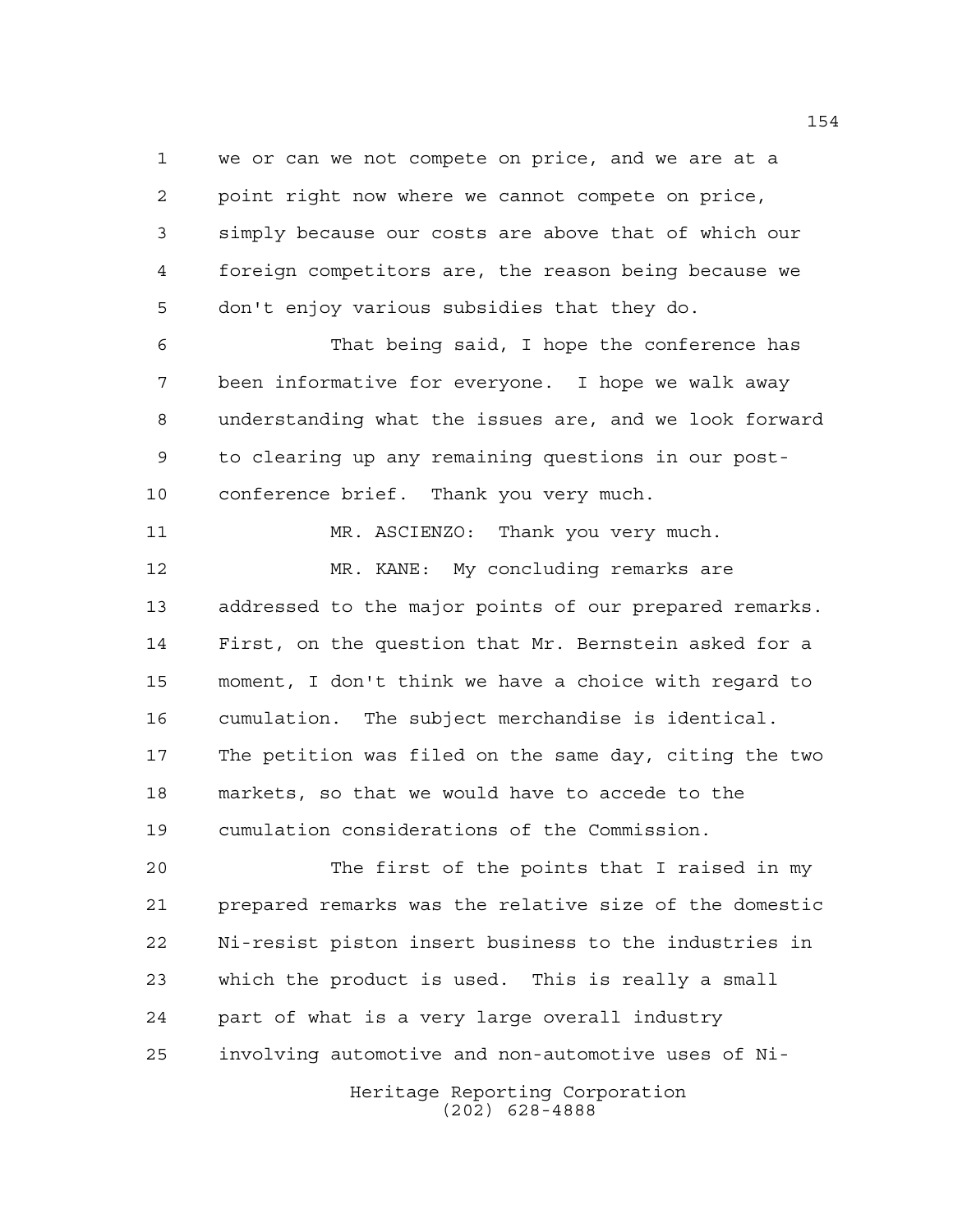we or can we not compete on price, and we are at a point right now where we cannot compete on price, simply because our costs are above that of which our foreign competitors are, the reason being because we don't enjoy various subsidies that they do.

That being said, I hope the conference has been informative for everyone. I hope we walk away understanding what the issues are, and we look forward to clearing up any remaining questions in our post-conference brief. Thank you very much.

MR. ASCIENZO: Thank you very much.

MR. KANE: My concluding remarks are addressed to the major points of our prepared remarks. First, on the question that Mr. Bernstein asked for a moment, I don't think we have a choice with regard to cumulation. The subject merchandise is identical. The petition was filed on the same day, citing the two markets, so that we would have to accede to the cumulation considerations of the Commission.

The first of the points that I raised in my prepared remarks was the relative size of the domestic Ni-resist piston insert business to the industries in which the product is used. This is really a small part of what is a very large overall industry involving automotive and non-automotive uses of Ni-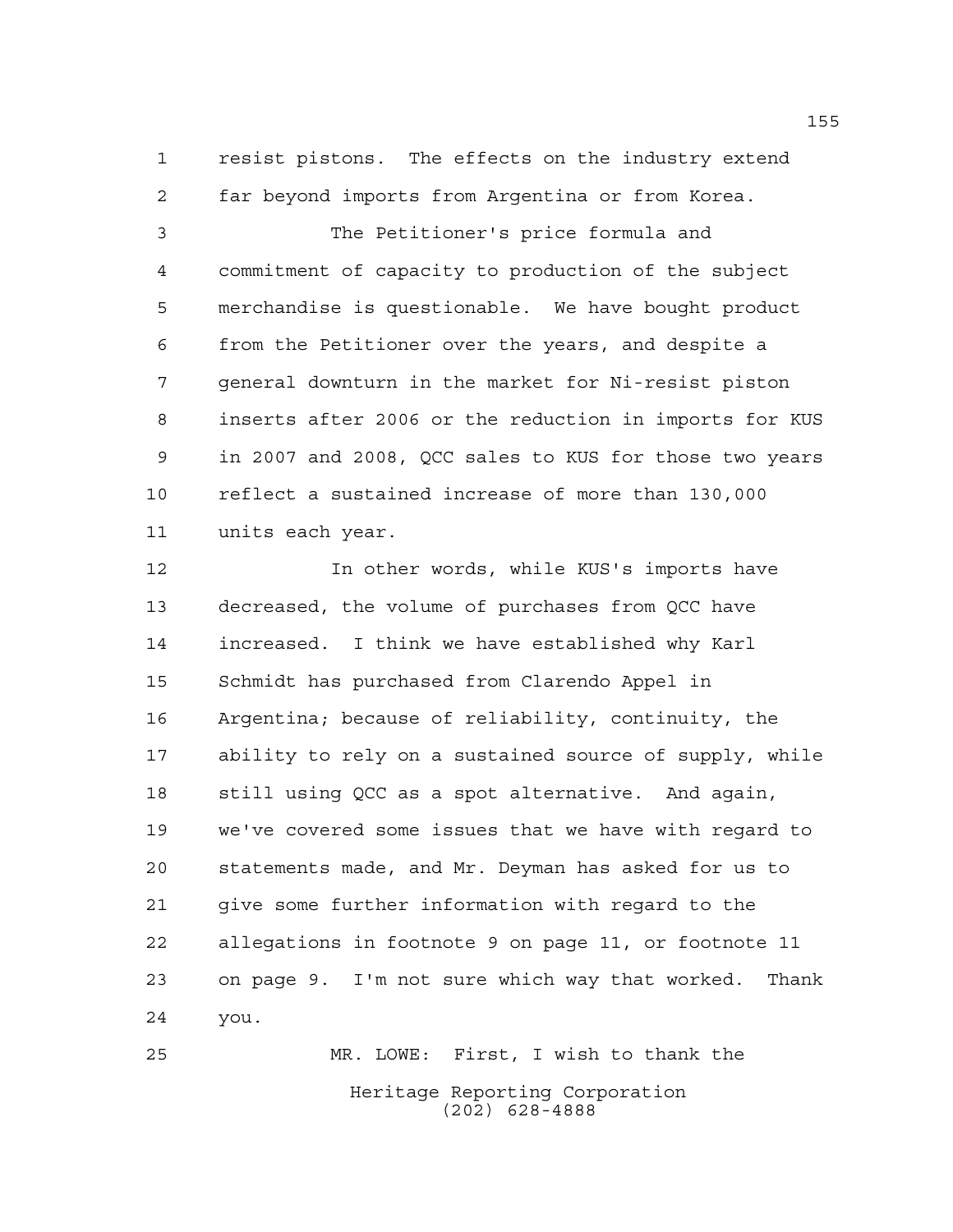resist pistons. The effects on the industry extend far beyond imports from Argentina or from Korea.

The Petitioner's price formula and commitment of capacity to production of the subject merchandise is questionable. We have bought product from the Petitioner over the years, and despite a general downturn in the market for Ni-resist piston inserts after 2006 or the reduction in imports for KUS in 2007 and 2008, QCC sales to KUS for those two years reflect a sustained increase of more than 130,000 units each year.

In other words, while KUS's imports have decreased, the volume of purchases from QCC have increased. I think we have established why Karl Schmidt has purchased from Clarendo Appel in Argentina; because of reliability, continuity, the ability to rely on a sustained source of supply, while still using QCC as a spot alternative. And again, we've covered some issues that we have with regard to statements made, and Mr. Deyman has asked for us to give some further information with regard to the allegations in footnote 9 on page 11, or footnote 11 on page 9. I'm not sure which way that worked. Thank you.

MR. LOWE: First, I wish to thank the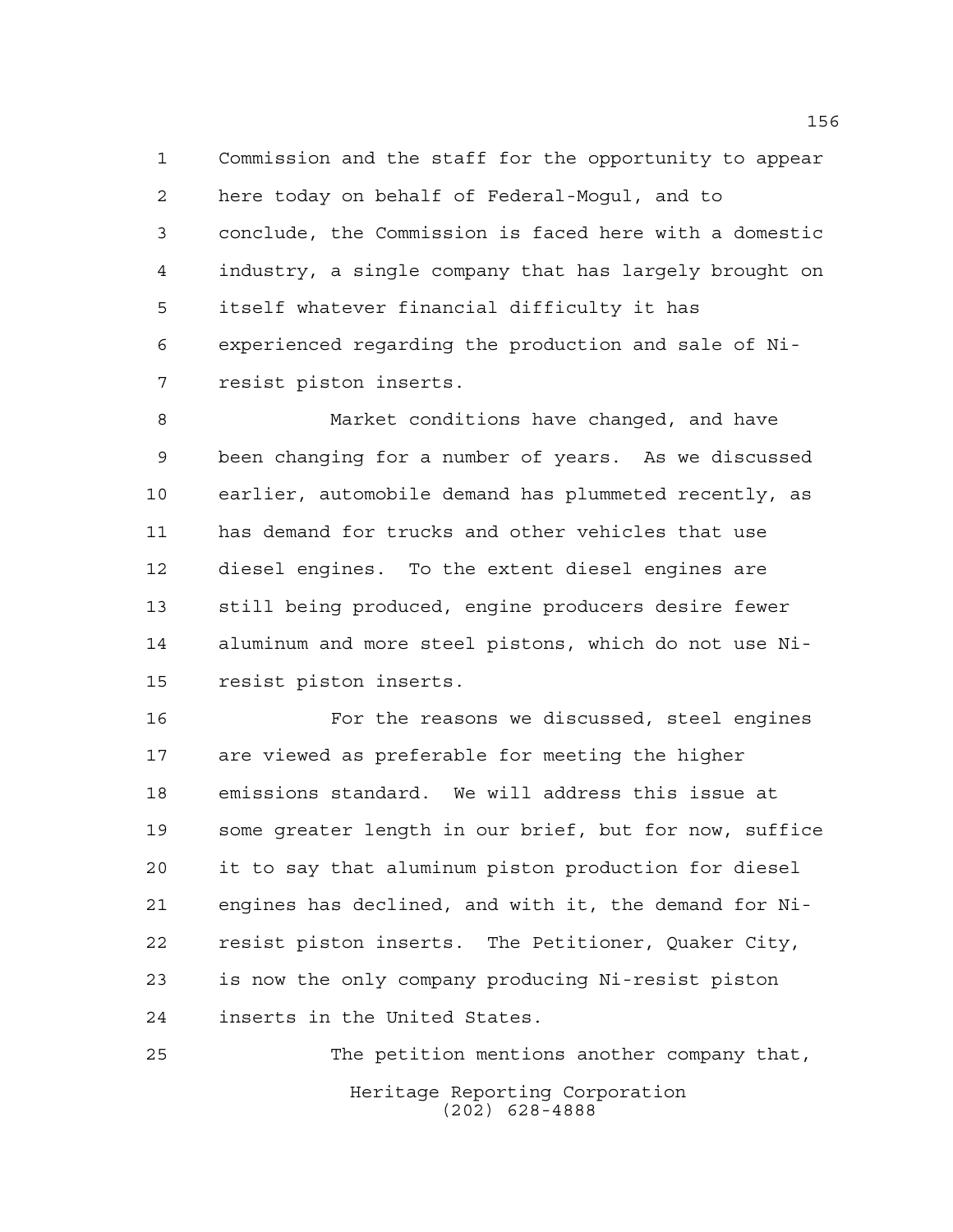Commission and the staff for the opportunity to appear here today on behalf of Federal-Mogul, and to conclude, the Commission is faced here with a domestic industry, a single company that has largely brought on itself whatever financial difficulty it has experienced regarding the production and sale of Ni-resist piston inserts.

Market conditions have changed, and have been changing for a number of years. As we discussed earlier, automobile demand has plummeted recently, as has demand for trucks and other vehicles that use diesel engines. To the extent diesel engines are still being produced, engine producers desire fewer aluminum and more steel pistons, which do not use Ni-resist piston inserts.

For the reasons we discussed, steel engines are viewed as preferable for meeting the higher emissions standard. We will address this issue at some greater length in our brief, but for now, suffice it to say that aluminum piston production for diesel engines has declined, and with it, the demand for Ni-resist piston inserts. The Petitioner, Quaker City, is now the only company producing Ni-resist piston inserts in the United States.

The petition mentions another company that,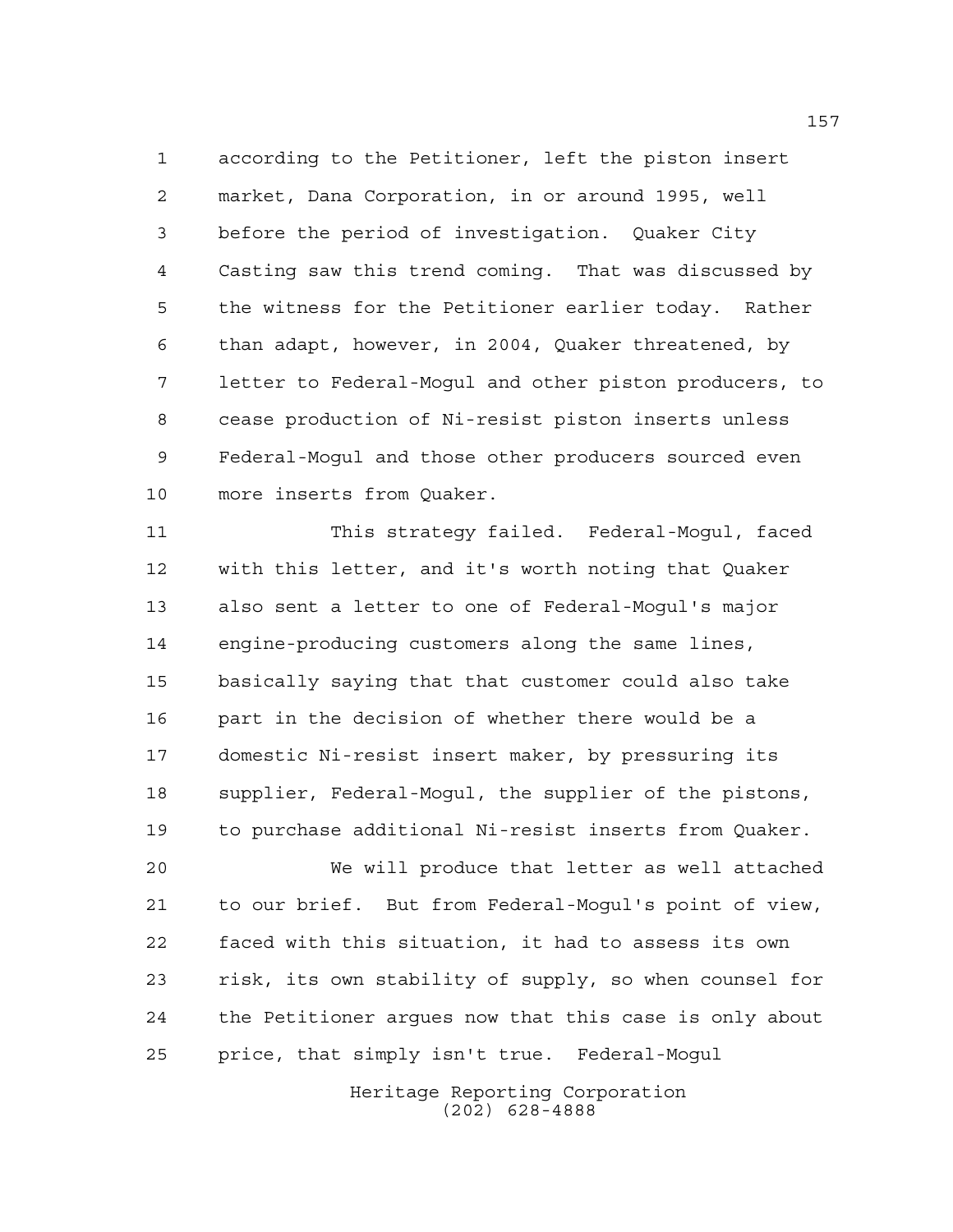according to the Petitioner, left the piston insert market, Dana Corporation, in or around 1995, well before the period of investigation. Quaker City Casting saw this trend coming. That was discussed by the witness for the Petitioner earlier today. Rather than adapt, however, in 2004, Quaker threatened, by letter to Federal-Mogul and other piston producers, to cease production of Ni-resist piston inserts unless Federal-Mogul and those other producers sourced even more inserts from Quaker.

This strategy failed. Federal-Mogul, faced with this letter, and it's worth noting that Quaker also sent a letter to one of Federal-Mogul's major engine-producing customers along the same lines, basically saying that that customer could also take part in the decision of whether there would be a domestic Ni-resist insert maker, by pressuring its supplier, Federal-Mogul, the supplier of the pistons, to purchase additional Ni-resist inserts from Quaker.

We will produce that letter as well attached to our brief. But from Federal-Mogul's point of view, faced with this situation, it had to assess its own risk, its own stability of supply, so when counsel for the Petitioner argues now that this case is only about price, that simply isn't true. Federal-Mogul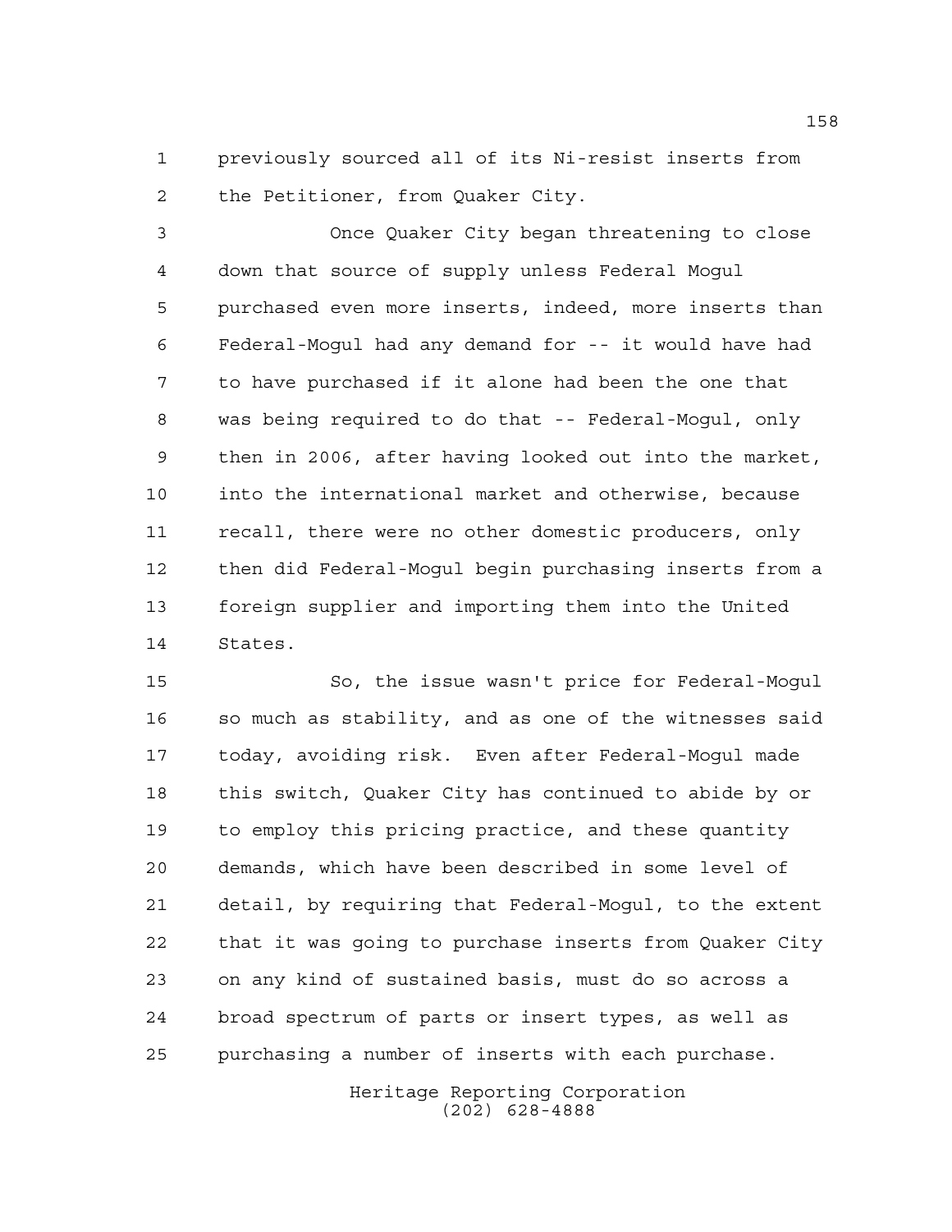previously sourced all of its Ni-resist inserts from the Petitioner, from Quaker City.

Once Quaker City began threatening to close down that source of supply unless Federal Mogul purchased even more inserts, indeed, more inserts than Federal-Mogul had any demand for -- it would have had to have purchased if it alone had been the one that was being required to do that -- Federal-Mogul, only then in 2006, after having looked out into the market, into the international market and otherwise, because recall, there were no other domestic producers, only then did Federal-Mogul begin purchasing inserts from a foreign supplier and importing them into the United States.

So, the issue wasn't price for Federal-Mogul so much as stability, and as one of the witnesses said today, avoiding risk. Even after Federal-Mogul made this switch, Quaker City has continued to abide by or to employ this pricing practice, and these quantity demands, which have been described in some level of detail, by requiring that Federal-Mogul, to the extent that it was going to purchase inserts from Quaker City on any kind of sustained basis, must do so across a broad spectrum of parts or insert types, as well as purchasing a number of inserts with each purchase.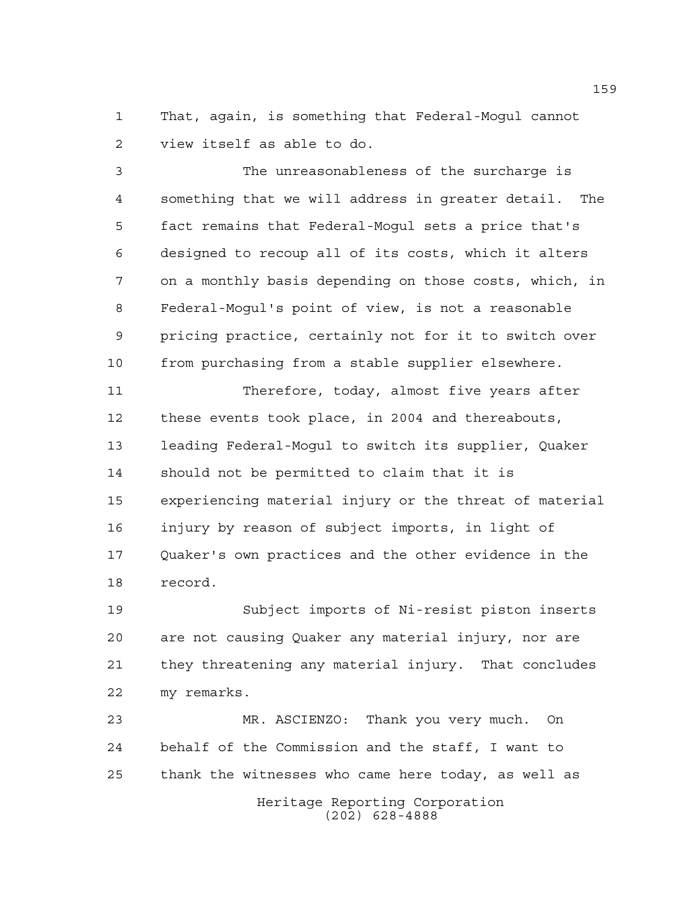That, again, is something that Federal-Mogul cannot view itself as able to do.

The unreasonableness of the surcharge is something that we will address in greater detail. The fact remains that Federal-Mogul sets a price that's designed to recoup all of its costs, which it alters on a monthly basis depending on those costs, which, in Federal-Mogul's point of view, is not a reasonable pricing practice, certainly not for it to switch over from purchasing from a stable supplier elsewhere.

Therefore, today, almost five years after these events took place, in 2004 and thereabouts, leading Federal-Mogul to switch its supplier, Quaker should not be permitted to claim that it is experiencing material injury or the threat of material injury by reason of subject imports, in light of Quaker's own practices and the other evidence in the record.

Subject imports of Ni-resist piston inserts are not causing Quaker any material injury, nor are they threatening any material injury. That concludes my remarks.

MR. ASCIENZO: Thank you very much. On behalf of the Commission and the staff, I want to thank the witnesses who came here today, as well as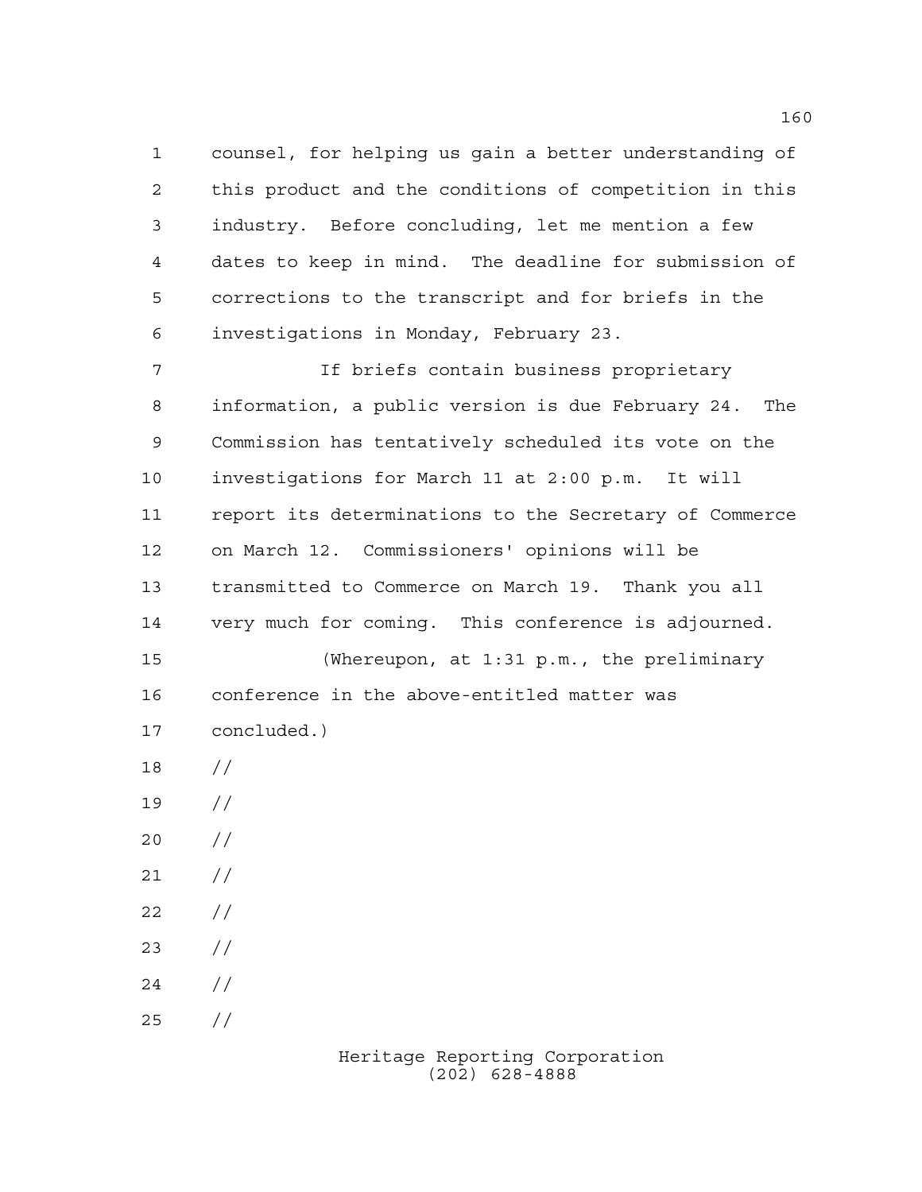counsel, for helping us gain a better understanding of this product and the conditions of competition in this industry. Before concluding, let me mention a few dates to keep in mind. The deadline for submission of corrections to the transcript and for briefs in the investigations in Monday, February 23.

If briefs contain business proprietary information, a public version is due February 24. The Commission has tentatively scheduled its vote on the investigations for March 11 at 2:00 p.m. It will report its determinations to the Secretary of Commerce on March 12. Commissioners' opinions will be transmitted to Commerce on March 19. Thank you all very much for coming. This conference is adjourned.

(Whereupon, at 1:31 p.m., the preliminary conference in the above-entitled matter was concluded.)

//

//

//

//

//

//

//

//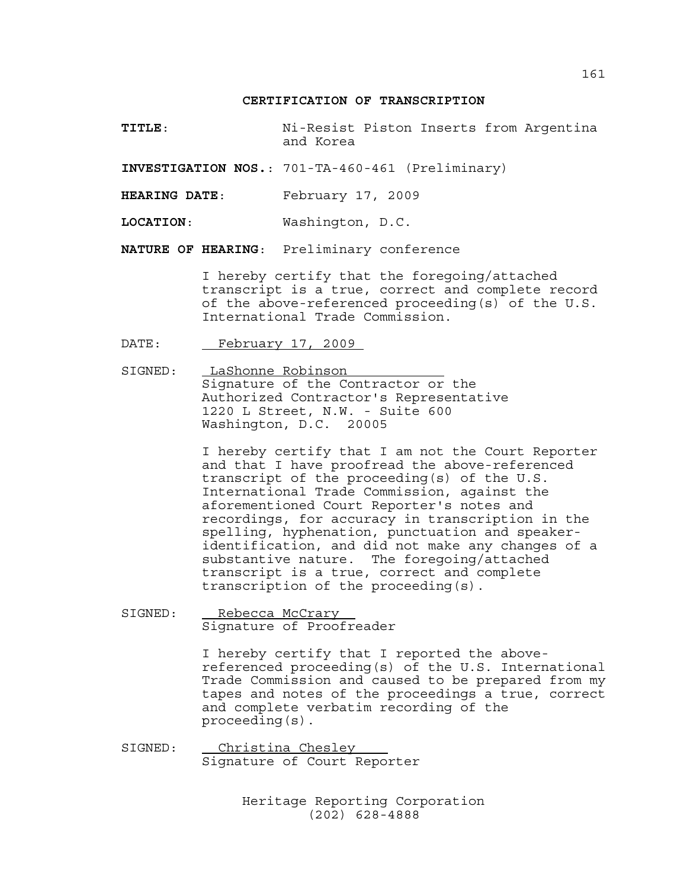**CERTIFICATION OF TRANSCRIPTION**

**TITLE**: Ni-Resist Piston Inserts from Argentina and Korea

**INVESTIGATION NOS.**: 701-TA-460-461 (Preliminary)

**HEARING DATE**: February 17, 2009

**LOCATION**: Washington, D.C.

**NATURE OF HEARING**: Preliminary conference

I hereby certify that the foregoing/attached transcript is a true, correct and complete record of the above-referenced proceeding(s) of the U.S. International Trade Commission.

DATE: February 17, 2009

SIGNED: LaShonne Robinson
Signature of the Contractor or the Authorized Contractor's Representative
1220 L Street, N.W. - Suite 600
Washington, D.C. 20005

I hereby certify that I am not the Court Reporter and that I have proofread the above-referenced transcript of the proceeding(s) of the U.S. International Trade Commission, against the aforementioned Court Reporter's notes and recordings, for accuracy in transcription in the spelling, hyphenation, punctuation and speaker-identification, and did not make any changes of a substantive nature. The foregoing/attached transcript is a true, correct and complete transcription of the proceeding(s).

SIGNED: Rebecca McCrary
Signature of Proofreader

I hereby certify that I reported the above-referenced proceeding(s) of the U.S. International Trade Commission and caused to be prepared from my tapes and notes of the proceedings a true, correct and complete verbatim recording of the proceeding(s).

SIGNED: Christina Chesley
Signature of Court Reporter